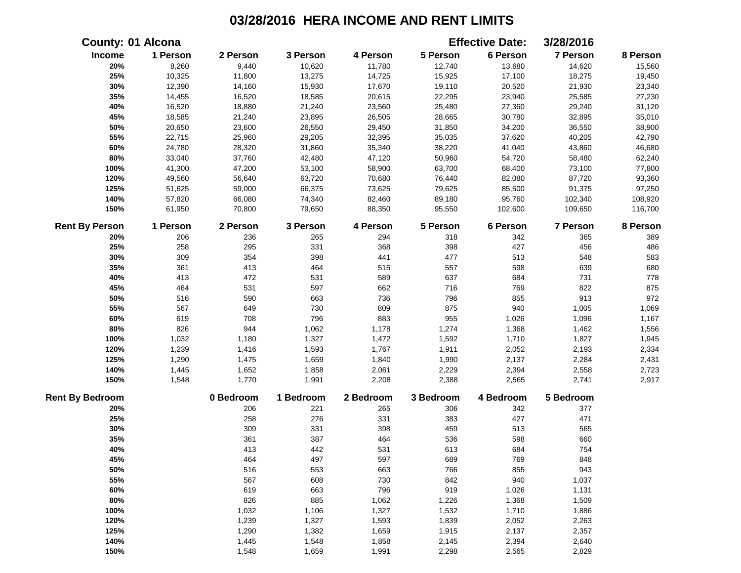# 03/28/2016 HERA INCOME AND RENT LIMITS

**County: 01 Alcona** **Effective Date: 3/28/2016**

| Income | 1 Person | 2 Person | 3 Person | 4 Person | 5 Person | 6 Person | 7 Person | 8 Person |
|---|---|---|---|---|---|---|---|---|
| 20% | 8,260 | 9,440 | 10,620 | 11,780 | 12,740 | 13,680 | 14,620 | 15,560 |
| 25% | 10,325 | 11,800 | 13,275 | 14,725 | 15,925 | 17,100 | 18,275 | 19,450 |
| 30% | 12,390 | 14,160 | 15,930 | 17,670 | 19,110 | 20,520 | 21,930 | 23,340 |
| 35% | 14,455 | 16,520 | 18,585 | 20,615 | 22,295 | 23,940 | 25,585 | 27,230 |
| 40% | 16,520 | 18,880 | 21,240 | 23,560 | 25,480 | 27,360 | 29,240 | 31,120 |
| 45% | 18,585 | 21,240 | 23,895 | 26,505 | 28,665 | 30,780 | 32,895 | 35,010 |
| 50% | 20,650 | 23,600 | 26,550 | 29,450 | 31,850 | 34,200 | 36,550 | 38,900 |
| 55% | 22,715 | 25,960 | 29,205 | 32,395 | 35,035 | 37,620 | 40,205 | 42,790 |
| 60% | 24,780 | 28,320 | 31,860 | 35,340 | 38,220 | 41,040 | 43,860 | 46,680 |
| 80% | 33,040 | 37,760 | 42,480 | 47,120 | 50,960 | 54,720 | 58,480 | 62,240 |
| 100% | 41,300 | 47,200 | 53,100 | 58,900 | 63,700 | 68,400 | 73,100 | 77,800 |
| 120% | 49,560 | 56,640 | 63,720 | 70,680 | 76,440 | 82,080 | 87,720 | 93,360 |
| 125% | 51,625 | 59,000 | 66,375 | 73,625 | 79,625 | 85,500 | 91,375 | 97,250 |
| 140% | 57,820 | 66,080 | 74,340 | 82,460 | 89,180 | 95,760 | 102,340 | 108,920 |
| 150% | 61,950 | 70,800 | 79,650 | 88,350 | 95,550 | 102,600 | 109,650 | 116,700 |

| Rent By Person | 1 Person | 2 Person | 3 Person | 4 Person | 5 Person | 6 Person | 7 Person | 8 Person |
|---|---|---|---|---|---|---|---|---|
| 20% | 206 | 236 | 265 | 294 | 318 | 342 | 365 | 389 |
| 25% | 258 | 295 | 331 | 368 | 398 | 427 | 456 | 486 |
| 30% | 309 | 354 | 398 | 441 | 477 | 513 | 548 | 583 |
| 35% | 361 | 413 | 464 | 515 | 557 | 598 | 639 | 680 |
| 40% | 413 | 472 | 531 | 589 | 637 | 684 | 731 | 778 |
| 45% | 464 | 531 | 597 | 662 | 716 | 769 | 822 | 875 |
| 50% | 516 | 590 | 663 | 736 | 796 | 855 | 913 | 972 |
| 55% | 567 | 649 | 730 | 809 | 875 | 940 | 1,005 | 1,069 |
| 60% | 619 | 708 | 796 | 883 | 955 | 1,026 | 1,096 | 1,167 |
| 80% | 826 | 944 | 1,062 | 1,178 | 1,274 | 1,368 | 1,462 | 1,556 |
| 100% | 1,032 | 1,180 | 1,327 | 1,472 | 1,592 | 1,710 | 1,827 | 1,945 |
| 120% | 1,239 | 1,416 | 1,593 | 1,767 | 1,911 | 2,052 | 2,193 | 2,334 |
| 125% | 1,290 | 1,475 | 1,659 | 1,840 | 1,990 | 2,137 | 2,284 | 2,431 |
| 140% | 1,445 | 1,652 | 1,858 | 2,061 | 2,229 | 2,394 | 2,558 | 2,723 |
| 150% | 1,548 | 1,770 | 1,991 | 2,208 | 2,388 | 2,565 | 2,741 | 2,917 |

| Rent By Bedroom | 0 Bedroom | 1 Bedroom | 2 Bedroom | 3 Bedroom | 4 Bedroom | 5 Bedroom |
|---|---|---|---|---|---|---|
| 20% | 206 | 221 | 265 | 306 | 342 | 377 |
| 25% | 258 | 276 | 331 | 383 | 427 | 471 |
| 30% | 309 | 331 | 398 | 459 | 513 | 565 |
| 35% | 361 | 387 | 464 | 536 | 598 | 660 |
| 40% | 413 | 442 | 531 | 613 | 684 | 754 |
| 45% | 464 | 497 | 597 | 689 | 769 | 848 |
| 50% | 516 | 553 | 663 | 766 | 855 | 943 |
| 55% | 567 | 608 | 730 | 842 | 940 | 1,037 |
| 60% | 619 | 663 | 796 | 919 | 1,026 | 1,131 |
| 80% | 826 | 885 | 1,062 | 1,226 | 1,368 | 1,509 |
| 100% | 1,032 | 1,106 | 1,327 | 1,532 | 1,710 | 1,886 |
| 120% | 1,239 | 1,327 | 1,593 | 1,839 | 2,052 | 2,263 |
| 125% | 1,290 | 1,382 | 1,659 | 1,915 | 2,137 | 2,357 |
| 140% | 1,445 | 1,548 | 1,858 | 2,145 | 2,394 | 2,640 |
| 150% | 1,548 | 1,659 | 1,991 | 2,298 | 2,565 | 2,829 |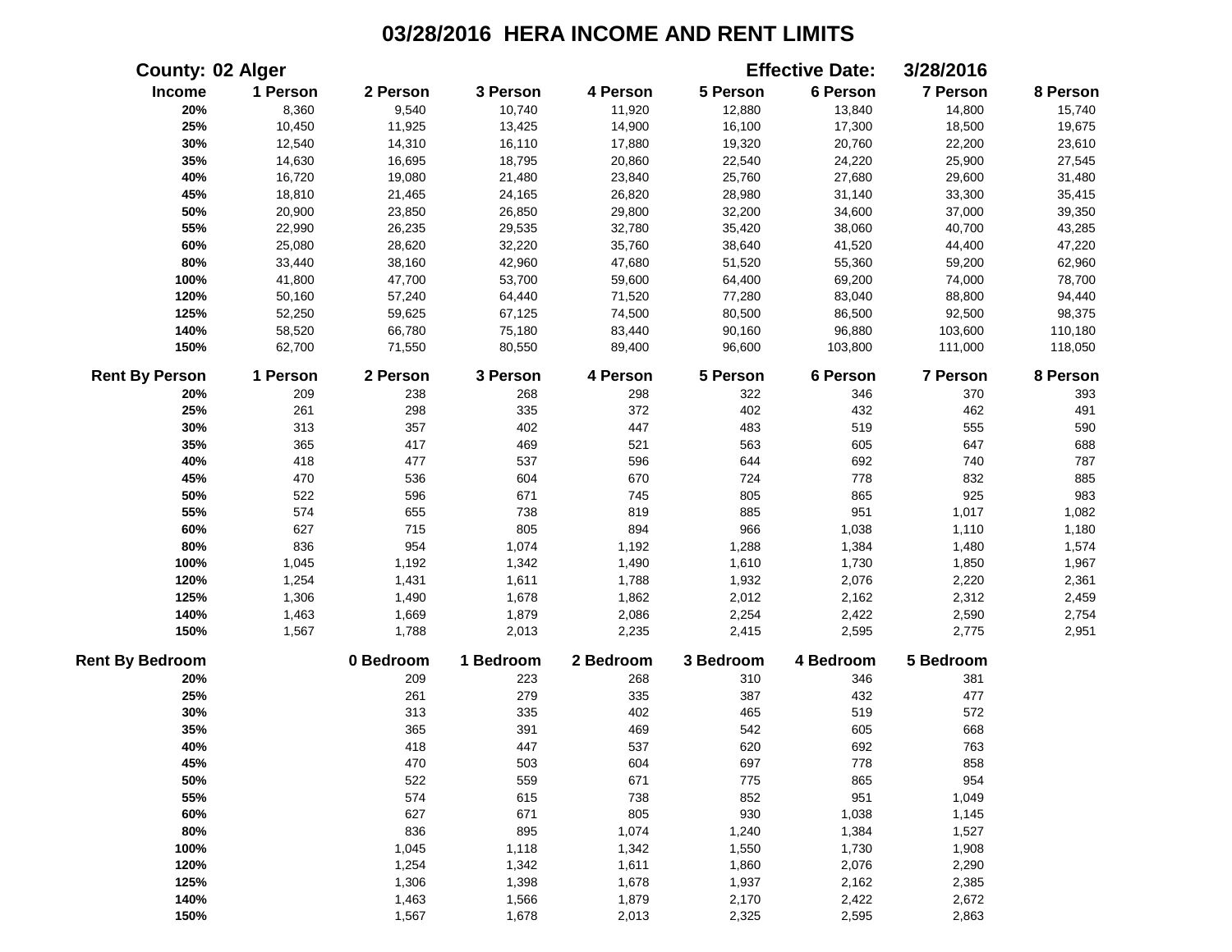# 03/28/2016 HERA INCOME AND RENT LIMITS

**County: 02 Alger** **Effective Date: 3/28/2016**

| Income | 1 Person | 2 Person | 3 Person | 4 Person | 5 Person | 6 Person | 7 Person | 8 Person |
|---|---|---|---|---|---|---|---|---|
| 20% | 8,360 | 9,540 | 10,740 | 11,920 | 12,880 | 13,840 | 14,800 | 15,740 |
| 25% | 10,450 | 11,925 | 13,425 | 14,900 | 16,100 | 17,300 | 18,500 | 19,675 |
| 30% | 12,540 | 14,310 | 16,110 | 17,880 | 19,320 | 20,760 | 22,200 | 23,610 |
| 35% | 14,630 | 16,695 | 18,795 | 20,860 | 22,540 | 24,220 | 25,900 | 27,545 |
| 40% | 16,720 | 19,080 | 21,480 | 23,840 | 25,760 | 27,680 | 29,600 | 31,480 |
| 45% | 18,810 | 21,465 | 24,165 | 26,820 | 28,980 | 31,140 | 33,300 | 35,415 |
| 50% | 20,900 | 23,850 | 26,850 | 29,800 | 32,200 | 34,600 | 37,000 | 39,350 |
| 55% | 22,990 | 26,235 | 29,535 | 32,780 | 35,420 | 38,060 | 40,700 | 43,285 |
| 60% | 25,080 | 28,620 | 32,220 | 35,760 | 38,640 | 41,520 | 44,400 | 47,220 |
| 80% | 33,440 | 38,160 | 42,960 | 47,680 | 51,520 | 55,360 | 59,200 | 62,960 |
| 100% | 41,800 | 47,700 | 53,700 | 59,600 | 64,400 | 69,200 | 74,000 | 78,700 |
| 120% | 50,160 | 57,240 | 64,440 | 71,520 | 77,280 | 83,040 | 88,800 | 94,440 |
| 125% | 52,250 | 59,625 | 67,125 | 74,500 | 80,500 | 86,500 | 92,500 | 98,375 |
| 140% | 58,520 | 66,780 | 75,180 | 83,440 | 90,160 | 96,880 | 103,600 | 110,180 |
| 150% | 62,700 | 71,550 | 80,550 | 89,400 | 96,600 | 103,800 | 111,000 | 118,050 |

| Rent By Person | 1 Person | 2 Person | 3 Person | 4 Person | 5 Person | 6 Person | 7 Person | 8 Person |
|---|---|---|---|---|---|---|---|---|
| 20% | 209 | 238 | 268 | 298 | 322 | 346 | 370 | 393 |
| 25% | 261 | 298 | 335 | 372 | 402 | 432 | 462 | 491 |
| 30% | 313 | 357 | 402 | 447 | 483 | 519 | 555 | 590 |
| 35% | 365 | 417 | 469 | 521 | 563 | 605 | 647 | 688 |
| 40% | 418 | 477 | 537 | 596 | 644 | 692 | 740 | 787 |
| 45% | 470 | 536 | 604 | 670 | 724 | 778 | 832 | 885 |
| 50% | 522 | 596 | 671 | 745 | 805 | 865 | 925 | 983 |
| 55% | 574 | 655 | 738 | 819 | 885 | 951 | 1,017 | 1,082 |
| 60% | 627 | 715 | 805 | 894 | 966 | 1,038 | 1,110 | 1,180 |
| 80% | 836 | 954 | 1,074 | 1,192 | 1,288 | 1,384 | 1,480 | 1,574 |
| 100% | 1,045 | 1,192 | 1,342 | 1,490 | 1,610 | 1,730 | 1,850 | 1,967 |
| 120% | 1,254 | 1,431 | 1,611 | 1,788 | 1,932 | 2,076 | 2,220 | 2,361 |
| 125% | 1,306 | 1,490 | 1,678 | 1,862 | 2,012 | 2,162 | 2,312 | 2,459 |
| 140% | 1,463 | 1,669 | 1,879 | 2,086 | 2,254 | 2,422 | 2,590 | 2,754 |
| 150% | 1,567 | 1,788 | 2,013 | 2,235 | 2,415 | 2,595 | 2,775 | 2,951 |

| Rent By Bedroom | 0 Bedroom | 1 Bedroom | 2 Bedroom | 3 Bedroom | 4 Bedroom | 5 Bedroom |
|---|---|---|---|---|---|---|
| 20% | 209 | 223 | 268 | 310 | 346 | 381 |
| 25% | 261 | 279 | 335 | 387 | 432 | 477 |
| 30% | 313 | 335 | 402 | 465 | 519 | 572 |
| 35% | 365 | 391 | 469 | 542 | 605 | 668 |
| 40% | 418 | 447 | 537 | 620 | 692 | 763 |
| 45% | 470 | 503 | 604 | 697 | 778 | 858 |
| 50% | 522 | 559 | 671 | 775 | 865 | 954 |
| 55% | 574 | 615 | 738 | 852 | 951 | 1,049 |
| 60% | 627 | 671 | 805 | 930 | 1,038 | 1,145 |
| 80% | 836 | 895 | 1,074 | 1,240 | 1,384 | 1,527 |
| 100% | 1,045 | 1,118 | 1,342 | 1,550 | 1,730 | 1,908 |
| 120% | 1,254 | 1,342 | 1,611 | 1,860 | 2,076 | 2,290 |
| 125% | 1,306 | 1,398 | 1,678 | 1,937 | 2,162 | 2,385 |
| 140% | 1,463 | 1,566 | 1,879 | 2,170 | 2,422 | 2,672 |
| 150% | 1,567 | 1,678 | 2,013 | 2,325 | 2,595 | 2,863 |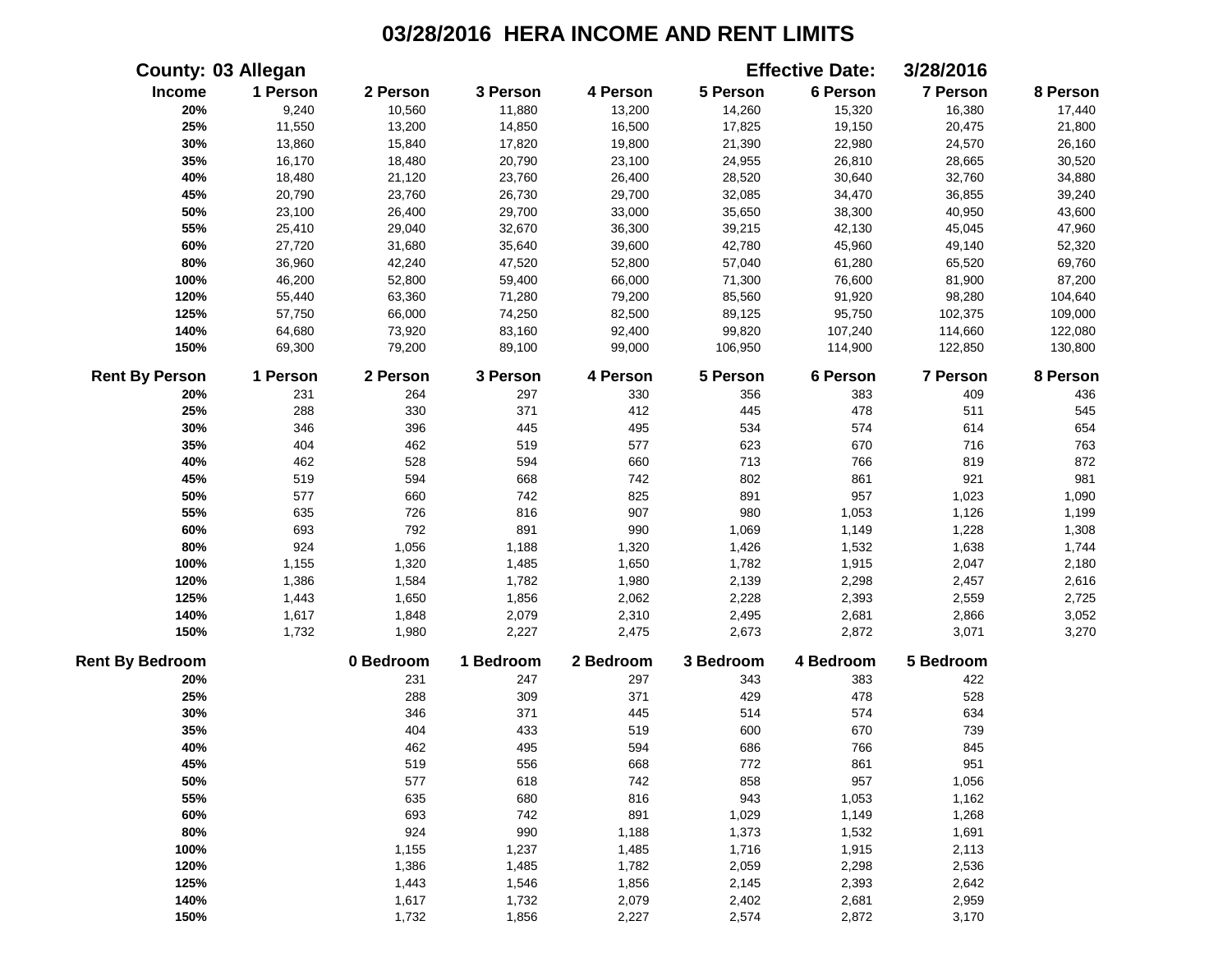# 03/28/2016 HERA INCOME AND RENT LIMITS

**County:** 03 Allegan **Effective Date:** 3/28/2016

| Income | 1 Person | 2 Person | 3 Person | 4 Person | 5 Person | 6 Person | 7 Person | 8 Person |
|---|---|---|---|---|---|---|---|---|
| 20% | 9,240 | 10,560 | 11,880 | 13,200 | 14,260 | 15,320 | 16,380 | 17,440 |
| 25% | 11,550 | 13,200 | 14,850 | 16,500 | 17,825 | 19,150 | 20,475 | 21,800 |
| 30% | 13,860 | 15,840 | 17,820 | 19,800 | 21,390 | 22,980 | 24,570 | 26,160 |
| 35% | 16,170 | 18,480 | 20,790 | 23,100 | 24,955 | 26,810 | 28,665 | 30,520 |
| 40% | 18,480 | 21,120 | 23,760 | 26,400 | 28,520 | 30,640 | 32,760 | 34,880 |
| 45% | 20,790 | 23,760 | 26,730 | 29,700 | 32,085 | 34,470 | 36,855 | 39,240 |
| 50% | 23,100 | 26,400 | 29,700 | 33,000 | 35,650 | 38,300 | 40,950 | 43,600 |
| 55% | 25,410 | 29,040 | 32,670 | 36,300 | 39,215 | 42,130 | 45,045 | 47,960 |
| 60% | 27,720 | 31,680 | 35,640 | 39,600 | 42,780 | 45,960 | 49,140 | 52,320 |
| 80% | 36,960 | 42,240 | 47,520 | 52,800 | 57,040 | 61,280 | 65,520 | 69,760 |
| 100% | 46,200 | 52,800 | 59,400 | 66,000 | 71,300 | 76,600 | 81,900 | 87,200 |
| 120% | 55,440 | 63,360 | 71,280 | 79,200 | 85,560 | 91,920 | 98,280 | 104,640 |
| 125% | 57,750 | 66,000 | 74,250 | 82,500 | 89,125 | 95,750 | 102,375 | 109,000 |
| 140% | 64,680 | 73,920 | 83,160 | 92,400 | 99,820 | 107,240 | 114,660 | 122,080 |
| 150% | 69,300 | 79,200 | 89,100 | 99,000 | 106,950 | 114,900 | 122,850 | 130,800 |

| Rent By Person | 1 Person | 2 Person | 3 Person | 4 Person | 5 Person | 6 Person | 7 Person | 8 Person |
|---|---|---|---|---|---|---|---|---|
| 20% | 231 | 264 | 297 | 330 | 356 | 383 | 409 | 436 |
| 25% | 288 | 330 | 371 | 412 | 445 | 478 | 511 | 545 |
| 30% | 346 | 396 | 445 | 495 | 534 | 574 | 614 | 654 |
| 35% | 404 | 462 | 519 | 577 | 623 | 670 | 716 | 763 |
| 40% | 462 | 528 | 594 | 660 | 713 | 766 | 819 | 872 |
| 45% | 519 | 594 | 668 | 742 | 802 | 861 | 921 | 981 |
| 50% | 577 | 660 | 742 | 825 | 891 | 957 | 1,023 | 1,090 |
| 55% | 635 | 726 | 816 | 907 | 980 | 1,053 | 1,126 | 1,199 |
| 60% | 693 | 792 | 891 | 990 | 1,069 | 1,149 | 1,228 | 1,308 |
| 80% | 924 | 1,056 | 1,188 | 1,320 | 1,426 | 1,532 | 1,638 | 1,744 |
| 100% | 1,155 | 1,320 | 1,485 | 1,650 | 1,782 | 1,915 | 2,047 | 2,180 |
| 120% | 1,386 | 1,584 | 1,782 | 1,980 | 2,139 | 2,298 | 2,457 | 2,616 |
| 125% | 1,443 | 1,650 | 1,856 | 2,062 | 2,228 | 2,393 | 2,559 | 2,725 |
| 140% | 1,617 | 1,848 | 2,079 | 2,310 | 2,495 | 2,681 | 2,866 | 3,052 |
| 150% | 1,732 | 1,980 | 2,227 | 2,475 | 2,673 | 2,872 | 3,071 | 3,270 |

| Rent By Bedroom | 0 Bedroom | 1 Bedroom | 2 Bedroom | 3 Bedroom | 4 Bedroom | 5 Bedroom |
|---|---|---|---|---|---|---|
| 20% | 231 | 247 | 297 | 343 | 383 | 422 |
| 25% | 288 | 309 | 371 | 429 | 478 | 528 |
| 30% | 346 | 371 | 445 | 514 | 574 | 634 |
| 35% | 404 | 433 | 519 | 600 | 670 | 739 |
| 40% | 462 | 495 | 594 | 686 | 766 | 845 |
| 45% | 519 | 556 | 668 | 772 | 861 | 951 |
| 50% | 577 | 618 | 742 | 858 | 957 | 1,056 |
| 55% | 635 | 680 | 816 | 943 | 1,053 | 1,162 |
| 60% | 693 | 742 | 891 | 1,029 | 1,149 | 1,268 |
| 80% | 924 | 990 | 1,188 | 1,373 | 1,532 | 1,691 |
| 100% | 1,155 | 1,237 | 1,485 | 1,716 | 1,915 | 2,113 |
| 120% | 1,386 | 1,485 | 1,782 | 2,059 | 2,298 | 2,536 |
| 125% | 1,443 | 1,546 | 1,856 | 2,145 | 2,393 | 2,642 |
| 140% | 1,617 | 1,732 | 2,079 | 2,402 | 2,681 | 2,959 |
| 150% | 1,732 | 1,856 | 2,227 | 2,574 | 2,872 | 3,170 |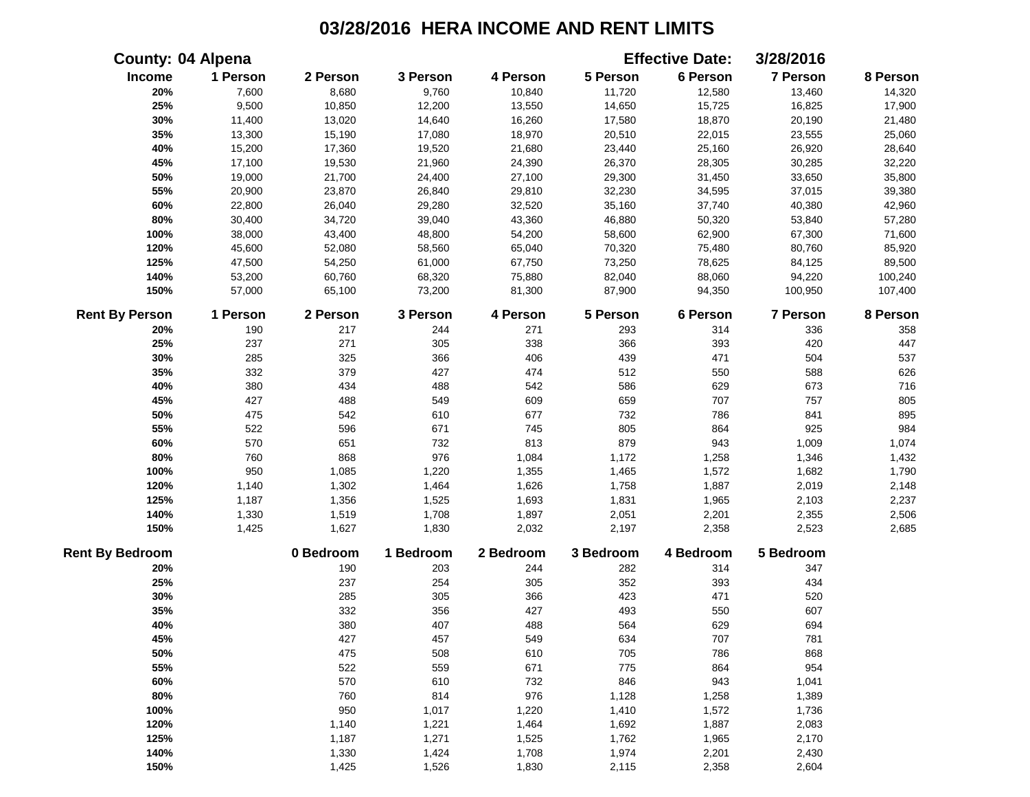# 03/28/2016 HERA INCOME AND RENT LIMITS

**County:** 04 Alpena **Effective Date:** 3/28/2016

| Income | 1 Person | 2 Person | 3 Person | 4 Person | 5 Person | 6 Person | 7 Person | 8 Person |
|---|---|---|---|---|---|---|---|---|
| 20% | 7,600 | 8,680 | 9,760 | 10,840 | 11,720 | 12,580 | 13,460 | 14,320 |
| 25% | 9,500 | 10,850 | 12,200 | 13,550 | 14,650 | 15,725 | 16,825 | 17,900 |
| 30% | 11,400 | 13,020 | 14,640 | 16,260 | 17,580 | 18,870 | 20,190 | 21,480 |
| 35% | 13,300 | 15,190 | 17,080 | 18,970 | 20,510 | 22,015 | 23,555 | 25,060 |
| 40% | 15,200 | 17,360 | 19,520 | 21,680 | 23,440 | 25,160 | 26,920 | 28,640 |
| 45% | 17,100 | 19,530 | 21,960 | 24,390 | 26,370 | 28,305 | 30,285 | 32,220 |
| 50% | 19,000 | 21,700 | 24,400 | 27,100 | 29,300 | 31,450 | 33,650 | 35,800 |
| 55% | 20,900 | 23,870 | 26,840 | 29,810 | 32,230 | 34,595 | 37,015 | 39,380 |
| 60% | 22,800 | 26,040 | 29,280 | 32,520 | 35,160 | 37,740 | 40,380 | 42,960 |
| 80% | 30,400 | 34,720 | 39,040 | 43,360 | 46,880 | 50,320 | 53,840 | 57,280 |
| 100% | 38,000 | 43,400 | 48,800 | 54,200 | 58,600 | 62,900 | 67,300 | 71,600 |
| 120% | 45,600 | 52,080 | 58,560 | 65,040 | 70,320 | 75,480 | 80,760 | 85,920 |
| 125% | 47,500 | 54,250 | 61,000 | 67,750 | 73,250 | 78,625 | 84,125 | 89,500 |
| 140% | 53,200 | 60,760 | 68,320 | 75,880 | 82,040 | 88,060 | 94,220 | 100,240 |
| 150% | 57,000 | 65,100 | 73,200 | 81,300 | 87,900 | 94,350 | 100,950 | 107,400 |

| Rent By Person | 1 Person | 2 Person | 3 Person | 4 Person | 5 Person | 6 Person | 7 Person | 8 Person |
|---|---|---|---|---|---|---|---|---|
| 20% | 190 | 217 | 244 | 271 | 293 | 314 | 336 | 358 |
| 25% | 237 | 271 | 305 | 338 | 366 | 393 | 420 | 447 |
| 30% | 285 | 325 | 366 | 406 | 439 | 471 | 504 | 537 |
| 35% | 332 | 379 | 427 | 474 | 512 | 550 | 588 | 626 |
| 40% | 380 | 434 | 488 | 542 | 586 | 629 | 673 | 716 |
| 45% | 427 | 488 | 549 | 609 | 659 | 707 | 757 | 805 |
| 50% | 475 | 542 | 610 | 677 | 732 | 786 | 841 | 895 |
| 55% | 522 | 596 | 671 | 745 | 805 | 864 | 925 | 984 |
| 60% | 570 | 651 | 732 | 813 | 879 | 943 | 1,009 | 1,074 |
| 80% | 760 | 868 | 976 | 1,084 | 1,172 | 1,258 | 1,346 | 1,432 |
| 100% | 950 | 1,085 | 1,220 | 1,355 | 1,465 | 1,572 | 1,682 | 1,790 |
| 120% | 1,140 | 1,302 | 1,464 | 1,626 | 1,758 | 1,887 | 2,019 | 2,148 |
| 125% | 1,187 | 1,356 | 1,525 | 1,693 | 1,831 | 1,965 | 2,103 | 2,237 |
| 140% | 1,330 | 1,519 | 1,708 | 1,897 | 2,051 | 2,201 | 2,355 | 2,506 |
| 150% | 1,425 | 1,627 | 1,830 | 2,032 | 2,197 | 2,358 | 2,523 | 2,685 |

| Rent By Bedroom | 0 Bedroom | 1 Bedroom | 2 Bedroom | 3 Bedroom | 4 Bedroom | 5 Bedroom |
|---|---|---|---|---|---|---|
| 20% | 190 | 203 | 244 | 282 | 314 | 347 |
| 25% | 237 | 254 | 305 | 352 | 393 | 434 |
| 30% | 285 | 305 | 366 | 423 | 471 | 520 |
| 35% | 332 | 356 | 427 | 493 | 550 | 607 |
| 40% | 380 | 407 | 488 | 564 | 629 | 694 |
| 45% | 427 | 457 | 549 | 634 | 707 | 781 |
| 50% | 475 | 508 | 610 | 705 | 786 | 868 |
| 55% | 522 | 559 | 671 | 775 | 864 | 954 |
| 60% | 570 | 610 | 732 | 846 | 943 | 1,041 |
| 80% | 760 | 814 | 976 | 1,128 | 1,258 | 1,389 |
| 100% | 950 | 1,017 | 1,220 | 1,410 | 1,572 | 1,736 |
| 120% | 1,140 | 1,221 | 1,464 | 1,692 | 1,887 | 2,083 |
| 125% | 1,187 | 1,271 | 1,525 | 1,762 | 1,965 | 2,170 |
| 140% | 1,330 | 1,424 | 1,708 | 1,974 | 2,201 | 2,430 |
| 150% | 1,425 | 1,526 | 1,830 | 2,115 | 2,358 | 2,604 |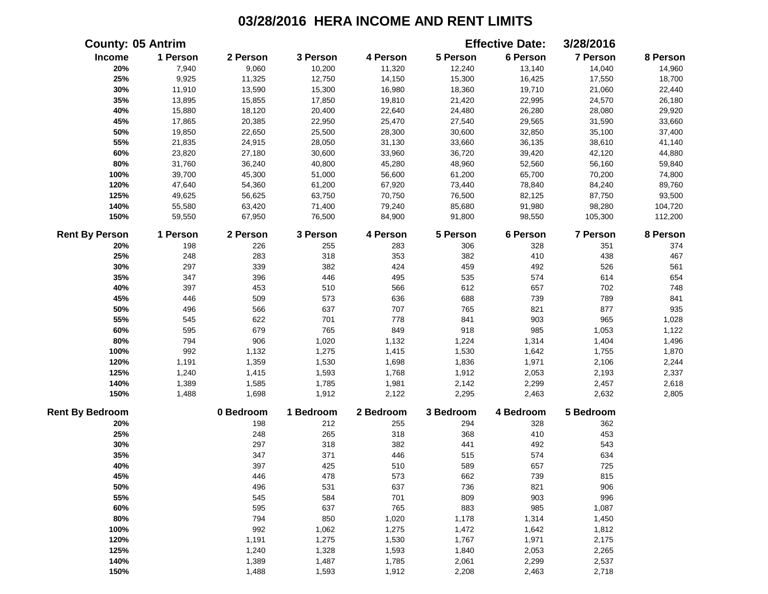# 03/28/2016 HERA INCOME AND RENT LIMITS

**County: 05 Antrim** **Effective Date: 3/28/2016**

| Income | 1 Person | 2 Person | 3 Person | 4 Person | 5 Person | 6 Person | 7 Person | 8 Person |
|---|---|---|---|---|---|---|---|---|
| 20% | 7,940 | 9,060 | 10,200 | 11,320 | 12,240 | 13,140 | 14,040 | 14,960 |
| 25% | 9,925 | 11,325 | 12,750 | 14,150 | 15,300 | 16,425 | 17,550 | 18,700 |
| 30% | 11,910 | 13,590 | 15,300 | 16,980 | 18,360 | 19,710 | 21,060 | 22,440 |
| 35% | 13,895 | 15,855 | 17,850 | 19,810 | 21,420 | 22,995 | 24,570 | 26,180 |
| 40% | 15,880 | 18,120 | 20,400 | 22,640 | 24,480 | 26,280 | 28,080 | 29,920 |
| 45% | 17,865 | 20,385 | 22,950 | 25,470 | 27,540 | 29,565 | 31,590 | 33,660 |
| 50% | 19,850 | 22,650 | 25,500 | 28,300 | 30,600 | 32,850 | 35,100 | 37,400 |
| 55% | 21,835 | 24,915 | 28,050 | 31,130 | 33,660 | 36,135 | 38,610 | 41,140 |
| 60% | 23,820 | 27,180 | 30,600 | 33,960 | 36,720 | 39,420 | 42,120 | 44,880 |
| 80% | 31,760 | 36,240 | 40,800 | 45,280 | 48,960 | 52,560 | 56,160 | 59,840 |
| 100% | 39,700 | 45,300 | 51,000 | 56,600 | 61,200 | 65,700 | 70,200 | 74,800 |
| 120% | 47,640 | 54,360 | 61,200 | 67,920 | 73,440 | 78,840 | 84,240 | 89,760 |
| 125% | 49,625 | 56,625 | 63,750 | 70,750 | 76,500 | 82,125 | 87,750 | 93,500 |
| 140% | 55,580 | 63,420 | 71,400 | 79,240 | 85,680 | 91,980 | 98,280 | 104,720 |
| 150% | 59,550 | 67,950 | 76,500 | 84,900 | 91,800 | 98,550 | 105,300 | 112,200 |

| Rent By Person | 1 Person | 2 Person | 3 Person | 4 Person | 5 Person | 6 Person | 7 Person | 8 Person |
|---|---|---|---|---|---|---|---|---|
| 20% | 198 | 226 | 255 | 283 | 306 | 328 | 351 | 374 |
| 25% | 248 | 283 | 318 | 353 | 382 | 410 | 438 | 467 |
| 30% | 297 | 339 | 382 | 424 | 459 | 492 | 526 | 561 |
| 35% | 347 | 396 | 446 | 495 | 535 | 574 | 614 | 654 |
| 40% | 397 | 453 | 510 | 566 | 612 | 657 | 702 | 748 |
| 45% | 446 | 509 | 573 | 636 | 688 | 739 | 789 | 841 |
| 50% | 496 | 566 | 637 | 707 | 765 | 821 | 877 | 935 |
| 55% | 545 | 622 | 701 | 778 | 841 | 903 | 965 | 1,028 |
| 60% | 595 | 679 | 765 | 849 | 918 | 985 | 1,053 | 1,122 |
| 80% | 794 | 906 | 1,020 | 1,132 | 1,224 | 1,314 | 1,404 | 1,496 |
| 100% | 992 | 1,132 | 1,275 | 1,415 | 1,530 | 1,642 | 1,755 | 1,870 |
| 120% | 1,191 | 1,359 | 1,530 | 1,698 | 1,836 | 1,971 | 2,106 | 2,244 |
| 125% | 1,240 | 1,415 | 1,593 | 1,768 | 1,912 | 2,053 | 2,193 | 2,337 |
| 140% | 1,389 | 1,585 | 1,785 | 1,981 | 2,142 | 2,299 | 2,457 | 2,618 |
| 150% | 1,488 | 1,698 | 1,912 | 2,122 | 2,295 | 2,463 | 2,632 | 2,805 |

| Rent By Bedroom | 0 Bedroom | 1 Bedroom | 2 Bedroom | 3 Bedroom | 4 Bedroom | 5 Bedroom |
|---|---|---|---|---|---|---|
| 20% | 198 | 212 | 255 | 294 | 328 | 362 |
| 25% | 248 | 265 | 318 | 368 | 410 | 453 |
| 30% | 297 | 318 | 382 | 441 | 492 | 543 |
| 35% | 347 | 371 | 446 | 515 | 574 | 634 |
| 40% | 397 | 425 | 510 | 589 | 657 | 725 |
| 45% | 446 | 478 | 573 | 662 | 739 | 815 |
| 50% | 496 | 531 | 637 | 736 | 821 | 906 |
| 55% | 545 | 584 | 701 | 809 | 903 | 996 |
| 60% | 595 | 637 | 765 | 883 | 985 | 1,087 |
| 80% | 794 | 850 | 1,020 | 1,178 | 1,314 | 1,450 |
| 100% | 992 | 1,062 | 1,275 | 1,472 | 1,642 | 1,812 |
| 120% | 1,191 | 1,275 | 1,530 | 1,767 | 1,971 | 2,175 |
| 125% | 1,240 | 1,328 | 1,593 | 1,840 | 2,053 | 2,265 |
| 140% | 1,389 | 1,487 | 1,785 | 2,061 | 2,299 | 2,537 |
| 150% | 1,488 | 1,593 | 1,912 | 2,208 | 2,463 | 2,718 |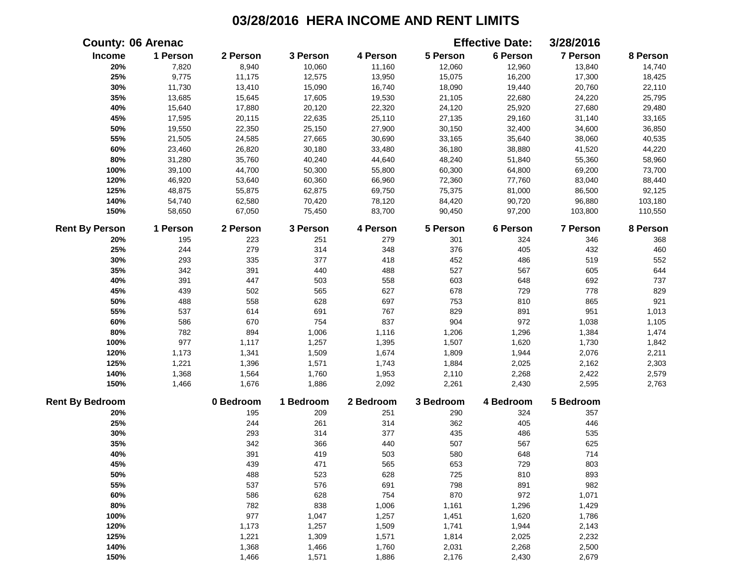# 03/28/2016 HERA INCOME AND RENT LIMITS

**County:** 06 Arenac **Effective Date:** 3/28/2016

| Income | 1 Person | 2 Person | 3 Person | 4 Person | 5 Person | 6 Person | 7 Person | 8 Person |
|---|---|---|---|---|---|---|---|---|
| 20% | 7,820 | 8,940 | 10,060 | 11,160 | 12,060 | 12,960 | 13,840 | 14,740 |
| 25% | 9,775 | 11,175 | 12,575 | 13,950 | 15,075 | 16,200 | 17,300 | 18,425 |
| 30% | 11,730 | 13,410 | 15,090 | 16,740 | 18,090 | 19,440 | 20,760 | 22,110 |
| 35% | 13,685 | 15,645 | 17,605 | 19,530 | 21,105 | 22,680 | 24,220 | 25,795 |
| 40% | 15,640 | 17,880 | 20,120 | 22,320 | 24,120 | 25,920 | 27,680 | 29,480 |
| 45% | 17,595 | 20,115 | 22,635 | 25,110 | 27,135 | 29,160 | 31,140 | 33,165 |
| 50% | 19,550 | 22,350 | 25,150 | 27,900 | 30,150 | 32,400 | 34,600 | 36,850 |
| 55% | 21,505 | 24,585 | 27,665 | 30,690 | 33,165 | 35,640 | 38,060 | 40,535 |
| 60% | 23,460 | 26,820 | 30,180 | 33,480 | 36,180 | 38,880 | 41,520 | 44,220 |
| 80% | 31,280 | 35,760 | 40,240 | 44,640 | 48,240 | 51,840 | 55,360 | 58,960 |
| 100% | 39,100 | 44,700 | 50,300 | 55,800 | 60,300 | 64,800 | 69,200 | 73,700 |
| 120% | 46,920 | 53,640 | 60,360 | 66,960 | 72,360 | 77,760 | 83,040 | 88,440 |
| 125% | 48,875 | 55,875 | 62,875 | 69,750 | 75,375 | 81,000 | 86,500 | 92,125 |
| 140% | 54,740 | 62,580 | 70,420 | 78,120 | 84,420 | 90,720 | 96,880 | 103,180 |
| 150% | 58,650 | 67,050 | 75,450 | 83,700 | 90,450 | 97,200 | 103,800 | 110,550 |

| Rent By Person | 1 Person | 2 Person | 3 Person | 4 Person | 5 Person | 6 Person | 7 Person | 8 Person |
|---|---|---|---|---|---|---|---|---|
| 20% | 195 | 223 | 251 | 279 | 301 | 324 | 346 | 368 |
| 25% | 244 | 279 | 314 | 348 | 376 | 405 | 432 | 460 |
| 30% | 293 | 335 | 377 | 418 | 452 | 486 | 519 | 552 |
| 35% | 342 | 391 | 440 | 488 | 527 | 567 | 605 | 644 |
| 40% | 391 | 447 | 503 | 558 | 603 | 648 | 692 | 737 |
| 45% | 439 | 502 | 565 | 627 | 678 | 729 | 778 | 829 |
| 50% | 488 | 558 | 628 | 697 | 753 | 810 | 865 | 921 |
| 55% | 537 | 614 | 691 | 767 | 829 | 891 | 951 | 1,013 |
| 60% | 586 | 670 | 754 | 837 | 904 | 972 | 1,038 | 1,105 |
| 80% | 782 | 894 | 1,006 | 1,116 | 1,206 | 1,296 | 1,384 | 1,474 |
| 100% | 977 | 1,117 | 1,257 | 1,395 | 1,507 | 1,620 | 1,730 | 1,842 |
| 120% | 1,173 | 1,341 | 1,509 | 1,674 | 1,809 | 1,944 | 2,076 | 2,211 |
| 125% | 1,221 | 1,396 | 1,571 | 1,743 | 1,884 | 2,025 | 2,162 | 2,303 |
| 140% | 1,368 | 1,564 | 1,760 | 1,953 | 2,110 | 2,268 | 2,422 | 2,579 |
| 150% | 1,466 | 1,676 | 1,886 | 2,092 | 2,261 | 2,430 | 2,595 | 2,763 |

| Rent By Bedroom | 0 Bedroom | 1 Bedroom | 2 Bedroom | 3 Bedroom | 4 Bedroom | 5 Bedroom |
|---|---|---|---|---|---|---|
| 20% | 195 | 209 | 251 | 290 | 324 | 357 |
| 25% | 244 | 261 | 314 | 362 | 405 | 446 |
| 30% | 293 | 314 | 377 | 435 | 486 | 535 |
| 35% | 342 | 366 | 440 | 507 | 567 | 625 |
| 40% | 391 | 419 | 503 | 580 | 648 | 714 |
| 45% | 439 | 471 | 565 | 653 | 729 | 803 |
| 50% | 488 | 523 | 628 | 725 | 810 | 893 |
| 55% | 537 | 576 | 691 | 798 | 891 | 982 |
| 60% | 586 | 628 | 754 | 870 | 972 | 1,071 |
| 80% | 782 | 838 | 1,006 | 1,161 | 1,296 | 1,429 |
| 100% | 977 | 1,047 | 1,257 | 1,451 | 1,620 | 1,786 |
| 120% | 1,173 | 1,257 | 1,509 | 1,741 | 1,944 | 2,143 |
| 125% | 1,221 | 1,309 | 1,571 | 1,814 | 2,025 | 2,232 |
| 140% | 1,368 | 1,466 | 1,760 | 2,031 | 2,268 | 2,500 |
| 150% | 1,466 | 1,571 | 1,886 | 2,176 | 2,430 | 2,679 |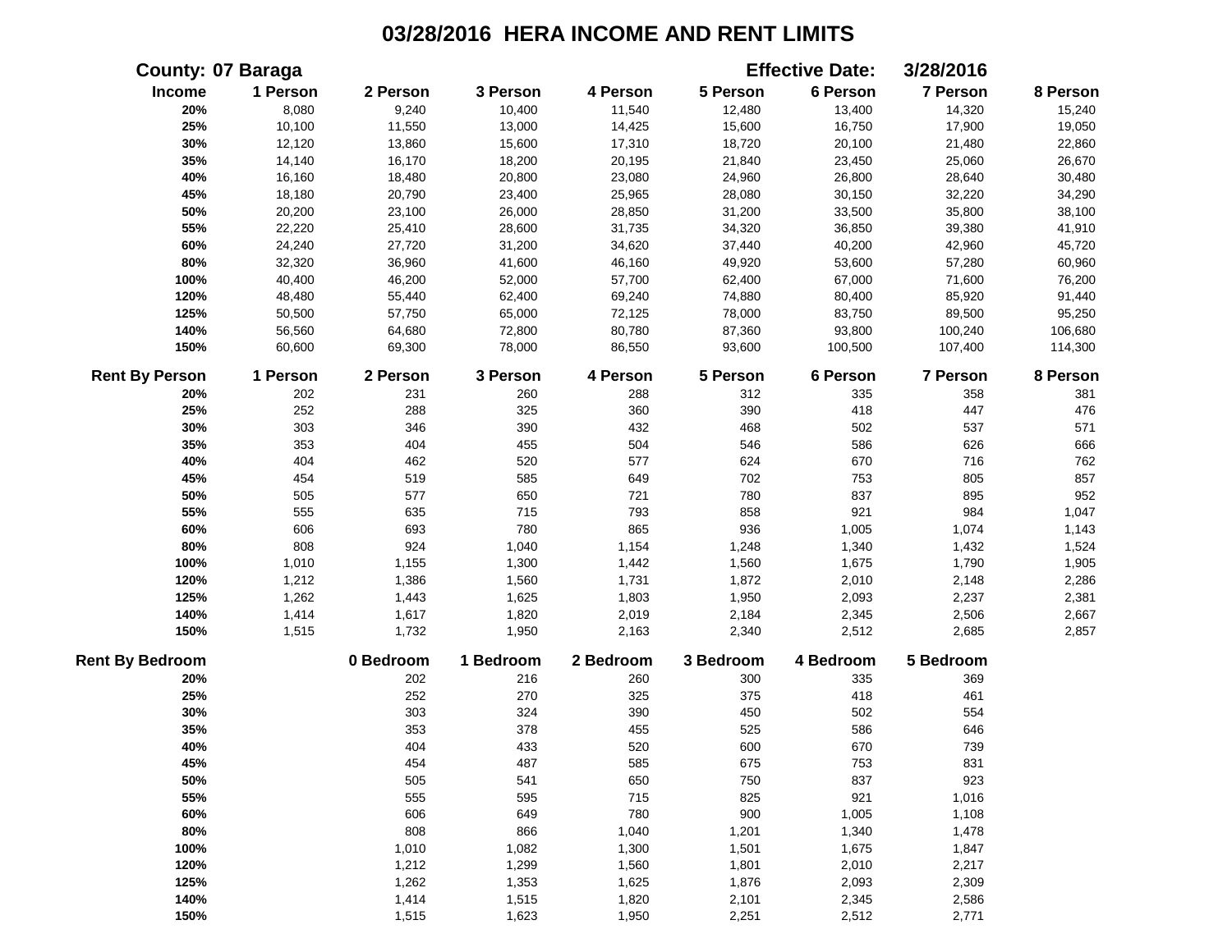# 03/28/2016 HERA INCOME AND RENT LIMITS

**County:** 07 Baraga **Effective Date:** 3/28/2016

| Income | 1 Person | 2 Person | 3 Person | 4 Person | 5 Person | 6 Person | 7 Person | 8 Person |
|---|---|---|---|---|---|---|---|---|
| 20% | 8,080 | 9,240 | 10,400 | 11,540 | 12,480 | 13,400 | 14,320 | 15,240 |
| 25% | 10,100 | 11,550 | 13,000 | 14,425 | 15,600 | 16,750 | 17,900 | 19,050 |
| 30% | 12,120 | 13,860 | 15,600 | 17,310 | 18,720 | 20,100 | 21,480 | 22,860 |
| 35% | 14,140 | 16,170 | 18,200 | 20,195 | 21,840 | 23,450 | 25,060 | 26,670 |
| 40% | 16,160 | 18,480 | 20,800 | 23,080 | 24,960 | 26,800 | 28,640 | 30,480 |
| 45% | 18,180 | 20,790 | 23,400 | 25,965 | 28,080 | 30,150 | 32,220 | 34,290 |
| 50% | 20,200 | 23,100 | 26,000 | 28,850 | 31,200 | 33,500 | 35,800 | 38,100 |
| 55% | 22,220 | 25,410 | 28,600 | 31,735 | 34,320 | 36,850 | 39,380 | 41,910 |
| 60% | 24,240 | 27,720 | 31,200 | 34,620 | 37,440 | 40,200 | 42,960 | 45,720 |
| 80% | 32,320 | 36,960 | 41,600 | 46,160 | 49,920 | 53,600 | 57,280 | 60,960 |
| 100% | 40,400 | 46,200 | 52,000 | 57,700 | 62,400 | 67,000 | 71,600 | 76,200 |
| 120% | 48,480 | 55,440 | 62,400 | 69,240 | 74,880 | 80,400 | 85,920 | 91,440 |
| 125% | 50,500 | 57,750 | 65,000 | 72,125 | 78,000 | 83,750 | 89,500 | 95,250 |
| 140% | 56,560 | 64,680 | 72,800 | 80,780 | 87,360 | 93,800 | 100,240 | 106,680 |
| 150% | 60,600 | 69,300 | 78,000 | 86,550 | 93,600 | 100,500 | 107,400 | 114,300 |

| Rent By Person | 1 Person | 2 Person | 3 Person | 4 Person | 5 Person | 6 Person | 7 Person | 8 Person |
|---|---|---|---|---|---|---|---|---|
| 20% | 202 | 231 | 260 | 288 | 312 | 335 | 358 | 381 |
| 25% | 252 | 288 | 325 | 360 | 390 | 418 | 447 | 476 |
| 30% | 303 | 346 | 390 | 432 | 468 | 502 | 537 | 571 |
| 35% | 353 | 404 | 455 | 504 | 546 | 586 | 626 | 666 |
| 40% | 404 | 462 | 520 | 577 | 624 | 670 | 716 | 762 |
| 45% | 454 | 519 | 585 | 649 | 702 | 753 | 805 | 857 |
| 50% | 505 | 577 | 650 | 721 | 780 | 837 | 895 | 952 |
| 55% | 555 | 635 | 715 | 793 | 858 | 921 | 984 | 1,047 |
| 60% | 606 | 693 | 780 | 865 | 936 | 1,005 | 1,074 | 1,143 |
| 80% | 808 | 924 | 1,040 | 1,154 | 1,248 | 1,340 | 1,432 | 1,524 |
| 100% | 1,010 | 1,155 | 1,300 | 1,442 | 1,560 | 1,675 | 1,790 | 1,905 |
| 120% | 1,212 | 1,386 | 1,560 | 1,731 | 1,872 | 2,010 | 2,148 | 2,286 |
| 125% | 1,262 | 1,443 | 1,625 | 1,803 | 1,950 | 2,093 | 2,237 | 2,381 |
| 140% | 1,414 | 1,617 | 1,820 | 2,019 | 2,184 | 2,345 | 2,506 | 2,667 |
| 150% | 1,515 | 1,732 | 1,950 | 2,163 | 2,340 | 2,512 | 2,685 | 2,857 |

| Rent By Bedroom | 0 Bedroom | 1 Bedroom | 2 Bedroom | 3 Bedroom | 4 Bedroom | 5 Bedroom |
|---|---|---|---|---|---|---|
| 20% | 202 | 216 | 260 | 300 | 335 | 369 |
| 25% | 252 | 270 | 325 | 375 | 418 | 461 |
| 30% | 303 | 324 | 390 | 450 | 502 | 554 |
| 35% | 353 | 378 | 455 | 525 | 586 | 646 |
| 40% | 404 | 433 | 520 | 600 | 670 | 739 |
| 45% | 454 | 487 | 585 | 675 | 753 | 831 |
| 50% | 505 | 541 | 650 | 750 | 837 | 923 |
| 55% | 555 | 595 | 715 | 825 | 921 | 1,016 |
| 60% | 606 | 649 | 780 | 900 | 1,005 | 1,108 |
| 80% | 808 | 866 | 1,040 | 1,201 | 1,340 | 1,478 |
| 100% | 1,010 | 1,082 | 1,300 | 1,501 | 1,675 | 1,847 |
| 120% | 1,212 | 1,299 | 1,560 | 1,801 | 2,010 | 2,217 |
| 125% | 1,262 | 1,353 | 1,625 | 1,876 | 2,093 | 2,309 |
| 140% | 1,414 | 1,515 | 1,820 | 2,101 | 2,345 | 2,586 |
| 150% | 1,515 | 1,623 | 1,950 | 2,251 | 2,512 | 2,771 |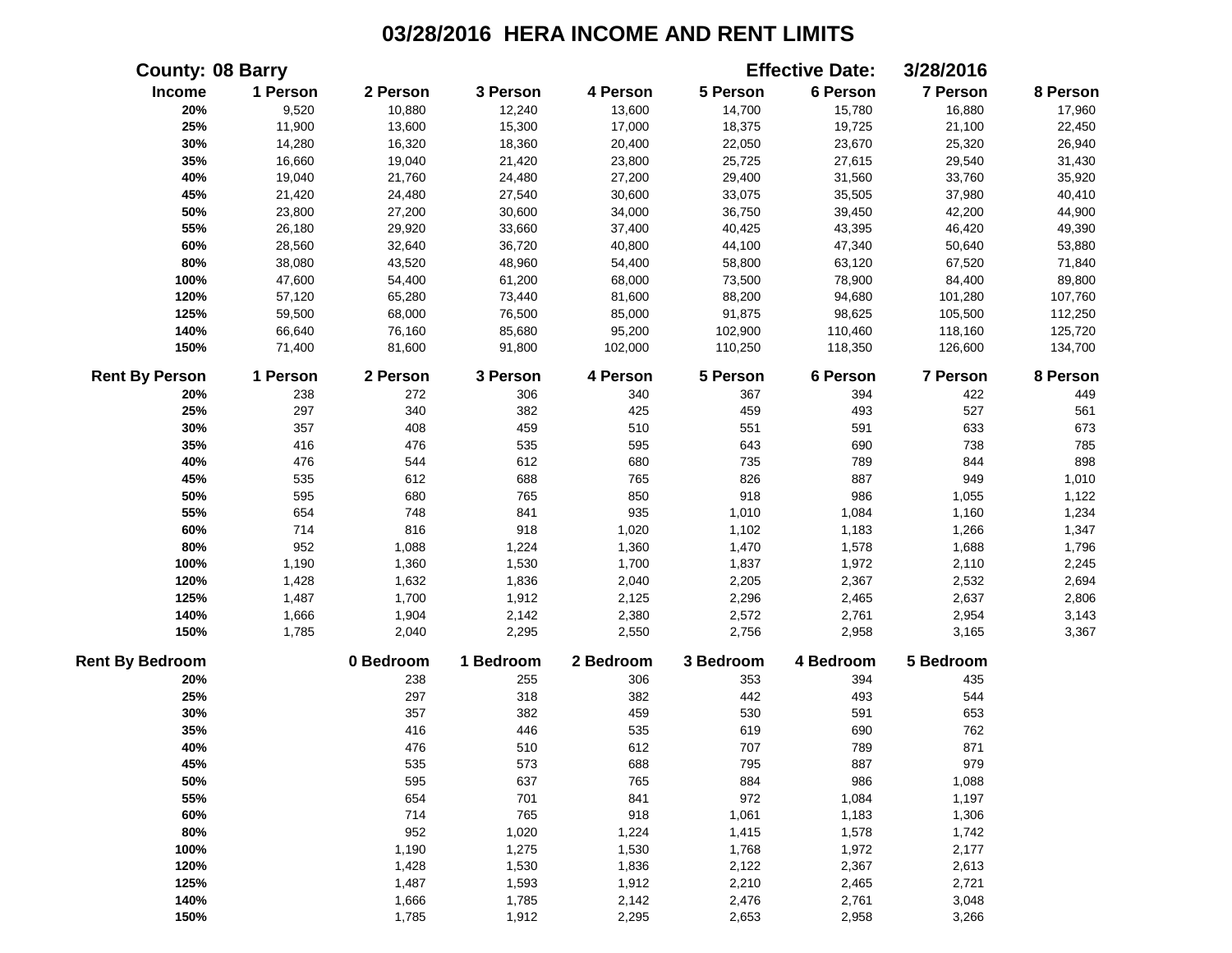# 03/28/2016 HERA INCOME AND RENT LIMITS

**County: 08 Barry** **Effective Date: 3/28/2016**

| Income | 1 Person | 2 Person | 3 Person | 4 Person | 5 Person | 6 Person | 7 Person | 8 Person |
|---|---|---|---|---|---|---|---|---|
| 20% | 9,520 | 10,880 | 12,240 | 13,600 | 14,700 | 15,780 | 16,880 | 17,960 |
| 25% | 11,900 | 13,600 | 15,300 | 17,000 | 18,375 | 19,725 | 21,100 | 22,450 |
| 30% | 14,280 | 16,320 | 18,360 | 20,400 | 22,050 | 23,670 | 25,320 | 26,940 |
| 35% | 16,660 | 19,040 | 21,420 | 23,800 | 25,725 | 27,615 | 29,540 | 31,430 |
| 40% | 19,040 | 21,760 | 24,480 | 27,200 | 29,400 | 31,560 | 33,760 | 35,920 |
| 45% | 21,420 | 24,480 | 27,540 | 30,600 | 33,075 | 35,505 | 37,980 | 40,410 |
| 50% | 23,800 | 27,200 | 30,600 | 34,000 | 36,750 | 39,450 | 42,200 | 44,900 |
| 55% | 26,180 | 29,920 | 33,660 | 37,400 | 40,425 | 43,395 | 46,420 | 49,390 |
| 60% | 28,560 | 32,640 | 36,720 | 40,800 | 44,100 | 47,340 | 50,640 | 53,880 |
| 80% | 38,080 | 43,520 | 48,960 | 54,400 | 58,800 | 63,120 | 67,520 | 71,840 |
| 100% | 47,600 | 54,400 | 61,200 | 68,000 | 73,500 | 78,900 | 84,400 | 89,800 |
| 120% | 57,120 | 65,280 | 73,440 | 81,600 | 88,200 | 94,680 | 101,280 | 107,760 |
| 125% | 59,500 | 68,000 | 76,500 | 85,000 | 91,875 | 98,625 | 105,500 | 112,250 |
| 140% | 66,640 | 76,160 | 85,680 | 95,200 | 102,900 | 110,460 | 118,160 | 125,720 |
| 150% | 71,400 | 81,600 | 91,800 | 102,000 | 110,250 | 118,350 | 126,600 | 134,700 |

| Rent By Person | 1 Person | 2 Person | 3 Person | 4 Person | 5 Person | 6 Person | 7 Person | 8 Person |
|---|---|---|---|---|---|---|---|---|
| 20% | 238 | 272 | 306 | 340 | 367 | 394 | 422 | 449 |
| 25% | 297 | 340 | 382 | 425 | 459 | 493 | 527 | 561 |
| 30% | 357 | 408 | 459 | 510 | 551 | 591 | 633 | 673 |
| 35% | 416 | 476 | 535 | 595 | 643 | 690 | 738 | 785 |
| 40% | 476 | 544 | 612 | 680 | 735 | 789 | 844 | 898 |
| 45% | 535 | 612 | 688 | 765 | 826 | 887 | 949 | 1,010 |
| 50% | 595 | 680 | 765 | 850 | 918 | 986 | 1,055 | 1,122 |
| 55% | 654 | 748 | 841 | 935 | 1,010 | 1,084 | 1,160 | 1,234 |
| 60% | 714 | 816 | 918 | 1,020 | 1,102 | 1,183 | 1,266 | 1,347 |
| 80% | 952 | 1,088 | 1,224 | 1,360 | 1,470 | 1,578 | 1,688 | 1,796 |
| 100% | 1,190 | 1,360 | 1,530 | 1,700 | 1,837 | 1,972 | 2,110 | 2,245 |
| 120% | 1,428 | 1,632 | 1,836 | 2,040 | 2,205 | 2,367 | 2,532 | 2,694 |
| 125% | 1,487 | 1,700 | 1,912 | 2,125 | 2,296 | 2,465 | 2,637 | 2,806 |
| 140% | 1,666 | 1,904 | 2,142 | 2,380 | 2,572 | 2,761 | 2,954 | 3,143 |
| 150% | 1,785 | 2,040 | 2,295 | 2,550 | 2,756 | 2,958 | 3,165 | 3,367 |

| Rent By Bedroom | 0 Bedroom | 1 Bedroom | 2 Bedroom | 3 Bedroom | 4 Bedroom | 5 Bedroom |
|---|---|---|---|---|---|---|
| 20% | 238 | 255 | 306 | 353 | 394 | 435 |
| 25% | 297 | 318 | 382 | 442 | 493 | 544 |
| 30% | 357 | 382 | 459 | 530 | 591 | 653 |
| 35% | 416 | 446 | 535 | 619 | 690 | 762 |
| 40% | 476 | 510 | 612 | 707 | 789 | 871 |
| 45% | 535 | 573 | 688 | 795 | 887 | 979 |
| 50% | 595 | 637 | 765 | 884 | 986 | 1,088 |
| 55% | 654 | 701 | 841 | 972 | 1,084 | 1,197 |
| 60% | 714 | 765 | 918 | 1,061 | 1,183 | 1,306 |
| 80% | 952 | 1,020 | 1,224 | 1,415 | 1,578 | 1,742 |
| 100% | 1,190 | 1,275 | 1,530 | 1,768 | 1,972 | 2,177 |
| 120% | 1,428 | 1,530 | 1,836 | 2,122 | 2,367 | 2,613 |
| 125% | 1,487 | 1,593 | 1,912 | 2,210 | 2,465 | 2,721 |
| 140% | 1,666 | 1,785 | 2,142 | 2,476 | 2,761 | 3,048 |
| 150% | 1,785 | 1,912 | 2,295 | 2,653 | 2,958 | 3,266 |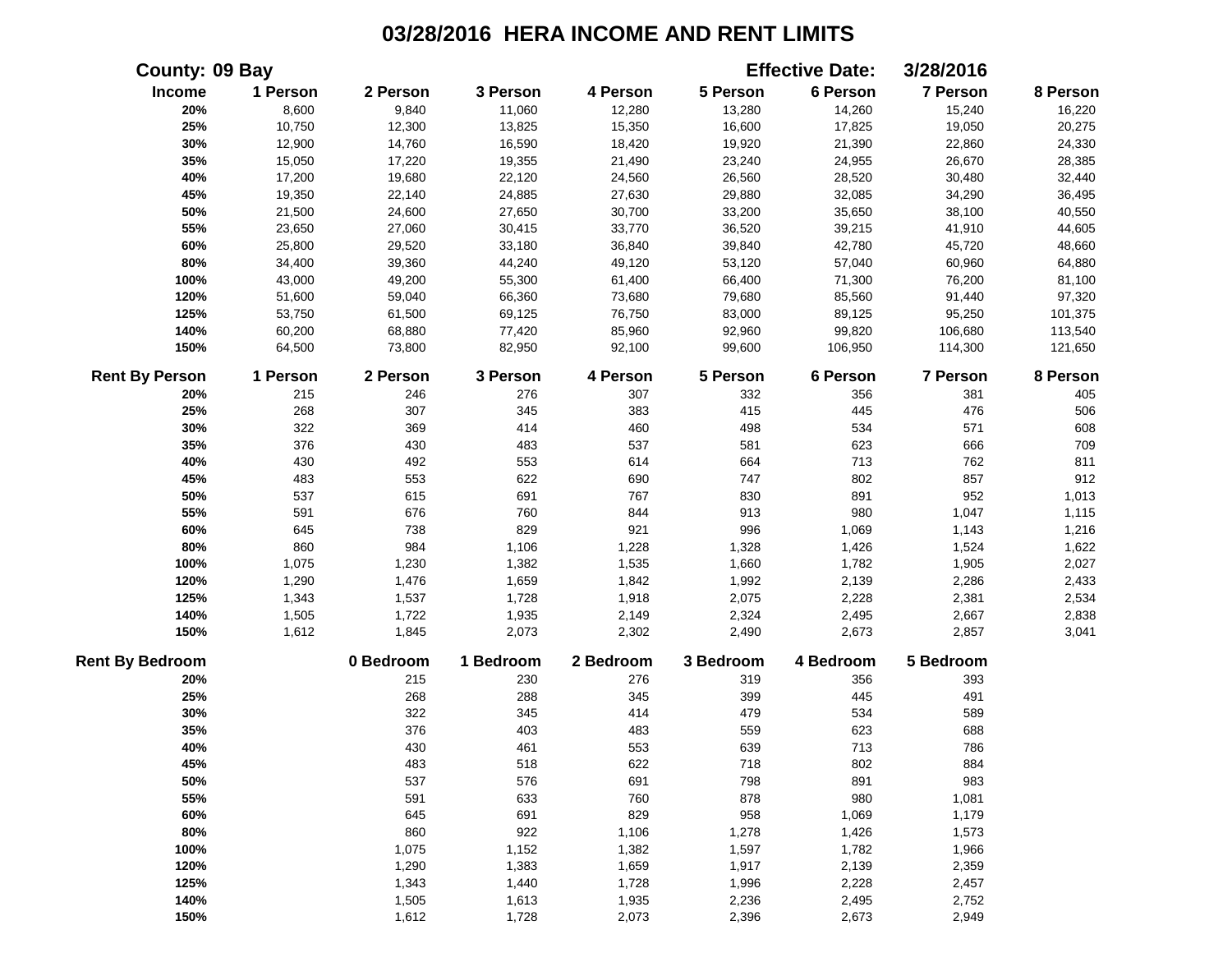# 03/28/2016 HERA INCOME AND RENT LIMITS

**County: 09 Bay** **Effective Date: 3/28/2016**

| Income | 1 Person | 2 Person | 3 Person | 4 Person | 5 Person | 6 Person | 7 Person | 8 Person |
|---|---|---|---|---|---|---|---|---|
| 20% | 8,600 | 9,840 | 11,060 | 12,280 | 13,280 | 14,260 | 15,240 | 16,220 |
| 25% | 10,750 | 12,300 | 13,825 | 15,350 | 16,600 | 17,825 | 19,050 | 20,275 |
| 30% | 12,900 | 14,760 | 16,590 | 18,420 | 19,920 | 21,390 | 22,860 | 24,330 |
| 35% | 15,050 | 17,220 | 19,355 | 21,490 | 23,240 | 24,955 | 26,670 | 28,385 |
| 40% | 17,200 | 19,680 | 22,120 | 24,560 | 26,560 | 28,520 | 30,480 | 32,440 |
| 45% | 19,350 | 22,140 | 24,885 | 27,630 | 29,880 | 32,085 | 34,290 | 36,495 |
| 50% | 21,500 | 24,600 | 27,650 | 30,700 | 33,200 | 35,650 | 38,100 | 40,550 |
| 55% | 23,650 | 27,060 | 30,415 | 33,770 | 36,520 | 39,215 | 41,910 | 44,605 |
| 60% | 25,800 | 29,520 | 33,180 | 36,840 | 39,840 | 42,780 | 45,720 | 48,660 |
| 80% | 34,400 | 39,360 | 44,240 | 49,120 | 53,120 | 57,040 | 60,960 | 64,880 |
| 100% | 43,000 | 49,200 | 55,300 | 61,400 | 66,400 | 71,300 | 76,200 | 81,100 |
| 120% | 51,600 | 59,040 | 66,360 | 73,680 | 79,680 | 85,560 | 91,440 | 97,320 |
| 125% | 53,750 | 61,500 | 69,125 | 76,750 | 83,000 | 89,125 | 95,250 | 101,375 |
| 140% | 60,200 | 68,880 | 77,420 | 85,960 | 92,960 | 99,820 | 106,680 | 113,540 |
| 150% | 64,500 | 73,800 | 82,950 | 92,100 | 99,600 | 106,950 | 114,300 | 121,650 |

| Rent By Person | 1 Person | 2 Person | 3 Person | 4 Person | 5 Person | 6 Person | 7 Person | 8 Person |
|---|---|---|---|---|---|---|---|---|
| 20% | 215 | 246 | 276 | 307 | 332 | 356 | 381 | 405 |
| 25% | 268 | 307 | 345 | 383 | 415 | 445 | 476 | 506 |
| 30% | 322 | 369 | 414 | 460 | 498 | 534 | 571 | 608 |
| 35% | 376 | 430 | 483 | 537 | 581 | 623 | 666 | 709 |
| 40% | 430 | 492 | 553 | 614 | 664 | 713 | 762 | 811 |
| 45% | 483 | 553 | 622 | 690 | 747 | 802 | 857 | 912 |
| 50% | 537 | 615 | 691 | 767 | 830 | 891 | 952 | 1,013 |
| 55% | 591 | 676 | 760 | 844 | 913 | 980 | 1,047 | 1,115 |
| 60% | 645 | 738 | 829 | 921 | 996 | 1,069 | 1,143 | 1,216 |
| 80% | 860 | 984 | 1,106 | 1,228 | 1,328 | 1,426 | 1,524 | 1,622 |
| 100% | 1,075 | 1,230 | 1,382 | 1,535 | 1,660 | 1,782 | 1,905 | 2,027 |
| 120% | 1,290 | 1,476 | 1,659 | 1,842 | 1,992 | 2,139 | 2,286 | 2,433 |
| 125% | 1,343 | 1,537 | 1,728 | 1,918 | 2,075 | 2,228 | 2,381 | 2,534 |
| 140% | 1,505 | 1,722 | 1,935 | 2,149 | 2,324 | 2,495 | 2,667 | 2,838 |
| 150% | 1,612 | 1,845 | 2,073 | 2,302 | 2,490 | 2,673 | 2,857 | 3,041 |

| Rent By Bedroom | 0 Bedroom | 1 Bedroom | 2 Bedroom | 3 Bedroom | 4 Bedroom | 5 Bedroom |
|---|---|---|---|---|---|---|
| 20% | 215 | 230 | 276 | 319 | 356 | 393 |
| 25% | 268 | 288 | 345 | 399 | 445 | 491 |
| 30% | 322 | 345 | 414 | 479 | 534 | 589 |
| 35% | 376 | 403 | 483 | 559 | 623 | 688 |
| 40% | 430 | 461 | 553 | 639 | 713 | 786 |
| 45% | 483 | 518 | 622 | 718 | 802 | 884 |
| 50% | 537 | 576 | 691 | 798 | 891 | 983 |
| 55% | 591 | 633 | 760 | 878 | 980 | 1,081 |
| 60% | 645 | 691 | 829 | 958 | 1,069 | 1,179 |
| 80% | 860 | 922 | 1,106 | 1,278 | 1,426 | 1,573 |
| 100% | 1,075 | 1,152 | 1,382 | 1,597 | 1,782 | 1,966 |
| 120% | 1,290 | 1,383 | 1,659 | 1,917 | 2,139 | 2,359 |
| 125% | 1,343 | 1,440 | 1,728 | 1,996 | 2,228 | 2,457 |
| 140% | 1,505 | 1,613 | 1,935 | 2,236 | 2,495 | 2,752 |
| 150% | 1,612 | 1,728 | 2,073 | 2,396 | 2,673 | 2,949 |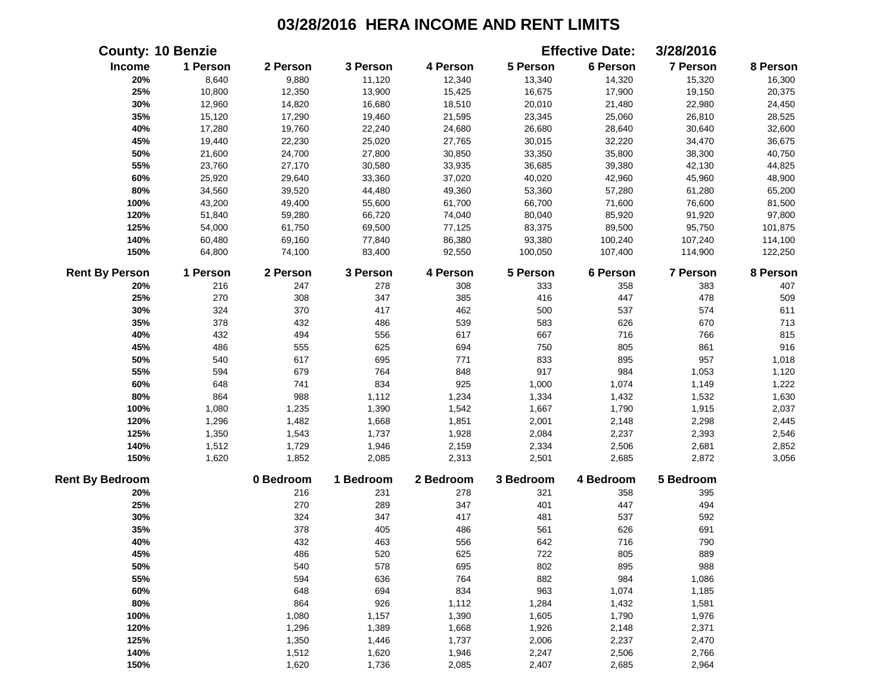# 03/28/2016 HERA INCOME AND RENT LIMITS

**County: 10 Benzie** **Effective Date: 3/28/2016**

| Income | 1 Person | 2 Person | 3 Person | 4 Person | 5 Person | 6 Person | 7 Person | 8 Person |
|---|---|---|---|---|---|---|---|---|
| 20% | 8,640 | 9,880 | 11,120 | 12,340 | 13,340 | 14,320 | 15,320 | 16,300 |
| 25% | 10,800 | 12,350 | 13,900 | 15,425 | 16,675 | 17,900 | 19,150 | 20,375 |
| 30% | 12,960 | 14,820 | 16,680 | 18,510 | 20,010 | 21,480 | 22,980 | 24,450 |
| 35% | 15,120 | 17,290 | 19,460 | 21,595 | 23,345 | 25,060 | 26,810 | 28,525 |
| 40% | 17,280 | 19,760 | 22,240 | 24,680 | 26,680 | 28,640 | 30,640 | 32,600 |
| 45% | 19,440 | 22,230 | 25,020 | 27,765 | 30,015 | 32,220 | 34,470 | 36,675 |
| 50% | 21,600 | 24,700 | 27,800 | 30,850 | 33,350 | 35,800 | 38,300 | 40,750 |
| 55% | 23,760 | 27,170 | 30,580 | 33,935 | 36,685 | 39,380 | 42,130 | 44,825 |
| 60% | 25,920 | 29,640 | 33,360 | 37,020 | 40,020 | 42,960 | 45,960 | 48,900 |
| 80% | 34,560 | 39,520 | 44,480 | 49,360 | 53,360 | 57,280 | 61,280 | 65,200 |
| 100% | 43,200 | 49,400 | 55,600 | 61,700 | 66,700 | 71,600 | 76,600 | 81,500 |
| 120% | 51,840 | 59,280 | 66,720 | 74,040 | 80,040 | 85,920 | 91,920 | 97,800 |
| 125% | 54,000 | 61,750 | 69,500 | 77,125 | 83,375 | 89,500 | 95,750 | 101,875 |
| 140% | 60,480 | 69,160 | 77,840 | 86,380 | 93,380 | 100,240 | 107,240 | 114,100 |
| 150% | 64,800 | 74,100 | 83,400 | 92,550 | 100,050 | 107,400 | 114,900 | 122,250 |

| Rent By Person | 1 Person | 2 Person | 3 Person | 4 Person | 5 Person | 6 Person | 7 Person | 8 Person |
|---|---|---|---|---|---|---|---|---|
| 20% | 216 | 247 | 278 | 308 | 333 | 358 | 383 | 407 |
| 25% | 270 | 308 | 347 | 385 | 416 | 447 | 478 | 509 |
| 30% | 324 | 370 | 417 | 462 | 500 | 537 | 574 | 611 |
| 35% | 378 | 432 | 486 | 539 | 583 | 626 | 670 | 713 |
| 40% | 432 | 494 | 556 | 617 | 667 | 716 | 766 | 815 |
| 45% | 486 | 555 | 625 | 694 | 750 | 805 | 861 | 916 |
| 50% | 540 | 617 | 695 | 771 | 833 | 895 | 957 | 1,018 |
| 55% | 594 | 679 | 764 | 848 | 917 | 984 | 1,053 | 1,120 |
| 60% | 648 | 741 | 834 | 925 | 1,000 | 1,074 | 1,149 | 1,222 |
| 80% | 864 | 988 | 1,112 | 1,234 | 1,334 | 1,432 | 1,532 | 1,630 |
| 100% | 1,080 | 1,235 | 1,390 | 1,542 | 1,667 | 1,790 | 1,915 | 2,037 |
| 120% | 1,296 | 1,482 | 1,668 | 1,851 | 2,001 | 2,148 | 2,298 | 2,445 |
| 125% | 1,350 | 1,543 | 1,737 | 1,928 | 2,084 | 2,237 | 2,393 | 2,546 |
| 140% | 1,512 | 1,729 | 1,946 | 2,159 | 2,334 | 2,506 | 2,681 | 2,852 |
| 150% | 1,620 | 1,852 | 2,085 | 2,313 | 2,501 | 2,685 | 2,872 | 3,056 |

| Rent By Bedroom | 0 Bedroom | 1 Bedroom | 2 Bedroom | 3 Bedroom | 4 Bedroom | 5 Bedroom |
|---|---|---|---|---|---|---|
| 20% | 216 | 231 | 278 | 321 | 358 | 395 |
| 25% | 270 | 289 | 347 | 401 | 447 | 494 |
| 30% | 324 | 347 | 417 | 481 | 537 | 592 |
| 35% | 378 | 405 | 486 | 561 | 626 | 691 |
| 40% | 432 | 463 | 556 | 642 | 716 | 790 |
| 45% | 486 | 520 | 625 | 722 | 805 | 889 |
| 50% | 540 | 578 | 695 | 802 | 895 | 988 |
| 55% | 594 | 636 | 764 | 882 | 984 | 1,086 |
| 60% | 648 | 694 | 834 | 963 | 1,074 | 1,185 |
| 80% | 864 | 926 | 1,112 | 1,284 | 1,432 | 1,581 |
| 100% | 1,080 | 1,157 | 1,390 | 1,605 | 1,790 | 1,976 |
| 120% | 1,296 | 1,389 | 1,668 | 1,926 | 2,148 | 2,371 |
| 125% | 1,350 | 1,446 | 1,737 | 2,006 | 2,237 | 2,470 |
| 140% | 1,512 | 1,620 | 1,946 | 2,247 | 2,506 | 2,766 |
| 150% | 1,620 | 1,736 | 2,085 | 2,407 | 2,685 | 2,964 |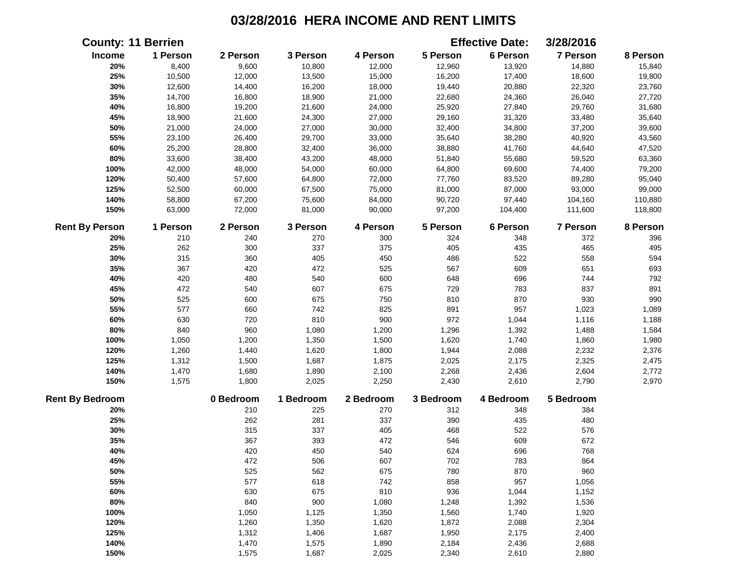# 03/28/2016 HERA INCOME AND RENT LIMITS

**County: 11 Berrien** **Effective Date: 3/28/2016**

| Income | 1 Person | 2 Person | 3 Person | 4 Person | 5 Person | 6 Person | 7 Person | 8 Person |
|---|---|---|---|---|---|---|---|---|
| 20% | 8,400 | 9,600 | 10,800 | 12,000 | 12,960 | 13,920 | 14,880 | 15,840 |
| 25% | 10,500 | 12,000 | 13,500 | 15,000 | 16,200 | 17,400 | 18,600 | 19,800 |
| 30% | 12,600 | 14,400 | 16,200 | 18,000 | 19,440 | 20,880 | 22,320 | 23,760 |
| 35% | 14,700 | 16,800 | 18,900 | 21,000 | 22,680 | 24,360 | 26,040 | 27,720 |
| 40% | 16,800 | 19,200 | 21,600 | 24,000 | 25,920 | 27,840 | 29,760 | 31,680 |
| 45% | 18,900 | 21,600 | 24,300 | 27,000 | 29,160 | 31,320 | 33,480 | 35,640 |
| 50% | 21,000 | 24,000 | 27,000 | 30,000 | 32,400 | 34,800 | 37,200 | 39,600 |
| 55% | 23,100 | 26,400 | 29,700 | 33,000 | 35,640 | 38,280 | 40,920 | 43,560 |
| 60% | 25,200 | 28,800 | 32,400 | 36,000 | 38,880 | 41,760 | 44,640 | 47,520 |
| 80% | 33,600 | 38,400 | 43,200 | 48,000 | 51,840 | 55,680 | 59,520 | 63,360 |
| 100% | 42,000 | 48,000 | 54,000 | 60,000 | 64,800 | 69,600 | 74,400 | 79,200 |
| 120% | 50,400 | 57,600 | 64,800 | 72,000 | 77,760 | 83,520 | 89,280 | 95,040 |
| 125% | 52,500 | 60,000 | 67,500 | 75,000 | 81,000 | 87,000 | 93,000 | 99,000 |
| 140% | 58,800 | 67,200 | 75,600 | 84,000 | 90,720 | 97,440 | 104,160 | 110,880 |
| 150% | 63,000 | 72,000 | 81,000 | 90,000 | 97,200 | 104,400 | 111,600 | 118,800 |

| Rent By Person | 1 Person | 2 Person | 3 Person | 4 Person | 5 Person | 6 Person | 7 Person | 8 Person |
|---|---|---|---|---|---|---|---|---|
| 20% | 210 | 240 | 270 | 300 | 324 | 348 | 372 | 396 |
| 25% | 262 | 300 | 337 | 375 | 405 | 435 | 465 | 495 |
| 30% | 315 | 360 | 405 | 450 | 486 | 522 | 558 | 594 |
| 35% | 367 | 420 | 472 | 525 | 567 | 609 | 651 | 693 |
| 40% | 420 | 480 | 540 | 600 | 648 | 696 | 744 | 792 |
| 45% | 472 | 540 | 607 | 675 | 729 | 783 | 837 | 891 |
| 50% | 525 | 600 | 675 | 750 | 810 | 870 | 930 | 990 |
| 55% | 577 | 660 | 742 | 825 | 891 | 957 | 1,023 | 1,089 |
| 60% | 630 | 720 | 810 | 900 | 972 | 1,044 | 1,116 | 1,188 |
| 80% | 840 | 960 | 1,080 | 1,200 | 1,296 | 1,392 | 1,488 | 1,584 |
| 100% | 1,050 | 1,200 | 1,350 | 1,500 | 1,620 | 1,740 | 1,860 | 1,980 |
| 120% | 1,260 | 1,440 | 1,620 | 1,800 | 1,944 | 2,088 | 2,232 | 2,376 |
| 125% | 1,312 | 1,500 | 1,687 | 1,875 | 2,025 | 2,175 | 2,325 | 2,475 |
| 140% | 1,470 | 1,680 | 1,890 | 2,100 | 2,268 | 2,436 | 2,604 | 2,772 |
| 150% | 1,575 | 1,800 | 2,025 | 2,250 | 2,430 | 2,610 | 2,790 | 2,970 |

| Rent By Bedroom | 0 Bedroom | 1 Bedroom | 2 Bedroom | 3 Bedroom | 4 Bedroom | 5 Bedroom |
|---|---|---|---|---|---|---|
| 20% | 210 | 225 | 270 | 312 | 348 | 384 |
| 25% | 262 | 281 | 337 | 390 | 435 | 480 |
| 30% | 315 | 337 | 405 | 468 | 522 | 576 |
| 35% | 367 | 393 | 472 | 546 | 609 | 672 |
| 40% | 420 | 450 | 540 | 624 | 696 | 768 |
| 45% | 472 | 506 | 607 | 702 | 783 | 864 |
| 50% | 525 | 562 | 675 | 780 | 870 | 960 |
| 55% | 577 | 618 | 742 | 858 | 957 | 1,056 |
| 60% | 630 | 675 | 810 | 936 | 1,044 | 1,152 |
| 80% | 840 | 900 | 1,080 | 1,248 | 1,392 | 1,536 |
| 100% | 1,050 | 1,125 | 1,350 | 1,560 | 1,740 | 1,920 |
| 120% | 1,260 | 1,350 | 1,620 | 1,872 | 2,088 | 2,304 |
| 125% | 1,312 | 1,406 | 1,687 | 1,950 | 2,175 | 2,400 |
| 140% | 1,470 | 1,575 | 1,890 | 2,184 | 2,436 | 2,688 |
| 150% | 1,575 | 1,687 | 2,025 | 2,340 | 2,610 | 2,880 |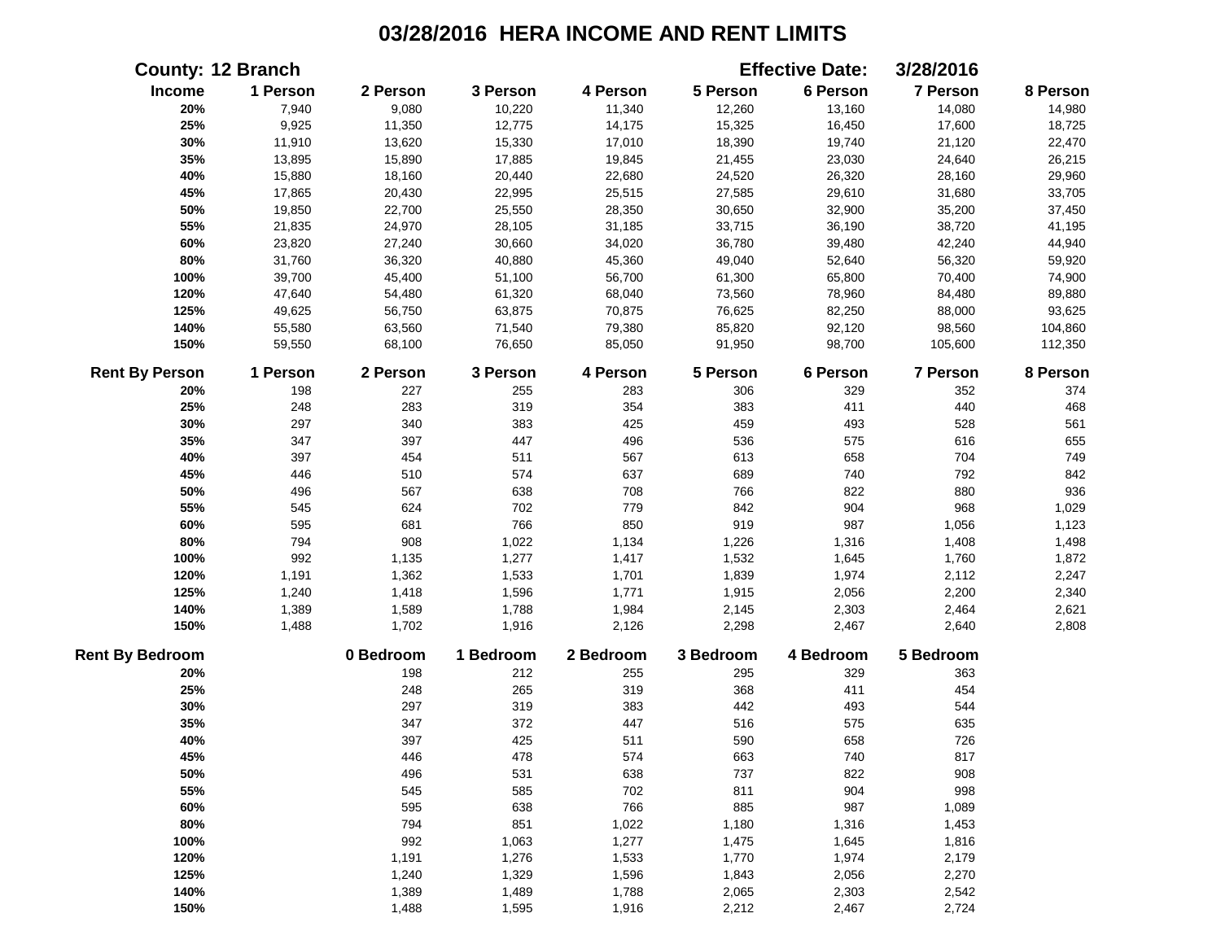# 03/28/2016 HERA INCOME AND RENT LIMITS

**County:** 12 Branch **Effective Date:** 3/28/2016

| Income | 1 Person | 2 Person | 3 Person | 4 Person | 5 Person | 6 Person | 7 Person | 8 Person |
|---|---|---|---|---|---|---|---|---|
| 20% | 7,940 | 9,080 | 10,220 | 11,340 | 12,260 | 13,160 | 14,080 | 14,980 |
| 25% | 9,925 | 11,350 | 12,775 | 14,175 | 15,325 | 16,450 | 17,600 | 18,725 |
| 30% | 11,910 | 13,620 | 15,330 | 17,010 | 18,390 | 19,740 | 21,120 | 22,470 |
| 35% | 13,895 | 15,890 | 17,885 | 19,845 | 21,455 | 23,030 | 24,640 | 26,215 |
| 40% | 15,880 | 18,160 | 20,440 | 22,680 | 24,520 | 26,320 | 28,160 | 29,960 |
| 45% | 17,865 | 20,430 | 22,995 | 25,515 | 27,585 | 29,610 | 31,680 | 33,705 |
| 50% | 19,850 | 22,700 | 25,550 | 28,350 | 30,650 | 32,900 | 35,200 | 37,450 |
| 55% | 21,835 | 24,970 | 28,105 | 31,185 | 33,715 | 36,190 | 38,720 | 41,195 |
| 60% | 23,820 | 27,240 | 30,660 | 34,020 | 36,780 | 39,480 | 42,240 | 44,940 |
| 80% | 31,760 | 36,320 | 40,880 | 45,360 | 49,040 | 52,640 | 56,320 | 59,920 |
| 100% | 39,700 | 45,400 | 51,100 | 56,700 | 61,300 | 65,800 | 70,400 | 74,900 |
| 120% | 47,640 | 54,480 | 61,320 | 68,040 | 73,560 | 78,960 | 84,480 | 89,880 |
| 125% | 49,625 | 56,750 | 63,875 | 70,875 | 76,625 | 82,250 | 88,000 | 93,625 |
| 140% | 55,580 | 63,560 | 71,540 | 79,380 | 85,820 | 92,120 | 98,560 | 104,860 |
| 150% | 59,550 | 68,100 | 76,650 | 85,050 | 91,950 | 98,700 | 105,600 | 112,350 |

| Rent By Person | 1 Person | 2 Person | 3 Person | 4 Person | 5 Person | 6 Person | 7 Person | 8 Person |
|---|---|---|---|---|---|---|---|---|
| 20% | 198 | 227 | 255 | 283 | 306 | 329 | 352 | 374 |
| 25% | 248 | 283 | 319 | 354 | 383 | 411 | 440 | 468 |
| 30% | 297 | 340 | 383 | 425 | 459 | 493 | 528 | 561 |
| 35% | 347 | 397 | 447 | 496 | 536 | 575 | 616 | 655 |
| 40% | 397 | 454 | 511 | 567 | 613 | 658 | 704 | 749 |
| 45% | 446 | 510 | 574 | 637 | 689 | 740 | 792 | 842 |
| 50% | 496 | 567 | 638 | 708 | 766 | 822 | 880 | 936 |
| 55% | 545 | 624 | 702 | 779 | 842 | 904 | 968 | 1,029 |
| 60% | 595 | 681 | 766 | 850 | 919 | 987 | 1,056 | 1,123 |
| 80% | 794 | 908 | 1,022 | 1,134 | 1,226 | 1,316 | 1,408 | 1,498 |
| 100% | 992 | 1,135 | 1,277 | 1,417 | 1,532 | 1,645 | 1,760 | 1,872 |
| 120% | 1,191 | 1,362 | 1,533 | 1,701 | 1,839 | 1,974 | 2,112 | 2,247 |
| 125% | 1,240 | 1,418 | 1,596 | 1,771 | 1,915 | 2,056 | 2,200 | 2,340 |
| 140% | 1,389 | 1,589 | 1,788 | 1,984 | 2,145 | 2,303 | 2,464 | 2,621 |
| 150% | 1,488 | 1,702 | 1,916 | 2,126 | 2,298 | 2,467 | 2,640 | 2,808 |

| Rent By Bedroom | 0 Bedroom | 1 Bedroom | 2 Bedroom | 3 Bedroom | 4 Bedroom | 5 Bedroom |
|---|---|---|---|---|---|---|
| 20% | 198 | 212 | 255 | 295 | 329 | 363 |
| 25% | 248 | 265 | 319 | 368 | 411 | 454 |
| 30% | 297 | 319 | 383 | 442 | 493 | 544 |
| 35% | 347 | 372 | 447 | 516 | 575 | 635 |
| 40% | 397 | 425 | 511 | 590 | 658 | 726 |
| 45% | 446 | 478 | 574 | 663 | 740 | 817 |
| 50% | 496 | 531 | 638 | 737 | 822 | 908 |
| 55% | 545 | 585 | 702 | 811 | 904 | 998 |
| 60% | 595 | 638 | 766 | 885 | 987 | 1,089 |
| 80% | 794 | 851 | 1,022 | 1,180 | 1,316 | 1,453 |
| 100% | 992 | 1,063 | 1,277 | 1,475 | 1,645 | 1,816 |
| 120% | 1,191 | 1,276 | 1,533 | 1,770 | 1,974 | 2,179 |
| 125% | 1,240 | 1,329 | 1,596 | 1,843 | 2,056 | 2,270 |
| 140% | 1,389 | 1,489 | 1,788 | 2,065 | 2,303 | 2,542 |
| 150% | 1,488 | 1,595 | 1,916 | 2,212 | 2,467 | 2,724 |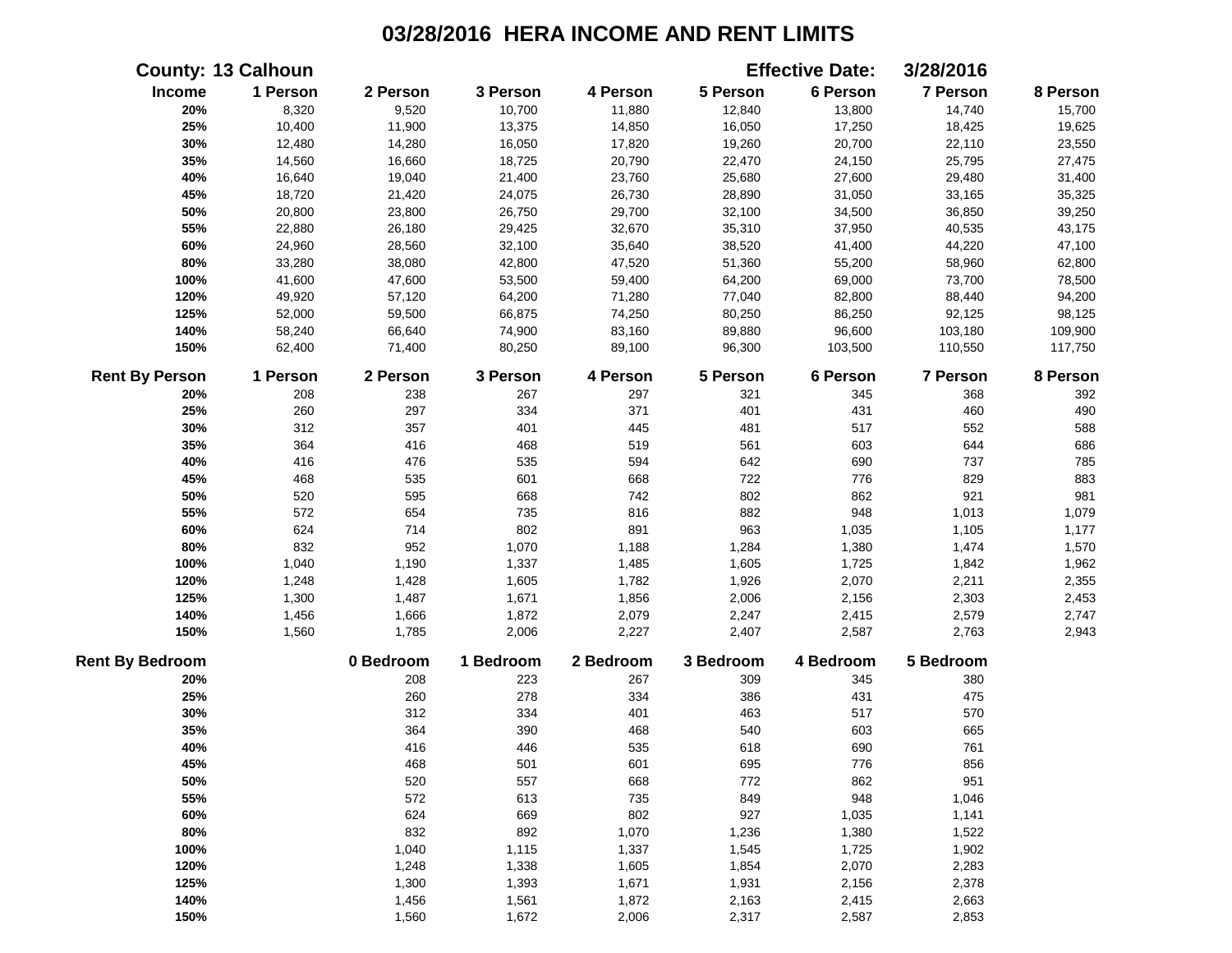# 03/28/2016 HERA INCOME AND RENT LIMITS

**County:** 13 Calhoun **Effective Date:** 3/28/2016

| Income | 1 Person | 2 Person | 3 Person | 4 Person | 5 Person | 6 Person | 7 Person | 8 Person |
|---|---|---|---|---|---|---|---|---|
| 20% | 8,320 | 9,520 | 10,700 | 11,880 | 12,840 | 13,800 | 14,740 | 15,700 |
| 25% | 10,400 | 11,900 | 13,375 | 14,850 | 16,050 | 17,250 | 18,425 | 19,625 |
| 30% | 12,480 | 14,280 | 16,050 | 17,820 | 19,260 | 20,700 | 22,110 | 23,550 |
| 35% | 14,560 | 16,660 | 18,725 | 20,790 | 22,470 | 24,150 | 25,795 | 27,475 |
| 40% | 16,640 | 19,040 | 21,400 | 23,760 | 25,680 | 27,600 | 29,480 | 31,400 |
| 45% | 18,720 | 21,420 | 24,075 | 26,730 | 28,890 | 31,050 | 33,165 | 35,325 |
| 50% | 20,800 | 23,800 | 26,750 | 29,700 | 32,100 | 34,500 | 36,850 | 39,250 |
| 55% | 22,880 | 26,180 | 29,425 | 32,670 | 35,310 | 37,950 | 40,535 | 43,175 |
| 60% | 24,960 | 28,560 | 32,100 | 35,640 | 38,520 | 41,400 | 44,220 | 47,100 |
| 80% | 33,280 | 38,080 | 42,800 | 47,520 | 51,360 | 55,200 | 58,960 | 62,800 |
| 100% | 41,600 | 47,600 | 53,500 | 59,400 | 64,200 | 69,000 | 73,700 | 78,500 |
| 120% | 49,920 | 57,120 | 64,200 | 71,280 | 77,040 | 82,800 | 88,440 | 94,200 |
| 125% | 52,000 | 59,500 | 66,875 | 74,250 | 80,250 | 86,250 | 92,125 | 98,125 |
| 140% | 58,240 | 66,640 | 74,900 | 83,160 | 89,880 | 96,600 | 103,180 | 109,900 |
| 150% | 62,400 | 71,400 | 80,250 | 89,100 | 96,300 | 103,500 | 110,550 | 117,750 |

| Rent By Person | 1 Person | 2 Person | 3 Person | 4 Person | 5 Person | 6 Person | 7 Person | 8 Person |
|---|---|---|---|---|---|---|---|---|
| 20% | 208 | 238 | 267 | 297 | 321 | 345 | 368 | 392 |
| 25% | 260 | 297 | 334 | 371 | 401 | 431 | 460 | 490 |
| 30% | 312 | 357 | 401 | 445 | 481 | 517 | 552 | 588 |
| 35% | 364 | 416 | 468 | 519 | 561 | 603 | 644 | 686 |
| 40% | 416 | 476 | 535 | 594 | 642 | 690 | 737 | 785 |
| 45% | 468 | 535 | 601 | 668 | 722 | 776 | 829 | 883 |
| 50% | 520 | 595 | 668 | 742 | 802 | 862 | 921 | 981 |
| 55% | 572 | 654 | 735 | 816 | 882 | 948 | 1,013 | 1,079 |
| 60% | 624 | 714 | 802 | 891 | 963 | 1,035 | 1,105 | 1,177 |
| 80% | 832 | 952 | 1,070 | 1,188 | 1,284 | 1,380 | 1,474 | 1,570 |
| 100% | 1,040 | 1,190 | 1,337 | 1,485 | 1,605 | 1,725 | 1,842 | 1,962 |
| 120% | 1,248 | 1,428 | 1,605 | 1,782 | 1,926 | 2,070 | 2,211 | 2,355 |
| 125% | 1,300 | 1,487 | 1,671 | 1,856 | 2,006 | 2,156 | 2,303 | 2,453 |
| 140% | 1,456 | 1,666 | 1,872 | 2,079 | 2,247 | 2,415 | 2,579 | 2,747 |
| 150% | 1,560 | 1,785 | 2,006 | 2,227 | 2,407 | 2,587 | 2,763 | 2,943 |

| Rent By Bedroom | 0 Bedroom | 1 Bedroom | 2 Bedroom | 3 Bedroom | 4 Bedroom | 5 Bedroom |
|---|---|---|---|---|---|---|
| 20% | 208 | 223 | 267 | 309 | 345 | 380 |
| 25% | 260 | 278 | 334 | 386 | 431 | 475 |
| 30% | 312 | 334 | 401 | 463 | 517 | 570 |
| 35% | 364 | 390 | 468 | 540 | 603 | 665 |
| 40% | 416 | 446 | 535 | 618 | 690 | 761 |
| 45% | 468 | 501 | 601 | 695 | 776 | 856 |
| 50% | 520 | 557 | 668 | 772 | 862 | 951 |
| 55% | 572 | 613 | 735 | 849 | 948 | 1,046 |
| 60% | 624 | 669 | 802 | 927 | 1,035 | 1,141 |
| 80% | 832 | 892 | 1,070 | 1,236 | 1,380 | 1,522 |
| 100% | 1,040 | 1,115 | 1,337 | 1,545 | 1,725 | 1,902 |
| 120% | 1,248 | 1,338 | 1,605 | 1,854 | 2,070 | 2,283 |
| 125% | 1,300 | 1,393 | 1,671 | 1,931 | 2,156 | 2,378 |
| 140% | 1,456 | 1,561 | 1,872 | 2,163 | 2,415 | 2,663 |
| 150% | 1,560 | 1,672 | 2,006 | 2,317 | 2,587 | 2,853 |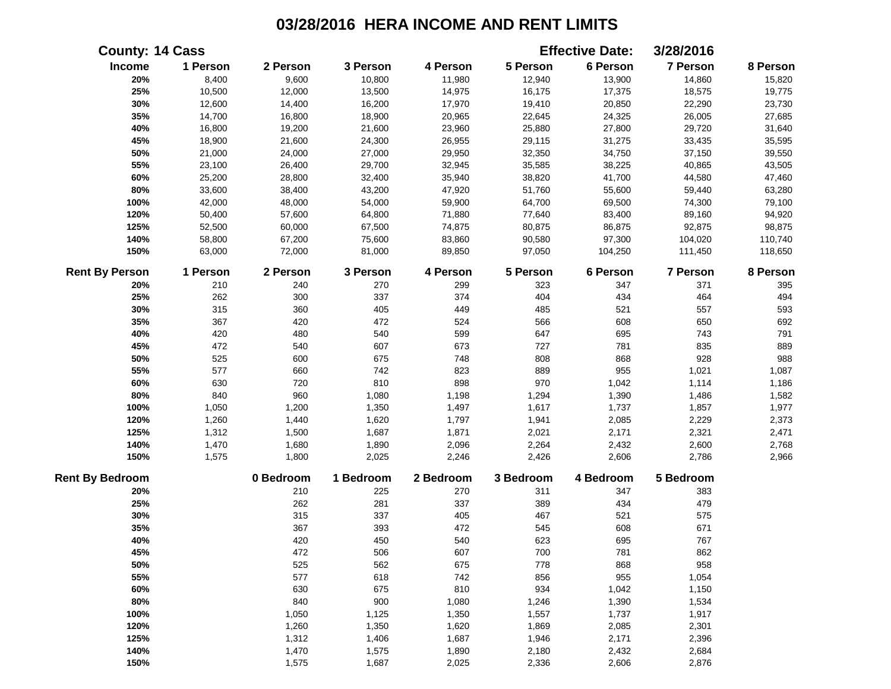# 03/28/2016 HERA INCOME AND RENT LIMITS

**County:** 14 Cass **Effective Date:** 3/28/2016

| Income | 1 Person | 2 Person | 3 Person | 4 Person | 5 Person | 6 Person | 7 Person | 8 Person |
|---|---|---|---|---|---|---|---|---|
| 20% | 8,400 | 9,600 | 10,800 | 11,980 | 12,940 | 13,900 | 14,860 | 15,820 |
| 25% | 10,500 | 12,000 | 13,500 | 14,975 | 16,175 | 17,375 | 18,575 | 19,775 |
| 30% | 12,600 | 14,400 | 16,200 | 17,970 | 19,410 | 20,850 | 22,290 | 23,730 |
| 35% | 14,700 | 16,800 | 18,900 | 20,965 | 22,645 | 24,325 | 26,005 | 27,685 |
| 40% | 16,800 | 19,200 | 21,600 | 23,960 | 25,880 | 27,800 | 29,720 | 31,640 |
| 45% | 18,900 | 21,600 | 24,300 | 26,955 | 29,115 | 31,275 | 33,435 | 35,595 |
| 50% | 21,000 | 24,000 | 27,000 | 29,950 | 32,350 | 34,750 | 37,150 | 39,550 |
| 55% | 23,100 | 26,400 | 29,700 | 32,945 | 35,585 | 38,225 | 40,865 | 43,505 |
| 60% | 25,200 | 28,800 | 32,400 | 35,940 | 38,820 | 41,700 | 44,580 | 47,460 |
| 80% | 33,600 | 38,400 | 43,200 | 47,920 | 51,760 | 55,600 | 59,440 | 63,280 |
| 100% | 42,000 | 48,000 | 54,000 | 59,900 | 64,700 | 69,500 | 74,300 | 79,100 |
| 120% | 50,400 | 57,600 | 64,800 | 71,880 | 77,640 | 83,400 | 89,160 | 94,920 |
| 125% | 52,500 | 60,000 | 67,500 | 74,875 | 80,875 | 86,875 | 92,875 | 98,875 |
| 140% | 58,800 | 67,200 | 75,600 | 83,860 | 90,580 | 97,300 | 104,020 | 110,740 |
| 150% | 63,000 | 72,000 | 81,000 | 89,850 | 97,050 | 104,250 | 111,450 | 118,650 |

| Rent By Person | 1 Person | 2 Person | 3 Person | 4 Person | 5 Person | 6 Person | 7 Person | 8 Person |
|---|---|---|---|---|---|---|---|---|
| 20% | 210 | 240 | 270 | 299 | 323 | 347 | 371 | 395 |
| 25% | 262 | 300 | 337 | 374 | 404 | 434 | 464 | 494 |
| 30% | 315 | 360 | 405 | 449 | 485 | 521 | 557 | 593 |
| 35% | 367 | 420 | 472 | 524 | 566 | 608 | 650 | 692 |
| 40% | 420 | 480 | 540 | 599 | 647 | 695 | 743 | 791 |
| 45% | 472 | 540 | 607 | 673 | 727 | 781 | 835 | 889 |
| 50% | 525 | 600 | 675 | 748 | 808 | 868 | 928 | 988 |
| 55% | 577 | 660 | 742 | 823 | 889 | 955 | 1,021 | 1,087 |
| 60% | 630 | 720 | 810 | 898 | 970 | 1,042 | 1,114 | 1,186 |
| 80% | 840 | 960 | 1,080 | 1,198 | 1,294 | 1,390 | 1,486 | 1,582 |
| 100% | 1,050 | 1,200 | 1,350 | 1,497 | 1,617 | 1,737 | 1,857 | 1,977 |
| 120% | 1,260 | 1,440 | 1,620 | 1,797 | 1,941 | 2,085 | 2,229 | 2,373 |
| 125% | 1,312 | 1,500 | 1,687 | 1,871 | 2,021 | 2,171 | 2,321 | 2,471 |
| 140% | 1,470 | 1,680 | 1,890 | 2,096 | 2,264 | 2,432 | 2,600 | 2,768 |
| 150% | 1,575 | 1,800 | 2,025 | 2,246 | 2,426 | 2,606 | 2,786 | 2,966 |

| Rent By Bedroom | 0 Bedroom | 1 Bedroom | 2 Bedroom | 3 Bedroom | 4 Bedroom | 5 Bedroom |
|---|---|---|---|---|---|---|
| 20% | 210 | 225 | 270 | 311 | 347 | 383 |
| 25% | 262 | 281 | 337 | 389 | 434 | 479 |
| 30% | 315 | 337 | 405 | 467 | 521 | 575 |
| 35% | 367 | 393 | 472 | 545 | 608 | 671 |
| 40% | 420 | 450 | 540 | 623 | 695 | 767 |
| 45% | 472 | 506 | 607 | 700 | 781 | 862 |
| 50% | 525 | 562 | 675 | 778 | 868 | 958 |
| 55% | 577 | 618 | 742 | 856 | 955 | 1,054 |
| 60% | 630 | 675 | 810 | 934 | 1,042 | 1,150 |
| 80% | 840 | 900 | 1,080 | 1,246 | 1,390 | 1,534 |
| 100% | 1,050 | 1,125 | 1,350 | 1,557 | 1,737 | 1,917 |
| 120% | 1,260 | 1,350 | 1,620 | 1,869 | 2,085 | 2,301 |
| 125% | 1,312 | 1,406 | 1,687 | 1,946 | 2,171 | 2,396 |
| 140% | 1,470 | 1,575 | 1,890 | 2,180 | 2,432 | 2,684 |
| 150% | 1,575 | 1,687 | 2,025 | 2,336 | 2,606 | 2,876 |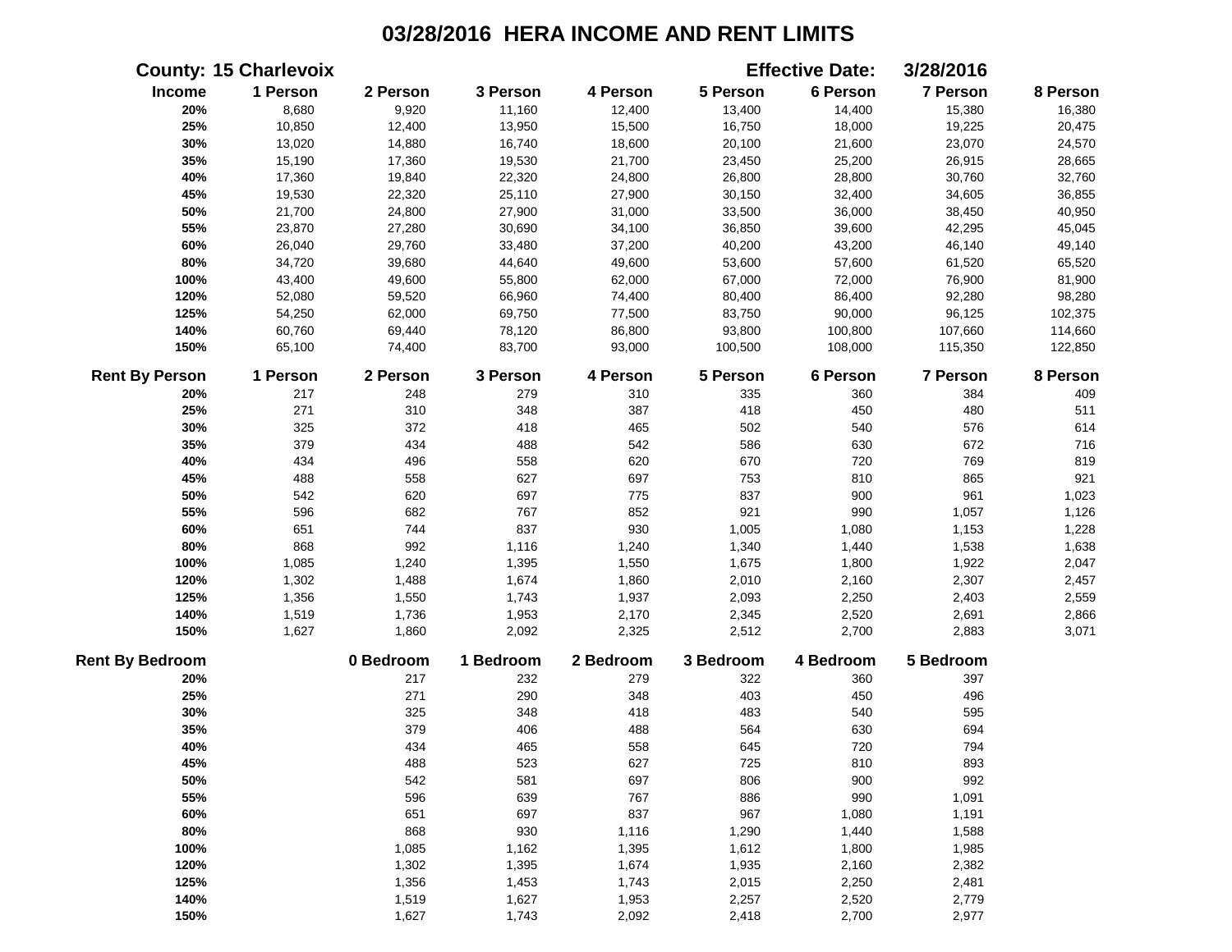# 03/28/2016 HERA INCOME AND RENT LIMITS

**County: 15 Charlevoix** **Effective Date: 3/28/2016**

| Income | 1 Person | 2 Person | 3 Person | 4 Person | 5 Person | 6 Person | 7 Person | 8 Person |
|---|---|---|---|---|---|---|---|---|
| 20% | 8,680 | 9,920 | 11,160 | 12,400 | 13,400 | 14,400 | 15,380 | 16,380 |
| 25% | 10,850 | 12,400 | 13,950 | 15,500 | 16,750 | 18,000 | 19,225 | 20,475 |
| 30% | 13,020 | 14,880 | 16,740 | 18,600 | 20,100 | 21,600 | 23,070 | 24,570 |
| 35% | 15,190 | 17,360 | 19,530 | 21,700 | 23,450 | 25,200 | 26,915 | 28,665 |
| 40% | 17,360 | 19,840 | 22,320 | 24,800 | 26,800 | 28,800 | 30,760 | 32,760 |
| 45% | 19,530 | 22,320 | 25,110 | 27,900 | 30,150 | 32,400 | 34,605 | 36,855 |
| 50% | 21,700 | 24,800 | 27,900 | 31,000 | 33,500 | 36,000 | 38,450 | 40,950 |
| 55% | 23,870 | 27,280 | 30,690 | 34,100 | 36,850 | 39,600 | 42,295 | 45,045 |
| 60% | 26,040 | 29,760 | 33,480 | 37,200 | 40,200 | 43,200 | 46,140 | 49,140 |
| 80% | 34,720 | 39,680 | 44,640 | 49,600 | 53,600 | 57,600 | 61,520 | 65,520 |
| 100% | 43,400 | 49,600 | 55,800 | 62,000 | 67,000 | 72,000 | 76,900 | 81,900 |
| 120% | 52,080 | 59,520 | 66,960 | 74,400 | 80,400 | 86,400 | 92,280 | 98,280 |
| 125% | 54,250 | 62,000 | 69,750 | 77,500 | 83,750 | 90,000 | 96,125 | 102,375 |
| 140% | 60,760 | 69,440 | 78,120 | 86,800 | 93,800 | 100,800 | 107,660 | 114,660 |
| 150% | 65,100 | 74,400 | 83,700 | 93,000 | 100,500 | 108,000 | 115,350 | 122,850 |

| Rent By Person | 1 Person | 2 Person | 3 Person | 4 Person | 5 Person | 6 Person | 7 Person | 8 Person |
|---|---|---|---|---|---|---|---|---|
| 20% | 217 | 248 | 279 | 310 | 335 | 360 | 384 | 409 |
| 25% | 271 | 310 | 348 | 387 | 418 | 450 | 480 | 511 |
| 30% | 325 | 372 | 418 | 465 | 502 | 540 | 576 | 614 |
| 35% | 379 | 434 | 488 | 542 | 586 | 630 | 672 | 716 |
| 40% | 434 | 496 | 558 | 620 | 670 | 720 | 769 | 819 |
| 45% | 488 | 558 | 627 | 697 | 753 | 810 | 865 | 921 |
| 50% | 542 | 620 | 697 | 775 | 837 | 900 | 961 | 1,023 |
| 55% | 596 | 682 | 767 | 852 | 921 | 990 | 1,057 | 1,126 |
| 60% | 651 | 744 | 837 | 930 | 1,005 | 1,080 | 1,153 | 1,228 |
| 80% | 868 | 992 | 1,116 | 1,240 | 1,340 | 1,440 | 1,538 | 1,638 |
| 100% | 1,085 | 1,240 | 1,395 | 1,550 | 1,675 | 1,800 | 1,922 | 2,047 |
| 120% | 1,302 | 1,488 | 1,674 | 1,860 | 2,010 | 2,160 | 2,307 | 2,457 |
| 125% | 1,356 | 1,550 | 1,743 | 1,937 | 2,093 | 2,250 | 2,403 | 2,559 |
| 140% | 1,519 | 1,736 | 1,953 | 2,170 | 2,345 | 2,520 | 2,691 | 2,866 |
| 150% | 1,627 | 1,860 | 2,092 | 2,325 | 2,512 | 2,700 | 2,883 | 3,071 |

| Rent By Bedroom | 0 Bedroom | 1 Bedroom | 2 Bedroom | 3 Bedroom | 4 Bedroom | 5 Bedroom |
|---|---|---|---|---|---|---|
| 20% | 217 | 232 | 279 | 322 | 360 | 397 |
| 25% | 271 | 290 | 348 | 403 | 450 | 496 |
| 30% | 325 | 348 | 418 | 483 | 540 | 595 |
| 35% | 379 | 406 | 488 | 564 | 630 | 694 |
| 40% | 434 | 465 | 558 | 645 | 720 | 794 |
| 45% | 488 | 523 | 627 | 725 | 810 | 893 |
| 50% | 542 | 581 | 697 | 806 | 900 | 992 |
| 55% | 596 | 639 | 767 | 886 | 990 | 1,091 |
| 60% | 651 | 697 | 837 | 967 | 1,080 | 1,191 |
| 80% | 868 | 930 | 1,116 | 1,290 | 1,440 | 1,588 |
| 100% | 1,085 | 1,162 | 1,395 | 1,612 | 1,800 | 1,985 |
| 120% | 1,302 | 1,395 | 1,674 | 1,935 | 2,160 | 2,382 |
| 125% | 1,356 | 1,453 | 1,743 | 2,015 | 2,250 | 2,481 |
| 140% | 1,519 | 1,627 | 1,953 | 2,257 | 2,520 | 2,779 |
| 150% | 1,627 | 1,743 | 2,092 | 2,418 | 2,700 | 2,977 |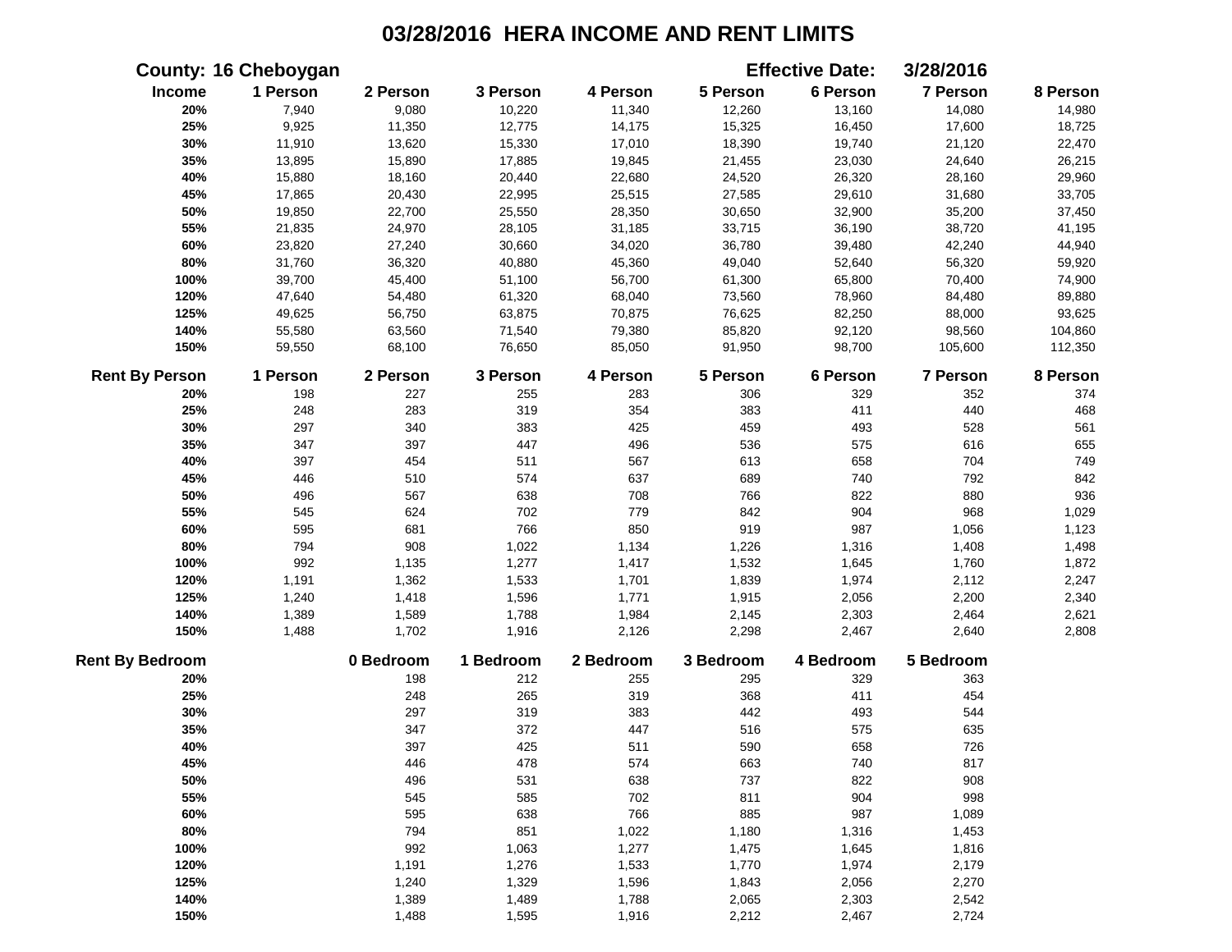# 03/28/2016 HERA INCOME AND RENT LIMITS

**County: 16 Cheboygan** **Effective Date: 3/28/2016**

| Income | 1 Person | 2 Person | 3 Person | 4 Person | 5 Person | 6 Person | 7 Person | 8 Person |
|---|---|---|---|---|---|---|---|---|
| 20% | 7,940 | 9,080 | 10,220 | 11,340 | 12,260 | 13,160 | 14,080 | 14,980 |
| 25% | 9,925 | 11,350 | 12,775 | 14,175 | 15,325 | 16,450 | 17,600 | 18,725 |
| 30% | 11,910 | 13,620 | 15,330 | 17,010 | 18,390 | 19,740 | 21,120 | 22,470 |
| 35% | 13,895 | 15,890 | 17,885 | 19,845 | 21,455 | 23,030 | 24,640 | 26,215 |
| 40% | 15,880 | 18,160 | 20,440 | 22,680 | 24,520 | 26,320 | 28,160 | 29,960 |
| 45% | 17,865 | 20,430 | 22,995 | 25,515 | 27,585 | 29,610 | 31,680 | 33,705 |
| 50% | 19,850 | 22,700 | 25,550 | 28,350 | 30,650 | 32,900 | 35,200 | 37,450 |
| 55% | 21,835 | 24,970 | 28,105 | 31,185 | 33,715 | 36,190 | 38,720 | 41,195 |
| 60% | 23,820 | 27,240 | 30,660 | 34,020 | 36,780 | 39,480 | 42,240 | 44,940 |
| 80% | 31,760 | 36,320 | 40,880 | 45,360 | 49,040 | 52,640 | 56,320 | 59,920 |
| 100% | 39,700 | 45,400 | 51,100 | 56,700 | 61,300 | 65,800 | 70,400 | 74,900 |
| 120% | 47,640 | 54,480 | 61,320 | 68,040 | 73,560 | 78,960 | 84,480 | 89,880 |
| 125% | 49,625 | 56,750 | 63,875 | 70,875 | 76,625 | 82,250 | 88,000 | 93,625 |
| 140% | 55,580 | 63,560 | 71,540 | 79,380 | 85,820 | 92,120 | 98,560 | 104,860 |
| 150% | 59,550 | 68,100 | 76,650 | 85,050 | 91,950 | 98,700 | 105,600 | 112,350 |

| Rent By Person | 1 Person | 2 Person | 3 Person | 4 Person | 5 Person | 6 Person | 7 Person | 8 Person |
|---|---|---|---|---|---|---|---|---|
| 20% | 198 | 227 | 255 | 283 | 306 | 329 | 352 | 374 |
| 25% | 248 | 283 | 319 | 354 | 383 | 411 | 440 | 468 |
| 30% | 297 | 340 | 383 | 425 | 459 | 493 | 528 | 561 |
| 35% | 347 | 397 | 447 | 496 | 536 | 575 | 616 | 655 |
| 40% | 397 | 454 | 511 | 567 | 613 | 658 | 704 | 749 |
| 45% | 446 | 510 | 574 | 637 | 689 | 740 | 792 | 842 |
| 50% | 496 | 567 | 638 | 708 | 766 | 822 | 880 | 936 |
| 55% | 545 | 624 | 702 | 779 | 842 | 904 | 968 | 1,029 |
| 60% | 595 | 681 | 766 | 850 | 919 | 987 | 1,056 | 1,123 |
| 80% | 794 | 908 | 1,022 | 1,134 | 1,226 | 1,316 | 1,408 | 1,498 |
| 100% | 992 | 1,135 | 1,277 | 1,417 | 1,532 | 1,645 | 1,760 | 1,872 |
| 120% | 1,191 | 1,362 | 1,533 | 1,701 | 1,839 | 1,974 | 2,112 | 2,247 |
| 125% | 1,240 | 1,418 | 1,596 | 1,771 | 1,915 | 2,056 | 2,200 | 2,340 |
| 140% | 1,389 | 1,589 | 1,788 | 1,984 | 2,145 | 2,303 | 2,464 | 2,621 |
| 150% | 1,488 | 1,702 | 1,916 | 2,126 | 2,298 | 2,467 | 2,640 | 2,808 |

| Rent By Bedroom | 0 Bedroom | 1 Bedroom | 2 Bedroom | 3 Bedroom | 4 Bedroom | 5 Bedroom |
|---|---|---|---|---|---|---|
| 20% | 198 | 212 | 255 | 295 | 329 | 363 |
| 25% | 248 | 265 | 319 | 368 | 411 | 454 |
| 30% | 297 | 319 | 383 | 442 | 493 | 544 |
| 35% | 347 | 372 | 447 | 516 | 575 | 635 |
| 40% | 397 | 425 | 511 | 590 | 658 | 726 |
| 45% | 446 | 478 | 574 | 663 | 740 | 817 |
| 50% | 496 | 531 | 638 | 737 | 822 | 908 |
| 55% | 545 | 585 | 702 | 811 | 904 | 998 |
| 60% | 595 | 638 | 766 | 885 | 987 | 1,089 |
| 80% | 794 | 851 | 1,022 | 1,180 | 1,316 | 1,453 |
| 100% | 992 | 1,063 | 1,277 | 1,475 | 1,645 | 1,816 |
| 120% | 1,191 | 1,276 | 1,533 | 1,770 | 1,974 | 2,179 |
| 125% | 1,240 | 1,329 | 1,596 | 1,843 | 2,056 | 2,270 |
| 140% | 1,389 | 1,489 | 1,788 | 2,065 | 2,303 | 2,542 |
| 150% | 1,488 | 1,595 | 1,916 | 2,212 | 2,467 | 2,724 |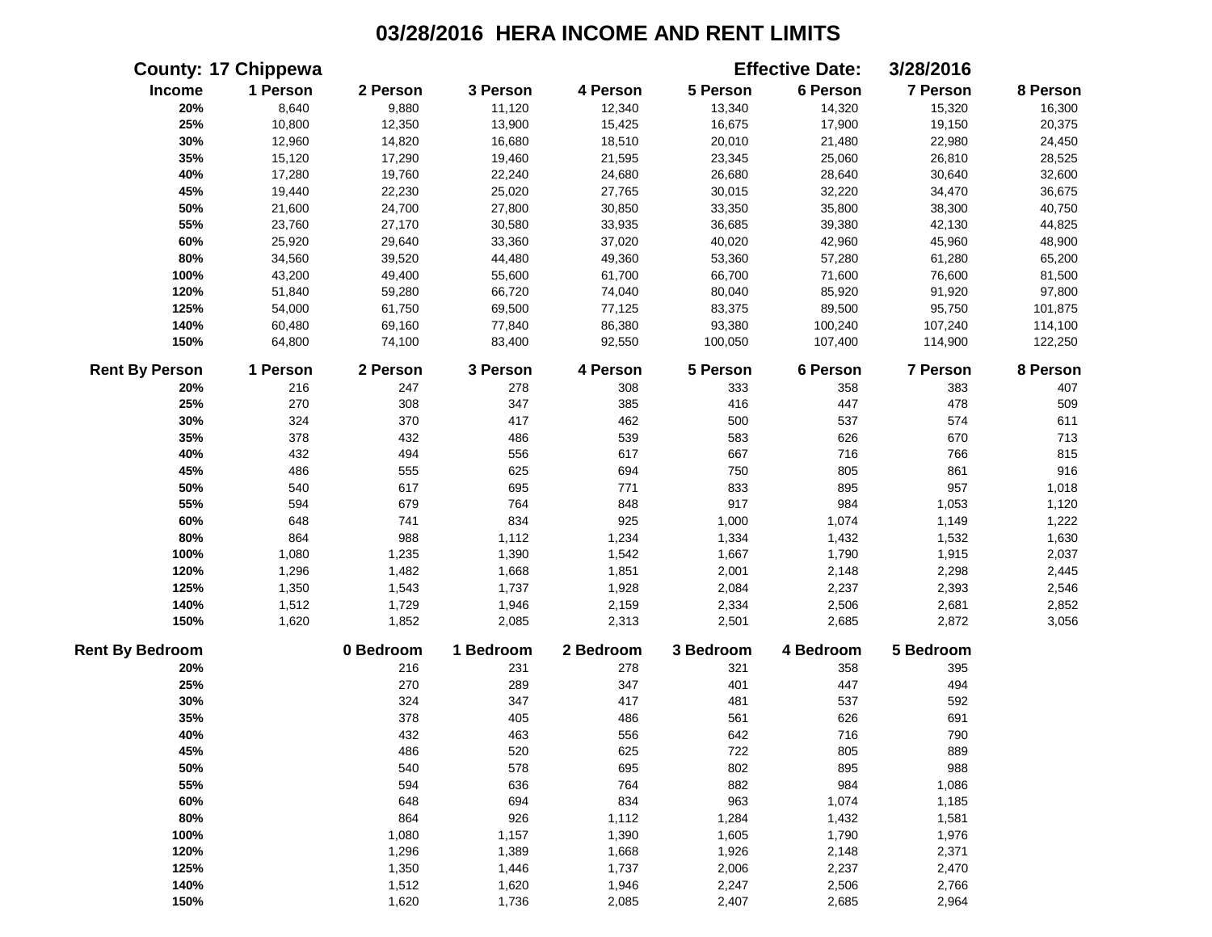# 03/28/2016 HERA INCOME AND RENT LIMITS

**County:** 17 Chippewa **Effective Date:** 3/28/2016

| Income | 1 Person | 2 Person | 3 Person | 4 Person | 5 Person | 6 Person | 7 Person | 8 Person |
|---|---|---|---|---|---|---|---|---|
| 20% | 8,640 | 9,880 | 11,120 | 12,340 | 13,340 | 14,320 | 15,320 | 16,300 |
| 25% | 10,800 | 12,350 | 13,900 | 15,425 | 16,675 | 17,900 | 19,150 | 20,375 |
| 30% | 12,960 | 14,820 | 16,680 | 18,510 | 20,010 | 21,480 | 22,980 | 24,450 |
| 35% | 15,120 | 17,290 | 19,460 | 21,595 | 23,345 | 25,060 | 26,810 | 28,525 |
| 40% | 17,280 | 19,760 | 22,240 | 24,680 | 26,680 | 28,640 | 30,640 | 32,600 |
| 45% | 19,440 | 22,230 | 25,020 | 27,765 | 30,015 | 32,220 | 34,470 | 36,675 |
| 50% | 21,600 | 24,700 | 27,800 | 30,850 | 33,350 | 35,800 | 38,300 | 40,750 |
| 55% | 23,760 | 27,170 | 30,580 | 33,935 | 36,685 | 39,380 | 42,130 | 44,825 |
| 60% | 25,920 | 29,640 | 33,360 | 37,020 | 40,020 | 42,960 | 45,960 | 48,900 |
| 80% | 34,560 | 39,520 | 44,480 | 49,360 | 53,360 | 57,280 | 61,280 | 65,200 |
| 100% | 43,200 | 49,400 | 55,600 | 61,700 | 66,700 | 71,600 | 76,600 | 81,500 |
| 120% | 51,840 | 59,280 | 66,720 | 74,040 | 80,040 | 85,920 | 91,920 | 97,800 |
| 125% | 54,000 | 61,750 | 69,500 | 77,125 | 83,375 | 89,500 | 95,750 | 101,875 |
| 140% | 60,480 | 69,160 | 77,840 | 86,380 | 93,380 | 100,240 | 107,240 | 114,100 |
| 150% | 64,800 | 74,100 | 83,400 | 92,550 | 100,050 | 107,400 | 114,900 | 122,250 |

| Rent By Person | 1 Person | 2 Person | 3 Person | 4 Person | 5 Person | 6 Person | 7 Person | 8 Person |
|---|---|---|---|---|---|---|---|---|
| 20% | 216 | 247 | 278 | 308 | 333 | 358 | 383 | 407 |
| 25% | 270 | 308 | 347 | 385 | 416 | 447 | 478 | 509 |
| 30% | 324 | 370 | 417 | 462 | 500 | 537 | 574 | 611 |
| 35% | 378 | 432 | 486 | 539 | 583 | 626 | 670 | 713 |
| 40% | 432 | 494 | 556 | 617 | 667 | 716 | 766 | 815 |
| 45% | 486 | 555 | 625 | 694 | 750 | 805 | 861 | 916 |
| 50% | 540 | 617 | 695 | 771 | 833 | 895 | 957 | 1,018 |
| 55% | 594 | 679 | 764 | 848 | 917 | 984 | 1,053 | 1,120 |
| 60% | 648 | 741 | 834 | 925 | 1,000 | 1,074 | 1,149 | 1,222 |
| 80% | 864 | 988 | 1,112 | 1,234 | 1,334 | 1,432 | 1,532 | 1,630 |
| 100% | 1,080 | 1,235 | 1,390 | 1,542 | 1,667 | 1,790 | 1,915 | 2,037 |
| 120% | 1,296 | 1,482 | 1,668 | 1,851 | 2,001 | 2,148 | 2,298 | 2,445 |
| 125% | 1,350 | 1,543 | 1,737 | 1,928 | 2,084 | 2,237 | 2,393 | 2,546 |
| 140% | 1,512 | 1,729 | 1,946 | 2,159 | 2,334 | 2,506 | 2,681 | 2,852 |
| 150% | 1,620 | 1,852 | 2,085 | 2,313 | 2,501 | 2,685 | 2,872 | 3,056 |

| Rent By Bedroom | 0 Bedroom | 1 Bedroom | 2 Bedroom | 3 Bedroom | 4 Bedroom | 5 Bedroom |
|---|---|---|---|---|---|---|
| 20% | 216 | 231 | 278 | 321 | 358 | 395 |
| 25% | 270 | 289 | 347 | 401 | 447 | 494 |
| 30% | 324 | 347 | 417 | 481 | 537 | 592 |
| 35% | 378 | 405 | 486 | 561 | 626 | 691 |
| 40% | 432 | 463 | 556 | 642 | 716 | 790 |
| 45% | 486 | 520 | 625 | 722 | 805 | 889 |
| 50% | 540 | 578 | 695 | 802 | 895 | 988 |
| 55% | 594 | 636 | 764 | 882 | 984 | 1,086 |
| 60% | 648 | 694 | 834 | 963 | 1,074 | 1,185 |
| 80% | 864 | 926 | 1,112 | 1,284 | 1,432 | 1,581 |
| 100% | 1,080 | 1,157 | 1,390 | 1,605 | 1,790 | 1,976 |
| 120% | 1,296 | 1,389 | 1,668 | 1,926 | 2,148 | 2,371 |
| 125% | 1,350 | 1,446 | 1,737 | 2,006 | 2,237 | 2,470 |
| 140% | 1,512 | 1,620 | 1,946 | 2,247 | 2,506 | 2,766 |
| 150% | 1,620 | 1,736 | 2,085 | 2,407 | 2,685 | 2,964 |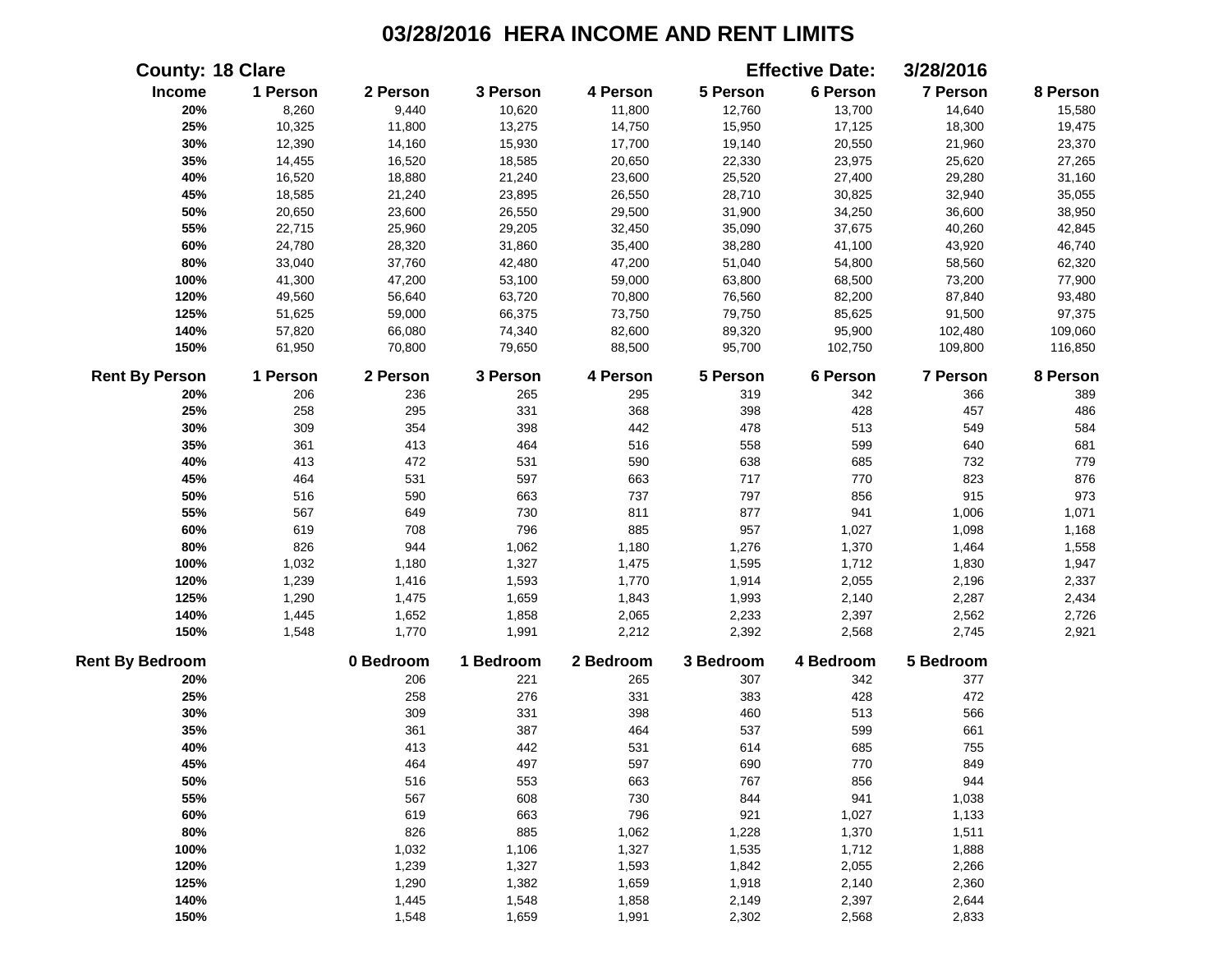# 03/28/2016 HERA INCOME AND RENT LIMITS

**County: 18 Clare** | **Effective Date: 3/28/2016**

| Income | 1 Person | 2 Person | 3 Person | 4 Person | 5 Person | 6 Person | 7 Person | 8 Person |
|---|---|---|---|---|---|---|---|---|
| 20% | 8,260 | 9,440 | 10,620 | 11,800 | 12,760 | 13,700 | 14,640 | 15,580 |
| 25% | 10,325 | 11,800 | 13,275 | 14,750 | 15,950 | 17,125 | 18,300 | 19,475 |
| 30% | 12,390 | 14,160 | 15,930 | 17,700 | 19,140 | 20,550 | 21,960 | 23,370 |
| 35% | 14,455 | 16,520 | 18,585 | 20,650 | 22,330 | 23,975 | 25,620 | 27,265 |
| 40% | 16,520 | 18,880 | 21,240 | 23,600 | 25,520 | 27,400 | 29,280 | 31,160 |
| 45% | 18,585 | 21,240 | 23,895 | 26,550 | 28,710 | 30,825 | 32,940 | 35,055 |
| 50% | 20,650 | 23,600 | 26,550 | 29,500 | 31,900 | 34,250 | 36,600 | 38,950 |
| 55% | 22,715 | 25,960 | 29,205 | 32,450 | 35,090 | 37,675 | 40,260 | 42,845 |
| 60% | 24,780 | 28,320 | 31,860 | 35,400 | 38,280 | 41,100 | 43,920 | 46,740 |
| 80% | 33,040 | 37,760 | 42,480 | 47,200 | 51,040 | 54,800 | 58,560 | 62,320 |
| 100% | 41,300 | 47,200 | 53,100 | 59,000 | 63,800 | 68,500 | 73,200 | 77,900 |
| 120% | 49,560 | 56,640 | 63,720 | 70,800 | 76,560 | 82,200 | 87,840 | 93,480 |
| 125% | 51,625 | 59,000 | 66,375 | 73,750 | 79,750 | 85,625 | 91,500 | 97,375 |
| 140% | 57,820 | 66,080 | 74,340 | 82,600 | 89,320 | 95,900 | 102,480 | 109,060 |
| 150% | 61,950 | 70,800 | 79,650 | 88,500 | 95,700 | 102,750 | 109,800 | 116,850 |

| Rent By Person | 1 Person | 2 Person | 3 Person | 4 Person | 5 Person | 6 Person | 7 Person | 8 Person |
|---|---|---|---|---|---|---|---|---|
| 20% | 206 | 236 | 265 | 295 | 319 | 342 | 366 | 389 |
| 25% | 258 | 295 | 331 | 368 | 398 | 428 | 457 | 486 |
| 30% | 309 | 354 | 398 | 442 | 478 | 513 | 549 | 584 |
| 35% | 361 | 413 | 464 | 516 | 558 | 599 | 640 | 681 |
| 40% | 413 | 472 | 531 | 590 | 638 | 685 | 732 | 779 |
| 45% | 464 | 531 | 597 | 663 | 717 | 770 | 823 | 876 |
| 50% | 516 | 590 | 663 | 737 | 797 | 856 | 915 | 973 |
| 55% | 567 | 649 | 730 | 811 | 877 | 941 | 1,006 | 1,071 |
| 60% | 619 | 708 | 796 | 885 | 957 | 1,027 | 1,098 | 1,168 |
| 80% | 826 | 944 | 1,062 | 1,180 | 1,276 | 1,370 | 1,464 | 1,558 |
| 100% | 1,032 | 1,180 | 1,327 | 1,475 | 1,595 | 1,712 | 1,830 | 1,947 |
| 120% | 1,239 | 1,416 | 1,593 | 1,770 | 1,914 | 2,055 | 2,196 | 2,337 |
| 125% | 1,290 | 1,475 | 1,659 | 1,843 | 1,993 | 2,140 | 2,287 | 2,434 |
| 140% | 1,445 | 1,652 | 1,858 | 2,065 | 2,233 | 2,397 | 2,562 | 2,726 |
| 150% | 1,548 | 1,770 | 1,991 | 2,212 | 2,392 | 2,568 | 2,745 | 2,921 |

| Rent By Bedroom | 0 Bedroom | 1 Bedroom | 2 Bedroom | 3 Bedroom | 4 Bedroom | 5 Bedroom |
|---|---|---|---|---|---|---|
| 20% | 206 | 221 | 265 | 307 | 342 | 377 |
| 25% | 258 | 276 | 331 | 383 | 428 | 472 |
| 30% | 309 | 331 | 398 | 460 | 513 | 566 |
| 35% | 361 | 387 | 464 | 537 | 599 | 661 |
| 40% | 413 | 442 | 531 | 614 | 685 | 755 |
| 45% | 464 | 497 | 597 | 690 | 770 | 849 |
| 50% | 516 | 553 | 663 | 767 | 856 | 944 |
| 55% | 567 | 608 | 730 | 844 | 941 | 1,038 |
| 60% | 619 | 663 | 796 | 921 | 1,027 | 1,133 |
| 80% | 826 | 885 | 1,062 | 1,228 | 1,370 | 1,511 |
| 100% | 1,032 | 1,106 | 1,327 | 1,535 | 1,712 | 1,888 |
| 120% | 1,239 | 1,327 | 1,593 | 1,842 | 2,055 | 2,266 |
| 125% | 1,290 | 1,382 | 1,659 | 1,918 | 2,140 | 2,360 |
| 140% | 1,445 | 1,548 | 1,858 | 2,149 | 2,397 | 2,644 |
| 150% | 1,548 | 1,659 | 1,991 | 2,302 | 2,568 | 2,833 |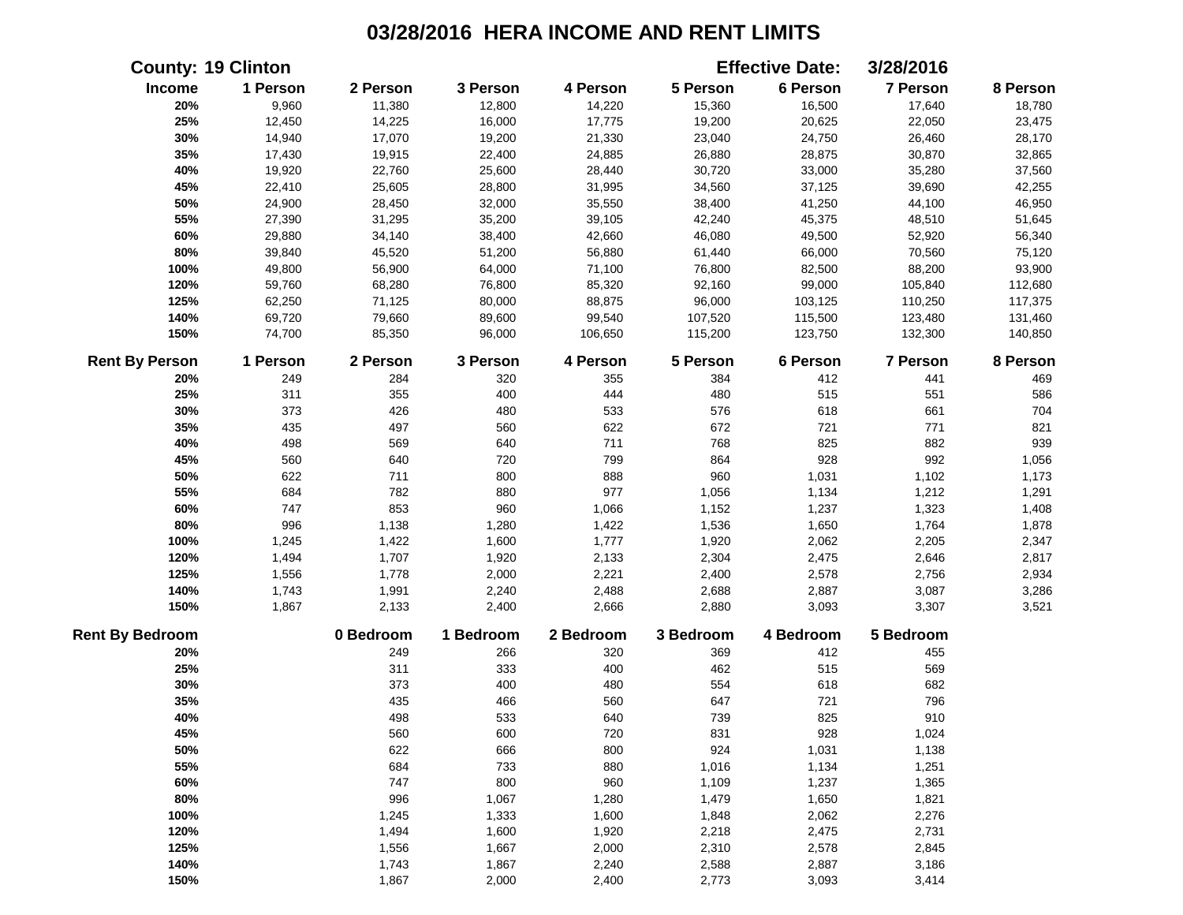# 03/28/2016 HERA INCOME AND RENT LIMITS

**County:** 19 Clinton **Effective Date:** 3/28/2016

| Income | 1 Person | 2 Person | 3 Person | 4 Person | 5 Person | 6 Person | 7 Person | 8 Person |
|---|---|---|---|---|---|---|---|---|
| 20% | 9,960 | 11,380 | 12,800 | 14,220 | 15,360 | 16,500 | 17,640 | 18,780 |
| 25% | 12,450 | 14,225 | 16,000 | 17,775 | 19,200 | 20,625 | 22,050 | 23,475 |
| 30% | 14,940 | 17,070 | 19,200 | 21,330 | 23,040 | 24,750 | 26,460 | 28,170 |
| 35% | 17,430 | 19,915 | 22,400 | 24,885 | 26,880 | 28,875 | 30,870 | 32,865 |
| 40% | 19,920 | 22,760 | 25,600 | 28,440 | 30,720 | 33,000 | 35,280 | 37,560 |
| 45% | 22,410 | 25,605 | 28,800 | 31,995 | 34,560 | 37,125 | 39,690 | 42,255 |
| 50% | 24,900 | 28,450 | 32,000 | 35,550 | 38,400 | 41,250 | 44,100 | 46,950 |
| 55% | 27,390 | 31,295 | 35,200 | 39,105 | 42,240 | 45,375 | 48,510 | 51,645 |
| 60% | 29,880 | 34,140 | 38,400 | 42,660 | 46,080 | 49,500 | 52,920 | 56,340 |
| 80% | 39,840 | 45,520 | 51,200 | 56,880 | 61,440 | 66,000 | 70,560 | 75,120 |
| 100% | 49,800 | 56,900 | 64,000 | 71,100 | 76,800 | 82,500 | 88,200 | 93,900 |
| 120% | 59,760 | 68,280 | 76,800 | 85,320 | 92,160 | 99,000 | 105,840 | 112,680 |
| 125% | 62,250 | 71,125 | 80,000 | 88,875 | 96,000 | 103,125 | 110,250 | 117,375 |
| 140% | 69,720 | 79,660 | 89,600 | 99,540 | 107,520 | 115,500 | 123,480 | 131,460 |
| 150% | 74,700 | 85,350 | 96,000 | 106,650 | 115,200 | 123,750 | 132,300 | 140,850 |

| Rent By Person | 1 Person | 2 Person | 3 Person | 4 Person | 5 Person | 6 Person | 7 Person | 8 Person |
|---|---|---|---|---|---|---|---|---|
| 20% | 249 | 284 | 320 | 355 | 384 | 412 | 441 | 469 |
| 25% | 311 | 355 | 400 | 444 | 480 | 515 | 551 | 586 |
| 30% | 373 | 426 | 480 | 533 | 576 | 618 | 661 | 704 |
| 35% | 435 | 497 | 560 | 622 | 672 | 721 | 771 | 821 |
| 40% | 498 | 569 | 640 | 711 | 768 | 825 | 882 | 939 |
| 45% | 560 | 640 | 720 | 799 | 864 | 928 | 992 | 1,056 |
| 50% | 622 | 711 | 800 | 888 | 960 | 1,031 | 1,102 | 1,173 |
| 55% | 684 | 782 | 880 | 977 | 1,056 | 1,134 | 1,212 | 1,291 |
| 60% | 747 | 853 | 960 | 1,066 | 1,152 | 1,237 | 1,323 | 1,408 |
| 80% | 996 | 1,138 | 1,280 | 1,422 | 1,536 | 1,650 | 1,764 | 1,878 |
| 100% | 1,245 | 1,422 | 1,600 | 1,777 | 1,920 | 2,062 | 2,205 | 2,347 |
| 120% | 1,494 | 1,707 | 1,920 | 2,133 | 2,304 | 2,475 | 2,646 | 2,817 |
| 125% | 1,556 | 1,778 | 2,000 | 2,221 | 2,400 | 2,578 | 2,756 | 2,934 |
| 140% | 1,743 | 1,991 | 2,240 | 2,488 | 2,688 | 2,887 | 3,087 | 3,286 |
| 150% | 1,867 | 2,133 | 2,400 | 2,666 | 2,880 | 3,093 | 3,307 | 3,521 |

| Rent By Bedroom | 0 Bedroom | 1 Bedroom | 2 Bedroom | 3 Bedroom | 4 Bedroom | 5 Bedroom |
|---|---|---|---|---|---|---|
| 20% | 249 | 266 | 320 | 369 | 412 | 455 |
| 25% | 311 | 333 | 400 | 462 | 515 | 569 |
| 30% | 373 | 400 | 480 | 554 | 618 | 682 |
| 35% | 435 | 466 | 560 | 647 | 721 | 796 |
| 40% | 498 | 533 | 640 | 739 | 825 | 910 |
| 45% | 560 | 600 | 720 | 831 | 928 | 1,024 |
| 50% | 622 | 666 | 800 | 924 | 1,031 | 1,138 |
| 55% | 684 | 733 | 880 | 1,016 | 1,134 | 1,251 |
| 60% | 747 | 800 | 960 | 1,109 | 1,237 | 1,365 |
| 80% | 996 | 1,067 | 1,280 | 1,479 | 1,650 | 1,821 |
| 100% | 1,245 | 1,333 | 1,600 | 1,848 | 2,062 | 2,276 |
| 120% | 1,494 | 1,600 | 1,920 | 2,218 | 2,475 | 2,731 |
| 125% | 1,556 | 1,667 | 2,000 | 2,310 | 2,578 | 2,845 |
| 140% | 1,743 | 1,867 | 2,240 | 2,588 | 2,887 | 3,186 |
| 150% | 1,867 | 2,000 | 2,400 | 2,773 | 3,093 | 3,414 |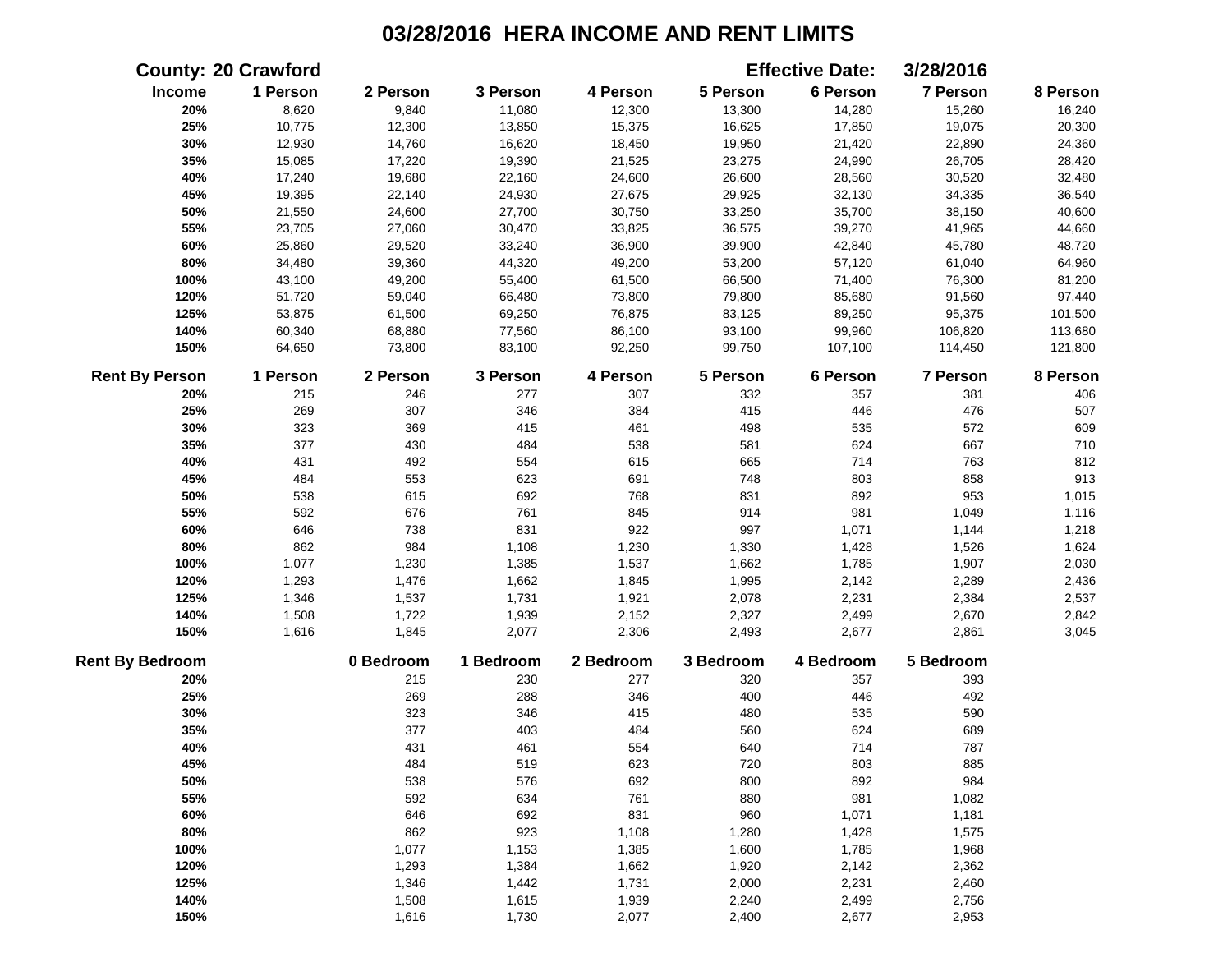# 03/28/2016 HERA INCOME AND RENT LIMITS

**County:** 20 Crawford **Effective Date:** 3/28/2016

| Income | 1 Person | 2 Person | 3 Person | 4 Person | 5 Person | 6 Person | 7 Person | 8 Person |
|---|---|---|---|---|---|---|---|---|
| 20% | 8,620 | 9,840 | 11,080 | 12,300 | 13,300 | 14,280 | 15,260 | 16,240 |
| 25% | 10,775 | 12,300 | 13,850 | 15,375 | 16,625 | 17,850 | 19,075 | 20,300 |
| 30% | 12,930 | 14,760 | 16,620 | 18,450 | 19,950 | 21,420 | 22,890 | 24,360 |
| 35% | 15,085 | 17,220 | 19,390 | 21,525 | 23,275 | 24,990 | 26,705 | 28,420 |
| 40% | 17,240 | 19,680 | 22,160 | 24,600 | 26,600 | 28,560 | 30,520 | 32,480 |
| 45% | 19,395 | 22,140 | 24,930 | 27,675 | 29,925 | 32,130 | 34,335 | 36,540 |
| 50% | 21,550 | 24,600 | 27,700 | 30,750 | 33,250 | 35,700 | 38,150 | 40,600 |
| 55% | 23,705 | 27,060 | 30,470 | 33,825 | 36,575 | 39,270 | 41,965 | 44,660 |
| 60% | 25,860 | 29,520 | 33,240 | 36,900 | 39,900 | 42,840 | 45,780 | 48,720 |
| 80% | 34,480 | 39,360 | 44,320 | 49,200 | 53,200 | 57,120 | 61,040 | 64,960 |
| 100% | 43,100 | 49,200 | 55,400 | 61,500 | 66,500 | 71,400 | 76,300 | 81,200 |
| 120% | 51,720 | 59,040 | 66,480 | 73,800 | 79,800 | 85,680 | 91,560 | 97,440 |
| 125% | 53,875 | 61,500 | 69,250 | 76,875 | 83,125 | 89,250 | 95,375 | 101,500 |
| 140% | 60,340 | 68,880 | 77,560 | 86,100 | 93,100 | 99,960 | 106,820 | 113,680 |
| 150% | 64,650 | 73,800 | 83,100 | 92,250 | 99,750 | 107,100 | 114,450 | 121,800 |

| Rent By Person | 1 Person | 2 Person | 3 Person | 4 Person | 5 Person | 6 Person | 7 Person | 8 Person |
|---|---|---|---|---|---|---|---|---|
| 20% | 215 | 246 | 277 | 307 | 332 | 357 | 381 | 406 |
| 25% | 269 | 307 | 346 | 384 | 415 | 446 | 476 | 507 |
| 30% | 323 | 369 | 415 | 461 | 498 | 535 | 572 | 609 |
| 35% | 377 | 430 | 484 | 538 | 581 | 624 | 667 | 710 |
| 40% | 431 | 492 | 554 | 615 | 665 | 714 | 763 | 812 |
| 45% | 484 | 553 | 623 | 691 | 748 | 803 | 858 | 913 |
| 50% | 538 | 615 | 692 | 768 | 831 | 892 | 953 | 1,015 |
| 55% | 592 | 676 | 761 | 845 | 914 | 981 | 1,049 | 1,116 |
| 60% | 646 | 738 | 831 | 922 | 997 | 1,071 | 1,144 | 1,218 |
| 80% | 862 | 984 | 1,108 | 1,230 | 1,330 | 1,428 | 1,526 | 1,624 |
| 100% | 1,077 | 1,230 | 1,385 | 1,537 | 1,662 | 1,785 | 1,907 | 2,030 |
| 120% | 1,293 | 1,476 | 1,662 | 1,845 | 1,995 | 2,142 | 2,289 | 2,436 |
| 125% | 1,346 | 1,537 | 1,731 | 1,921 | 2,078 | 2,231 | 2,384 | 2,537 |
| 140% | 1,508 | 1,722 | 1,939 | 2,152 | 2,327 | 2,499 | 2,670 | 2,842 |
| 150% | 1,616 | 1,845 | 2,077 | 2,306 | 2,493 | 2,677 | 2,861 | 3,045 |

| Rent By Bedroom | 0 Bedroom | 1 Bedroom | 2 Bedroom | 3 Bedroom | 4 Bedroom | 5 Bedroom |
|---|---|---|---|---|---|---|
| 20% | 215 | 230 | 277 | 320 | 357 | 393 |
| 25% | 269 | 288 | 346 | 400 | 446 | 492 |
| 30% | 323 | 346 | 415 | 480 | 535 | 590 |
| 35% | 377 | 403 | 484 | 560 | 624 | 689 |
| 40% | 431 | 461 | 554 | 640 | 714 | 787 |
| 45% | 484 | 519 | 623 | 720 | 803 | 885 |
| 50% | 538 | 576 | 692 | 800 | 892 | 984 |
| 55% | 592 | 634 | 761 | 880 | 981 | 1,082 |
| 60% | 646 | 692 | 831 | 960 | 1,071 | 1,181 |
| 80% | 862 | 923 | 1,108 | 1,280 | 1,428 | 1,575 |
| 100% | 1,077 | 1,153 | 1,385 | 1,600 | 1,785 | 1,968 |
| 120% | 1,293 | 1,384 | 1,662 | 1,920 | 2,142 | 2,362 |
| 125% | 1,346 | 1,442 | 1,731 | 2,000 | 2,231 | 2,460 |
| 140% | 1,508 | 1,615 | 1,939 | 2,240 | 2,499 | 2,756 |
| 150% | 1,616 | 1,730 | 2,077 | 2,400 | 2,677 | 2,953 |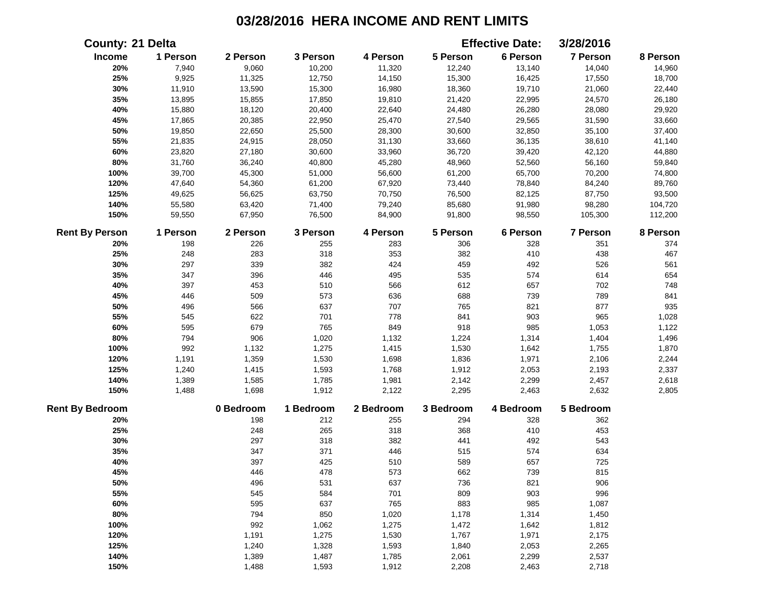# 03/28/2016 HERA INCOME AND RENT LIMITS

**County:** 21 Delta **Effective Date:** 3/28/2016

| Income | 1 Person | 2 Person | 3 Person | 4 Person | 5 Person | 6 Person | 7 Person | 8 Person |
|---|---|---|---|---|---|---|---|---|
| 20% | 7,940 | 9,060 | 10,200 | 11,320 | 12,240 | 13,140 | 14,040 | 14,960 |
| 25% | 9,925 | 11,325 | 12,750 | 14,150 | 15,300 | 16,425 | 17,550 | 18,700 |
| 30% | 11,910 | 13,590 | 15,300 | 16,980 | 18,360 | 19,710 | 21,060 | 22,440 |
| 35% | 13,895 | 15,855 | 17,850 | 19,810 | 21,420 | 22,995 | 24,570 | 26,180 |
| 40% | 15,880 | 18,120 | 20,400 | 22,640 | 24,480 | 26,280 | 28,080 | 29,920 |
| 45% | 17,865 | 20,385 | 22,950 | 25,470 | 27,540 | 29,565 | 31,590 | 33,660 |
| 50% | 19,850 | 22,650 | 25,500 | 28,300 | 30,600 | 32,850 | 35,100 | 37,400 |
| 55% | 21,835 | 24,915 | 28,050 | 31,130 | 33,660 | 36,135 | 38,610 | 41,140 |
| 60% | 23,820 | 27,180 | 30,600 | 33,960 | 36,720 | 39,420 | 42,120 | 44,880 |
| 80% | 31,760 | 36,240 | 40,800 | 45,280 | 48,960 | 52,560 | 56,160 | 59,840 |
| 100% | 39,700 | 45,300 | 51,000 | 56,600 | 61,200 | 65,700 | 70,200 | 74,800 |
| 120% | 47,640 | 54,360 | 61,200 | 67,920 | 73,440 | 78,840 | 84,240 | 89,760 |
| 125% | 49,625 | 56,625 | 63,750 | 70,750 | 76,500 | 82,125 | 87,750 | 93,500 |
| 140% | 55,580 | 63,420 | 71,400 | 79,240 | 85,680 | 91,980 | 98,280 | 104,720 |
| 150% | 59,550 | 67,950 | 76,500 | 84,900 | 91,800 | 98,550 | 105,300 | 112,200 |

| Rent By Person | 1 Person | 2 Person | 3 Person | 4 Person | 5 Person | 6 Person | 7 Person | 8 Person |
|---|---|---|---|---|---|---|---|---|
| 20% | 198 | 226 | 255 | 283 | 306 | 328 | 351 | 374 |
| 25% | 248 | 283 | 318 | 353 | 382 | 410 | 438 | 467 |
| 30% | 297 | 339 | 382 | 424 | 459 | 492 | 526 | 561 |
| 35% | 347 | 396 | 446 | 495 | 535 | 574 | 614 | 654 |
| 40% | 397 | 453 | 510 | 566 | 612 | 657 | 702 | 748 |
| 45% | 446 | 509 | 573 | 636 | 688 | 739 | 789 | 841 |
| 50% | 496 | 566 | 637 | 707 | 765 | 821 | 877 | 935 |
| 55% | 545 | 622 | 701 | 778 | 841 | 903 | 965 | 1,028 |
| 60% | 595 | 679 | 765 | 849 | 918 | 985 | 1,053 | 1,122 |
| 80% | 794 | 906 | 1,020 | 1,132 | 1,224 | 1,314 | 1,404 | 1,496 |
| 100% | 992 | 1,132 | 1,275 | 1,415 | 1,530 | 1,642 | 1,755 | 1,870 |
| 120% | 1,191 | 1,359 | 1,530 | 1,698 | 1,836 | 1,971 | 2,106 | 2,244 |
| 125% | 1,240 | 1,415 | 1,593 | 1,768 | 1,912 | 2,053 | 2,193 | 2,337 |
| 140% | 1,389 | 1,585 | 1,785 | 1,981 | 2,142 | 2,299 | 2,457 | 2,618 |
| 150% | 1,488 | 1,698 | 1,912 | 2,122 | 2,295 | 2,463 | 2,632 | 2,805 |

| Rent By Bedroom | 0 Bedroom | 1 Bedroom | 2 Bedroom | 3 Bedroom | 4 Bedroom | 5 Bedroom |
|---|---|---|---|---|---|---|
| 20% | 198 | 212 | 255 | 294 | 328 | 362 |
| 25% | 248 | 265 | 318 | 368 | 410 | 453 |
| 30% | 297 | 318 | 382 | 441 | 492 | 543 |
| 35% | 347 | 371 | 446 | 515 | 574 | 634 |
| 40% | 397 | 425 | 510 | 589 | 657 | 725 |
| 45% | 446 | 478 | 573 | 662 | 739 | 815 |
| 50% | 496 | 531 | 637 | 736 | 821 | 906 |
| 55% | 545 | 584 | 701 | 809 | 903 | 996 |
| 60% | 595 | 637 | 765 | 883 | 985 | 1,087 |
| 80% | 794 | 850 | 1,020 | 1,178 | 1,314 | 1,450 |
| 100% | 992 | 1,062 | 1,275 | 1,472 | 1,642 | 1,812 |
| 120% | 1,191 | 1,275 | 1,530 | 1,767 | 1,971 | 2,175 |
| 125% | 1,240 | 1,328 | 1,593 | 1,840 | 2,053 | 2,265 |
| 140% | 1,389 | 1,487 | 1,785 | 2,061 | 2,299 | 2,537 |
| 150% | 1,488 | 1,593 | 1,912 | 2,208 | 2,463 | 2,718 |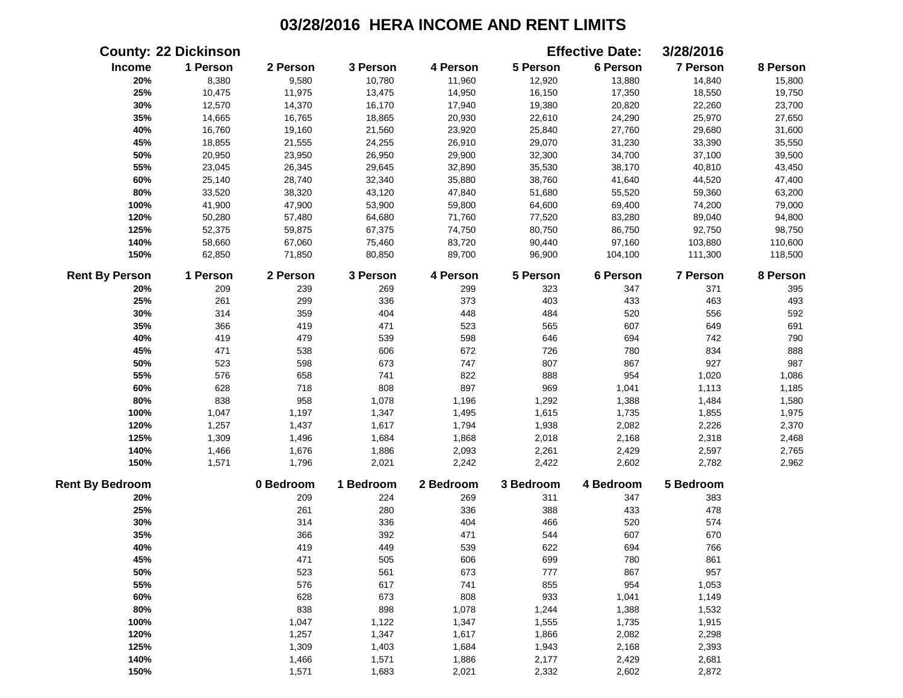# 03/28/2016 HERA INCOME AND RENT LIMITS

**County:** 22 Dickinson **Effective Date:** 3/28/2016

| Income | 1 Person | 2 Person | 3 Person | 4 Person | 5 Person | 6 Person | 7 Person | 8 Person |
|---|---|---|---|---|---|---|---|---|
| 20% | 8,380 | 9,580 | 10,780 | 11,960 | 12,920 | 13,880 | 14,840 | 15,800 |
| 25% | 10,475 | 11,975 | 13,475 | 14,950 | 16,150 | 17,350 | 18,550 | 19,750 |
| 30% | 12,570 | 14,370 | 16,170 | 17,940 | 19,380 | 20,820 | 22,260 | 23,700 |
| 35% | 14,665 | 16,765 | 18,865 | 20,930 | 22,610 | 24,290 | 25,970 | 27,650 |
| 40% | 16,760 | 19,160 | 21,560 | 23,920 | 25,840 | 27,760 | 29,680 | 31,600 |
| 45% | 18,855 | 21,555 | 24,255 | 26,910 | 29,070 | 31,230 | 33,390 | 35,550 |
| 50% | 20,950 | 23,950 | 26,950 | 29,900 | 32,300 | 34,700 | 37,100 | 39,500 |
| 55% | 23,045 | 26,345 | 29,645 | 32,890 | 35,530 | 38,170 | 40,810 | 43,450 |
| 60% | 25,140 | 28,740 | 32,340 | 35,880 | 38,760 | 41,640 | 44,520 | 47,400 |
| 80% | 33,520 | 38,320 | 43,120 | 47,840 | 51,680 | 55,520 | 59,360 | 63,200 |
| 100% | 41,900 | 47,900 | 53,900 | 59,800 | 64,600 | 69,400 | 74,200 | 79,000 |
| 120% | 50,280 | 57,480 | 64,680 | 71,760 | 77,520 | 83,280 | 89,040 | 94,800 |
| 125% | 52,375 | 59,875 | 67,375 | 74,750 | 80,750 | 86,750 | 92,750 | 98,750 |
| 140% | 58,660 | 67,060 | 75,460 | 83,720 | 90,440 | 97,160 | 103,880 | 110,600 |
| 150% | 62,850 | 71,850 | 80,850 | 89,700 | 96,900 | 104,100 | 111,300 | 118,500 |

| Rent By Person | 1 Person | 2 Person | 3 Person | 4 Person | 5 Person | 6 Person | 7 Person | 8 Person |
|---|---|---|---|---|---|---|---|---|
| 20% | 209 | 239 | 269 | 299 | 323 | 347 | 371 | 395 |
| 25% | 261 | 299 | 336 | 373 | 403 | 433 | 463 | 493 |
| 30% | 314 | 359 | 404 | 448 | 484 | 520 | 556 | 592 |
| 35% | 366 | 419 | 471 | 523 | 565 | 607 | 649 | 691 |
| 40% | 419 | 479 | 539 | 598 | 646 | 694 | 742 | 790 |
| 45% | 471 | 538 | 606 | 672 | 726 | 780 | 834 | 888 |
| 50% | 523 | 598 | 673 | 747 | 807 | 867 | 927 | 987 |
| 55% | 576 | 658 | 741 | 822 | 888 | 954 | 1,020 | 1,086 |
| 60% | 628 | 718 | 808 | 897 | 969 | 1,041 | 1,113 | 1,185 |
| 80% | 838 | 958 | 1,078 | 1,196 | 1,292 | 1,388 | 1,484 | 1,580 |
| 100% | 1,047 | 1,197 | 1,347 | 1,495 | 1,615 | 1,735 | 1,855 | 1,975 |
| 120% | 1,257 | 1,437 | 1,617 | 1,794 | 1,938 | 2,082 | 2,226 | 2,370 |
| 125% | 1,309 | 1,496 | 1,684 | 1,868 | 2,018 | 2,168 | 2,318 | 2,468 |
| 140% | 1,466 | 1,676 | 1,886 | 2,093 | 2,261 | 2,429 | 2,597 | 2,765 |
| 150% | 1,571 | 1,796 | 2,021 | 2,242 | 2,422 | 2,602 | 2,782 | 2,962 |

| Rent By Bedroom | 0 Bedroom | 1 Bedroom | 2 Bedroom | 3 Bedroom | 4 Bedroom | 5 Bedroom |
|---|---|---|---|---|---|---|
| 20% | 209 | 224 | 269 | 311 | 347 | 383 |
| 25% | 261 | 280 | 336 | 388 | 433 | 478 |
| 30% | 314 | 336 | 404 | 466 | 520 | 574 |
| 35% | 366 | 392 | 471 | 544 | 607 | 670 |
| 40% | 419 | 449 | 539 | 622 | 694 | 766 |
| 45% | 471 | 505 | 606 | 699 | 780 | 861 |
| 50% | 523 | 561 | 673 | 777 | 867 | 957 |
| 55% | 576 | 617 | 741 | 855 | 954 | 1,053 |
| 60% | 628 | 673 | 808 | 933 | 1,041 | 1,149 |
| 80% | 838 | 898 | 1,078 | 1,244 | 1,388 | 1,532 |
| 100% | 1,047 | 1,122 | 1,347 | 1,555 | 1,735 | 1,915 |
| 120% | 1,257 | 1,347 | 1,617 | 1,866 | 2,082 | 2,298 |
| 125% | 1,309 | 1,403 | 1,684 | 1,943 | 2,168 | 2,393 |
| 140% | 1,466 | 1,571 | 1,886 | 2,177 | 2,429 | 2,681 |
| 150% | 1,571 | 1,683 | 2,021 | 2,332 | 2,602 | 2,872 |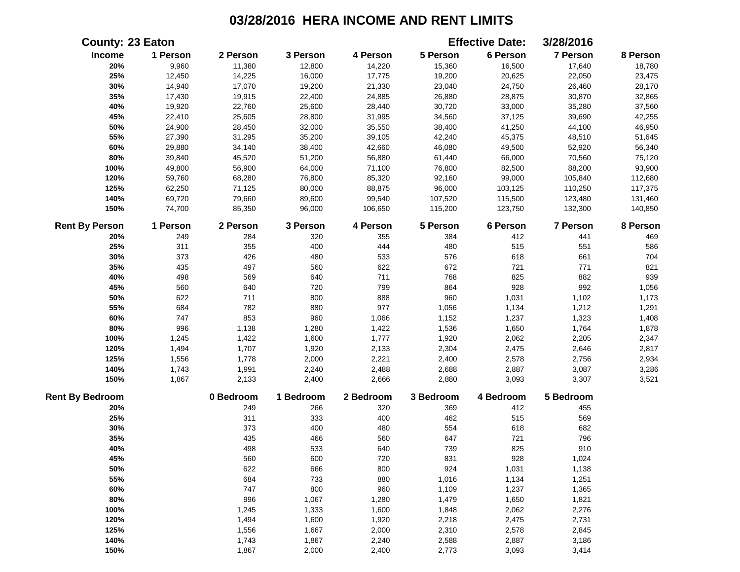# 03/28/2016 HERA INCOME AND RENT LIMITS

**County:** 23 Eaton **Effective Date:** 3/28/2016

| Income | 1 Person | 2 Person | 3 Person | 4 Person | 5 Person | 6 Person | 7 Person | 8 Person |
|---|---|---|---|---|---|---|---|---|
| 20% | 9,960 | 11,380 | 12,800 | 14,220 | 15,360 | 16,500 | 17,640 | 18,780 |
| 25% | 12,450 | 14,225 | 16,000 | 17,775 | 19,200 | 20,625 | 22,050 | 23,475 |
| 30% | 14,940 | 17,070 | 19,200 | 21,330 | 23,040 | 24,750 | 26,460 | 28,170 |
| 35% | 17,430 | 19,915 | 22,400 | 24,885 | 26,880 | 28,875 | 30,870 | 32,865 |
| 40% | 19,920 | 22,760 | 25,600 | 28,440 | 30,720 | 33,000 | 35,280 | 37,560 |
| 45% | 22,410 | 25,605 | 28,800 | 31,995 | 34,560 | 37,125 | 39,690 | 42,255 |
| 50% | 24,900 | 28,450 | 32,000 | 35,550 | 38,400 | 41,250 | 44,100 | 46,950 |
| 55% | 27,390 | 31,295 | 35,200 | 39,105 | 42,240 | 45,375 | 48,510 | 51,645 |
| 60% | 29,880 | 34,140 | 38,400 | 42,660 | 46,080 | 49,500 | 52,920 | 56,340 |
| 80% | 39,840 | 45,520 | 51,200 | 56,880 | 61,440 | 66,000 | 70,560 | 75,120 |
| 100% | 49,800 | 56,900 | 64,000 | 71,100 | 76,800 | 82,500 | 88,200 | 93,900 |
| 120% | 59,760 | 68,280 | 76,800 | 85,320 | 92,160 | 99,000 | 105,840 | 112,680 |
| 125% | 62,250 | 71,125 | 80,000 | 88,875 | 96,000 | 103,125 | 110,250 | 117,375 |
| 140% | 69,720 | 79,660 | 89,600 | 99,540 | 107,520 | 115,500 | 123,480 | 131,460 |
| 150% | 74,700 | 85,350 | 96,000 | 106,650 | 115,200 | 123,750 | 132,300 | 140,850 |

| Rent By Person | 1 Person | 2 Person | 3 Person | 4 Person | 5 Person | 6 Person | 7 Person | 8 Person |
|---|---|---|---|---|---|---|---|---|
| 20% | 249 | 284 | 320 | 355 | 384 | 412 | 441 | 469 |
| 25% | 311 | 355 | 400 | 444 | 480 | 515 | 551 | 586 |
| 30% | 373 | 426 | 480 | 533 | 576 | 618 | 661 | 704 |
| 35% | 435 | 497 | 560 | 622 | 672 | 721 | 771 | 821 |
| 40% | 498 | 569 | 640 | 711 | 768 | 825 | 882 | 939 |
| 45% | 560 | 640 | 720 | 799 | 864 | 928 | 992 | 1,056 |
| 50% | 622 | 711 | 800 | 888 | 960 | 1,031 | 1,102 | 1,173 |
| 55% | 684 | 782 | 880 | 977 | 1,056 | 1,134 | 1,212 | 1,291 |
| 60% | 747 | 853 | 960 | 1,066 | 1,152 | 1,237 | 1,323 | 1,408 |
| 80% | 996 | 1,138 | 1,280 | 1,422 | 1,536 | 1,650 | 1,764 | 1,878 |
| 100% | 1,245 | 1,422 | 1,600 | 1,777 | 1,920 | 2,062 | 2,205 | 2,347 |
| 120% | 1,494 | 1,707 | 1,920 | 2,133 | 2,304 | 2,475 | 2,646 | 2,817 |
| 125% | 1,556 | 1,778 | 2,000 | 2,221 | 2,400 | 2,578 | 2,756 | 2,934 |
| 140% | 1,743 | 1,991 | 2,240 | 2,488 | 2,688 | 2,887 | 3,087 | 3,286 |
| 150% | 1,867 | 2,133 | 2,400 | 2,666 | 2,880 | 3,093 | 3,307 | 3,521 |

| Rent By Bedroom | 0 Bedroom | 1 Bedroom | 2 Bedroom | 3 Bedroom | 4 Bedroom | 5 Bedroom |
|---|---|---|---|---|---|---|
| 20% | 249 | 266 | 320 | 369 | 412 | 455 |
| 25% | 311 | 333 | 400 | 462 | 515 | 569 |
| 30% | 373 | 400 | 480 | 554 | 618 | 682 |
| 35% | 435 | 466 | 560 | 647 | 721 | 796 |
| 40% | 498 | 533 | 640 | 739 | 825 | 910 |
| 45% | 560 | 600 | 720 | 831 | 928 | 1,024 |
| 50% | 622 | 666 | 800 | 924 | 1,031 | 1,138 |
| 55% | 684 | 733 | 880 | 1,016 | 1,134 | 1,251 |
| 60% | 747 | 800 | 960 | 1,109 | 1,237 | 1,365 |
| 80% | 996 | 1,067 | 1,280 | 1,479 | 1,650 | 1,821 |
| 100% | 1,245 | 1,333 | 1,600 | 1,848 | 2,062 | 2,276 |
| 120% | 1,494 | 1,600 | 1,920 | 2,218 | 2,475 | 2,731 |
| 125% | 1,556 | 1,667 | 2,000 | 2,310 | 2,578 | 2,845 |
| 140% | 1,743 | 1,867 | 2,240 | 2,588 | 2,887 | 3,186 |
| 150% | 1,867 | 2,000 | 2,400 | 2,773 | 3,093 | 3,414 |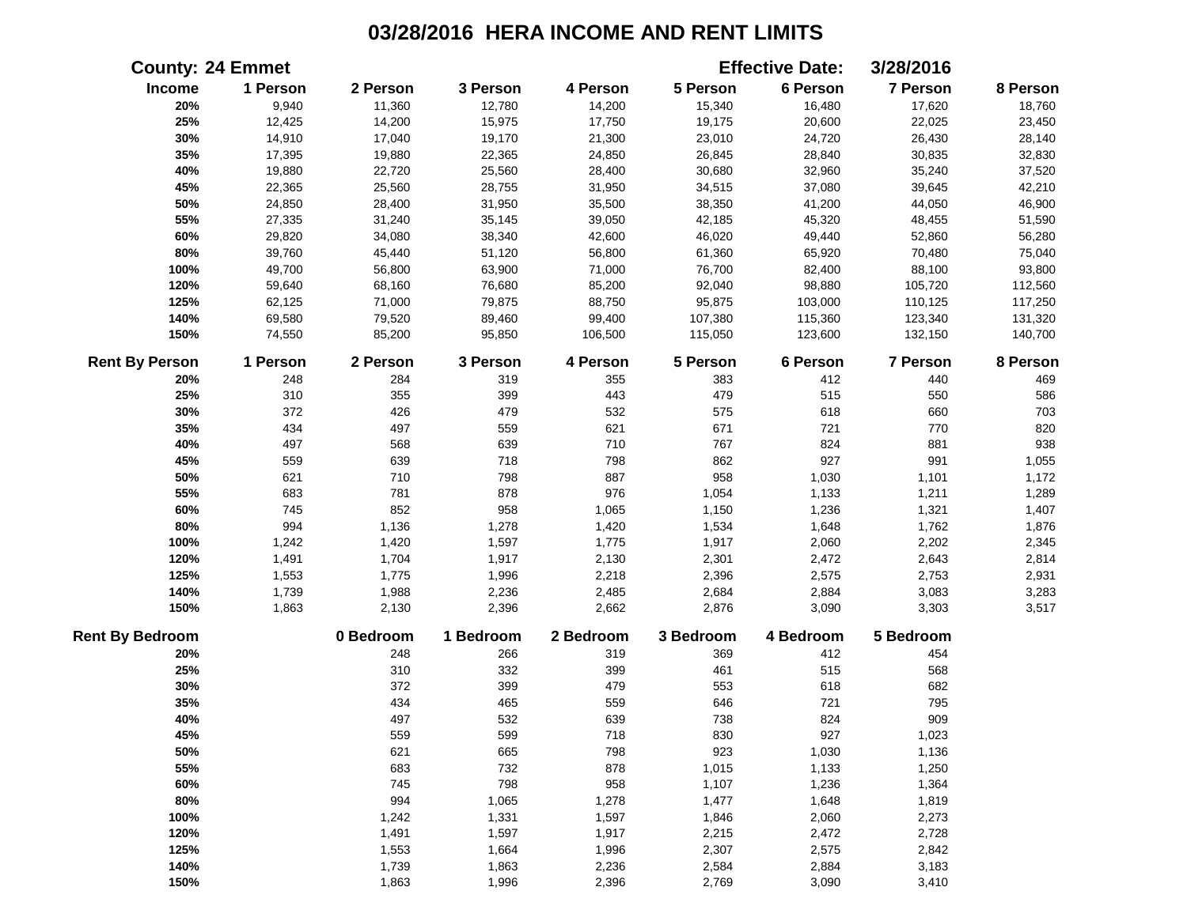# 03/28/2016 HERA INCOME AND RENT LIMITS

**County:** 24 Emmet **Effective Date:** 3/28/2016

| Income | 1 Person | 2 Person | 3 Person | 4 Person | 5 Person | 6 Person | 7 Person | 8 Person |
|---|---|---|---|---|---|---|---|---|
| 20% | 9,940 | 11,360 | 12,780 | 14,200 | 15,340 | 16,480 | 17,620 | 18,760 |
| 25% | 12,425 | 14,200 | 15,975 | 17,750 | 19,175 | 20,600 | 22,025 | 23,450 |
| 30% | 14,910 | 17,040 | 19,170 | 21,300 | 23,010 | 24,720 | 26,430 | 28,140 |
| 35% | 17,395 | 19,880 | 22,365 | 24,850 | 26,845 | 28,840 | 30,835 | 32,830 |
| 40% | 19,880 | 22,720 | 25,560 | 28,400 | 30,680 | 32,960 | 35,240 | 37,520 |
| 45% | 22,365 | 25,560 | 28,755 | 31,950 | 34,515 | 37,080 | 39,645 | 42,210 |
| 50% | 24,850 | 28,400 | 31,950 | 35,500 | 38,350 | 41,200 | 44,050 | 46,900 |
| 55% | 27,335 | 31,240 | 35,145 | 39,050 | 42,185 | 45,320 | 48,455 | 51,590 |
| 60% | 29,820 | 34,080 | 38,340 | 42,600 | 46,020 | 49,440 | 52,860 | 56,280 |
| 80% | 39,760 | 45,440 | 51,120 | 56,800 | 61,360 | 65,920 | 70,480 | 75,040 |
| 100% | 49,700 | 56,800 | 63,900 | 71,000 | 76,700 | 82,400 | 88,100 | 93,800 |
| 120% | 59,640 | 68,160 | 76,680 | 85,200 | 92,040 | 98,880 | 105,720 | 112,560 |
| 125% | 62,125 | 71,000 | 79,875 | 88,750 | 95,875 | 103,000 | 110,125 | 117,250 |
| 140% | 69,580 | 79,520 | 89,460 | 99,400 | 107,380 | 115,360 | 123,340 | 131,320 |
| 150% | 74,550 | 85,200 | 95,850 | 106,500 | 115,050 | 123,600 | 132,150 | 140,700 |

| Rent By Person | 1 Person | 2 Person | 3 Person | 4 Person | 5 Person | 6 Person | 7 Person | 8 Person |
|---|---|---|---|---|---|---|---|---|
| 20% | 248 | 284 | 319 | 355 | 383 | 412 | 440 | 469 |
| 25% | 310 | 355 | 399 | 443 | 479 | 515 | 550 | 586 |
| 30% | 372 | 426 | 479 | 532 | 575 | 618 | 660 | 703 |
| 35% | 434 | 497 | 559 | 621 | 671 | 721 | 770 | 820 |
| 40% | 497 | 568 | 639 | 710 | 767 | 824 | 881 | 938 |
| 45% | 559 | 639 | 718 | 798 | 862 | 927 | 991 | 1,055 |
| 50% | 621 | 710 | 798 | 887 | 958 | 1,030 | 1,101 | 1,172 |
| 55% | 683 | 781 | 878 | 976 | 1,054 | 1,133 | 1,211 | 1,289 |
| 60% | 745 | 852 | 958 | 1,065 | 1,150 | 1,236 | 1,321 | 1,407 |
| 80% | 994 | 1,136 | 1,278 | 1,420 | 1,534 | 1,648 | 1,762 | 1,876 |
| 100% | 1,242 | 1,420 | 1,597 | 1,775 | 1,917 | 2,060 | 2,202 | 2,345 |
| 120% | 1,491 | 1,704 | 1,917 | 2,130 | 2,301 | 2,472 | 2,643 | 2,814 |
| 125% | 1,553 | 1,775 | 1,996 | 2,218 | 2,396 | 2,575 | 2,753 | 2,931 |
| 140% | 1,739 | 1,988 | 2,236 | 2,485 | 2,684 | 2,884 | 3,083 | 3,283 |
| 150% | 1,863 | 2,130 | 2,396 | 2,662 | 2,876 | 3,090 | 3,303 | 3,517 |

| Rent By Bedroom | 0 Bedroom | 1 Bedroom | 2 Bedroom | 3 Bedroom | 4 Bedroom | 5 Bedroom |
|---|---|---|---|---|---|---|
| 20% | 248 | 266 | 319 | 369 | 412 | 454 |
| 25% | 310 | 332 | 399 | 461 | 515 | 568 |
| 30% | 372 | 399 | 479 | 553 | 618 | 682 |
| 35% | 434 | 465 | 559 | 646 | 721 | 795 |
| 40% | 497 | 532 | 639 | 738 | 824 | 909 |
| 45% | 559 | 599 | 718 | 830 | 927 | 1,023 |
| 50% | 621 | 665 | 798 | 923 | 1,030 | 1,136 |
| 55% | 683 | 732 | 878 | 1,015 | 1,133 | 1,250 |
| 60% | 745 | 798 | 958 | 1,107 | 1,236 | 1,364 |
| 80% | 994 | 1,065 | 1,278 | 1,477 | 1,648 | 1,819 |
| 100% | 1,242 | 1,331 | 1,597 | 1,846 | 2,060 | 2,273 |
| 120% | 1,491 | 1,597 | 1,917 | 2,215 | 2,472 | 2,728 |
| 125% | 1,553 | 1,664 | 1,996 | 2,307 | 2,575 | 2,842 |
| 140% | 1,739 | 1,863 | 2,236 | 2,584 | 2,884 | 3,183 |
| 150% | 1,863 | 1,996 | 2,396 | 2,769 | 3,090 | 3,410 |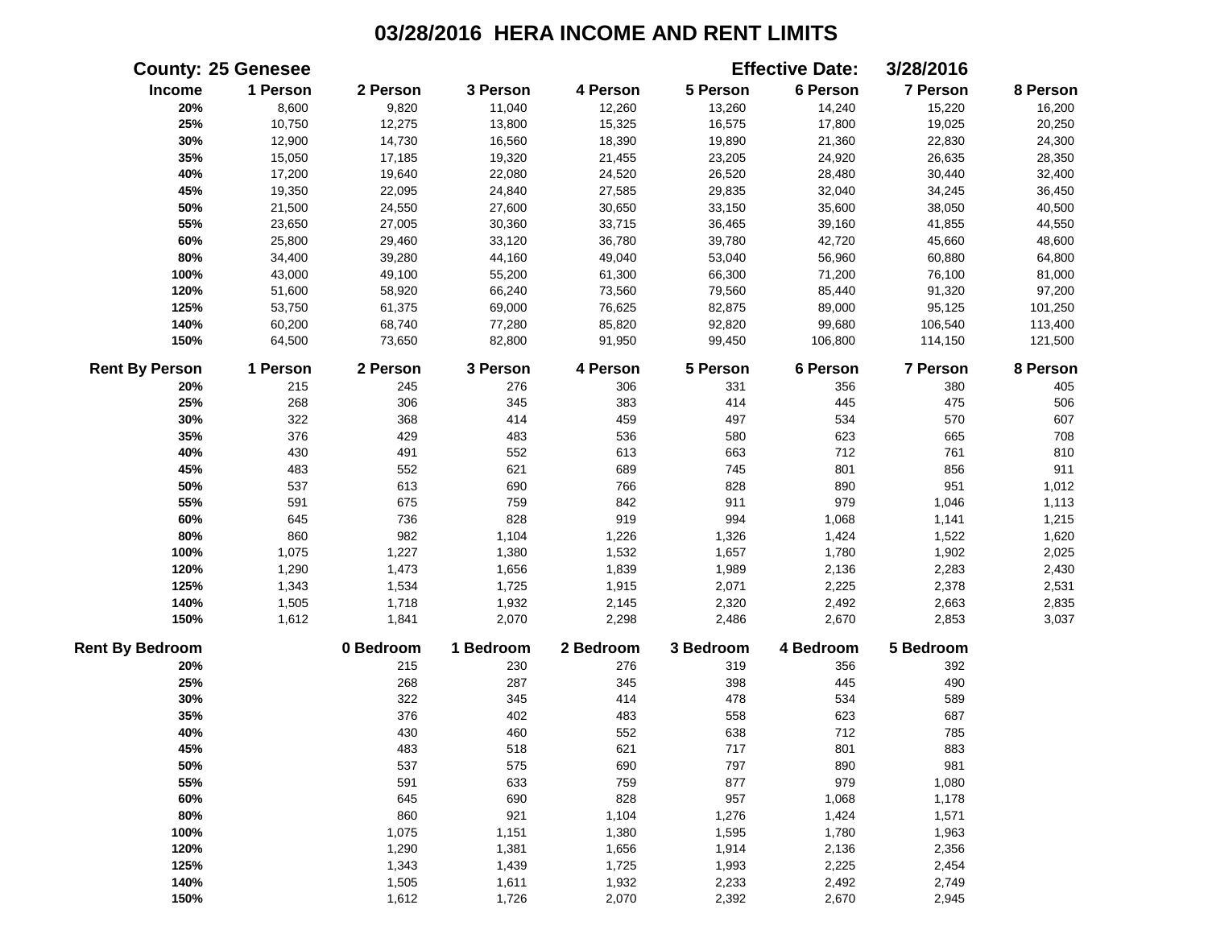# 03/28/2016 HERA INCOME AND RENT LIMITS

**County: 25 Genesee** **Effective Date: 3/28/2016**

| Income | 1 Person | 2 Person | 3 Person | 4 Person | 5 Person | 6 Person | 7 Person | 8 Person |
|---|---|---|---|---|---|---|---|---|
| 20% | 8,600 | 9,820 | 11,040 | 12,260 | 13,260 | 14,240 | 15,220 | 16,200 |
| 25% | 10,750 | 12,275 | 13,800 | 15,325 | 16,575 | 17,800 | 19,025 | 20,250 |
| 30% | 12,900 | 14,730 | 16,560 | 18,390 | 19,890 | 21,360 | 22,830 | 24,300 |
| 35% | 15,050 | 17,185 | 19,320 | 21,455 | 23,205 | 24,920 | 26,635 | 28,350 |
| 40% | 17,200 | 19,640 | 22,080 | 24,520 | 26,520 | 28,480 | 30,440 | 32,400 |
| 45% | 19,350 | 22,095 | 24,840 | 27,585 | 29,835 | 32,040 | 34,245 | 36,450 |
| 50% | 21,500 | 24,550 | 27,600 | 30,650 | 33,150 | 35,600 | 38,050 | 40,500 |
| 55% | 23,650 | 27,005 | 30,360 | 33,715 | 36,465 | 39,160 | 41,855 | 44,550 |
| 60% | 25,800 | 29,460 | 33,120 | 36,780 | 39,780 | 42,720 | 45,660 | 48,600 |
| 80% | 34,400 | 39,280 | 44,160 | 49,040 | 53,040 | 56,960 | 60,880 | 64,800 |
| 100% | 43,000 | 49,100 | 55,200 | 61,300 | 66,300 | 71,200 | 76,100 | 81,000 |
| 120% | 51,600 | 58,920 | 66,240 | 73,560 | 79,560 | 85,440 | 91,320 | 97,200 |
| 125% | 53,750 | 61,375 | 69,000 | 76,625 | 82,875 | 89,000 | 95,125 | 101,250 |
| 140% | 60,200 | 68,740 | 77,280 | 85,820 | 92,820 | 99,680 | 106,540 | 113,400 |
| 150% | 64,500 | 73,650 | 82,800 | 91,950 | 99,450 | 106,800 | 114,150 | 121,500 |

| Rent By Person | 1 Person | 2 Person | 3 Person | 4 Person | 5 Person | 6 Person | 7 Person | 8 Person |
|---|---|---|---|---|---|---|---|---|
| 20% | 215 | 245 | 276 | 306 | 331 | 356 | 380 | 405 |
| 25% | 268 | 306 | 345 | 383 | 414 | 445 | 475 | 506 |
| 30% | 322 | 368 | 414 | 459 | 497 | 534 | 570 | 607 |
| 35% | 376 | 429 | 483 | 536 | 580 | 623 | 665 | 708 |
| 40% | 430 | 491 | 552 | 613 | 663 | 712 | 761 | 810 |
| 45% | 483 | 552 | 621 | 689 | 745 | 801 | 856 | 911 |
| 50% | 537 | 613 | 690 | 766 | 828 | 890 | 951 | 1,012 |
| 55% | 591 | 675 | 759 | 842 | 911 | 979 | 1,046 | 1,113 |
| 60% | 645 | 736 | 828 | 919 | 994 | 1,068 | 1,141 | 1,215 |
| 80% | 860 | 982 | 1,104 | 1,226 | 1,326 | 1,424 | 1,522 | 1,620 |
| 100% | 1,075 | 1,227 | 1,380 | 1,532 | 1,657 | 1,780 | 1,902 | 2,025 |
| 120% | 1,290 | 1,473 | 1,656 | 1,839 | 1,989 | 2,136 | 2,283 | 2,430 |
| 125% | 1,343 | 1,534 | 1,725 | 1,915 | 2,071 | 2,225 | 2,378 | 2,531 |
| 140% | 1,505 | 1,718 | 1,932 | 2,145 | 2,320 | 2,492 | 2,663 | 2,835 |
| 150% | 1,612 | 1,841 | 2,070 | 2,298 | 2,486 | 2,670 | 2,853 | 3,037 |

| Rent By Bedroom | 0 Bedroom | 1 Bedroom | 2 Bedroom | 3 Bedroom | 4 Bedroom | 5 Bedroom |
|---|---|---|---|---|---|---|
| 20% | 215 | 230 | 276 | 319 | 356 | 392 |
| 25% | 268 | 287 | 345 | 398 | 445 | 490 |
| 30% | 322 | 345 | 414 | 478 | 534 | 589 |
| 35% | 376 | 402 | 483 | 558 | 623 | 687 |
| 40% | 430 | 460 | 552 | 638 | 712 | 785 |
| 45% | 483 | 518 | 621 | 717 | 801 | 883 |
| 50% | 537 | 575 | 690 | 797 | 890 | 981 |
| 55% | 591 | 633 | 759 | 877 | 979 | 1,080 |
| 60% | 645 | 690 | 828 | 957 | 1,068 | 1,178 |
| 80% | 860 | 921 | 1,104 | 1,276 | 1,424 | 1,571 |
| 100% | 1,075 | 1,151 | 1,380 | 1,595 | 1,780 | 1,963 |
| 120% | 1,290 | 1,381 | 1,656 | 1,914 | 2,136 | 2,356 |
| 125% | 1,343 | 1,439 | 1,725 | 1,993 | 2,225 | 2,454 |
| 140% | 1,505 | 1,611 | 1,932 | 2,233 | 2,492 | 2,749 |
| 150% | 1,612 | 1,726 | 2,070 | 2,392 | 2,670 | 2,945 |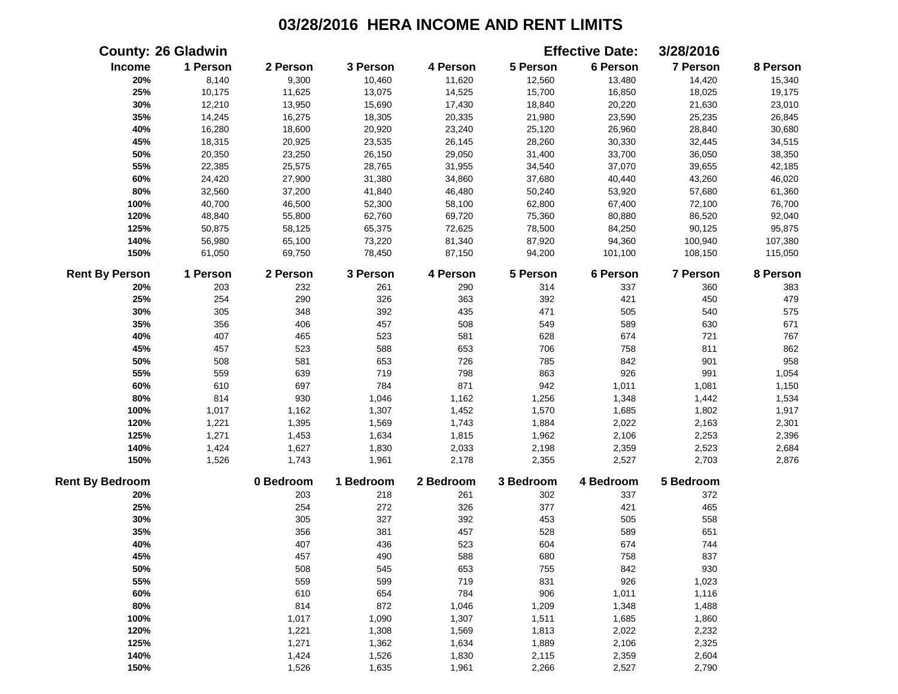# 03/28/2016 HERA INCOME AND RENT LIMITS

**County:** 26 Gladwin **Effective Date:** 3/28/2016

| Income | 1 Person | 2 Person | 3 Person | 4 Person | 5 Person | 6 Person | 7 Person | 8 Person |
|---|---|---|---|---|---|---|---|---|
| 20% | 8,140 | 9,300 | 10,460 | 11,620 | 12,560 | 13,480 | 14,420 | 15,340 |
| 25% | 10,175 | 11,625 | 13,075 | 14,525 | 15,700 | 16,850 | 18,025 | 19,175 |
| 30% | 12,210 | 13,950 | 15,690 | 17,430 | 18,840 | 20,220 | 21,630 | 23,010 |
| 35% | 14,245 | 16,275 | 18,305 | 20,335 | 21,980 | 23,590 | 25,235 | 26,845 |
| 40% | 16,280 | 18,600 | 20,920 | 23,240 | 25,120 | 26,960 | 28,840 | 30,680 |
| 45% | 18,315 | 20,925 | 23,535 | 26,145 | 28,260 | 30,330 | 32,445 | 34,515 |
| 50% | 20,350 | 23,250 | 26,150 | 29,050 | 31,400 | 33,700 | 36,050 | 38,350 |
| 55% | 22,385 | 25,575 | 28,765 | 31,955 | 34,540 | 37,070 | 39,655 | 42,185 |
| 60% | 24,420 | 27,900 | 31,380 | 34,860 | 37,680 | 40,440 | 43,260 | 46,020 |
| 80% | 32,560 | 37,200 | 41,840 | 46,480 | 50,240 | 53,920 | 57,680 | 61,360 |
| 100% | 40,700 | 46,500 | 52,300 | 58,100 | 62,800 | 67,400 | 72,100 | 76,700 |
| 120% | 48,840 | 55,800 | 62,760 | 69,720 | 75,360 | 80,880 | 86,520 | 92,040 |
| 125% | 50,875 | 58,125 | 65,375 | 72,625 | 78,500 | 84,250 | 90,125 | 95,875 |
| 140% | 56,980 | 65,100 | 73,220 | 81,340 | 87,920 | 94,360 | 100,940 | 107,380 |
| 150% | 61,050 | 69,750 | 78,450 | 87,150 | 94,200 | 101,100 | 108,150 | 115,050 |

| Rent By Person | 1 Person | 2 Person | 3 Person | 4 Person | 5 Person | 6 Person | 7 Person | 8 Person |
|---|---|---|---|---|---|---|---|---|
| 20% | 203 | 232 | 261 | 290 | 314 | 337 | 360 | 383 |
| 25% | 254 | 290 | 326 | 363 | 392 | 421 | 450 | 479 |
| 30% | 305 | 348 | 392 | 435 | 471 | 505 | 540 | 575 |
| 35% | 356 | 406 | 457 | 508 | 549 | 589 | 630 | 671 |
| 40% | 407 | 465 | 523 | 581 | 628 | 674 | 721 | 767 |
| 45% | 457 | 523 | 588 | 653 | 706 | 758 | 811 | 862 |
| 50% | 508 | 581 | 653 | 726 | 785 | 842 | 901 | 958 |
| 55% | 559 | 639 | 719 | 798 | 863 | 926 | 991 | 1,054 |
| 60% | 610 | 697 | 784 | 871 | 942 | 1,011 | 1,081 | 1,150 |
| 80% | 814 | 930 | 1,046 | 1,162 | 1,256 | 1,348 | 1,442 | 1,534 |
| 100% | 1,017 | 1,162 | 1,307 | 1,452 | 1,570 | 1,685 | 1,802 | 1,917 |
| 120% | 1,221 | 1,395 | 1,569 | 1,743 | 1,884 | 2,022 | 2,163 | 2,301 |
| 125% | 1,271 | 1,453 | 1,634 | 1,815 | 1,962 | 2,106 | 2,253 | 2,396 |
| 140% | 1,424 | 1,627 | 1,830 | 2,033 | 2,198 | 2,359 | 2,523 | 2,684 |
| 150% | 1,526 | 1,743 | 1,961 | 2,178 | 2,355 | 2,527 | 2,703 | 2,876 |

| Rent By Bedroom | 0 Bedroom | 1 Bedroom | 2 Bedroom | 3 Bedroom | 4 Bedroom | 5 Bedroom |
|---|---|---|---|---|---|---|
| 20% | 203 | 218 | 261 | 302 | 337 | 372 |
| 25% | 254 | 272 | 326 | 377 | 421 | 465 |
| 30% | 305 | 327 | 392 | 453 | 505 | 558 |
| 35% | 356 | 381 | 457 | 528 | 589 | 651 |
| 40% | 407 | 436 | 523 | 604 | 674 | 744 |
| 45% | 457 | 490 | 588 | 680 | 758 | 837 |
| 50% | 508 | 545 | 653 | 755 | 842 | 930 |
| 55% | 559 | 599 | 719 | 831 | 926 | 1,023 |
| 60% | 610 | 654 | 784 | 906 | 1,011 | 1,116 |
| 80% | 814 | 872 | 1,046 | 1,209 | 1,348 | 1,488 |
| 100% | 1,017 | 1,090 | 1,307 | 1,511 | 1,685 | 1,860 |
| 120% | 1,221 | 1,308 | 1,569 | 1,813 | 2,022 | 2,232 |
| 125% | 1,271 | 1,362 | 1,634 | 1,889 | 2,106 | 2,325 |
| 140% | 1,424 | 1,526 | 1,830 | 2,115 | 2,359 | 2,604 |
| 150% | 1,526 | 1,635 | 1,961 | 2,266 | 2,527 | 2,790 |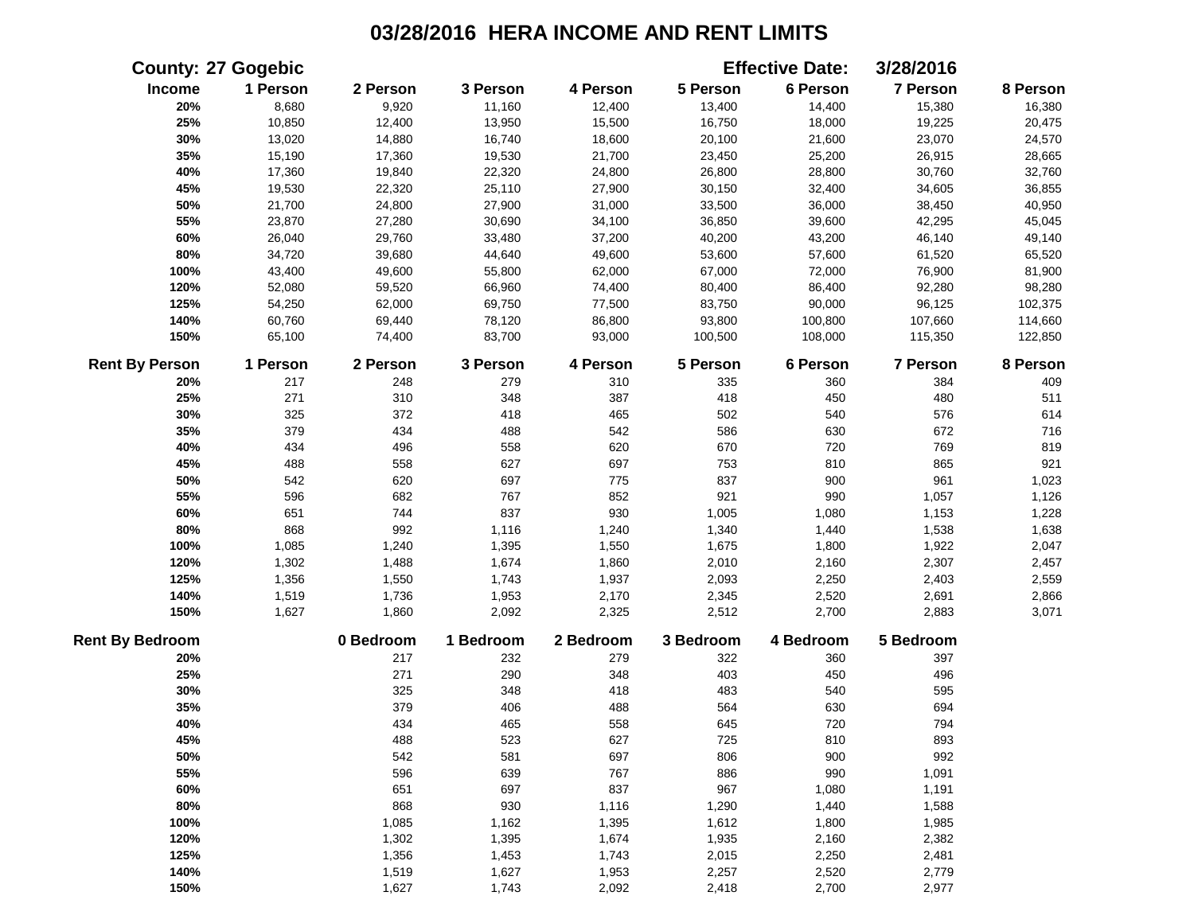# 03/28/2016 HERA INCOME AND RENT LIMITS

**County:** 27 Gogebic **Effective Date:** 3/28/2016

| Income | 1 Person | 2 Person | 3 Person | 4 Person | 5 Person | 6 Person | 7 Person | 8 Person |
|---|---|---|---|---|---|---|---|---|
| 20% | 8,680 | 9,920 | 11,160 | 12,400 | 13,400 | 14,400 | 15,380 | 16,380 |
| 25% | 10,850 | 12,400 | 13,950 | 15,500 | 16,750 | 18,000 | 19,225 | 20,475 |
| 30% | 13,020 | 14,880 | 16,740 | 18,600 | 20,100 | 21,600 | 23,070 | 24,570 |
| 35% | 15,190 | 17,360 | 19,530 | 21,700 | 23,450 | 25,200 | 26,915 | 28,665 |
| 40% | 17,360 | 19,840 | 22,320 | 24,800 | 26,800 | 28,800 | 30,760 | 32,760 |
| 45% | 19,530 | 22,320 | 25,110 | 27,900 | 30,150 | 32,400 | 34,605 | 36,855 |
| 50% | 21,700 | 24,800 | 27,900 | 31,000 | 33,500 | 36,000 | 38,450 | 40,950 |
| 55% | 23,870 | 27,280 | 30,690 | 34,100 | 36,850 | 39,600 | 42,295 | 45,045 |
| 60% | 26,040 | 29,760 | 33,480 | 37,200 | 40,200 | 43,200 | 46,140 | 49,140 |
| 80% | 34,720 | 39,680 | 44,640 | 49,600 | 53,600 | 57,600 | 61,520 | 65,520 |
| 100% | 43,400 | 49,600 | 55,800 | 62,000 | 67,000 | 72,000 | 76,900 | 81,900 |
| 120% | 52,080 | 59,520 | 66,960 | 74,400 | 80,400 | 86,400 | 92,280 | 98,280 |
| 125% | 54,250 | 62,000 | 69,750 | 77,500 | 83,750 | 90,000 | 96,125 | 102,375 |
| 140% | 60,760 | 69,440 | 78,120 | 86,800 | 93,800 | 100,800 | 107,660 | 114,660 |
| 150% | 65,100 | 74,400 | 83,700 | 93,000 | 100,500 | 108,000 | 115,350 | 122,850 |

| Rent By Person | 1 Person | 2 Person | 3 Person | 4 Person | 5 Person | 6 Person | 7 Person | 8 Person |
|---|---|---|---|---|---|---|---|---|
| 20% | 217 | 248 | 279 | 310 | 335 | 360 | 384 | 409 |
| 25% | 271 | 310 | 348 | 387 | 418 | 450 | 480 | 511 |
| 30% | 325 | 372 | 418 | 465 | 502 | 540 | 576 | 614 |
| 35% | 379 | 434 | 488 | 542 | 586 | 630 | 672 | 716 |
| 40% | 434 | 496 | 558 | 620 | 670 | 720 | 769 | 819 |
| 45% | 488 | 558 | 627 | 697 | 753 | 810 | 865 | 921 |
| 50% | 542 | 620 | 697 | 775 | 837 | 900 | 961 | 1,023 |
| 55% | 596 | 682 | 767 | 852 | 921 | 990 | 1,057 | 1,126 |
| 60% | 651 | 744 | 837 | 930 | 1,005 | 1,080 | 1,153 | 1,228 |
| 80% | 868 | 992 | 1,116 | 1,240 | 1,340 | 1,440 | 1,538 | 1,638 |
| 100% | 1,085 | 1,240 | 1,395 | 1,550 | 1,675 | 1,800 | 1,922 | 2,047 |
| 120% | 1,302 | 1,488 | 1,674 | 1,860 | 2,010 | 2,160 | 2,307 | 2,457 |
| 125% | 1,356 | 1,550 | 1,743 | 1,937 | 2,093 | 2,250 | 2,403 | 2,559 |
| 140% | 1,519 | 1,736 | 1,953 | 2,170 | 2,345 | 2,520 | 2,691 | 2,866 |
| 150% | 1,627 | 1,860 | 2,092 | 2,325 | 2,512 | 2,700 | 2,883 | 3,071 |

| Rent By Bedroom | 0 Bedroom | 1 Bedroom | 2 Bedroom | 3 Bedroom | 4 Bedroom | 5 Bedroom |
|---|---|---|---|---|---|---|
| 20% | 217 | 232 | 279 | 322 | 360 | 397 |
| 25% | 271 | 290 | 348 | 403 | 450 | 496 |
| 30% | 325 | 348 | 418 | 483 | 540 | 595 |
| 35% | 379 | 406 | 488 | 564 | 630 | 694 |
| 40% | 434 | 465 | 558 | 645 | 720 | 794 |
| 45% | 488 | 523 | 627 | 725 | 810 | 893 |
| 50% | 542 | 581 | 697 | 806 | 900 | 992 |
| 55% | 596 | 639 | 767 | 886 | 990 | 1,091 |
| 60% | 651 | 697 | 837 | 967 | 1,080 | 1,191 |
| 80% | 868 | 930 | 1,116 | 1,290 | 1,440 | 1,588 |
| 100% | 1,085 | 1,162 | 1,395 | 1,612 | 1,800 | 1,985 |
| 120% | 1,302 | 1,395 | 1,674 | 1,935 | 2,160 | 2,382 |
| 125% | 1,356 | 1,453 | 1,743 | 2,015 | 2,250 | 2,481 |
| 140% | 1,519 | 1,627 | 1,953 | 2,257 | 2,520 | 2,779 |
| 150% | 1,627 | 1,743 | 2,092 | 2,418 | 2,700 | 2,977 |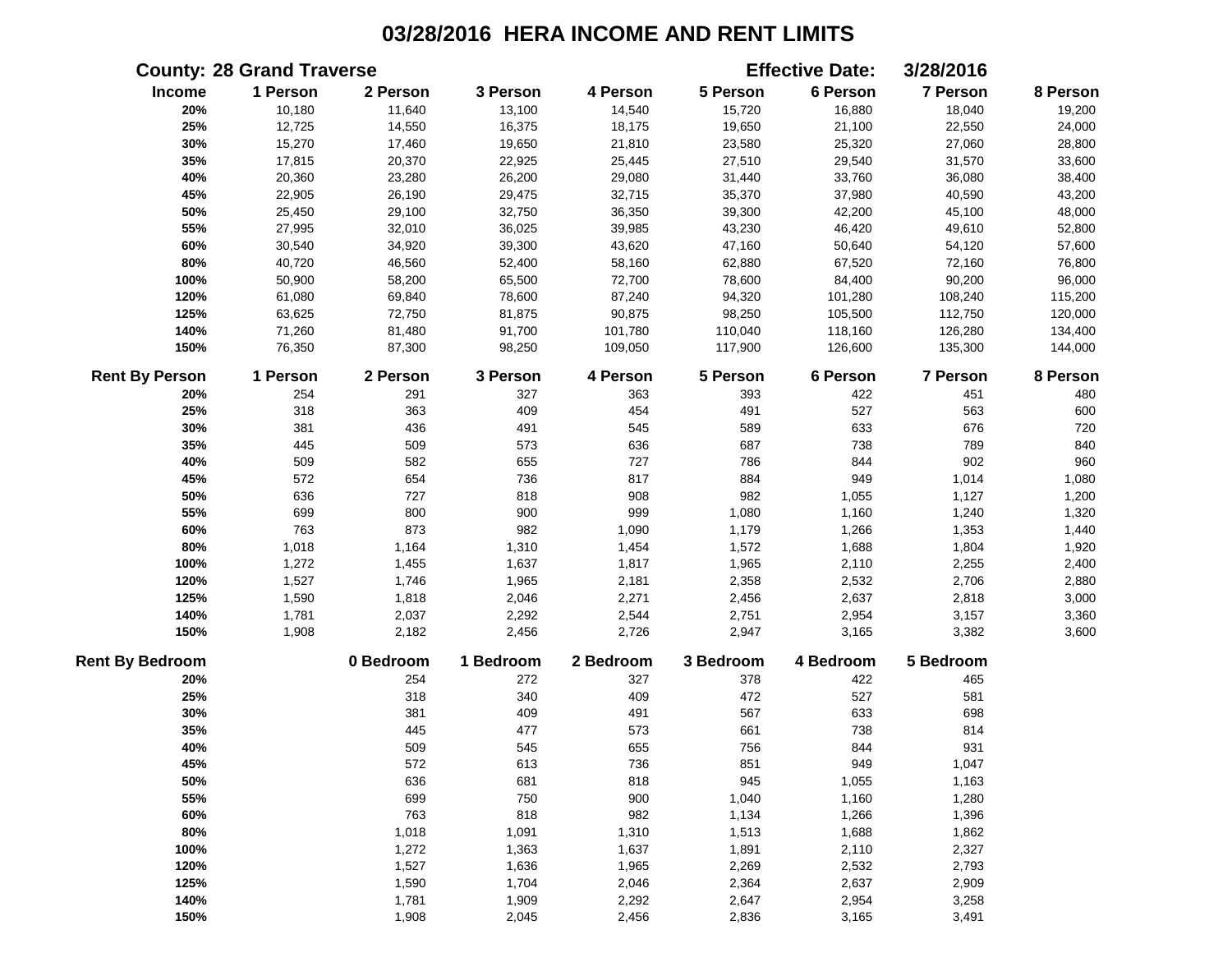# 03/28/2016 HERA INCOME AND RENT LIMITS

**County: 28 Grand Traverse** **Effective Date: 3/28/2016**

| Income | 1 Person | 2 Person | 3 Person | 4 Person | 5 Person | 6 Person | 7 Person | 8 Person |
|---|---|---|---|---|---|---|---|---|
| 20% | 10,180 | 11,640 | 13,100 | 14,540 | 15,720 | 16,880 | 18,040 | 19,200 |
| 25% | 12,725 | 14,550 | 16,375 | 18,175 | 19,650 | 21,100 | 22,550 | 24,000 |
| 30% | 15,270 | 17,460 | 19,650 | 21,810 | 23,580 | 25,320 | 27,060 | 28,800 |
| 35% | 17,815 | 20,370 | 22,925 | 25,445 | 27,510 | 29,540 | 31,570 | 33,600 |
| 40% | 20,360 | 23,280 | 26,200 | 29,080 | 31,440 | 33,760 | 36,080 | 38,400 |
| 45% | 22,905 | 26,190 | 29,475 | 32,715 | 35,370 | 37,980 | 40,590 | 43,200 |
| 50% | 25,450 | 29,100 | 32,750 | 36,350 | 39,300 | 42,200 | 45,100 | 48,000 |
| 55% | 27,995 | 32,010 | 36,025 | 39,985 | 43,230 | 46,420 | 49,610 | 52,800 |
| 60% | 30,540 | 34,920 | 39,300 | 43,620 | 47,160 | 50,640 | 54,120 | 57,600 |
| 80% | 40,720 | 46,560 | 52,400 | 58,160 | 62,880 | 67,520 | 72,160 | 76,800 |
| 100% | 50,900 | 58,200 | 65,500 | 72,700 | 78,600 | 84,400 | 90,200 | 96,000 |
| 120% | 61,080 | 69,840 | 78,600 | 87,240 | 94,320 | 101,280 | 108,240 | 115,200 |
| 125% | 63,625 | 72,750 | 81,875 | 90,875 | 98,250 | 105,500 | 112,750 | 120,000 |
| 140% | 71,260 | 81,480 | 91,700 | 101,780 | 110,040 | 118,160 | 126,280 | 134,400 |
| 150% | 76,350 | 87,300 | 98,250 | 109,050 | 117,900 | 126,600 | 135,300 | 144,000 |

| Rent By Person | 1 Person | 2 Person | 3 Person | 4 Person | 5 Person | 6 Person | 7 Person | 8 Person |
|---|---|---|---|---|---|---|---|---|
| 20% | 254 | 291 | 327 | 363 | 393 | 422 | 451 | 480 |
| 25% | 318 | 363 | 409 | 454 | 491 | 527 | 563 | 600 |
| 30% | 381 | 436 | 491 | 545 | 589 | 633 | 676 | 720 |
| 35% | 445 | 509 | 573 | 636 | 687 | 738 | 789 | 840 |
| 40% | 509 | 582 | 655 | 727 | 786 | 844 | 902 | 960 |
| 45% | 572 | 654 | 736 | 817 | 884 | 949 | 1,014 | 1,080 |
| 50% | 636 | 727 | 818 | 908 | 982 | 1,055 | 1,127 | 1,200 |
| 55% | 699 | 800 | 900 | 999 | 1,080 | 1,160 | 1,240 | 1,320 |
| 60% | 763 | 873 | 982 | 1,090 | 1,179 | 1,266 | 1,353 | 1,440 |
| 80% | 1,018 | 1,164 | 1,310 | 1,454 | 1,572 | 1,688 | 1,804 | 1,920 |
| 100% | 1,272 | 1,455 | 1,637 | 1,817 | 1,965 | 2,110 | 2,255 | 2,400 |
| 120% | 1,527 | 1,746 | 1,965 | 2,181 | 2,358 | 2,532 | 2,706 | 2,880 |
| 125% | 1,590 | 1,818 | 2,046 | 2,271 | 2,456 | 2,637 | 2,818 | 3,000 |
| 140% | 1,781 | 2,037 | 2,292 | 2,544 | 2,751 | 2,954 | 3,157 | 3,360 |
| 150% | 1,908 | 2,182 | 2,456 | 2,726 | 2,947 | 3,165 | 3,382 | 3,600 |

| Rent By Bedroom | 0 Bedroom | 1 Bedroom | 2 Bedroom | 3 Bedroom | 4 Bedroom | 5 Bedroom |
|---|---|---|---|---|---|---|
| 20% | 254 | 272 | 327 | 378 | 422 | 465 |
| 25% | 318 | 340 | 409 | 472 | 527 | 581 |
| 30% | 381 | 409 | 491 | 567 | 633 | 698 |
| 35% | 445 | 477 | 573 | 661 | 738 | 814 |
| 40% | 509 | 545 | 655 | 756 | 844 | 931 |
| 45% | 572 | 613 | 736 | 851 | 949 | 1,047 |
| 50% | 636 | 681 | 818 | 945 | 1,055 | 1,163 |
| 55% | 699 | 750 | 900 | 1,040 | 1,160 | 1,280 |
| 60% | 763 | 818 | 982 | 1,134 | 1,266 | 1,396 |
| 80% | 1,018 | 1,091 | 1,310 | 1,513 | 1,688 | 1,862 |
| 100% | 1,272 | 1,363 | 1,637 | 1,891 | 2,110 | 2,327 |
| 120% | 1,527 | 1,636 | 1,965 | 2,269 | 2,532 | 2,793 |
| 125% | 1,590 | 1,704 | 2,046 | 2,364 | 2,637 | 2,909 |
| 140% | 1,781 | 1,909 | 2,292 | 2,647 | 2,954 | 3,258 |
| 150% | 1,908 | 2,045 | 2,456 | 2,836 | 3,165 | 3,491 |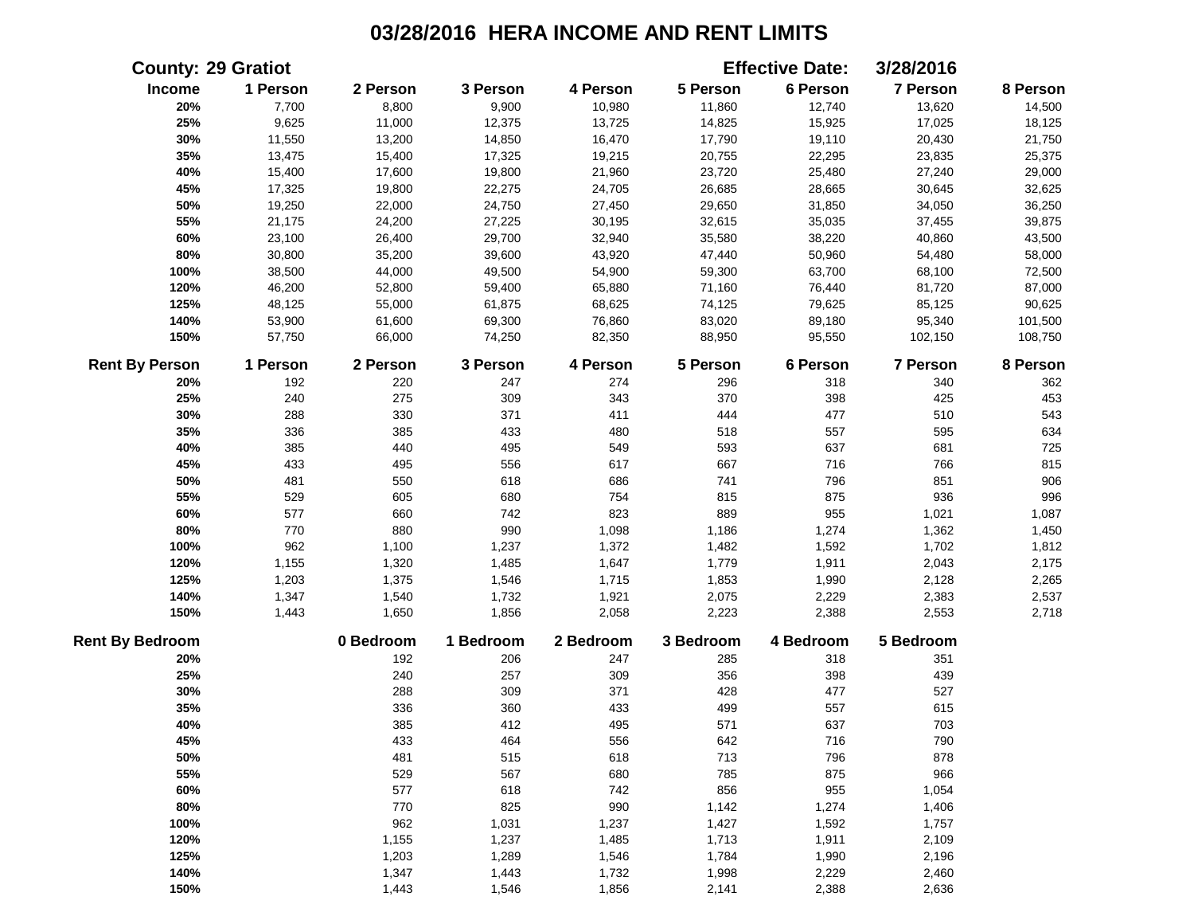# 03/28/2016 HERA INCOME AND RENT LIMITS

**County:** 29 Gratiot **Effective Date:** 3/28/2016

| Income | 1 Person | 2 Person | 3 Person | 4 Person | 5 Person | 6 Person | 7 Person | 8 Person |
|---|---|---|---|---|---|---|---|---|
| 20% | 7,700 | 8,800 | 9,900 | 10,980 | 11,860 | 12,740 | 13,620 | 14,500 |
| 25% | 9,625 | 11,000 | 12,375 | 13,725 | 14,825 | 15,925 | 17,025 | 18,125 |
| 30% | 11,550 | 13,200 | 14,850 | 16,470 | 17,790 | 19,110 | 20,430 | 21,750 |
| 35% | 13,475 | 15,400 | 17,325 | 19,215 | 20,755 | 22,295 | 23,835 | 25,375 |
| 40% | 15,400 | 17,600 | 19,800 | 21,960 | 23,720 | 25,480 | 27,240 | 29,000 |
| 45% | 17,325 | 19,800 | 22,275 | 24,705 | 26,685 | 28,665 | 30,645 | 32,625 |
| 50% | 19,250 | 22,000 | 24,750 | 27,450 | 29,650 | 31,850 | 34,050 | 36,250 |
| 55% | 21,175 | 24,200 | 27,225 | 30,195 | 32,615 | 35,035 | 37,455 | 39,875 |
| 60% | 23,100 | 26,400 | 29,700 | 32,940 | 35,580 | 38,220 | 40,860 | 43,500 |
| 80% | 30,800 | 35,200 | 39,600 | 43,920 | 47,440 | 50,960 | 54,480 | 58,000 |
| 100% | 38,500 | 44,000 | 49,500 | 54,900 | 59,300 | 63,700 | 68,100 | 72,500 |
| 120% | 46,200 | 52,800 | 59,400 | 65,880 | 71,160 | 76,440 | 81,720 | 87,000 |
| 125% | 48,125 | 55,000 | 61,875 | 68,625 | 74,125 | 79,625 | 85,125 | 90,625 |
| 140% | 53,900 | 61,600 | 69,300 | 76,860 | 83,020 | 89,180 | 95,340 | 101,500 |
| 150% | 57,750 | 66,000 | 74,250 | 82,350 | 88,950 | 95,550 | 102,150 | 108,750 |

| Rent By Person | 1 Person | 2 Person | 3 Person | 4 Person | 5 Person | 6 Person | 7 Person | 8 Person |
|---|---|---|---|---|---|---|---|---|
| 20% | 192 | 220 | 247 | 274 | 296 | 318 | 340 | 362 |
| 25% | 240 | 275 | 309 | 343 | 370 | 398 | 425 | 453 |
| 30% | 288 | 330 | 371 | 411 | 444 | 477 | 510 | 543 |
| 35% | 336 | 385 | 433 | 480 | 518 | 557 | 595 | 634 |
| 40% | 385 | 440 | 495 | 549 | 593 | 637 | 681 | 725 |
| 45% | 433 | 495 | 556 | 617 | 667 | 716 | 766 | 815 |
| 50% | 481 | 550 | 618 | 686 | 741 | 796 | 851 | 906 |
| 55% | 529 | 605 | 680 | 754 | 815 | 875 | 936 | 996 |
| 60% | 577 | 660 | 742 | 823 | 889 | 955 | 1,021 | 1,087 |
| 80% | 770 | 880 | 990 | 1,098 | 1,186 | 1,274 | 1,362 | 1,450 |
| 100% | 962 | 1,100 | 1,237 | 1,372 | 1,482 | 1,592 | 1,702 | 1,812 |
| 120% | 1,155 | 1,320 | 1,485 | 1,647 | 1,779 | 1,911 | 2,043 | 2,175 |
| 125% | 1,203 | 1,375 | 1,546 | 1,715 | 1,853 | 1,990 | 2,128 | 2,265 |
| 140% | 1,347 | 1,540 | 1,732 | 1,921 | 2,075 | 2,229 | 2,383 | 2,537 |
| 150% | 1,443 | 1,650 | 1,856 | 2,058 | 2,223 | 2,388 | 2,553 | 2,718 |

| Rent By Bedroom | 0 Bedroom | 1 Bedroom | 2 Bedroom | 3 Bedroom | 4 Bedroom | 5 Bedroom |
|---|---|---|---|---|---|---|
| 20% | 192 | 206 | 247 | 285 | 318 | 351 |
| 25% | 240 | 257 | 309 | 356 | 398 | 439 |
| 30% | 288 | 309 | 371 | 428 | 477 | 527 |
| 35% | 336 | 360 | 433 | 499 | 557 | 615 |
| 40% | 385 | 412 | 495 | 571 | 637 | 703 |
| 45% | 433 | 464 | 556 | 642 | 716 | 790 |
| 50% | 481 | 515 | 618 | 713 | 796 | 878 |
| 55% | 529 | 567 | 680 | 785 | 875 | 966 |
| 60% | 577 | 618 | 742 | 856 | 955 | 1,054 |
| 80% | 770 | 825 | 990 | 1,142 | 1,274 | 1,406 |
| 100% | 962 | 1,031 | 1,237 | 1,427 | 1,592 | 1,757 |
| 120% | 1,155 | 1,237 | 1,485 | 1,713 | 1,911 | 2,109 |
| 125% | 1,203 | 1,289 | 1,546 | 1,784 | 1,990 | 2,196 |
| 140% | 1,347 | 1,443 | 1,732 | 1,998 | 2,229 | 2,460 |
| 150% | 1,443 | 1,546 | 1,856 | 2,141 | 2,388 | 2,636 |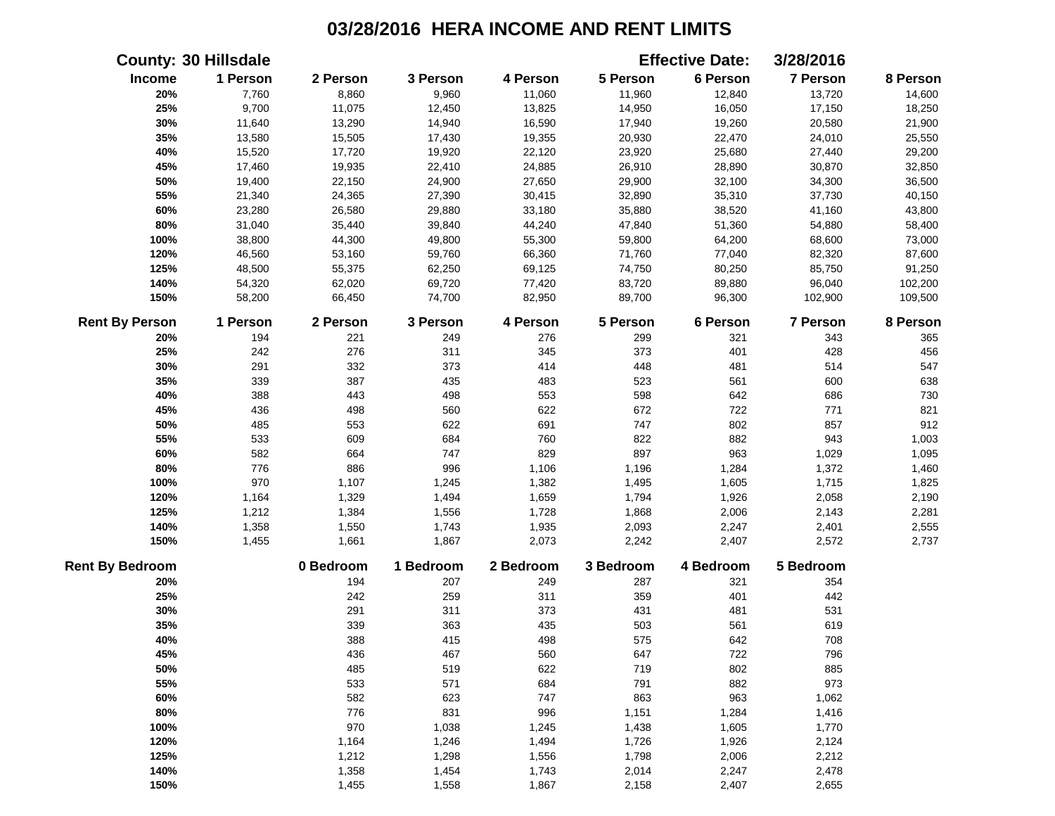# 03/28/2016 HERA INCOME AND RENT LIMITS

**County: 30 Hillsdale** **Effective Date: 3/28/2016**

| Income | 1 Person | 2 Person | 3 Person | 4 Person | 5 Person | 6 Person | 7 Person | 8 Person |
|---|---|---|---|---|---|---|---|---|
| 20% | 7,760 | 8,860 | 9,960 | 11,060 | 11,960 | 12,840 | 13,720 | 14,600 |
| 25% | 9,700 | 11,075 | 12,450 | 13,825 | 14,950 | 16,050 | 17,150 | 18,250 |
| 30% | 11,640 | 13,290 | 14,940 | 16,590 | 17,940 | 19,260 | 20,580 | 21,900 |
| 35% | 13,580 | 15,505 | 17,430 | 19,355 | 20,930 | 22,470 | 24,010 | 25,550 |
| 40% | 15,520 | 17,720 | 19,920 | 22,120 | 23,920 | 25,680 | 27,440 | 29,200 |
| 45% | 17,460 | 19,935 | 22,410 | 24,885 | 26,910 | 28,890 | 30,870 | 32,850 |
| 50% | 19,400 | 22,150 | 24,900 | 27,650 | 29,900 | 32,100 | 34,300 | 36,500 |
| 55% | 21,340 | 24,365 | 27,390 | 30,415 | 32,890 | 35,310 | 37,730 | 40,150 |
| 60% | 23,280 | 26,580 | 29,880 | 33,180 | 35,880 | 38,520 | 41,160 | 43,800 |
| 80% | 31,040 | 35,440 | 39,840 | 44,240 | 47,840 | 51,360 | 54,880 | 58,400 |
| 100% | 38,800 | 44,300 | 49,800 | 55,300 | 59,800 | 64,200 | 68,600 | 73,000 |
| 120% | 46,560 | 53,160 | 59,760 | 66,360 | 71,760 | 77,040 | 82,320 | 87,600 |
| 125% | 48,500 | 55,375 | 62,250 | 69,125 | 74,750 | 80,250 | 85,750 | 91,250 |
| 140% | 54,320 | 62,020 | 69,720 | 77,420 | 83,720 | 89,880 | 96,040 | 102,200 |
| 150% | 58,200 | 66,450 | 74,700 | 82,950 | 89,700 | 96,300 | 102,900 | 109,500 |

| Rent By Person | 1 Person | 2 Person | 3 Person | 4 Person | 5 Person | 6 Person | 7 Person | 8 Person |
|---|---|---|---|---|---|---|---|---|
| 20% | 194 | 221 | 249 | 276 | 299 | 321 | 343 | 365 |
| 25% | 242 | 276 | 311 | 345 | 373 | 401 | 428 | 456 |
| 30% | 291 | 332 | 373 | 414 | 448 | 481 | 514 | 547 |
| 35% | 339 | 387 | 435 | 483 | 523 | 561 | 600 | 638 |
| 40% | 388 | 443 | 498 | 553 | 598 | 642 | 686 | 730 |
| 45% | 436 | 498 | 560 | 622 | 672 | 722 | 771 | 821 |
| 50% | 485 | 553 | 622 | 691 | 747 | 802 | 857 | 912 |
| 55% | 533 | 609 | 684 | 760 | 822 | 882 | 943 | 1,003 |
| 60% | 582 | 664 | 747 | 829 | 897 | 963 | 1,029 | 1,095 |
| 80% | 776 | 886 | 996 | 1,106 | 1,196 | 1,284 | 1,372 | 1,460 |
| 100% | 970 | 1,107 | 1,245 | 1,382 | 1,495 | 1,605 | 1,715 | 1,825 |
| 120% | 1,164 | 1,329 | 1,494 | 1,659 | 1,794 | 1,926 | 2,058 | 2,190 |
| 125% | 1,212 | 1,384 | 1,556 | 1,728 | 1,868 | 2,006 | 2,143 | 2,281 |
| 140% | 1,358 | 1,550 | 1,743 | 1,935 | 2,093 | 2,247 | 2,401 | 2,555 |
| 150% | 1,455 | 1,661 | 1,867 | 2,073 | 2,242 | 2,407 | 2,572 | 2,737 |

| Rent By Bedroom | 0 Bedroom | 1 Bedroom | 2 Bedroom | 3 Bedroom | 4 Bedroom | 5 Bedroom |
|---|---|---|---|---|---|---|
| 20% | 194 | 207 | 249 | 287 | 321 | 354 |
| 25% | 242 | 259 | 311 | 359 | 401 | 442 |
| 30% | 291 | 311 | 373 | 431 | 481 | 531 |
| 35% | 339 | 363 | 435 | 503 | 561 | 619 |
| 40% | 388 | 415 | 498 | 575 | 642 | 708 |
| 45% | 436 | 467 | 560 | 647 | 722 | 796 |
| 50% | 485 | 519 | 622 | 719 | 802 | 885 |
| 55% | 533 | 571 | 684 | 791 | 882 | 973 |
| 60% | 582 | 623 | 747 | 863 | 963 | 1,062 |
| 80% | 776 | 831 | 996 | 1,151 | 1,284 | 1,416 |
| 100% | 970 | 1,038 | 1,245 | 1,438 | 1,605 | 1,770 |
| 120% | 1,164 | 1,246 | 1,494 | 1,726 | 1,926 | 2,124 |
| 125% | 1,212 | 1,298 | 1,556 | 1,798 | 2,006 | 2,212 |
| 140% | 1,358 | 1,454 | 1,743 | 2,014 | 2,247 | 2,478 |
| 150% | 1,455 | 1,558 | 1,867 | 2,158 | 2,407 | 2,655 |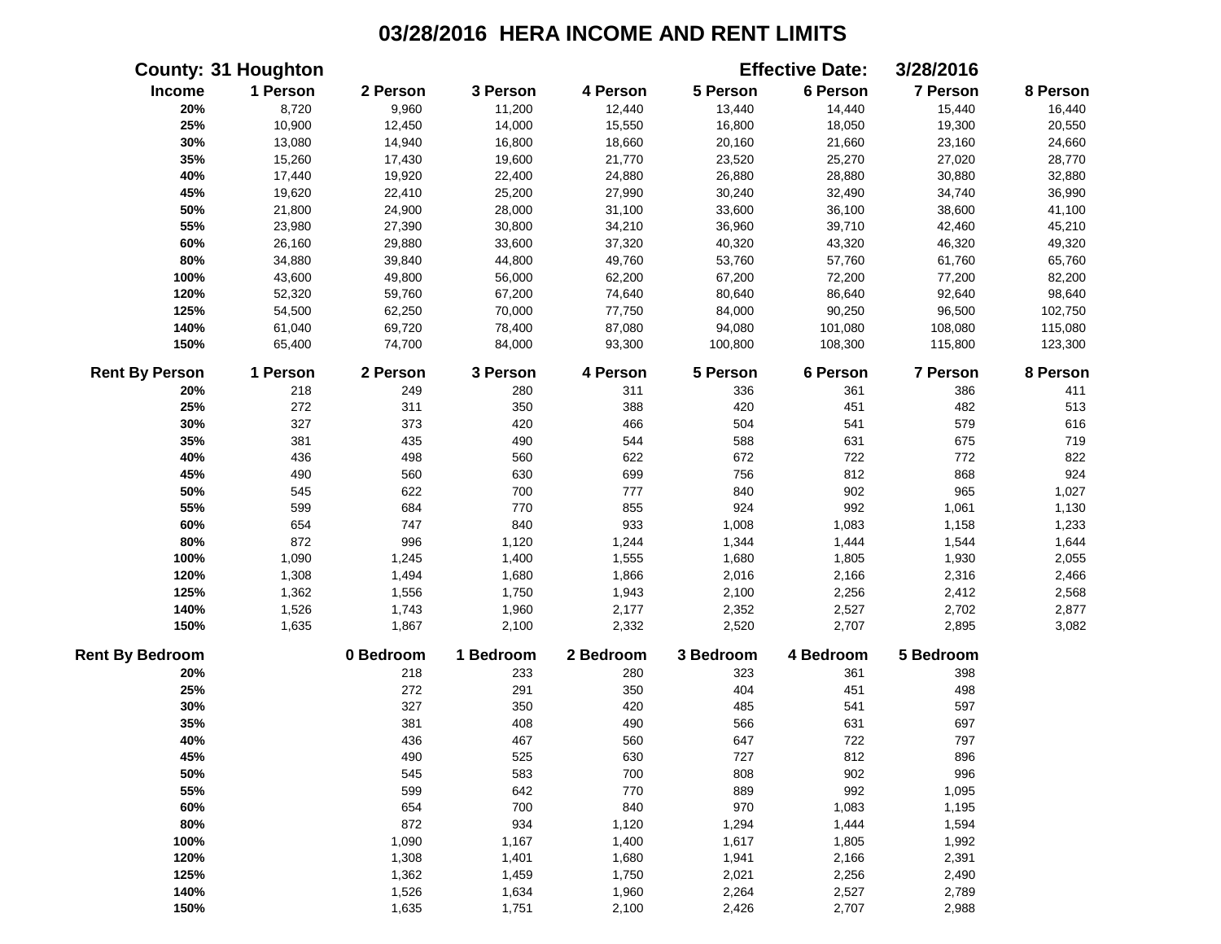# 03/28/2016 HERA INCOME AND RENT LIMITS

**County: 31 Houghton** **Effective Date: 3/28/2016**

| Income | 1 Person | 2 Person | 3 Person | 4 Person | 5 Person | 6 Person | 7 Person | 8 Person |
|---|---|---|---|---|---|---|---|---|
| 20% | 8,720 | 9,960 | 11,200 | 12,440 | 13,440 | 14,440 | 15,440 | 16,440 |
| 25% | 10,900 | 12,450 | 14,000 | 15,550 | 16,800 | 18,050 | 19,300 | 20,550 |
| 30% | 13,080 | 14,940 | 16,800 | 18,660 | 20,160 | 21,660 | 23,160 | 24,660 |
| 35% | 15,260 | 17,430 | 19,600 | 21,770 | 23,520 | 25,270 | 27,020 | 28,770 |
| 40% | 17,440 | 19,920 | 22,400 | 24,880 | 26,880 | 28,880 | 30,880 | 32,880 |
| 45% | 19,620 | 22,410 | 25,200 | 27,990 | 30,240 | 32,490 | 34,740 | 36,990 |
| 50% | 21,800 | 24,900 | 28,000 | 31,100 | 33,600 | 36,100 | 38,600 | 41,100 |
| 55% | 23,980 | 27,390 | 30,800 | 34,210 | 36,960 | 39,710 | 42,460 | 45,210 |
| 60% | 26,160 | 29,880 | 33,600 | 37,320 | 40,320 | 43,320 | 46,320 | 49,320 |
| 80% | 34,880 | 39,840 | 44,800 | 49,760 | 53,760 | 57,760 | 61,760 | 65,760 |
| 100% | 43,600 | 49,800 | 56,000 | 62,200 | 67,200 | 72,200 | 77,200 | 82,200 |
| 120% | 52,320 | 59,760 | 67,200 | 74,640 | 80,640 | 86,640 | 92,640 | 98,640 |
| 125% | 54,500 | 62,250 | 70,000 | 77,750 | 84,000 | 90,250 | 96,500 | 102,750 |
| 140% | 61,040 | 69,720 | 78,400 | 87,080 | 94,080 | 101,080 | 108,080 | 115,080 |
| 150% | 65,400 | 74,700 | 84,000 | 93,300 | 100,800 | 108,300 | 115,800 | 123,300 |

| Rent By Person | 1 Person | 2 Person | 3 Person | 4 Person | 5 Person | 6 Person | 7 Person | 8 Person |
|---|---|---|---|---|---|---|---|---|
| 20% | 218 | 249 | 280 | 311 | 336 | 361 | 386 | 411 |
| 25% | 272 | 311 | 350 | 388 | 420 | 451 | 482 | 513 |
| 30% | 327 | 373 | 420 | 466 | 504 | 541 | 579 | 616 |
| 35% | 381 | 435 | 490 | 544 | 588 | 631 | 675 | 719 |
| 40% | 436 | 498 | 560 | 622 | 672 | 722 | 772 | 822 |
| 45% | 490 | 560 | 630 | 699 | 756 | 812 | 868 | 924 |
| 50% | 545 | 622 | 700 | 777 | 840 | 902 | 965 | 1,027 |
| 55% | 599 | 684 | 770 | 855 | 924 | 992 | 1,061 | 1,130 |
| 60% | 654 | 747 | 840 | 933 | 1,008 | 1,083 | 1,158 | 1,233 |
| 80% | 872 | 996 | 1,120 | 1,244 | 1,344 | 1,444 | 1,544 | 1,644 |
| 100% | 1,090 | 1,245 | 1,400 | 1,555 | 1,680 | 1,805 | 1,930 | 2,055 |
| 120% | 1,308 | 1,494 | 1,680 | 1,866 | 2,016 | 2,166 | 2,316 | 2,466 |
| 125% | 1,362 | 1,556 | 1,750 | 1,943 | 2,100 | 2,256 | 2,412 | 2,568 |
| 140% | 1,526 | 1,743 | 1,960 | 2,177 | 2,352 | 2,527 | 2,702 | 2,877 |
| 150% | 1,635 | 1,867 | 2,100 | 2,332 | 2,520 | 2,707 | 2,895 | 3,082 |

| Rent By Bedroom | 0 Bedroom | 1 Bedroom | 2 Bedroom | 3 Bedroom | 4 Bedroom | 5 Bedroom |
|---|---|---|---|---|---|---|
| 20% | 218 | 233 | 280 | 323 | 361 | 398 |
| 25% | 272 | 291 | 350 | 404 | 451 | 498 |
| 30% | 327 | 350 | 420 | 485 | 541 | 597 |
| 35% | 381 | 408 | 490 | 566 | 631 | 697 |
| 40% | 436 | 467 | 560 | 647 | 722 | 797 |
| 45% | 490 | 525 | 630 | 727 | 812 | 896 |
| 50% | 545 | 583 | 700 | 808 | 902 | 996 |
| 55% | 599 | 642 | 770 | 889 | 992 | 1,095 |
| 60% | 654 | 700 | 840 | 970 | 1,083 | 1,195 |
| 80% | 872 | 934 | 1,120 | 1,294 | 1,444 | 1,594 |
| 100% | 1,090 | 1,167 | 1,400 | 1,617 | 1,805 | 1,992 |
| 120% | 1,308 | 1,401 | 1,680 | 1,941 | 2,166 | 2,391 |
| 125% | 1,362 | 1,459 | 1,750 | 2,021 | 2,256 | 2,490 |
| 140% | 1,526 | 1,634 | 1,960 | 2,264 | 2,527 | 2,789 |
| 150% | 1,635 | 1,751 | 2,100 | 2,426 | 2,707 | 2,988 |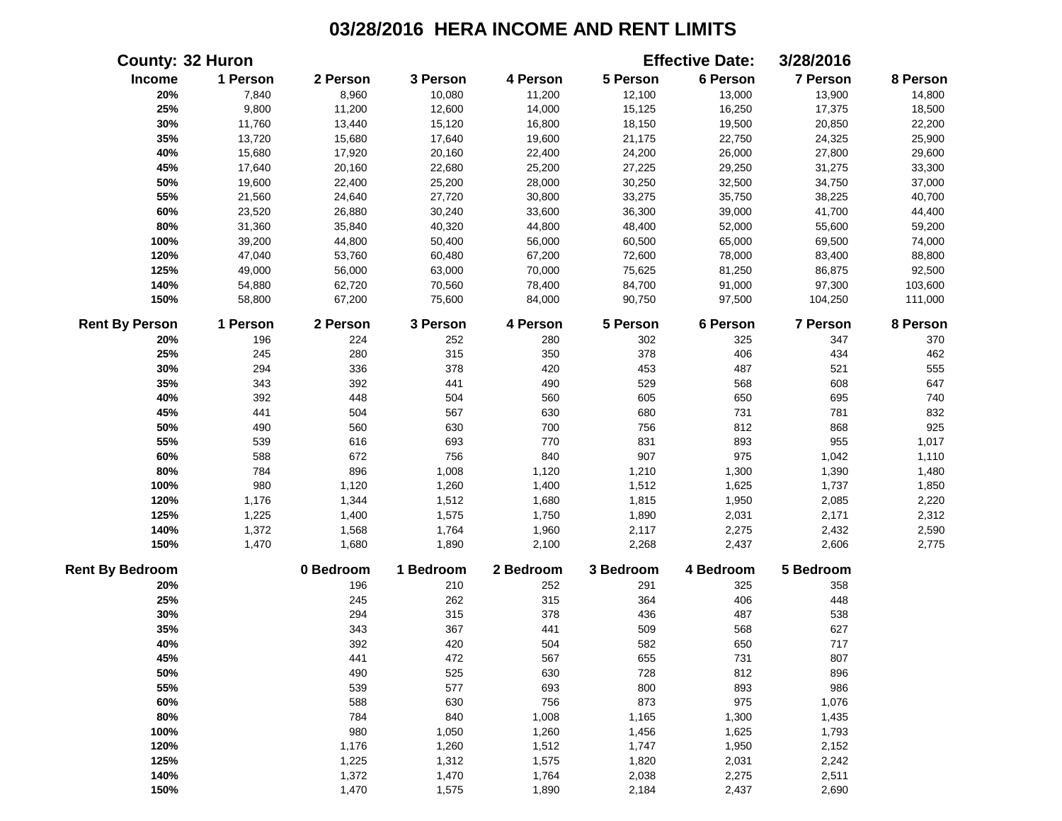# 03/28/2016 HERA INCOME AND RENT LIMITS

**County: 32 Huron** **Effective Date: 3/28/2016**

| Income | 1 Person | 2 Person | 3 Person | 4 Person | 5 Person | 6 Person | 7 Person | 8 Person |
|---|---|---|---|---|---|---|---|---|
| 20% | 7,840 | 8,960 | 10,080 | 11,200 | 12,100 | 13,000 | 13,900 | 14,800 |
| 25% | 9,800 | 11,200 | 12,600 | 14,000 | 15,125 | 16,250 | 17,375 | 18,500 |
| 30% | 11,760 | 13,440 | 15,120 | 16,800 | 18,150 | 19,500 | 20,850 | 22,200 |
| 35% | 13,720 | 15,680 | 17,640 | 19,600 | 21,175 | 22,750 | 24,325 | 25,900 |
| 40% | 15,680 | 17,920 | 20,160 | 22,400 | 24,200 | 26,000 | 27,800 | 29,600 |
| 45% | 17,640 | 20,160 | 22,680 | 25,200 | 27,225 | 29,250 | 31,275 | 33,300 |
| 50% | 19,600 | 22,400 | 25,200 | 28,000 | 30,250 | 32,500 | 34,750 | 37,000 |
| 55% | 21,560 | 24,640 | 27,720 | 30,800 | 33,275 | 35,750 | 38,225 | 40,700 |
| 60% | 23,520 | 26,880 | 30,240 | 33,600 | 36,300 | 39,000 | 41,700 | 44,400 |
| 80% | 31,360 | 35,840 | 40,320 | 44,800 | 48,400 | 52,000 | 55,600 | 59,200 |
| 100% | 39,200 | 44,800 | 50,400 | 56,000 | 60,500 | 65,000 | 69,500 | 74,000 |
| 120% | 47,040 | 53,760 | 60,480 | 67,200 | 72,600 | 78,000 | 83,400 | 88,800 |
| 125% | 49,000 | 56,000 | 63,000 | 70,000 | 75,625 | 81,250 | 86,875 | 92,500 |
| 140% | 54,880 | 62,720 | 70,560 | 78,400 | 84,700 | 91,000 | 97,300 | 103,600 |
| 150% | 58,800 | 67,200 | 75,600 | 84,000 | 90,750 | 97,500 | 104,250 | 111,000 |

| Rent By Person | 1 Person | 2 Person | 3 Person | 4 Person | 5 Person | 6 Person | 7 Person | 8 Person |
|---|---|---|---|---|---|---|---|---|
| 20% | 196 | 224 | 252 | 280 | 302 | 325 | 347 | 370 |
| 25% | 245 | 280 | 315 | 350 | 378 | 406 | 434 | 462 |
| 30% | 294 | 336 | 378 | 420 | 453 | 487 | 521 | 555 |
| 35% | 343 | 392 | 441 | 490 | 529 | 568 | 608 | 647 |
| 40% | 392 | 448 | 504 | 560 | 605 | 650 | 695 | 740 |
| 45% | 441 | 504 | 567 | 630 | 680 | 731 | 781 | 832 |
| 50% | 490 | 560 | 630 | 700 | 756 | 812 | 868 | 925 |
| 55% | 539 | 616 | 693 | 770 | 831 | 893 | 955 | 1,017 |
| 60% | 588 | 672 | 756 | 840 | 907 | 975 | 1,042 | 1,110 |
| 80% | 784 | 896 | 1,008 | 1,120 | 1,210 | 1,300 | 1,390 | 1,480 |
| 100% | 980 | 1,120 | 1,260 | 1,400 | 1,512 | 1,625 | 1,737 | 1,850 |
| 120% | 1,176 | 1,344 | 1,512 | 1,680 | 1,815 | 1,950 | 2,085 | 2,220 |
| 125% | 1,225 | 1,400 | 1,575 | 1,750 | 1,890 | 2,031 | 2,171 | 2,312 |
| 140% | 1,372 | 1,568 | 1,764 | 1,960 | 2,117 | 2,275 | 2,432 | 2,590 |
| 150% | 1,470 | 1,680 | 1,890 | 2,100 | 2,268 | 2,437 | 2,606 | 2,775 |

| Rent By Bedroom | 0 Bedroom | 1 Bedroom | 2 Bedroom | 3 Bedroom | 4 Bedroom | 5 Bedroom |
|---|---|---|---|---|---|---|
| 20% | 196 | 210 | 252 | 291 | 325 | 358 |
| 25% | 245 | 262 | 315 | 364 | 406 | 448 |
| 30% | 294 | 315 | 378 | 436 | 487 | 538 |
| 35% | 343 | 367 | 441 | 509 | 568 | 627 |
| 40% | 392 | 420 | 504 | 582 | 650 | 717 |
| 45% | 441 | 472 | 567 | 655 | 731 | 807 |
| 50% | 490 | 525 | 630 | 728 | 812 | 896 |
| 55% | 539 | 577 | 693 | 800 | 893 | 986 |
| 60% | 588 | 630 | 756 | 873 | 975 | 1,076 |
| 80% | 784 | 840 | 1,008 | 1,165 | 1,300 | 1,435 |
| 100% | 980 | 1,050 | 1,260 | 1,456 | 1,625 | 1,793 |
| 120% | 1,176 | 1,260 | 1,512 | 1,747 | 1,950 | 2,152 |
| 125% | 1,225 | 1,312 | 1,575 | 1,820 | 2,031 | 2,242 |
| 140% | 1,372 | 1,470 | 1,764 | 2,038 | 2,275 | 2,511 |
| 150% | 1,470 | 1,575 | 1,890 | 2,184 | 2,437 | 2,690 |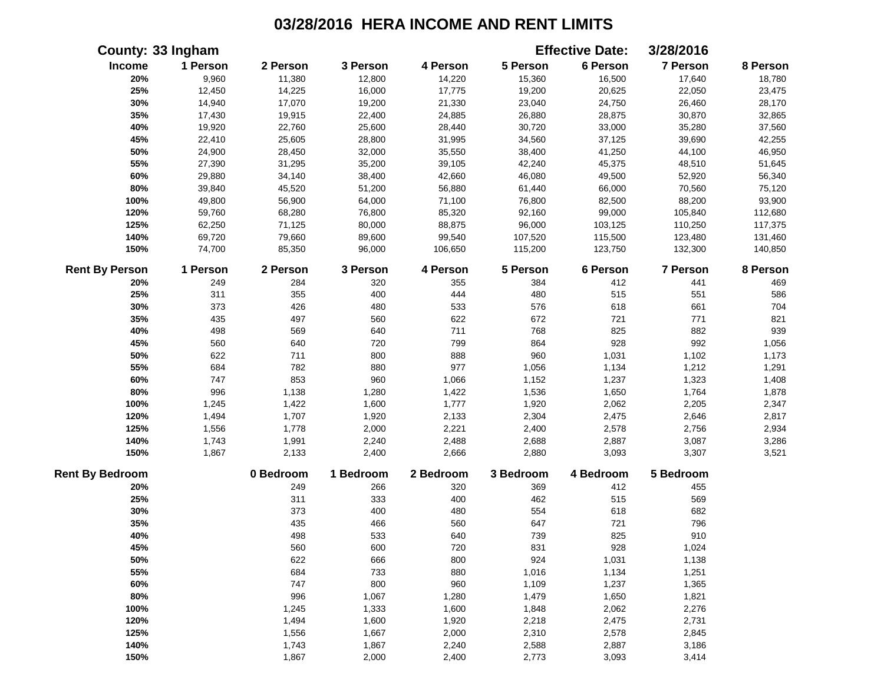# 03/28/2016 HERA INCOME AND RENT LIMITS

**County:** 33 Ingham **Effective Date:** 3/28/2016

| Income | 1 Person | 2 Person | 3 Person | 4 Person | 5 Person | 6 Person | 7 Person | 8 Person |
|---|---|---|---|---|---|---|---|---|
| 20% | 9,960 | 11,380 | 12,800 | 14,220 | 15,360 | 16,500 | 17,640 | 18,780 |
| 25% | 12,450 | 14,225 | 16,000 | 17,775 | 19,200 | 20,625 | 22,050 | 23,475 |
| 30% | 14,940 | 17,070 | 19,200 | 21,330 | 23,040 | 24,750 | 26,460 | 28,170 |
| 35% | 17,430 | 19,915 | 22,400 | 24,885 | 26,880 | 28,875 | 30,870 | 32,865 |
| 40% | 19,920 | 22,760 | 25,600 | 28,440 | 30,720 | 33,000 | 35,280 | 37,560 |
| 45% | 22,410 | 25,605 | 28,800 | 31,995 | 34,560 | 37,125 | 39,690 | 42,255 |
| 50% | 24,900 | 28,450 | 32,000 | 35,550 | 38,400 | 41,250 | 44,100 | 46,950 |
| 55% | 27,390 | 31,295 | 35,200 | 39,105 | 42,240 | 45,375 | 48,510 | 51,645 |
| 60% | 29,880 | 34,140 | 38,400 | 42,660 | 46,080 | 49,500 | 52,920 | 56,340 |
| 80% | 39,840 | 45,520 | 51,200 | 56,880 | 61,440 | 66,000 | 70,560 | 75,120 |
| 100% | 49,800 | 56,900 | 64,000 | 71,100 | 76,800 | 82,500 | 88,200 | 93,900 |
| 120% | 59,760 | 68,280 | 76,800 | 85,320 | 92,160 | 99,000 | 105,840 | 112,680 |
| 125% | 62,250 | 71,125 | 80,000 | 88,875 | 96,000 | 103,125 | 110,250 | 117,375 |
| 140% | 69,720 | 79,660 | 89,600 | 99,540 | 107,520 | 115,500 | 123,480 | 131,460 |
| 150% | 74,700 | 85,350 | 96,000 | 106,650 | 115,200 | 123,750 | 132,300 | 140,850 |

| Rent By Person | 1 Person | 2 Person | 3 Person | 4 Person | 5 Person | 6 Person | 7 Person | 8 Person |
|---|---|---|---|---|---|---|---|---|
| 20% | 249 | 284 | 320 | 355 | 384 | 412 | 441 | 469 |
| 25% | 311 | 355 | 400 | 444 | 480 | 515 | 551 | 586 |
| 30% | 373 | 426 | 480 | 533 | 576 | 618 | 661 | 704 |
| 35% | 435 | 497 | 560 | 622 | 672 | 721 | 771 | 821 |
| 40% | 498 | 569 | 640 | 711 | 768 | 825 | 882 | 939 |
| 45% | 560 | 640 | 720 | 799 | 864 | 928 | 992 | 1,056 |
| 50% | 622 | 711 | 800 | 888 | 960 | 1,031 | 1,102 | 1,173 |
| 55% | 684 | 782 | 880 | 977 | 1,056 | 1,134 | 1,212 | 1,291 |
| 60% | 747 | 853 | 960 | 1,066 | 1,152 | 1,237 | 1,323 | 1,408 |
| 80% | 996 | 1,138 | 1,280 | 1,422 | 1,536 | 1,650 | 1,764 | 1,878 |
| 100% | 1,245 | 1,422 | 1,600 | 1,777 | 1,920 | 2,062 | 2,205 | 2,347 |
| 120% | 1,494 | 1,707 | 1,920 | 2,133 | 2,304 | 2,475 | 2,646 | 2,817 |
| 125% | 1,556 | 1,778 | 2,000 | 2,221 | 2,400 | 2,578 | 2,756 | 2,934 |
| 140% | 1,743 | 1,991 | 2,240 | 2,488 | 2,688 | 2,887 | 3,087 | 3,286 |
| 150% | 1,867 | 2,133 | 2,400 | 2,666 | 2,880 | 3,093 | 3,307 | 3,521 |

| Rent By Bedroom | 0 Bedroom | 1 Bedroom | 2 Bedroom | 3 Bedroom | 4 Bedroom | 5 Bedroom |
|---|---|---|---|---|---|---|
| 20% | 249 | 266 | 320 | 369 | 412 | 455 |
| 25% | 311 | 333 | 400 | 462 | 515 | 569 |
| 30% | 373 | 400 | 480 | 554 | 618 | 682 |
| 35% | 435 | 466 | 560 | 647 | 721 | 796 |
| 40% | 498 | 533 | 640 | 739 | 825 | 910 |
| 45% | 560 | 600 | 720 | 831 | 928 | 1,024 |
| 50% | 622 | 666 | 800 | 924 | 1,031 | 1,138 |
| 55% | 684 | 733 | 880 | 1,016 | 1,134 | 1,251 |
| 60% | 747 | 800 | 960 | 1,109 | 1,237 | 1,365 |
| 80% | 996 | 1,067 | 1,280 | 1,479 | 1,650 | 1,821 |
| 100% | 1,245 | 1,333 | 1,600 | 1,848 | 2,062 | 2,276 |
| 120% | 1,494 | 1,600 | 1,920 | 2,218 | 2,475 | 2,731 |
| 125% | 1,556 | 1,667 | 2,000 | 2,310 | 2,578 | 2,845 |
| 140% | 1,743 | 1,867 | 2,240 | 2,588 | 2,887 | 3,186 |
| 150% | 1,867 | 2,000 | 2,400 | 2,773 | 3,093 | 3,414 |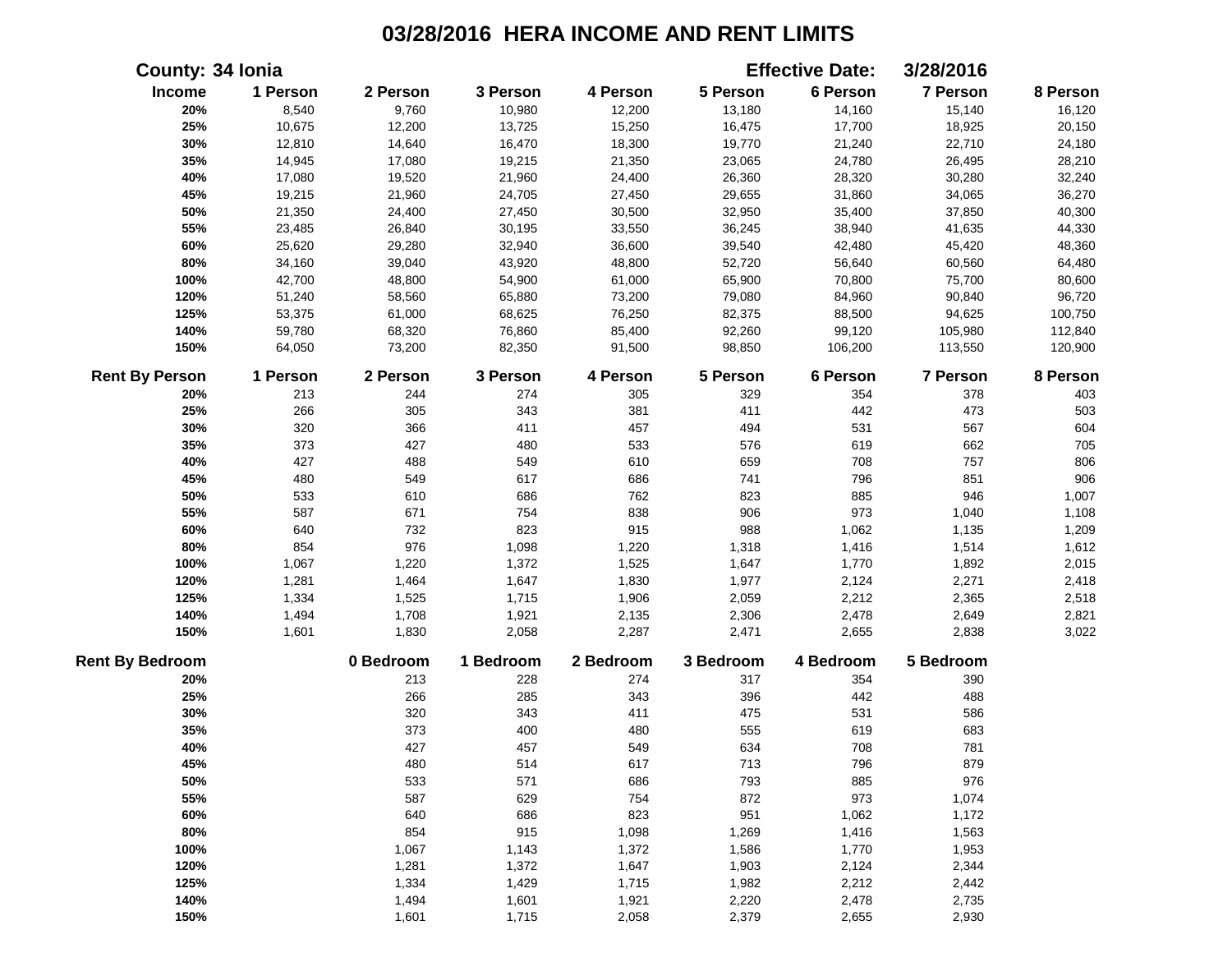# 03/28/2016 HERA INCOME AND RENT LIMITS

**County:** 34 Ionia **Effective Date:** 3/28/2016

| Income | 1 Person | 2 Person | 3 Person | 4 Person | 5 Person | 6 Person | 7 Person | 8 Person |
|---|---|---|---|---|---|---|---|---|
| 20% | 8,540 | 9,760 | 10,980 | 12,200 | 13,180 | 14,160 | 15,140 | 16,120 |
| 25% | 10,675 | 12,200 | 13,725 | 15,250 | 16,475 | 17,700 | 18,925 | 20,150 |
| 30% | 12,810 | 14,640 | 16,470 | 18,300 | 19,770 | 21,240 | 22,710 | 24,180 |
| 35% | 14,945 | 17,080 | 19,215 | 21,350 | 23,065 | 24,780 | 26,495 | 28,210 |
| 40% | 17,080 | 19,520 | 21,960 | 24,400 | 26,360 | 28,320 | 30,280 | 32,240 |
| 45% | 19,215 | 21,960 | 24,705 | 27,450 | 29,655 | 31,860 | 34,065 | 36,270 |
| 50% | 21,350 | 24,400 | 27,450 | 30,500 | 32,950 | 35,400 | 37,850 | 40,300 |
| 55% | 23,485 | 26,840 | 30,195 | 33,550 | 36,245 | 38,940 | 41,635 | 44,330 |
| 60% | 25,620 | 29,280 | 32,940 | 36,600 | 39,540 | 42,480 | 45,420 | 48,360 |
| 80% | 34,160 | 39,040 | 43,920 | 48,800 | 52,720 | 56,640 | 60,560 | 64,480 |
| 100% | 42,700 | 48,800 | 54,900 | 61,000 | 65,900 | 70,800 | 75,700 | 80,600 |
| 120% | 51,240 | 58,560 | 65,880 | 73,200 | 79,080 | 84,960 | 90,840 | 96,720 |
| 125% | 53,375 | 61,000 | 68,625 | 76,250 | 82,375 | 88,500 | 94,625 | 100,750 |
| 140% | 59,780 | 68,320 | 76,860 | 85,400 | 92,260 | 99,120 | 105,980 | 112,840 |
| 150% | 64,050 | 73,200 | 82,350 | 91,500 | 98,850 | 106,200 | 113,550 | 120,900 |

| Rent By Person | 1 Person | 2 Person | 3 Person | 4 Person | 5 Person | 6 Person | 7 Person | 8 Person |
|---|---|---|---|---|---|---|---|---|
| 20% | 213 | 244 | 274 | 305 | 329 | 354 | 378 | 403 |
| 25% | 266 | 305 | 343 | 381 | 411 | 442 | 473 | 503 |
| 30% | 320 | 366 | 411 | 457 | 494 | 531 | 567 | 604 |
| 35% | 373 | 427 | 480 | 533 | 576 | 619 | 662 | 705 |
| 40% | 427 | 488 | 549 | 610 | 659 | 708 | 757 | 806 |
| 45% | 480 | 549 | 617 | 686 | 741 | 796 | 851 | 906 |
| 50% | 533 | 610 | 686 | 762 | 823 | 885 | 946 | 1,007 |
| 55% | 587 | 671 | 754 | 838 | 906 | 973 | 1,040 | 1,108 |
| 60% | 640 | 732 | 823 | 915 | 988 | 1,062 | 1,135 | 1,209 |
| 80% | 854 | 976 | 1,098 | 1,220 | 1,318 | 1,416 | 1,514 | 1,612 |
| 100% | 1,067 | 1,220 | 1,372 | 1,525 | 1,647 | 1,770 | 1,892 | 2,015 |
| 120% | 1,281 | 1,464 | 1,647 | 1,830 | 1,977 | 2,124 | 2,271 | 2,418 |
| 125% | 1,334 | 1,525 | 1,715 | 1,906 | 2,059 | 2,212 | 2,365 | 2,518 |
| 140% | 1,494 | 1,708 | 1,921 | 2,135 | 2,306 | 2,478 | 2,649 | 2,821 |
| 150% | 1,601 | 1,830 | 2,058 | 2,287 | 2,471 | 2,655 | 2,838 | 3,022 |

| Rent By Bedroom | 0 Bedroom | 1 Bedroom | 2 Bedroom | 3 Bedroom | 4 Bedroom | 5 Bedroom |
|---|---|---|---|---|---|---|
| 20% | 213 | 228 | 274 | 317 | 354 | 390 |
| 25% | 266 | 285 | 343 | 396 | 442 | 488 |
| 30% | 320 | 343 | 411 | 475 | 531 | 586 |
| 35% | 373 | 400 | 480 | 555 | 619 | 683 |
| 40% | 427 | 457 | 549 | 634 | 708 | 781 |
| 45% | 480 | 514 | 617 | 713 | 796 | 879 |
| 50% | 533 | 571 | 686 | 793 | 885 | 976 |
| 55% | 587 | 629 | 754 | 872 | 973 | 1,074 |
| 60% | 640 | 686 | 823 | 951 | 1,062 | 1,172 |
| 80% | 854 | 915 | 1,098 | 1,269 | 1,416 | 1,563 |
| 100% | 1,067 | 1,143 | 1,372 | 1,586 | 1,770 | 1,953 |
| 120% | 1,281 | 1,372 | 1,647 | 1,903 | 2,124 | 2,344 |
| 125% | 1,334 | 1,429 | 1,715 | 1,982 | 2,212 | 2,442 |
| 140% | 1,494 | 1,601 | 1,921 | 2,220 | 2,478 | 2,735 |
| 150% | 1,601 | 1,715 | 2,058 | 2,379 | 2,655 | 2,930 |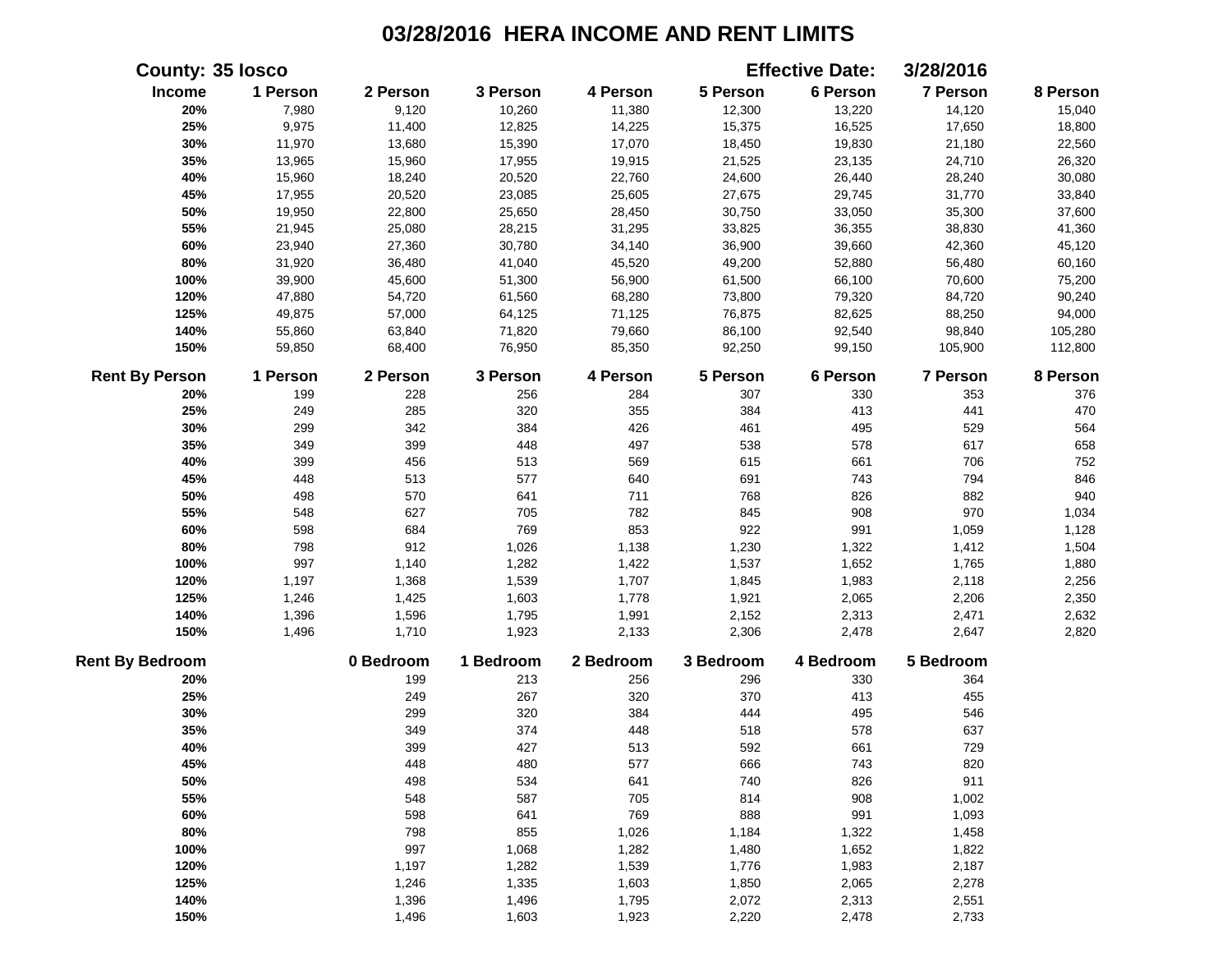# 03/28/2016 HERA INCOME AND RENT LIMITS

**County: 35 Iosco** **Effective Date: 3/28/2016**

| Income | 1 Person | 2 Person | 3 Person | 4 Person | 5 Person | 6 Person | 7 Person | 8 Person |
|---|---|---|---|---|---|---|---|---|
| 20% | 7,980 | 9,120 | 10,260 | 11,380 | 12,300 | 13,220 | 14,120 | 15,040 |
| 25% | 9,975 | 11,400 | 12,825 | 14,225 | 15,375 | 16,525 | 17,650 | 18,800 |
| 30% | 11,970 | 13,680 | 15,390 | 17,070 | 18,450 | 19,830 | 21,180 | 22,560 |
| 35% | 13,965 | 15,960 | 17,955 | 19,915 | 21,525 | 23,135 | 24,710 | 26,320 |
| 40% | 15,960 | 18,240 | 20,520 | 22,760 | 24,600 | 26,440 | 28,240 | 30,080 |
| 45% | 17,955 | 20,520 | 23,085 | 25,605 | 27,675 | 29,745 | 31,770 | 33,840 |
| 50% | 19,950 | 22,800 | 25,650 | 28,450 | 30,750 | 33,050 | 35,300 | 37,600 |
| 55% | 21,945 | 25,080 | 28,215 | 31,295 | 33,825 | 36,355 | 38,830 | 41,360 |
| 60% | 23,940 | 27,360 | 30,780 | 34,140 | 36,900 | 39,660 | 42,360 | 45,120 |
| 80% | 31,920 | 36,480 | 41,040 | 45,520 | 49,200 | 52,880 | 56,480 | 60,160 |
| 100% | 39,900 | 45,600 | 51,300 | 56,900 | 61,500 | 66,100 | 70,600 | 75,200 |
| 120% | 47,880 | 54,720 | 61,560 | 68,280 | 73,800 | 79,320 | 84,720 | 90,240 |
| 125% | 49,875 | 57,000 | 64,125 | 71,125 | 76,875 | 82,625 | 88,250 | 94,000 |
| 140% | 55,860 | 63,840 | 71,820 | 79,660 | 86,100 | 92,540 | 98,840 | 105,280 |
| 150% | 59,850 | 68,400 | 76,950 | 85,350 | 92,250 | 99,150 | 105,900 | 112,800 |

| Rent By Person | 1 Person | 2 Person | 3 Person | 4 Person | 5 Person | 6 Person | 7 Person | 8 Person |
|---|---|---|---|---|---|---|---|---|
| 20% | 199 | 228 | 256 | 284 | 307 | 330 | 353 | 376 |
| 25% | 249 | 285 | 320 | 355 | 384 | 413 | 441 | 470 |
| 30% | 299 | 342 | 384 | 426 | 461 | 495 | 529 | 564 |
| 35% | 349 | 399 | 448 | 497 | 538 | 578 | 617 | 658 |
| 40% | 399 | 456 | 513 | 569 | 615 | 661 | 706 | 752 |
| 45% | 448 | 513 | 577 | 640 | 691 | 743 | 794 | 846 |
| 50% | 498 | 570 | 641 | 711 | 768 | 826 | 882 | 940 |
| 55% | 548 | 627 | 705 | 782 | 845 | 908 | 970 | 1,034 |
| 60% | 598 | 684 | 769 | 853 | 922 | 991 | 1,059 | 1,128 |
| 80% | 798 | 912 | 1,026 | 1,138 | 1,230 | 1,322 | 1,412 | 1,504 |
| 100% | 997 | 1,140 | 1,282 | 1,422 | 1,537 | 1,652 | 1,765 | 1,880 |
| 120% | 1,197 | 1,368 | 1,539 | 1,707 | 1,845 | 1,983 | 2,118 | 2,256 |
| 125% | 1,246 | 1,425 | 1,603 | 1,778 | 1,921 | 2,065 | 2,206 | 2,350 |
| 140% | 1,396 | 1,596 | 1,795 | 1,991 | 2,152 | 2,313 | 2,471 | 2,632 |
| 150% | 1,496 | 1,710 | 1,923 | 2,133 | 2,306 | 2,478 | 2,647 | 2,820 |

| Rent By Bedroom | 0 Bedroom | 1 Bedroom | 2 Bedroom | 3 Bedroom | 4 Bedroom | 5 Bedroom |
|---|---|---|---|---|---|---|
| 20% | 199 | 213 | 256 | 296 | 330 | 364 |
| 25% | 249 | 267 | 320 | 370 | 413 | 455 |
| 30% | 299 | 320 | 384 | 444 | 495 | 546 |
| 35% | 349 | 374 | 448 | 518 | 578 | 637 |
| 40% | 399 | 427 | 513 | 592 | 661 | 729 |
| 45% | 448 | 480 | 577 | 666 | 743 | 820 |
| 50% | 498 | 534 | 641 | 740 | 826 | 911 |
| 55% | 548 | 587 | 705 | 814 | 908 | 1,002 |
| 60% | 598 | 641 | 769 | 888 | 991 | 1,093 |
| 80% | 798 | 855 | 1,026 | 1,184 | 1,322 | 1,458 |
| 100% | 997 | 1,068 | 1,282 | 1,480 | 1,652 | 1,822 |
| 120% | 1,197 | 1,282 | 1,539 | 1,776 | 1,983 | 2,187 |
| 125% | 1,246 | 1,335 | 1,603 | 1,850 | 2,065 | 2,278 |
| 140% | 1,396 | 1,496 | 1,795 | 2,072 | 2,313 | 2,551 |
| 150% | 1,496 | 1,603 | 1,923 | 2,220 | 2,478 | 2,733 |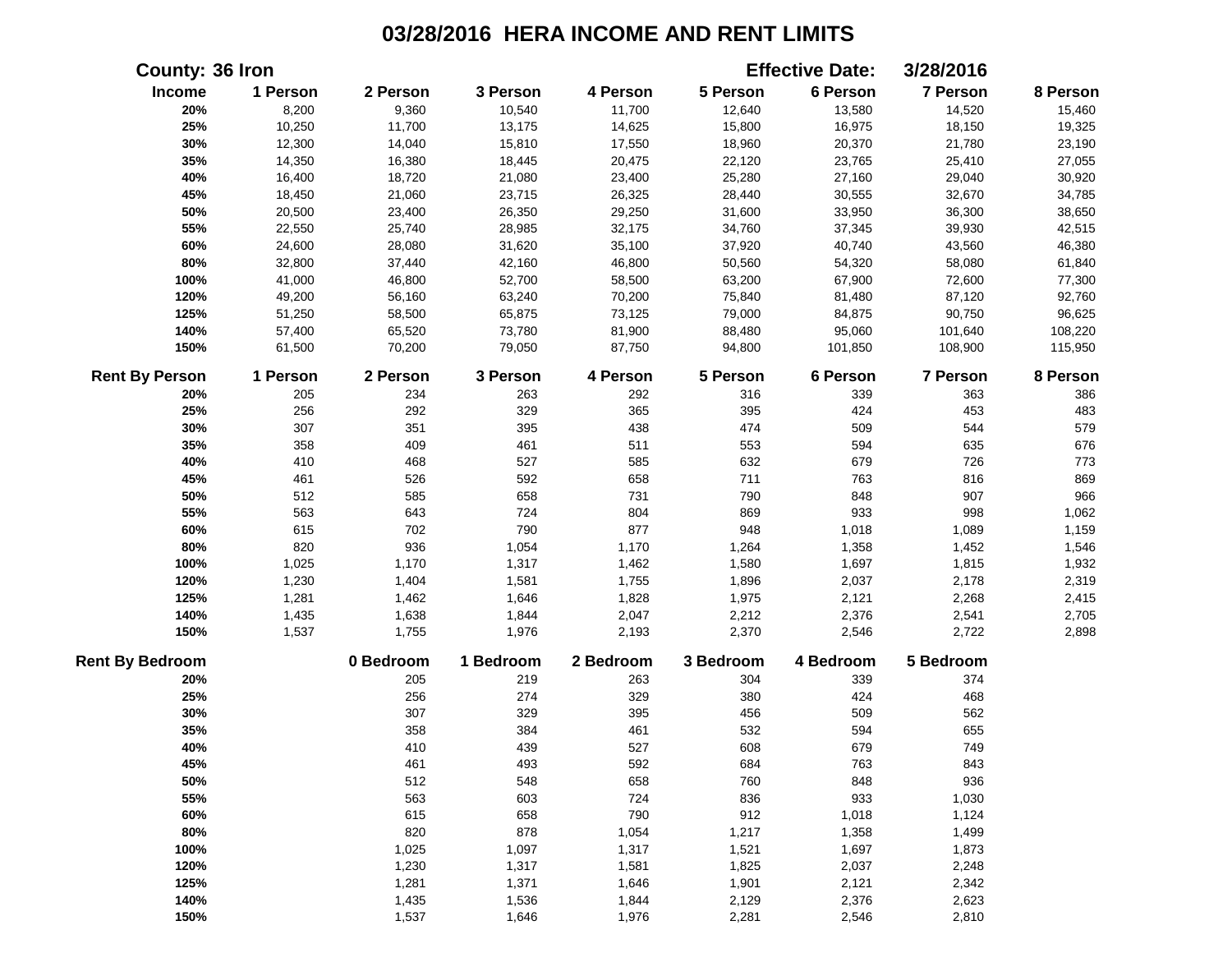# 03/28/2016 HERA INCOME AND RENT LIMITS

**County:** 36 Iron **Effective Date:** 3/28/2016

| Income | 1 Person | 2 Person | 3 Person | 4 Person | 5 Person | 6 Person | 7 Person | 8 Person |
|---|---|---|---|---|---|---|---|---|
| 20% | 8,200 | 9,360 | 10,540 | 11,700 | 12,640 | 13,580 | 14,520 | 15,460 |
| 25% | 10,250 | 11,700 | 13,175 | 14,625 | 15,800 | 16,975 | 18,150 | 19,325 |
| 30% | 12,300 | 14,040 | 15,810 | 17,550 | 18,960 | 20,370 | 21,780 | 23,190 |
| 35% | 14,350 | 16,380 | 18,445 | 20,475 | 22,120 | 23,765 | 25,410 | 27,055 |
| 40% | 16,400 | 18,720 | 21,080 | 23,400 | 25,280 | 27,160 | 29,040 | 30,920 |
| 45% | 18,450 | 21,060 | 23,715 | 26,325 | 28,440 | 30,555 | 32,670 | 34,785 |
| 50% | 20,500 | 23,400 | 26,350 | 29,250 | 31,600 | 33,950 | 36,300 | 38,650 |
| 55% | 22,550 | 25,740 | 28,985 | 32,175 | 34,760 | 37,345 | 39,930 | 42,515 |
| 60% | 24,600 | 28,080 | 31,620 | 35,100 | 37,920 | 40,740 | 43,560 | 46,380 |
| 80% | 32,800 | 37,440 | 42,160 | 46,800 | 50,560 | 54,320 | 58,080 | 61,840 |
| 100% | 41,000 | 46,800 | 52,700 | 58,500 | 63,200 | 67,900 | 72,600 | 77,300 |
| 120% | 49,200 | 56,160 | 63,240 | 70,200 | 75,840 | 81,480 | 87,120 | 92,760 |
| 125% | 51,250 | 58,500 | 65,875 | 73,125 | 79,000 | 84,875 | 90,750 | 96,625 |
| 140% | 57,400 | 65,520 | 73,780 | 81,900 | 88,480 | 95,060 | 101,640 | 108,220 |
| 150% | 61,500 | 70,200 | 79,050 | 87,750 | 94,800 | 101,850 | 108,900 | 115,950 |

| Rent By Person | 1 Person | 2 Person | 3 Person | 4 Person | 5 Person | 6 Person | 7 Person | 8 Person |
|---|---|---|---|---|---|---|---|---|
| 20% | 205 | 234 | 263 | 292 | 316 | 339 | 363 | 386 |
| 25% | 256 | 292 | 329 | 365 | 395 | 424 | 453 | 483 |
| 30% | 307 | 351 | 395 | 438 | 474 | 509 | 544 | 579 |
| 35% | 358 | 409 | 461 | 511 | 553 | 594 | 635 | 676 |
| 40% | 410 | 468 | 527 | 585 | 632 | 679 | 726 | 773 |
| 45% | 461 | 526 | 592 | 658 | 711 | 763 | 816 | 869 |
| 50% | 512 | 585 | 658 | 731 | 790 | 848 | 907 | 966 |
| 55% | 563 | 643 | 724 | 804 | 869 | 933 | 998 | 1,062 |
| 60% | 615 | 702 | 790 | 877 | 948 | 1,018 | 1,089 | 1,159 |
| 80% | 820 | 936 | 1,054 | 1,170 | 1,264 | 1,358 | 1,452 | 1,546 |
| 100% | 1,025 | 1,170 | 1,317 | 1,462 | 1,580 | 1,697 | 1,815 | 1,932 |
| 120% | 1,230 | 1,404 | 1,581 | 1,755 | 1,896 | 2,037 | 2,178 | 2,319 |
| 125% | 1,281 | 1,462 | 1,646 | 1,828 | 1,975 | 2,121 | 2,268 | 2,415 |
| 140% | 1,435 | 1,638 | 1,844 | 2,047 | 2,212 | 2,376 | 2,541 | 2,705 |
| 150% | 1,537 | 1,755 | 1,976 | 2,193 | 2,370 | 2,546 | 2,722 | 2,898 |

| Rent By Bedroom | 0 Bedroom | 1 Bedroom | 2 Bedroom | 3 Bedroom | 4 Bedroom | 5 Bedroom |
|---|---|---|---|---|---|---|
| 20% | 205 | 219 | 263 | 304 | 339 | 374 |
| 25% | 256 | 274 | 329 | 380 | 424 | 468 |
| 30% | 307 | 329 | 395 | 456 | 509 | 562 |
| 35% | 358 | 384 | 461 | 532 | 594 | 655 |
| 40% | 410 | 439 | 527 | 608 | 679 | 749 |
| 45% | 461 | 493 | 592 | 684 | 763 | 843 |
| 50% | 512 | 548 | 658 | 760 | 848 | 936 |
| 55% | 563 | 603 | 724 | 836 | 933 | 1,030 |
| 60% | 615 | 658 | 790 | 912 | 1,018 | 1,124 |
| 80% | 820 | 878 | 1,054 | 1,217 | 1,358 | 1,499 |
| 100% | 1,025 | 1,097 | 1,317 | 1,521 | 1,697 | 1,873 |
| 120% | 1,230 | 1,317 | 1,581 | 1,825 | 2,037 | 2,248 |
| 125% | 1,281 | 1,371 | 1,646 | 1,901 | 2,121 | 2,342 |
| 140% | 1,435 | 1,536 | 1,844 | 2,129 | 2,376 | 2,623 |
| 150% | 1,537 | 1,646 | 1,976 | 2,281 | 2,546 | 2,810 |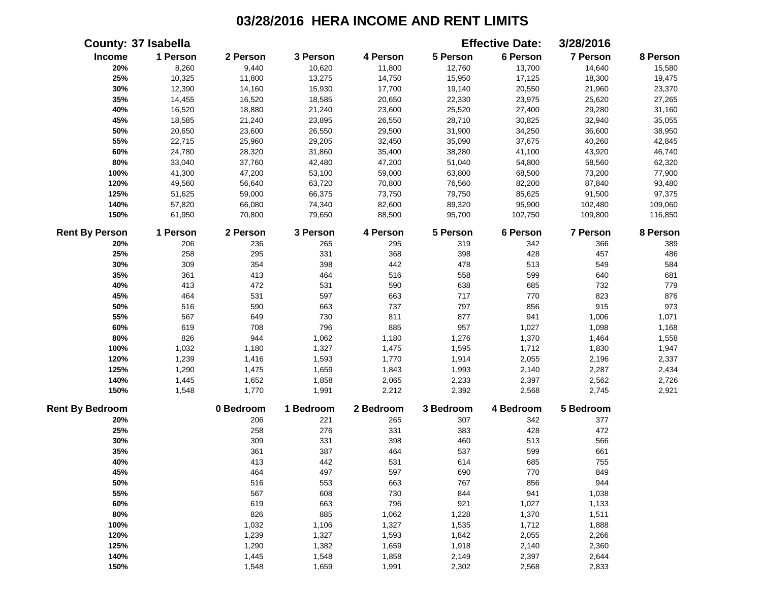# 03/28/2016 HERA INCOME AND RENT LIMITS

**County: 37 Isabella** **Effective Date: 3/28/2016**

| Income | 1 Person | 2 Person | 3 Person | 4 Person | 5 Person | 6 Person | 7 Person | 8 Person |
|---|---|---|---|---|---|---|---|---|
| 20% | 8,260 | 9,440 | 10,620 | 11,800 | 12,760 | 13,700 | 14,640 | 15,580 |
| 25% | 10,325 | 11,800 | 13,275 | 14,750 | 15,950 | 17,125 | 18,300 | 19,475 |
| 30% | 12,390 | 14,160 | 15,930 | 17,700 | 19,140 | 20,550 | 21,960 | 23,370 |
| 35% | 14,455 | 16,520 | 18,585 | 20,650 | 22,330 | 23,975 | 25,620 | 27,265 |
| 40% | 16,520 | 18,880 | 21,240 | 23,600 | 25,520 | 27,400 | 29,280 | 31,160 |
| 45% | 18,585 | 21,240 | 23,895 | 26,550 | 28,710 | 30,825 | 32,940 | 35,055 |
| 50% | 20,650 | 23,600 | 26,550 | 29,500 | 31,900 | 34,250 | 36,600 | 38,950 |
| 55% | 22,715 | 25,960 | 29,205 | 32,450 | 35,090 | 37,675 | 40,260 | 42,845 |
| 60% | 24,780 | 28,320 | 31,860 | 35,400 | 38,280 | 41,100 | 43,920 | 46,740 |
| 80% | 33,040 | 37,760 | 42,480 | 47,200 | 51,040 | 54,800 | 58,560 | 62,320 |
| 100% | 41,300 | 47,200 | 53,100 | 59,000 | 63,800 | 68,500 | 73,200 | 77,900 |
| 120% | 49,560 | 56,640 | 63,720 | 70,800 | 76,560 | 82,200 | 87,840 | 93,480 |
| 125% | 51,625 | 59,000 | 66,375 | 73,750 | 79,750 | 85,625 | 91,500 | 97,375 |
| 140% | 57,820 | 66,080 | 74,340 | 82,600 | 89,320 | 95,900 | 102,480 | 109,060 |
| 150% | 61,950 | 70,800 | 79,650 | 88,500 | 95,700 | 102,750 | 109,800 | 116,850 |

| Rent By Person | 1 Person | 2 Person | 3 Person | 4 Person | 5 Person | 6 Person | 7 Person | 8 Person |
|---|---|---|---|---|---|---|---|---|
| 20% | 206 | 236 | 265 | 295 | 319 | 342 | 366 | 389 |
| 25% | 258 | 295 | 331 | 368 | 398 | 428 | 457 | 486 |
| 30% | 309 | 354 | 398 | 442 | 478 | 513 | 549 | 584 |
| 35% | 361 | 413 | 464 | 516 | 558 | 599 | 640 | 681 |
| 40% | 413 | 472 | 531 | 590 | 638 | 685 | 732 | 779 |
| 45% | 464 | 531 | 597 | 663 | 717 | 770 | 823 | 876 |
| 50% | 516 | 590 | 663 | 737 | 797 | 856 | 915 | 973 |
| 55% | 567 | 649 | 730 | 811 | 877 | 941 | 1,006 | 1,071 |
| 60% | 619 | 708 | 796 | 885 | 957 | 1,027 | 1,098 | 1,168 |
| 80% | 826 | 944 | 1,062 | 1,180 | 1,276 | 1,370 | 1,464 | 1,558 |
| 100% | 1,032 | 1,180 | 1,327 | 1,475 | 1,595 | 1,712 | 1,830 | 1,947 |
| 120% | 1,239 | 1,416 | 1,593 | 1,770 | 1,914 | 2,055 | 2,196 | 2,337 |
| 125% | 1,290 | 1,475 | 1,659 | 1,843 | 1,993 | 2,140 | 2,287 | 2,434 |
| 140% | 1,445 | 1,652 | 1,858 | 2,065 | 2,233 | 2,397 | 2,562 | 2,726 |
| 150% | 1,548 | 1,770 | 1,991 | 2,212 | 2,392 | 2,568 | 2,745 | 2,921 |

| Rent By Bedroom | 0 Bedroom | 1 Bedroom | 2 Bedroom | 3 Bedroom | 4 Bedroom | 5 Bedroom |
|---|---|---|---|---|---|---|
| 20% | 206 | 221 | 265 | 307 | 342 | 377 |
| 25% | 258 | 276 | 331 | 383 | 428 | 472 |
| 30% | 309 | 331 | 398 | 460 | 513 | 566 |
| 35% | 361 | 387 | 464 | 537 | 599 | 661 |
| 40% | 413 | 442 | 531 | 614 | 685 | 755 |
| 45% | 464 | 497 | 597 | 690 | 770 | 849 |
| 50% | 516 | 553 | 663 | 767 | 856 | 944 |
| 55% | 567 | 608 | 730 | 844 | 941 | 1,038 |
| 60% | 619 | 663 | 796 | 921 | 1,027 | 1,133 |
| 80% | 826 | 885 | 1,062 | 1,228 | 1,370 | 1,511 |
| 100% | 1,032 | 1,106 | 1,327 | 1,535 | 1,712 | 1,888 |
| 120% | 1,239 | 1,327 | 1,593 | 1,842 | 2,055 | 2,266 |
| 125% | 1,290 | 1,382 | 1,659 | 1,918 | 2,140 | 2,360 |
| 140% | 1,445 | 1,548 | 1,858 | 2,149 | 2,397 | 2,644 |
| 150% | 1,548 | 1,659 | 1,991 | 2,302 | 2,568 | 2,833 |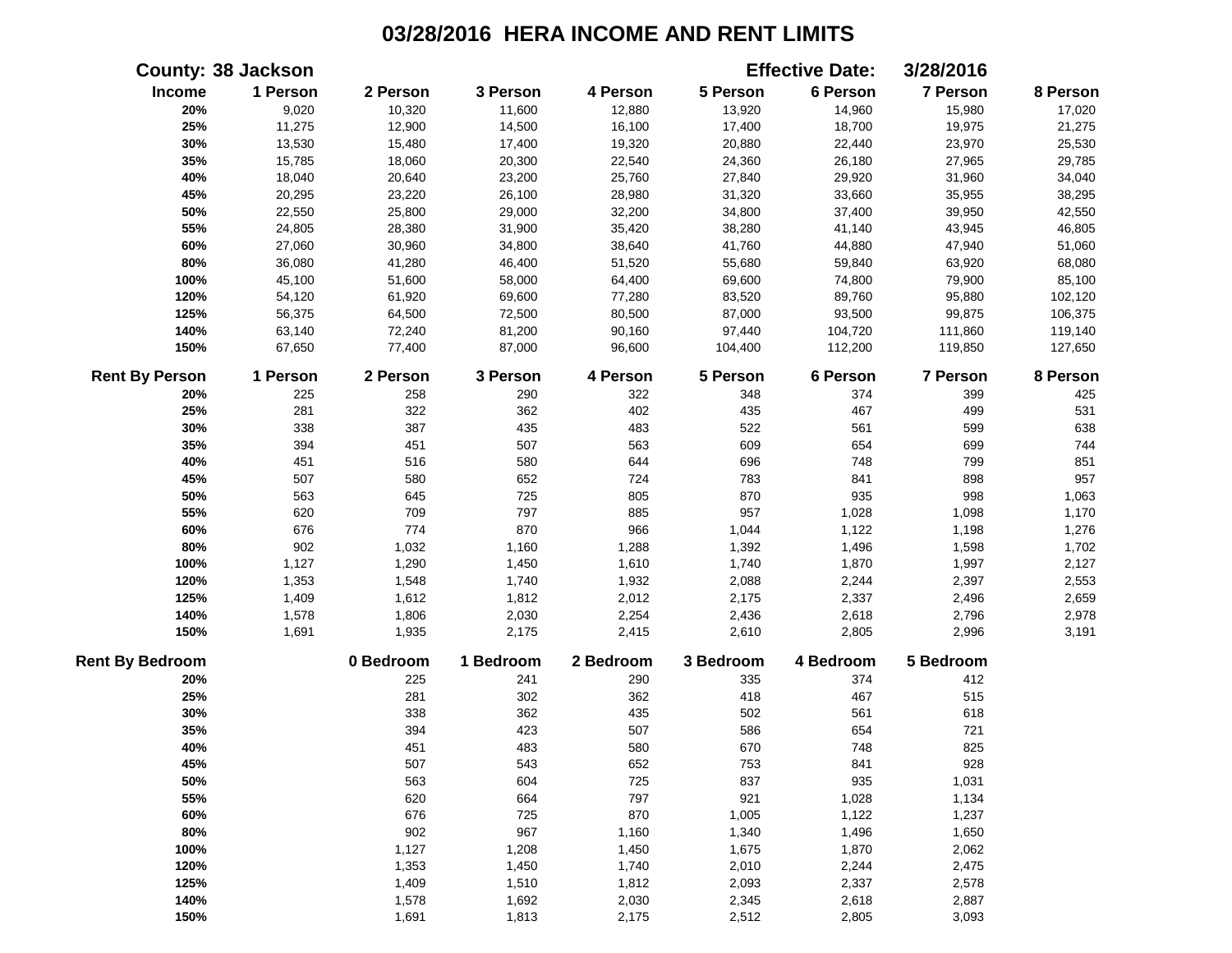# 03/28/2016 HERA INCOME AND RENT LIMITS

**County: 38 Jackson** **Effective Date: 3/28/2016**

| Income | 1 Person | 2 Person | 3 Person | 4 Person | 5 Person | 6 Person | 7 Person | 8 Person |
|---|---|---|---|---|---|---|---|---|
| 20% | 9,020 | 10,320 | 11,600 | 12,880 | 13,920 | 14,960 | 15,980 | 17,020 |
| 25% | 11,275 | 12,900 | 14,500 | 16,100 | 17,400 | 18,700 | 19,975 | 21,275 |
| 30% | 13,530 | 15,480 | 17,400 | 19,320 | 20,880 | 22,440 | 23,970 | 25,530 |
| 35% | 15,785 | 18,060 | 20,300 | 22,540 | 24,360 | 26,180 | 27,965 | 29,785 |
| 40% | 18,040 | 20,640 | 23,200 | 25,760 | 27,840 | 29,920 | 31,960 | 34,040 |
| 45% | 20,295 | 23,220 | 26,100 | 28,980 | 31,320 | 33,660 | 35,955 | 38,295 |
| 50% | 22,550 | 25,800 | 29,000 | 32,200 | 34,800 | 37,400 | 39,950 | 42,550 |
| 55% | 24,805 | 28,380 | 31,900 | 35,420 | 38,280 | 41,140 | 43,945 | 46,805 |
| 60% | 27,060 | 30,960 | 34,800 | 38,640 | 41,760 | 44,880 | 47,940 | 51,060 |
| 80% | 36,080 | 41,280 | 46,400 | 51,520 | 55,680 | 59,840 | 63,920 | 68,080 |
| 100% | 45,100 | 51,600 | 58,000 | 64,400 | 69,600 | 74,800 | 79,900 | 85,100 |
| 120% | 54,120 | 61,920 | 69,600 | 77,280 | 83,520 | 89,760 | 95,880 | 102,120 |
| 125% | 56,375 | 64,500 | 72,500 | 80,500 | 87,000 | 93,500 | 99,875 | 106,375 |
| 140% | 63,140 | 72,240 | 81,200 | 90,160 | 97,440 | 104,720 | 111,860 | 119,140 |
| 150% | 67,650 | 77,400 | 87,000 | 96,600 | 104,400 | 112,200 | 119,850 | 127,650 |

| Rent By Person | 1 Person | 2 Person | 3 Person | 4 Person | 5 Person | 6 Person | 7 Person | 8 Person |
|---|---|---|---|---|---|---|---|---|
| 20% | 225 | 258 | 290 | 322 | 348 | 374 | 399 | 425 |
| 25% | 281 | 322 | 362 | 402 | 435 | 467 | 499 | 531 |
| 30% | 338 | 387 | 435 | 483 | 522 | 561 | 599 | 638 |
| 35% | 394 | 451 | 507 | 563 | 609 | 654 | 699 | 744 |
| 40% | 451 | 516 | 580 | 644 | 696 | 748 | 799 | 851 |
| 45% | 507 | 580 | 652 | 724 | 783 | 841 | 898 | 957 |
| 50% | 563 | 645 | 725 | 805 | 870 | 935 | 998 | 1,063 |
| 55% | 620 | 709 | 797 | 885 | 957 | 1,028 | 1,098 | 1,170 |
| 60% | 676 | 774 | 870 | 966 | 1,044 | 1,122 | 1,198 | 1,276 |
| 80% | 902 | 1,032 | 1,160 | 1,288 | 1,392 | 1,496 | 1,598 | 1,702 |
| 100% | 1,127 | 1,290 | 1,450 | 1,610 | 1,740 | 1,870 | 1,997 | 2,127 |
| 120% | 1,353 | 1,548 | 1,740 | 1,932 | 2,088 | 2,244 | 2,397 | 2,553 |
| 125% | 1,409 | 1,612 | 1,812 | 2,012 | 2,175 | 2,337 | 2,496 | 2,659 |
| 140% | 1,578 | 1,806 | 2,030 | 2,254 | 2,436 | 2,618 | 2,796 | 2,978 |
| 150% | 1,691 | 1,935 | 2,175 | 2,415 | 2,610 | 2,805 | 2,996 | 3,191 |

| Rent By Bedroom | 0 Bedroom | 1 Bedroom | 2 Bedroom | 3 Bedroom | 4 Bedroom | 5 Bedroom |
|---|---|---|---|---|---|---|
| 20% | 225 | 241 | 290 | 335 | 374 | 412 |
| 25% | 281 | 302 | 362 | 418 | 467 | 515 |
| 30% | 338 | 362 | 435 | 502 | 561 | 618 |
| 35% | 394 | 423 | 507 | 586 | 654 | 721 |
| 40% | 451 | 483 | 580 | 670 | 748 | 825 |
| 45% | 507 | 543 | 652 | 753 | 841 | 928 |
| 50% | 563 | 604 | 725 | 837 | 935 | 1,031 |
| 55% | 620 | 664 | 797 | 921 | 1,028 | 1,134 |
| 60% | 676 | 725 | 870 | 1,005 | 1,122 | 1,237 |
| 80% | 902 | 967 | 1,160 | 1,340 | 1,496 | 1,650 |
| 100% | 1,127 | 1,208 | 1,450 | 1,675 | 1,870 | 2,062 |
| 120% | 1,353 | 1,450 | 1,740 | 2,010 | 2,244 | 2,475 |
| 125% | 1,409 | 1,510 | 1,812 | 2,093 | 2,337 | 2,578 |
| 140% | 1,578 | 1,692 | 2,030 | 2,345 | 2,618 | 2,887 |
| 150% | 1,691 | 1,813 | 2,175 | 2,512 | 2,805 | 3,093 |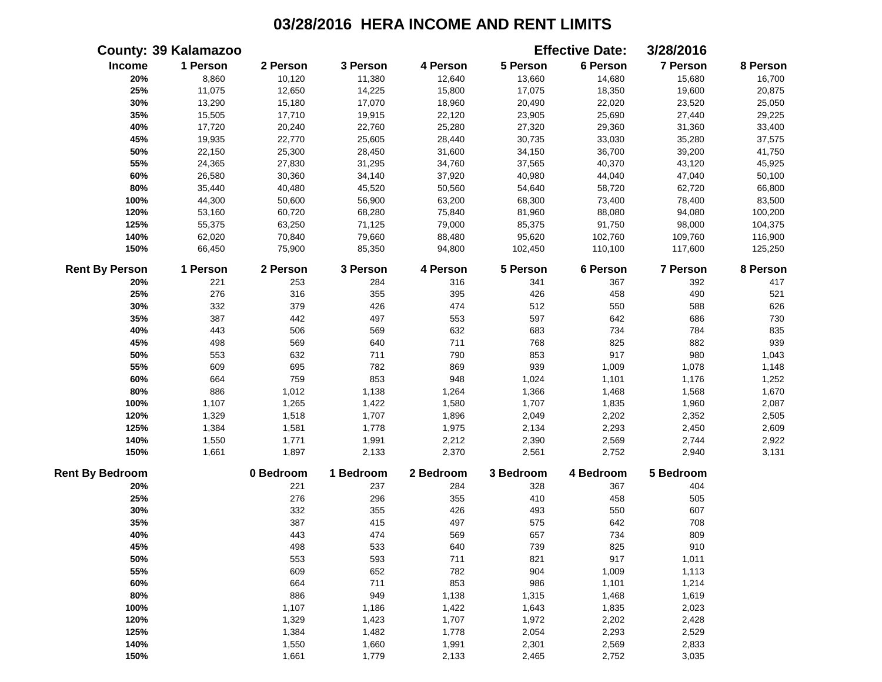# 03/28/2016 HERA INCOME AND RENT LIMITS

**County:** 39 Kalamazoo **Effective Date:** 3/28/2016

| Income | 1 Person | 2 Person | 3 Person | 4 Person | 5 Person | 6 Person | 7 Person | 8 Person |
|---|---|---|---|---|---|---|---|---|
| 20% | 8,860 | 10,120 | 11,380 | 12,640 | 13,660 | 14,680 | 15,680 | 16,700 |
| 25% | 11,075 | 12,650 | 14,225 | 15,800 | 17,075 | 18,350 | 19,600 | 20,875 |
| 30% | 13,290 | 15,180 | 17,070 | 18,960 | 20,490 | 22,020 | 23,520 | 25,050 |
| 35% | 15,505 | 17,710 | 19,915 | 22,120 | 23,905 | 25,690 | 27,440 | 29,225 |
| 40% | 17,720 | 20,240 | 22,760 | 25,280 | 27,320 | 29,360 | 31,360 | 33,400 |
| 45% | 19,935 | 22,770 | 25,605 | 28,440 | 30,735 | 33,030 | 35,280 | 37,575 |
| 50% | 22,150 | 25,300 | 28,450 | 31,600 | 34,150 | 36,700 | 39,200 | 41,750 |
| 55% | 24,365 | 27,830 | 31,295 | 34,760 | 37,565 | 40,370 | 43,120 | 45,925 |
| 60% | 26,580 | 30,360 | 34,140 | 37,920 | 40,980 | 44,040 | 47,040 | 50,100 |
| 80% | 35,440 | 40,480 | 45,520 | 50,560 | 54,640 | 58,720 | 62,720 | 66,800 |
| 100% | 44,300 | 50,600 | 56,900 | 63,200 | 68,300 | 73,400 | 78,400 | 83,500 |
| 120% | 53,160 | 60,720 | 68,280 | 75,840 | 81,960 | 88,080 | 94,080 | 100,200 |
| 125% | 55,375 | 63,250 | 71,125 | 79,000 | 85,375 | 91,750 | 98,000 | 104,375 |
| 140% | 62,020 | 70,840 | 79,660 | 88,480 | 95,620 | 102,760 | 109,760 | 116,900 |
| 150% | 66,450 | 75,900 | 85,350 | 94,800 | 102,450 | 110,100 | 117,600 | 125,250 |

| Rent By Person | 1 Person | 2 Person | 3 Person | 4 Person | 5 Person | 6 Person | 7 Person | 8 Person |
|---|---|---|---|---|---|---|---|---|
| 20% | 221 | 253 | 284 | 316 | 341 | 367 | 392 | 417 |
| 25% | 276 | 316 | 355 | 395 | 426 | 458 | 490 | 521 |
| 30% | 332 | 379 | 426 | 474 | 512 | 550 | 588 | 626 |
| 35% | 387 | 442 | 497 | 553 | 597 | 642 | 686 | 730 |
| 40% | 443 | 506 | 569 | 632 | 683 | 734 | 784 | 835 |
| 45% | 498 | 569 | 640 | 711 | 768 | 825 | 882 | 939 |
| 50% | 553 | 632 | 711 | 790 | 853 | 917 | 980 | 1,043 |
| 55% | 609 | 695 | 782 | 869 | 939 | 1,009 | 1,078 | 1,148 |
| 60% | 664 | 759 | 853 | 948 | 1,024 | 1,101 | 1,176 | 1,252 |
| 80% | 886 | 1,012 | 1,138 | 1,264 | 1,366 | 1,468 | 1,568 | 1,670 |
| 100% | 1,107 | 1,265 | 1,422 | 1,580 | 1,707 | 1,835 | 1,960 | 2,087 |
| 120% | 1,329 | 1,518 | 1,707 | 1,896 | 2,049 | 2,202 | 2,352 | 2,505 |
| 125% | 1,384 | 1,581 | 1,778 | 1,975 | 2,134 | 2,293 | 2,450 | 2,609 |
| 140% | 1,550 | 1,771 | 1,991 | 2,212 | 2,390 | 2,569 | 2,744 | 2,922 |
| 150% | 1,661 | 1,897 | 2,133 | 2,370 | 2,561 | 2,752 | 2,940 | 3,131 |

| Rent By Bedroom | 0 Bedroom | 1 Bedroom | 2 Bedroom | 3 Bedroom | 4 Bedroom | 5 Bedroom |
|---|---|---|---|---|---|---|
| 20% | 221 | 237 | 284 | 328 | 367 | 404 |
| 25% | 276 | 296 | 355 | 410 | 458 | 505 |
| 30% | 332 | 355 | 426 | 493 | 550 | 607 |
| 35% | 387 | 415 | 497 | 575 | 642 | 708 |
| 40% | 443 | 474 | 569 | 657 | 734 | 809 |
| 45% | 498 | 533 | 640 | 739 | 825 | 910 |
| 50% | 553 | 593 | 711 | 821 | 917 | 1,011 |
| 55% | 609 | 652 | 782 | 904 | 1,009 | 1,113 |
| 60% | 664 | 711 | 853 | 986 | 1,101 | 1,214 |
| 80% | 886 | 949 | 1,138 | 1,315 | 1,468 | 1,619 |
| 100% | 1,107 | 1,186 | 1,422 | 1,643 | 1,835 | 2,023 |
| 120% | 1,329 | 1,423 | 1,707 | 1,972 | 2,202 | 2,428 |
| 125% | 1,384 | 1,482 | 1,778 | 2,054 | 2,293 | 2,529 |
| 140% | 1,550 | 1,660 | 1,991 | 2,301 | 2,569 | 2,833 |
| 150% | 1,661 | 1,779 | 2,133 | 2,465 | 2,752 | 3,035 |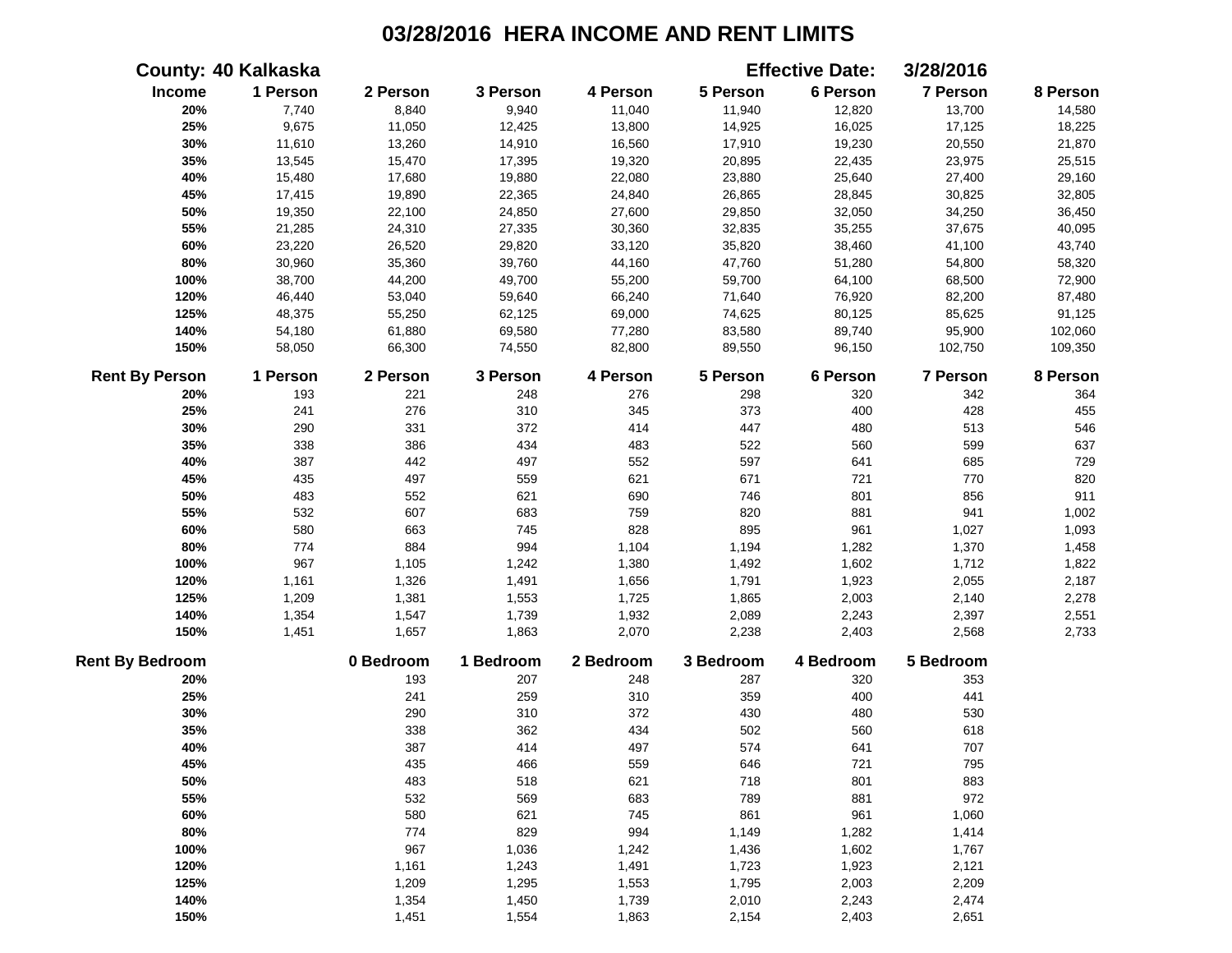# 03/28/2016 HERA INCOME AND RENT LIMITS

**County: 40 Kalkaska** **Effective Date: 3/28/2016**

| Income | 1 Person | 2 Person | 3 Person | 4 Person | 5 Person | 6 Person | 7 Person | 8 Person |
|---|---|---|---|---|---|---|---|---|
| 20% | 7,740 | 8,840 | 9,940 | 11,040 | 11,940 | 12,820 | 13,700 | 14,580 |
| 25% | 9,675 | 11,050 | 12,425 | 13,800 | 14,925 | 16,025 | 17,125 | 18,225 |
| 30% | 11,610 | 13,260 | 14,910 | 16,560 | 17,910 | 19,230 | 20,550 | 21,870 |
| 35% | 13,545 | 15,470 | 17,395 | 19,320 | 20,895 | 22,435 | 23,975 | 25,515 |
| 40% | 15,480 | 17,680 | 19,880 | 22,080 | 23,880 | 25,640 | 27,400 | 29,160 |
| 45% | 17,415 | 19,890 | 22,365 | 24,840 | 26,865 | 28,845 | 30,825 | 32,805 |
| 50% | 19,350 | 22,100 | 24,850 | 27,600 | 29,850 | 32,050 | 34,250 | 36,450 |
| 55% | 21,285 | 24,310 | 27,335 | 30,360 | 32,835 | 35,255 | 37,675 | 40,095 |
| 60% | 23,220 | 26,520 | 29,820 | 33,120 | 35,820 | 38,460 | 41,100 | 43,740 |
| 80% | 30,960 | 35,360 | 39,760 | 44,160 | 47,760 | 51,280 | 54,800 | 58,320 |
| 100% | 38,700 | 44,200 | 49,700 | 55,200 | 59,700 | 64,100 | 68,500 | 72,900 |
| 120% | 46,440 | 53,040 | 59,640 | 66,240 | 71,640 | 76,920 | 82,200 | 87,480 |
| 125% | 48,375 | 55,250 | 62,125 | 69,000 | 74,625 | 80,125 | 85,625 | 91,125 |
| 140% | 54,180 | 61,880 | 69,580 | 77,280 | 83,580 | 89,740 | 95,900 | 102,060 |
| 150% | 58,050 | 66,300 | 74,550 | 82,800 | 89,550 | 96,150 | 102,750 | 109,350 |

| Rent By Person | 1 Person | 2 Person | 3 Person | 4 Person | 5 Person | 6 Person | 7 Person | 8 Person |
|---|---|---|---|---|---|---|---|---|
| 20% | 193 | 221 | 248 | 276 | 298 | 320 | 342 | 364 |
| 25% | 241 | 276 | 310 | 345 | 373 | 400 | 428 | 455 |
| 30% | 290 | 331 | 372 | 414 | 447 | 480 | 513 | 546 |
| 35% | 338 | 386 | 434 | 483 | 522 | 560 | 599 | 637 |
| 40% | 387 | 442 | 497 | 552 | 597 | 641 | 685 | 729 |
| 45% | 435 | 497 | 559 | 621 | 671 | 721 | 770 | 820 |
| 50% | 483 | 552 | 621 | 690 | 746 | 801 | 856 | 911 |
| 55% | 532 | 607 | 683 | 759 | 820 | 881 | 941 | 1,002 |
| 60% | 580 | 663 | 745 | 828 | 895 | 961 | 1,027 | 1,093 |
| 80% | 774 | 884 | 994 | 1,104 | 1,194 | 1,282 | 1,370 | 1,458 |
| 100% | 967 | 1,105 | 1,242 | 1,380 | 1,492 | 1,602 | 1,712 | 1,822 |
| 120% | 1,161 | 1,326 | 1,491 | 1,656 | 1,791 | 1,923 | 2,055 | 2,187 |
| 125% | 1,209 | 1,381 | 1,553 | 1,725 | 1,865 | 2,003 | 2,140 | 2,278 |
| 140% | 1,354 | 1,547 | 1,739 | 1,932 | 2,089 | 2,243 | 2,397 | 2,551 |
| 150% | 1,451 | 1,657 | 1,863 | 2,070 | 2,238 | 2,403 | 2,568 | 2,733 |

| Rent By Bedroom | 0 Bedroom | 1 Bedroom | 2 Bedroom | 3 Bedroom | 4 Bedroom | 5 Bedroom |
|---|---|---|---|---|---|---|
| 20% | 193 | 207 | 248 | 287 | 320 | 353 |
| 25% | 241 | 259 | 310 | 359 | 400 | 441 |
| 30% | 290 | 310 | 372 | 430 | 480 | 530 |
| 35% | 338 | 362 | 434 | 502 | 560 | 618 |
| 40% | 387 | 414 | 497 | 574 | 641 | 707 |
| 45% | 435 | 466 | 559 | 646 | 721 | 795 |
| 50% | 483 | 518 | 621 | 718 | 801 | 883 |
| 55% | 532 | 569 | 683 | 789 | 881 | 972 |
| 60% | 580 | 621 | 745 | 861 | 961 | 1,060 |
| 80% | 774 | 829 | 994 | 1,149 | 1,282 | 1,414 |
| 100% | 967 | 1,036 | 1,242 | 1,436 | 1,602 | 1,767 |
| 120% | 1,161 | 1,243 | 1,491 | 1,723 | 1,923 | 2,121 |
| 125% | 1,209 | 1,295 | 1,553 | 1,795 | 2,003 | 2,209 |
| 140% | 1,354 | 1,450 | 1,739 | 2,010 | 2,243 | 2,474 |
| 150% | 1,451 | 1,554 | 1,863 | 2,154 | 2,403 | 2,651 |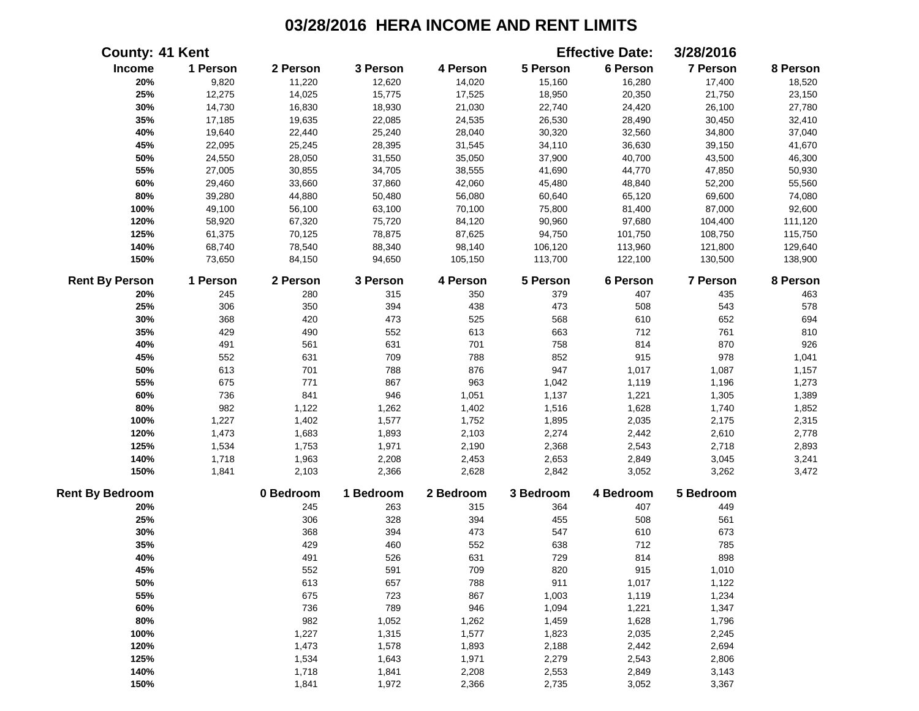# 03/28/2016 HERA INCOME AND RENT LIMITS

**County: 41 Kent** **Effective Date: 3/28/2016**

| Income | 1 Person | 2 Person | 3 Person | 4 Person | 5 Person | 6 Person | 7 Person | 8 Person |
|---|---|---|---|---|---|---|---|---|
| 20% | 9,820 | 11,220 | 12,620 | 14,020 | 15,160 | 16,280 | 17,400 | 18,520 |
| 25% | 12,275 | 14,025 | 15,775 | 17,525 | 18,950 | 20,350 | 21,750 | 23,150 |
| 30% | 14,730 | 16,830 | 18,930 | 21,030 | 22,740 | 24,420 | 26,100 | 27,780 |
| 35% | 17,185 | 19,635 | 22,085 | 24,535 | 26,530 | 28,490 | 30,450 | 32,410 |
| 40% | 19,640 | 22,440 | 25,240 | 28,040 | 30,320 | 32,560 | 34,800 | 37,040 |
| 45% | 22,095 | 25,245 | 28,395 | 31,545 | 34,110 | 36,630 | 39,150 | 41,670 |
| 50% | 24,550 | 28,050 | 31,550 | 35,050 | 37,900 | 40,700 | 43,500 | 46,300 |
| 55% | 27,005 | 30,855 | 34,705 | 38,555 | 41,690 | 44,770 | 47,850 | 50,930 |
| 60% | 29,460 | 33,660 | 37,860 | 42,060 | 45,480 | 48,840 | 52,200 | 55,560 |
| 80% | 39,280 | 44,880 | 50,480 | 56,080 | 60,640 | 65,120 | 69,600 | 74,080 |
| 100% | 49,100 | 56,100 | 63,100 | 70,100 | 75,800 | 81,400 | 87,000 | 92,600 |
| 120% | 58,920 | 67,320 | 75,720 | 84,120 | 90,960 | 97,680 | 104,400 | 111,120 |
| 125% | 61,375 | 70,125 | 78,875 | 87,625 | 94,750 | 101,750 | 108,750 | 115,750 |
| 140% | 68,740 | 78,540 | 88,340 | 98,140 | 106,120 | 113,960 | 121,800 | 129,640 |
| 150% | 73,650 | 84,150 | 94,650 | 105,150 | 113,700 | 122,100 | 130,500 | 138,900 |

| Rent By Person | 1 Person | 2 Person | 3 Person | 4 Person | 5 Person | 6 Person | 7 Person | 8 Person |
|---|---|---|---|---|---|---|---|---|
| 20% | 245 | 280 | 315 | 350 | 379 | 407 | 435 | 463 |
| 25% | 306 | 350 | 394 | 438 | 473 | 508 | 543 | 578 |
| 30% | 368 | 420 | 473 | 525 | 568 | 610 | 652 | 694 |
| 35% | 429 | 490 | 552 | 613 | 663 | 712 | 761 | 810 |
| 40% | 491 | 561 | 631 | 701 | 758 | 814 | 870 | 926 |
| 45% | 552 | 631 | 709 | 788 | 852 | 915 | 978 | 1,041 |
| 50% | 613 | 701 | 788 | 876 | 947 | 1,017 | 1,087 | 1,157 |
| 55% | 675 | 771 | 867 | 963 | 1,042 | 1,119 | 1,196 | 1,273 |
| 60% | 736 | 841 | 946 | 1,051 | 1,137 | 1,221 | 1,305 | 1,389 |
| 80% | 982 | 1,122 | 1,262 | 1,402 | 1,516 | 1,628 | 1,740 | 1,852 |
| 100% | 1,227 | 1,402 | 1,577 | 1,752 | 1,895 | 2,035 | 2,175 | 2,315 |
| 120% | 1,473 | 1,683 | 1,893 | 2,103 | 2,274 | 2,442 | 2,610 | 2,778 |
| 125% | 1,534 | 1,753 | 1,971 | 2,190 | 2,368 | 2,543 | 2,718 | 2,893 |
| 140% | 1,718 | 1,963 | 2,208 | 2,453 | 2,653 | 2,849 | 3,045 | 3,241 |
| 150% | 1,841 | 2,103 | 2,366 | 2,628 | 2,842 | 3,052 | 3,262 | 3,472 |

| Rent By Bedroom | 0 Bedroom | 1 Bedroom | 2 Bedroom | 3 Bedroom | 4 Bedroom | 5 Bedroom |
|---|---|---|---|---|---|---|
| 20% | 245 | 263 | 315 | 364 | 407 | 449 |
| 25% | 306 | 328 | 394 | 455 | 508 | 561 |
| 30% | 368 | 394 | 473 | 547 | 610 | 673 |
| 35% | 429 | 460 | 552 | 638 | 712 | 785 |
| 40% | 491 | 526 | 631 | 729 | 814 | 898 |
| 45% | 552 | 591 | 709 | 820 | 915 | 1,010 |
| 50% | 613 | 657 | 788 | 911 | 1,017 | 1,122 |
| 55% | 675 | 723 | 867 | 1,003 | 1,119 | 1,234 |
| 60% | 736 | 789 | 946 | 1,094 | 1,221 | 1,347 |
| 80% | 982 | 1,052 | 1,262 | 1,459 | 1,628 | 1,796 |
| 100% | 1,227 | 1,315 | 1,577 | 1,823 | 2,035 | 2,245 |
| 120% | 1,473 | 1,578 | 1,893 | 2,188 | 2,442 | 2,694 |
| 125% | 1,534 | 1,643 | 1,971 | 2,279 | 2,543 | 2,806 |
| 140% | 1,718 | 1,841 | 2,208 | 2,553 | 2,849 | 3,143 |
| 150% | 1,841 | 1,972 | 2,366 | 2,735 | 3,052 | 3,367 |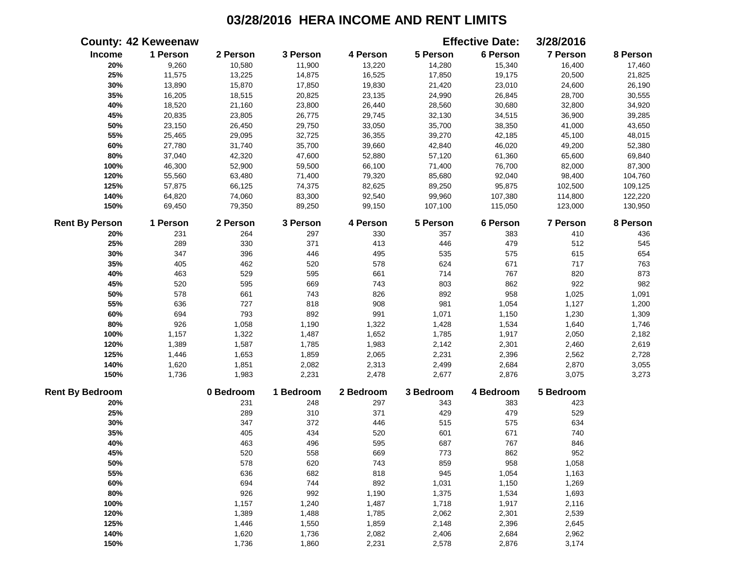# 03/28/2016 HERA INCOME AND RENT LIMITS

**County: 42 Keweenaw** **Effective Date: 3/28/2016**

| Income | 1 Person | 2 Person | 3 Person | 4 Person | 5 Person | 6 Person | 7 Person | 8 Person |
|---|---|---|---|---|---|---|---|---|
| 20% | 9,260 | 10,580 | 11,900 | 13,220 | 14,280 | 15,340 | 16,400 | 17,460 |
| 25% | 11,575 | 13,225 | 14,875 | 16,525 | 17,850 | 19,175 | 20,500 | 21,825 |
| 30% | 13,890 | 15,870 | 17,850 | 19,830 | 21,420 | 23,010 | 24,600 | 26,190 |
| 35% | 16,205 | 18,515 | 20,825 | 23,135 | 24,990 | 26,845 | 28,700 | 30,555 |
| 40% | 18,520 | 21,160 | 23,800 | 26,440 | 28,560 | 30,680 | 32,800 | 34,920 |
| 45% | 20,835 | 23,805 | 26,775 | 29,745 | 32,130 | 34,515 | 36,900 | 39,285 |
| 50% | 23,150 | 26,450 | 29,750 | 33,050 | 35,700 | 38,350 | 41,000 | 43,650 |
| 55% | 25,465 | 29,095 | 32,725 | 36,355 | 39,270 | 42,185 | 45,100 | 48,015 |
| 60% | 27,780 | 31,740 | 35,700 | 39,660 | 42,840 | 46,020 | 49,200 | 52,380 |
| 80% | 37,040 | 42,320 | 47,600 | 52,880 | 57,120 | 61,360 | 65,600 | 69,840 |
| 100% | 46,300 | 52,900 | 59,500 | 66,100 | 71,400 | 76,700 | 82,000 | 87,300 |
| 120% | 55,560 | 63,480 | 71,400 | 79,320 | 85,680 | 92,040 | 98,400 | 104,760 |
| 125% | 57,875 | 66,125 | 74,375 | 82,625 | 89,250 | 95,875 | 102,500 | 109,125 |
| 140% | 64,820 | 74,060 | 83,300 | 92,540 | 99,960 | 107,380 | 114,800 | 122,220 |
| 150% | 69,450 | 79,350 | 89,250 | 99,150 | 107,100 | 115,050 | 123,000 | 130,950 |

| Rent By Person | 1 Person | 2 Person | 3 Person | 4 Person | 5 Person | 6 Person | 7 Person | 8 Person |
|---|---|---|---|---|---|---|---|---|
| 20% | 231 | 264 | 297 | 330 | 357 | 383 | 410 | 436 |
| 25% | 289 | 330 | 371 | 413 | 446 | 479 | 512 | 545 |
| 30% | 347 | 396 | 446 | 495 | 535 | 575 | 615 | 654 |
| 35% | 405 | 462 | 520 | 578 | 624 | 671 | 717 | 763 |
| 40% | 463 | 529 | 595 | 661 | 714 | 767 | 820 | 873 |
| 45% | 520 | 595 | 669 | 743 | 803 | 862 | 922 | 982 |
| 50% | 578 | 661 | 743 | 826 | 892 | 958 | 1,025 | 1,091 |
| 55% | 636 | 727 | 818 | 908 | 981 | 1,054 | 1,127 | 1,200 |
| 60% | 694 | 793 | 892 | 991 | 1,071 | 1,150 | 1,230 | 1,309 |
| 80% | 926 | 1,058 | 1,190 | 1,322 | 1,428 | 1,534 | 1,640 | 1,746 |
| 100% | 1,157 | 1,322 | 1,487 | 1,652 | 1,785 | 1,917 | 2,050 | 2,182 |
| 120% | 1,389 | 1,587 | 1,785 | 1,983 | 2,142 | 2,301 | 2,460 | 2,619 |
| 125% | 1,446 | 1,653 | 1,859 | 2,065 | 2,231 | 2,396 | 2,562 | 2,728 |
| 140% | 1,620 | 1,851 | 2,082 | 2,313 | 2,499 | 2,684 | 2,870 | 3,055 |
| 150% | 1,736 | 1,983 | 2,231 | 2,478 | 2,677 | 2,876 | 3,075 | 3,273 |

| Rent By Bedroom | 0 Bedroom | 1 Bedroom | 2 Bedroom | 3 Bedroom | 4 Bedroom | 5 Bedroom |
|---|---|---|---|---|---|---|
| 20% | 231 | 248 | 297 | 343 | 383 | 423 |
| 25% | 289 | 310 | 371 | 429 | 479 | 529 |
| 30% | 347 | 372 | 446 | 515 | 575 | 634 |
| 35% | 405 | 434 | 520 | 601 | 671 | 740 |
| 40% | 463 | 496 | 595 | 687 | 767 | 846 |
| 45% | 520 | 558 | 669 | 773 | 862 | 952 |
| 50% | 578 | 620 | 743 | 859 | 958 | 1,058 |
| 55% | 636 | 682 | 818 | 945 | 1,054 | 1,163 |
| 60% | 694 | 744 | 892 | 1,031 | 1,150 | 1,269 |
| 80% | 926 | 992 | 1,190 | 1,375 | 1,534 | 1,693 |
| 100% | 1,157 | 1,240 | 1,487 | 1,718 | 1,917 | 2,116 |
| 120% | 1,389 | 1,488 | 1,785 | 2,062 | 2,301 | 2,539 |
| 125% | 1,446 | 1,550 | 1,859 | 2,148 | 2,396 | 2,645 |
| 140% | 1,620 | 1,736 | 2,082 | 2,406 | 2,684 | 2,962 |
| 150% | 1,736 | 1,860 | 2,231 | 2,578 | 2,876 | 3,174 |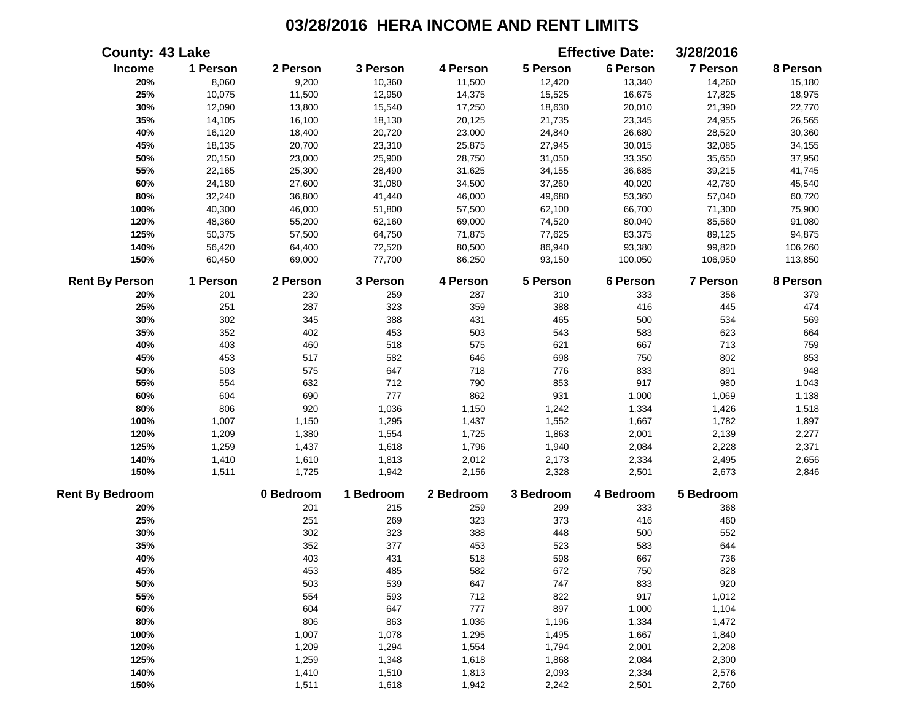# 03/28/2016 HERA INCOME AND RENT LIMITS

**County:** 43 Lake **Effective Date:** 3/28/2016

| Income | 1 Person | 2 Person | 3 Person | 4 Person | 5 Person | 6 Person | 7 Person | 8 Person |
|---|---|---|---|---|---|---|---|---|
| 20% | 8,060 | 9,200 | 10,360 | 11,500 | 12,420 | 13,340 | 14,260 | 15,180 |
| 25% | 10,075 | 11,500 | 12,950 | 14,375 | 15,525 | 16,675 | 17,825 | 18,975 |
| 30% | 12,090 | 13,800 | 15,540 | 17,250 | 18,630 | 20,010 | 21,390 | 22,770 |
| 35% | 14,105 | 16,100 | 18,130 | 20,125 | 21,735 | 23,345 | 24,955 | 26,565 |
| 40% | 16,120 | 18,400 | 20,720 | 23,000 | 24,840 | 26,680 | 28,520 | 30,360 |
| 45% | 18,135 | 20,700 | 23,310 | 25,875 | 27,945 | 30,015 | 32,085 | 34,155 |
| 50% | 20,150 | 23,000 | 25,900 | 28,750 | 31,050 | 33,350 | 35,650 | 37,950 |
| 55% | 22,165 | 25,300 | 28,490 | 31,625 | 34,155 | 36,685 | 39,215 | 41,745 |
| 60% | 24,180 | 27,600 | 31,080 | 34,500 | 37,260 | 40,020 | 42,780 | 45,540 |
| 80% | 32,240 | 36,800 | 41,440 | 46,000 | 49,680 | 53,360 | 57,040 | 60,720 |
| 100% | 40,300 | 46,000 | 51,800 | 57,500 | 62,100 | 66,700 | 71,300 | 75,900 |
| 120% | 48,360 | 55,200 | 62,160 | 69,000 | 74,520 | 80,040 | 85,560 | 91,080 |
| 125% | 50,375 | 57,500 | 64,750 | 71,875 | 77,625 | 83,375 | 89,125 | 94,875 |
| 140% | 56,420 | 64,400 | 72,520 | 80,500 | 86,940 | 93,380 | 99,820 | 106,260 |
| 150% | 60,450 | 69,000 | 77,700 | 86,250 | 93,150 | 100,050 | 106,950 | 113,850 |

| Rent By Person | 1 Person | 2 Person | 3 Person | 4 Person | 5 Person | 6 Person | 7 Person | 8 Person |
|---|---|---|---|---|---|---|---|---|
| 20% | 201 | 230 | 259 | 287 | 310 | 333 | 356 | 379 |
| 25% | 251 | 287 | 323 | 359 | 388 | 416 | 445 | 474 |
| 30% | 302 | 345 | 388 | 431 | 465 | 500 | 534 | 569 |
| 35% | 352 | 402 | 453 | 503 | 543 | 583 | 623 | 664 |
| 40% | 403 | 460 | 518 | 575 | 621 | 667 | 713 | 759 |
| 45% | 453 | 517 | 582 | 646 | 698 | 750 | 802 | 853 |
| 50% | 503 | 575 | 647 | 718 | 776 | 833 | 891 | 948 |
| 55% | 554 | 632 | 712 | 790 | 853 | 917 | 980 | 1,043 |
| 60% | 604 | 690 | 777 | 862 | 931 | 1,000 | 1,069 | 1,138 |
| 80% | 806 | 920 | 1,036 | 1,150 | 1,242 | 1,334 | 1,426 | 1,518 |
| 100% | 1,007 | 1,150 | 1,295 | 1,437 | 1,552 | 1,667 | 1,782 | 1,897 |
| 120% | 1,209 | 1,380 | 1,554 | 1,725 | 1,863 | 2,001 | 2,139 | 2,277 |
| 125% | 1,259 | 1,437 | 1,618 | 1,796 | 1,940 | 2,084 | 2,228 | 2,371 |
| 140% | 1,410 | 1,610 | 1,813 | 2,012 | 2,173 | 2,334 | 2,495 | 2,656 |
| 150% | 1,511 | 1,725 | 1,942 | 2,156 | 2,328 | 2,501 | 2,673 | 2,846 |

| Rent By Bedroom | 0 Bedroom | 1 Bedroom | 2 Bedroom | 3 Bedroom | 4 Bedroom | 5 Bedroom |
|---|---|---|---|---|---|---|
| 20% | 201 | 215 | 259 | 299 | 333 | 368 |
| 25% | 251 | 269 | 323 | 373 | 416 | 460 |
| 30% | 302 | 323 | 388 | 448 | 500 | 552 |
| 35% | 352 | 377 | 453 | 523 | 583 | 644 |
| 40% | 403 | 431 | 518 | 598 | 667 | 736 |
| 45% | 453 | 485 | 582 | 672 | 750 | 828 |
| 50% | 503 | 539 | 647 | 747 | 833 | 920 |
| 55% | 554 | 593 | 712 | 822 | 917 | 1,012 |
| 60% | 604 | 647 | 777 | 897 | 1,000 | 1,104 |
| 80% | 806 | 863 | 1,036 | 1,196 | 1,334 | 1,472 |
| 100% | 1,007 | 1,078 | 1,295 | 1,495 | 1,667 | 1,840 |
| 120% | 1,209 | 1,294 | 1,554 | 1,794 | 2,001 | 2,208 |
| 125% | 1,259 | 1,348 | 1,618 | 1,868 | 2,084 | 2,300 |
| 140% | 1,410 | 1,510 | 1,813 | 2,093 | 2,334 | 2,576 |
| 150% | 1,511 | 1,618 | 1,942 | 2,242 | 2,501 | 2,760 |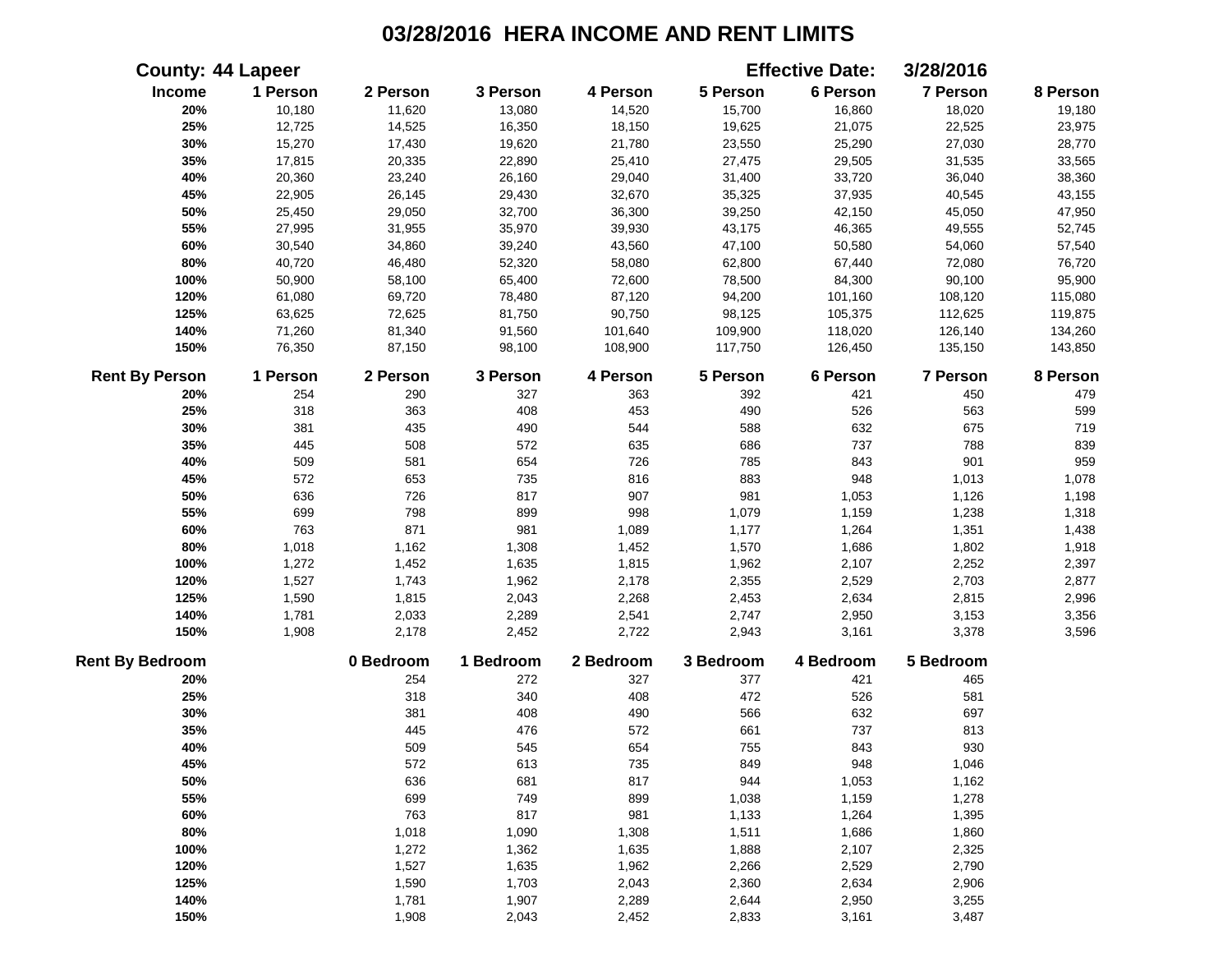# 03/28/2016 HERA INCOME AND RENT LIMITS

**County:** 44 Lapeer **Effective Date:** 3/28/2016

| Income | 1 Person | 2 Person | 3 Person | 4 Person | 5 Person | 6 Person | 7 Person | 8 Person |
|---|---|---|---|---|---|---|---|---|
| 20% | 10,180 | 11,620 | 13,080 | 14,520 | 15,700 | 16,860 | 18,020 | 19,180 |
| 25% | 12,725 | 14,525 | 16,350 | 18,150 | 19,625 | 21,075 | 22,525 | 23,975 |
| 30% | 15,270 | 17,430 | 19,620 | 21,780 | 23,550 | 25,290 | 27,030 | 28,770 |
| 35% | 17,815 | 20,335 | 22,890 | 25,410 | 27,475 | 29,505 | 31,535 | 33,565 |
| 40% | 20,360 | 23,240 | 26,160 | 29,040 | 31,400 | 33,720 | 36,040 | 38,360 |
| 45% | 22,905 | 26,145 | 29,430 | 32,670 | 35,325 | 37,935 | 40,545 | 43,155 |
| 50% | 25,450 | 29,050 | 32,700 | 36,300 | 39,250 | 42,150 | 45,050 | 47,950 |
| 55% | 27,995 | 31,955 | 35,970 | 39,930 | 43,175 | 46,365 | 49,555 | 52,745 |
| 60% | 30,540 | 34,860 | 39,240 | 43,560 | 47,100 | 50,580 | 54,060 | 57,540 |
| 80% | 40,720 | 46,480 | 52,320 | 58,080 | 62,800 | 67,440 | 72,080 | 76,720 |
| 100% | 50,900 | 58,100 | 65,400 | 72,600 | 78,500 | 84,300 | 90,100 | 95,900 |
| 120% | 61,080 | 69,720 | 78,480 | 87,120 | 94,200 | 101,160 | 108,120 | 115,080 |
| 125% | 63,625 | 72,625 | 81,750 | 90,750 | 98,125 | 105,375 | 112,625 | 119,875 |
| 140% | 71,260 | 81,340 | 91,560 | 101,640 | 109,900 | 118,020 | 126,140 | 134,260 |
| 150% | 76,350 | 87,150 | 98,100 | 108,900 | 117,750 | 126,450 | 135,150 | 143,850 |

| Rent By Person | 1 Person | 2 Person | 3 Person | 4 Person | 5 Person | 6 Person | 7 Person | 8 Person |
|---|---|---|---|---|---|---|---|---|
| 20% | 254 | 290 | 327 | 363 | 392 | 421 | 450 | 479 |
| 25% | 318 | 363 | 408 | 453 | 490 | 526 | 563 | 599 |
| 30% | 381 | 435 | 490 | 544 | 588 | 632 | 675 | 719 |
| 35% | 445 | 508 | 572 | 635 | 686 | 737 | 788 | 839 |
| 40% | 509 | 581 | 654 | 726 | 785 | 843 | 901 | 959 |
| 45% | 572 | 653 | 735 | 816 | 883 | 948 | 1,013 | 1,078 |
| 50% | 636 | 726 | 817 | 907 | 981 | 1,053 | 1,126 | 1,198 |
| 55% | 699 | 798 | 899 | 998 | 1,079 | 1,159 | 1,238 | 1,318 |
| 60% | 763 | 871 | 981 | 1,089 | 1,177 | 1,264 | 1,351 | 1,438 |
| 80% | 1,018 | 1,162 | 1,308 | 1,452 | 1,570 | 1,686 | 1,802 | 1,918 |
| 100% | 1,272 | 1,452 | 1,635 | 1,815 | 1,962 | 2,107 | 2,252 | 2,397 |
| 120% | 1,527 | 1,743 | 1,962 | 2,178 | 2,355 | 2,529 | 2,703 | 2,877 |
| 125% | 1,590 | 1,815 | 2,043 | 2,268 | 2,453 | 2,634 | 2,815 | 2,996 |
| 140% | 1,781 | 2,033 | 2,289 | 2,541 | 2,747 | 2,950 | 3,153 | 3,356 |
| 150% | 1,908 | 2,178 | 2,452 | 2,722 | 2,943 | 3,161 | 3,378 | 3,596 |

| Rent By Bedroom | 0 Bedroom | 1 Bedroom | 2 Bedroom | 3 Bedroom | 4 Bedroom | 5 Bedroom |
|---|---|---|---|---|---|---|
| 20% | 254 | 272 | 327 | 377 | 421 | 465 |
| 25% | 318 | 340 | 408 | 472 | 526 | 581 |
| 30% | 381 | 408 | 490 | 566 | 632 | 697 |
| 35% | 445 | 476 | 572 | 661 | 737 | 813 |
| 40% | 509 | 545 | 654 | 755 | 843 | 930 |
| 45% | 572 | 613 | 735 | 849 | 948 | 1,046 |
| 50% | 636 | 681 | 817 | 944 | 1,053 | 1,162 |
| 55% | 699 | 749 | 899 | 1,038 | 1,159 | 1,278 |
| 60% | 763 | 817 | 981 | 1,133 | 1,264 | 1,395 |
| 80% | 1,018 | 1,090 | 1,308 | 1,511 | 1,686 | 1,860 |
| 100% | 1,272 | 1,362 | 1,635 | 1,888 | 2,107 | 2,325 |
| 120% | 1,527 | 1,635 | 1,962 | 2,266 | 2,529 | 2,790 |
| 125% | 1,590 | 1,703 | 2,043 | 2,360 | 2,634 | 2,906 |
| 140% | 1,781 | 1,907 | 2,289 | 2,644 | 2,950 | 3,255 |
| 150% | 1,908 | 2,043 | 2,452 | 2,833 | 3,161 | 3,487 |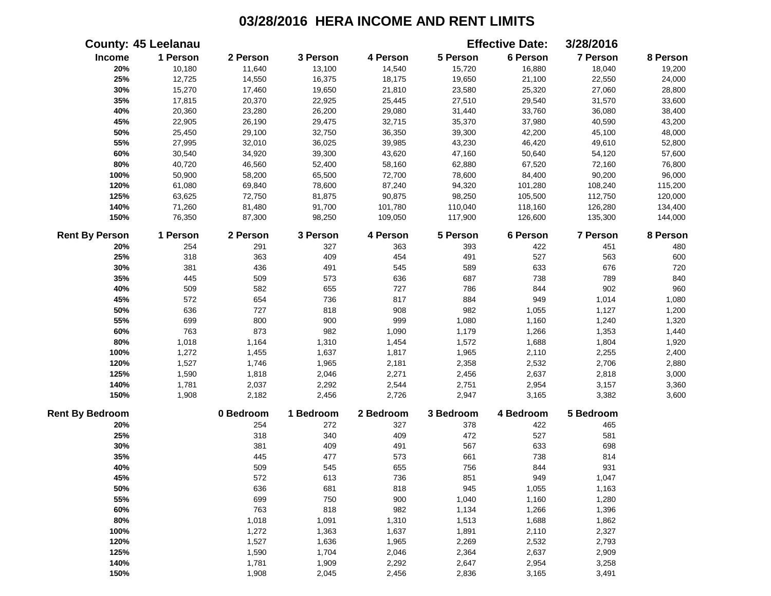# 03/28/2016 HERA INCOME AND RENT LIMITS

**County: 45 Leelanau** **Effective Date: 3/28/2016**

| Income | 1 Person | 2 Person | 3 Person | 4 Person | 5 Person | 6 Person | 7 Person | 8 Person |
|---|---|---|---|---|---|---|---|---|
| 20% | 10,180 | 11,640 | 13,100 | 14,540 | 15,720 | 16,880 | 18,040 | 19,200 |
| 25% | 12,725 | 14,550 | 16,375 | 18,175 | 19,650 | 21,100 | 22,550 | 24,000 |
| 30% | 15,270 | 17,460 | 19,650 | 21,810 | 23,580 | 25,320 | 27,060 | 28,800 |
| 35% | 17,815 | 20,370 | 22,925 | 25,445 | 27,510 | 29,540 | 31,570 | 33,600 |
| 40% | 20,360 | 23,280 | 26,200 | 29,080 | 31,440 | 33,760 | 36,080 | 38,400 |
| 45% | 22,905 | 26,190 | 29,475 | 32,715 | 35,370 | 37,980 | 40,590 | 43,200 |
| 50% | 25,450 | 29,100 | 32,750 | 36,350 | 39,300 | 42,200 | 45,100 | 48,000 |
| 55% | 27,995 | 32,010 | 36,025 | 39,985 | 43,230 | 46,420 | 49,610 | 52,800 |
| 60% | 30,540 | 34,920 | 39,300 | 43,620 | 47,160 | 50,640 | 54,120 | 57,600 |
| 80% | 40,720 | 46,560 | 52,400 | 58,160 | 62,880 | 67,520 | 72,160 | 76,800 |
| 100% | 50,900 | 58,200 | 65,500 | 72,700 | 78,600 | 84,400 | 90,200 | 96,000 |
| 120% | 61,080 | 69,840 | 78,600 | 87,240 | 94,320 | 101,280 | 108,240 | 115,200 |
| 125% | 63,625 | 72,750 | 81,875 | 90,875 | 98,250 | 105,500 | 112,750 | 120,000 |
| 140% | 71,260 | 81,480 | 91,700 | 101,780 | 110,040 | 118,160 | 126,280 | 134,400 |
| 150% | 76,350 | 87,300 | 98,250 | 109,050 | 117,900 | 126,600 | 135,300 | 144,000 |

| Rent By Person | 1 Person | 2 Person | 3 Person | 4 Person | 5 Person | 6 Person | 7 Person | 8 Person |
|---|---|---|---|---|---|---|---|---|
| 20% | 254 | 291 | 327 | 363 | 393 | 422 | 451 | 480 |
| 25% | 318 | 363 | 409 | 454 | 491 | 527 | 563 | 600 |
| 30% | 381 | 436 | 491 | 545 | 589 | 633 | 676 | 720 |
| 35% | 445 | 509 | 573 | 636 | 687 | 738 | 789 | 840 |
| 40% | 509 | 582 | 655 | 727 | 786 | 844 | 902 | 960 |
| 45% | 572 | 654 | 736 | 817 | 884 | 949 | 1,014 | 1,080 |
| 50% | 636 | 727 | 818 | 908 | 982 | 1,055 | 1,127 | 1,200 |
| 55% | 699 | 800 | 900 | 999 | 1,080 | 1,160 | 1,240 | 1,320 |
| 60% | 763 | 873 | 982 | 1,090 | 1,179 | 1,266 | 1,353 | 1,440 |
| 80% | 1,018 | 1,164 | 1,310 | 1,454 | 1,572 | 1,688 | 1,804 | 1,920 |
| 100% | 1,272 | 1,455 | 1,637 | 1,817 | 1,965 | 2,110 | 2,255 | 2,400 |
| 120% | 1,527 | 1,746 | 1,965 | 2,181 | 2,358 | 2,532 | 2,706 | 2,880 |
| 125% | 1,590 | 1,818 | 2,046 | 2,271 | 2,456 | 2,637 | 2,818 | 3,000 |
| 140% | 1,781 | 2,037 | 2,292 | 2,544 | 2,751 | 2,954 | 3,157 | 3,360 |
| 150% | 1,908 | 2,182 | 2,456 | 2,726 | 2,947 | 3,165 | 3,382 | 3,600 |

| Rent By Bedroom | 0 Bedroom | 1 Bedroom | 2 Bedroom | 3 Bedroom | 4 Bedroom | 5 Bedroom |
|---|---|---|---|---|---|---|
| 20% | 254 | 272 | 327 | 378 | 422 | 465 |
| 25% | 318 | 340 | 409 | 472 | 527 | 581 |
| 30% | 381 | 409 | 491 | 567 | 633 | 698 |
| 35% | 445 | 477 | 573 | 661 | 738 | 814 |
| 40% | 509 | 545 | 655 | 756 | 844 | 931 |
| 45% | 572 | 613 | 736 | 851 | 949 | 1,047 |
| 50% | 636 | 681 | 818 | 945 | 1,055 | 1,163 |
| 55% | 699 | 750 | 900 | 1,040 | 1,160 | 1,280 |
| 60% | 763 | 818 | 982 | 1,134 | 1,266 | 1,396 |
| 80% | 1,018 | 1,091 | 1,310 | 1,513 | 1,688 | 1,862 |
| 100% | 1,272 | 1,363 | 1,637 | 1,891 | 2,110 | 2,327 |
| 120% | 1,527 | 1,636 | 1,965 | 2,269 | 2,532 | 2,793 |
| 125% | 1,590 | 1,704 | 2,046 | 2,364 | 2,637 | 2,909 |
| 140% | 1,781 | 1,909 | 2,292 | 2,647 | 2,954 | 3,258 |
| 150% | 1,908 | 2,045 | 2,456 | 2,836 | 3,165 | 3,491 |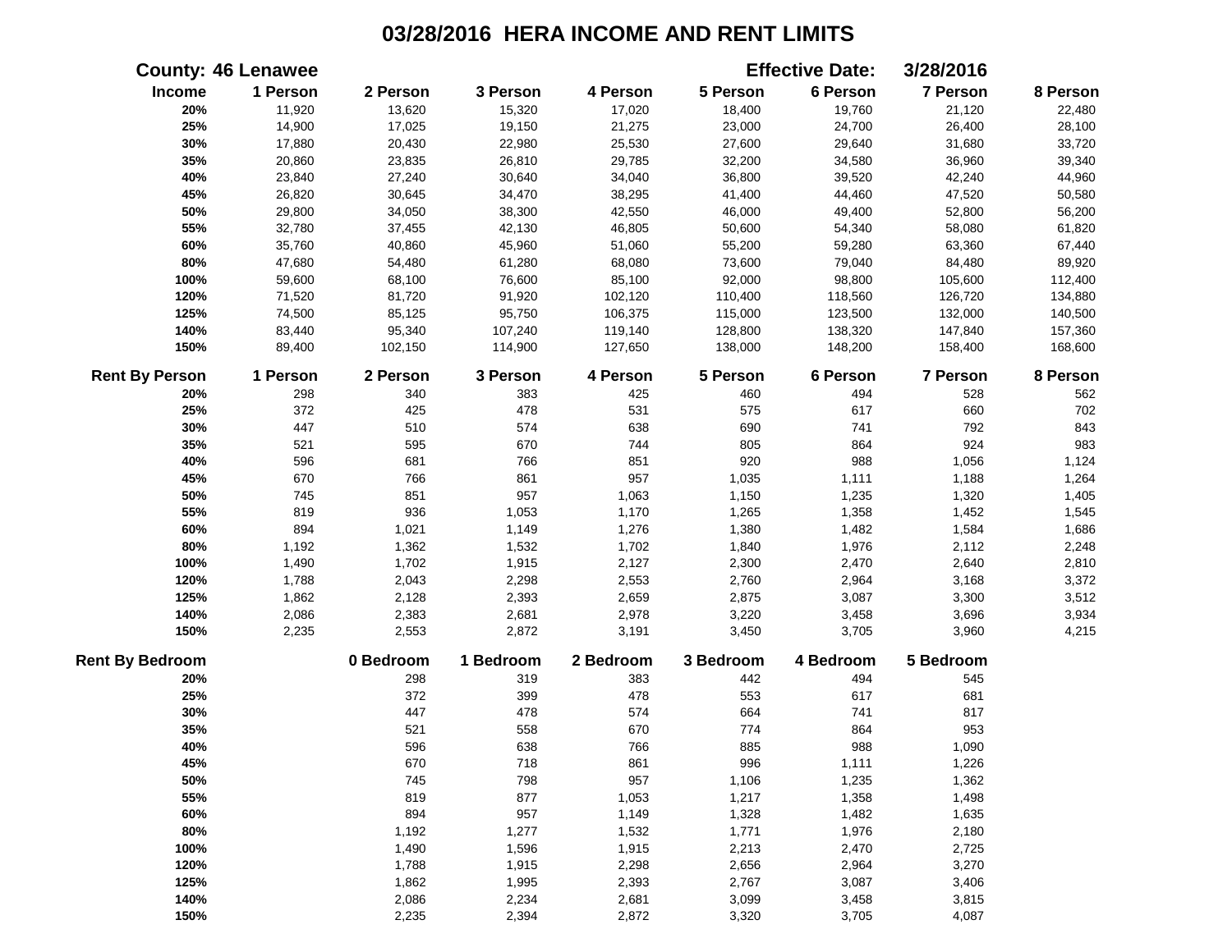# 03/28/2016 HERA INCOME AND RENT LIMITS

**County:** 46 Lenawee **Effective Date:** 3/28/2016

| Income | 1 Person | 2 Person | 3 Person | 4 Person | 5 Person | 6 Person | 7 Person | 8 Person |
|---|---|---|---|---|---|---|---|---|
| 20% | 11,920 | 13,620 | 15,320 | 17,020 | 18,400 | 19,760 | 21,120 | 22,480 |
| 25% | 14,900 | 17,025 | 19,150 | 21,275 | 23,000 | 24,700 | 26,400 | 28,100 |
| 30% | 17,880 | 20,430 | 22,980 | 25,530 | 27,600 | 29,640 | 31,680 | 33,720 |
| 35% | 20,860 | 23,835 | 26,810 | 29,785 | 32,200 | 34,580 | 36,960 | 39,340 |
| 40% | 23,840 | 27,240 | 30,640 | 34,040 | 36,800 | 39,520 | 42,240 | 44,960 |
| 45% | 26,820 | 30,645 | 34,470 | 38,295 | 41,400 | 44,460 | 47,520 | 50,580 |
| 50% | 29,800 | 34,050 | 38,300 | 42,550 | 46,000 | 49,400 | 52,800 | 56,200 |
| 55% | 32,780 | 37,455 | 42,130 | 46,805 | 50,600 | 54,340 | 58,080 | 61,820 |
| 60% | 35,760 | 40,860 | 45,960 | 51,060 | 55,200 | 59,280 | 63,360 | 67,440 |
| 80% | 47,680 | 54,480 | 61,280 | 68,080 | 73,600 | 79,040 | 84,480 | 89,920 |
| 100% | 59,600 | 68,100 | 76,600 | 85,100 | 92,000 | 98,800 | 105,600 | 112,400 |
| 120% | 71,520 | 81,720 | 91,920 | 102,120 | 110,400 | 118,560 | 126,720 | 134,880 |
| 125% | 74,500 | 85,125 | 95,750 | 106,375 | 115,000 | 123,500 | 132,000 | 140,500 |
| 140% | 83,440 | 95,340 | 107,240 | 119,140 | 128,800 | 138,320 | 147,840 | 157,360 |
| 150% | 89,400 | 102,150 | 114,900 | 127,650 | 138,000 | 148,200 | 158,400 | 168,600 |

| Rent By Person | 1 Person | 2 Person | 3 Person | 4 Person | 5 Person | 6 Person | 7 Person | 8 Person |
|---|---|---|---|---|---|---|---|---|
| 20% | 298 | 340 | 383 | 425 | 460 | 494 | 528 | 562 |
| 25% | 372 | 425 | 478 | 531 | 575 | 617 | 660 | 702 |
| 30% | 447 | 510 | 574 | 638 | 690 | 741 | 792 | 843 |
| 35% | 521 | 595 | 670 | 744 | 805 | 864 | 924 | 983 |
| 40% | 596 | 681 | 766 | 851 | 920 | 988 | 1,056 | 1,124 |
| 45% | 670 | 766 | 861 | 957 | 1,035 | 1,111 | 1,188 | 1,264 |
| 50% | 745 | 851 | 957 | 1,063 | 1,150 | 1,235 | 1,320 | 1,405 |
| 55% | 819 | 936 | 1,053 | 1,170 | 1,265 | 1,358 | 1,452 | 1,545 |
| 60% | 894 | 1,021 | 1,149 | 1,276 | 1,380 | 1,482 | 1,584 | 1,686 |
| 80% | 1,192 | 1,362 | 1,532 | 1,702 | 1,840 | 1,976 | 2,112 | 2,248 |
| 100% | 1,490 | 1,702 | 1,915 | 2,127 | 2,300 | 2,470 | 2,640 | 2,810 |
| 120% | 1,788 | 2,043 | 2,298 | 2,553 | 2,760 | 2,964 | 3,168 | 3,372 |
| 125% | 1,862 | 2,128 | 2,393 | 2,659 | 2,875 | 3,087 | 3,300 | 3,512 |
| 140% | 2,086 | 2,383 | 2,681 | 2,978 | 3,220 | 3,458 | 3,696 | 3,934 |
| 150% | 2,235 | 2,553 | 2,872 | 3,191 | 3,450 | 3,705 | 3,960 | 4,215 |

| Rent By Bedroom | 0 Bedroom | 1 Bedroom | 2 Bedroom | 3 Bedroom | 4 Bedroom | 5 Bedroom |
|---|---|---|---|---|---|---|
| 20% | 298 | 319 | 383 | 442 | 494 | 545 |
| 25% | 372 | 399 | 478 | 553 | 617 | 681 |
| 30% | 447 | 478 | 574 | 664 | 741 | 817 |
| 35% | 521 | 558 | 670 | 774 | 864 | 953 |
| 40% | 596 | 638 | 766 | 885 | 988 | 1,090 |
| 45% | 670 | 718 | 861 | 996 | 1,111 | 1,226 |
| 50% | 745 | 798 | 957 | 1,106 | 1,235 | 1,362 |
| 55% | 819 | 877 | 1,053 | 1,217 | 1,358 | 1,498 |
| 60% | 894 | 957 | 1,149 | 1,328 | 1,482 | 1,635 |
| 80% | 1,192 | 1,277 | 1,532 | 1,771 | 1,976 | 2,180 |
| 100% | 1,490 | 1,596 | 1,915 | 2,213 | 2,470 | 2,725 |
| 120% | 1,788 | 1,915 | 2,298 | 2,656 | 2,964 | 3,270 |
| 125% | 1,862 | 1,995 | 2,393 | 2,767 | 3,087 | 3,406 |
| 140% | 2,086 | 2,234 | 2,681 | 3,099 | 3,458 | 3,815 |
| 150% | 2,235 | 2,394 | 2,872 | 3,320 | 3,705 | 4,087 |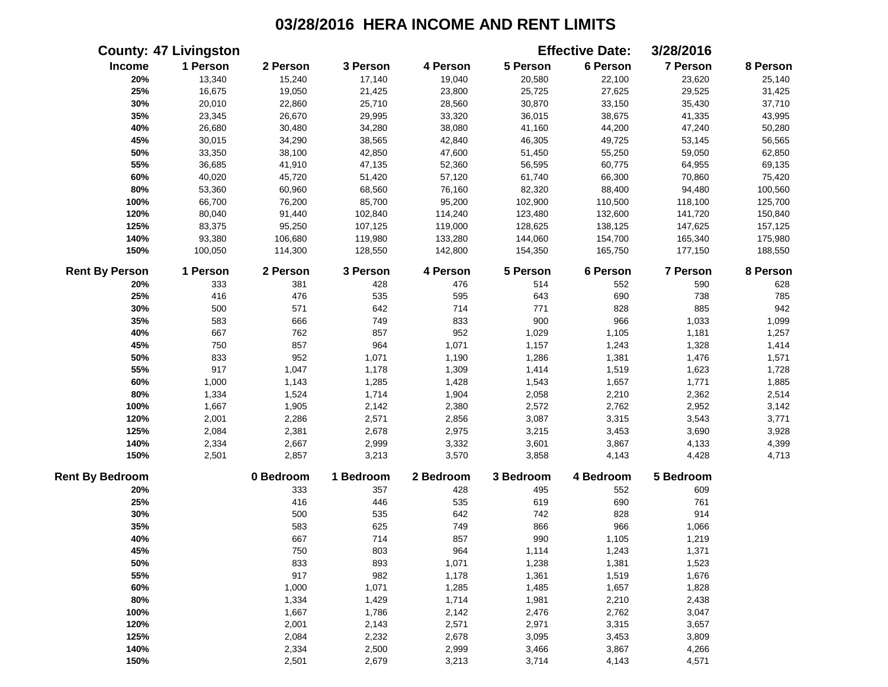# 03/28/2016 HERA INCOME AND RENT LIMITS

**County: 47 Livingston** **Effective Date: 3/28/2016**

| Income | 1 Person | 2 Person | 3 Person | 4 Person | 5 Person | 6 Person | 7 Person | 8 Person |
|---|---|---|---|---|---|---|---|---|
| 20% | 13,340 | 15,240 | 17,140 | 19,040 | 20,580 | 22,100 | 23,620 | 25,140 |
| 25% | 16,675 | 19,050 | 21,425 | 23,800 | 25,725 | 27,625 | 29,525 | 31,425 |
| 30% | 20,010 | 22,860 | 25,710 | 28,560 | 30,870 | 33,150 | 35,430 | 37,710 |
| 35% | 23,345 | 26,670 | 29,995 | 33,320 | 36,015 | 38,675 | 41,335 | 43,995 |
| 40% | 26,680 | 30,480 | 34,280 | 38,080 | 41,160 | 44,200 | 47,240 | 50,280 |
| 45% | 30,015 | 34,290 | 38,565 | 42,840 | 46,305 | 49,725 | 53,145 | 56,565 |
| 50% | 33,350 | 38,100 | 42,850 | 47,600 | 51,450 | 55,250 | 59,050 | 62,850 |
| 55% | 36,685 | 41,910 | 47,135 | 52,360 | 56,595 | 60,775 | 64,955 | 69,135 |
| 60% | 40,020 | 45,720 | 51,420 | 57,120 | 61,740 | 66,300 | 70,860 | 75,420 |
| 80% | 53,360 | 60,960 | 68,560 | 76,160 | 82,320 | 88,400 | 94,480 | 100,560 |
| 100% | 66,700 | 76,200 | 85,700 | 95,200 | 102,900 | 110,500 | 118,100 | 125,700 |
| 120% | 80,040 | 91,440 | 102,840 | 114,240 | 123,480 | 132,600 | 141,720 | 150,840 |
| 125% | 83,375 | 95,250 | 107,125 | 119,000 | 128,625 | 138,125 | 147,625 | 157,125 |
| 140% | 93,380 | 106,680 | 119,980 | 133,280 | 144,060 | 154,700 | 165,340 | 175,980 |
| 150% | 100,050 | 114,300 | 128,550 | 142,800 | 154,350 | 165,750 | 177,150 | 188,550 |

| Rent By Person | 1 Person | 2 Person | 3 Person | 4 Person | 5 Person | 6 Person | 7 Person | 8 Person |
|---|---|---|---|---|---|---|---|---|
| 20% | 333 | 381 | 428 | 476 | 514 | 552 | 590 | 628 |
| 25% | 416 | 476 | 535 | 595 | 643 | 690 | 738 | 785 |
| 30% | 500 | 571 | 642 | 714 | 771 | 828 | 885 | 942 |
| 35% | 583 | 666 | 749 | 833 | 900 | 966 | 1,033 | 1,099 |
| 40% | 667 | 762 | 857 | 952 | 1,029 | 1,105 | 1,181 | 1,257 |
| 45% | 750 | 857 | 964 | 1,071 | 1,157 | 1,243 | 1,328 | 1,414 |
| 50% | 833 | 952 | 1,071 | 1,190 | 1,286 | 1,381 | 1,476 | 1,571 |
| 55% | 917 | 1,047 | 1,178 | 1,309 | 1,414 | 1,519 | 1,623 | 1,728 |
| 60% | 1,000 | 1,143 | 1,285 | 1,428 | 1,543 | 1,657 | 1,771 | 1,885 |
| 80% | 1,334 | 1,524 | 1,714 | 1,904 | 2,058 | 2,210 | 2,362 | 2,514 |
| 100% | 1,667 | 1,905 | 2,142 | 2,380 | 2,572 | 2,762 | 2,952 | 3,142 |
| 120% | 2,001 | 2,286 | 2,571 | 2,856 | 3,087 | 3,315 | 3,543 | 3,771 |
| 125% | 2,084 | 2,381 | 2,678 | 2,975 | 3,215 | 3,453 | 3,690 | 3,928 |
| 140% | 2,334 | 2,667 | 2,999 | 3,332 | 3,601 | 3,867 | 4,133 | 4,399 |
| 150% | 2,501 | 2,857 | 3,213 | 3,570 | 3,858 | 4,143 | 4,428 | 4,713 |

| Rent By Bedroom | 0 Bedroom | 1 Bedroom | 2 Bedroom | 3 Bedroom | 4 Bedroom | 5 Bedroom |
|---|---|---|---|---|---|---|
| 20% | 333 | 357 | 428 | 495 | 552 | 609 |
| 25% | 416 | 446 | 535 | 619 | 690 | 761 |
| 30% | 500 | 535 | 642 | 742 | 828 | 914 |
| 35% | 583 | 625 | 749 | 866 | 966 | 1,066 |
| 40% | 667 | 714 | 857 | 990 | 1,105 | 1,219 |
| 45% | 750 | 803 | 964 | 1,114 | 1,243 | 1,371 |
| 50% | 833 | 893 | 1,071 | 1,238 | 1,381 | 1,523 |
| 55% | 917 | 982 | 1,178 | 1,361 | 1,519 | 1,676 |
| 60% | 1,000 | 1,071 | 1,285 | 1,485 | 1,657 | 1,828 |
| 80% | 1,334 | 1,429 | 1,714 | 1,981 | 2,210 | 2,438 |
| 100% | 1,667 | 1,786 | 2,142 | 2,476 | 2,762 | 3,047 |
| 120% | 2,001 | 2,143 | 2,571 | 2,971 | 3,315 | 3,657 |
| 125% | 2,084 | 2,232 | 2,678 | 3,095 | 3,453 | 3,809 |
| 140% | 2,334 | 2,500 | 2,999 | 3,466 | 3,867 | 4,266 |
| 150% | 2,501 | 2,679 | 3,213 | 3,714 | 4,143 | 4,571 |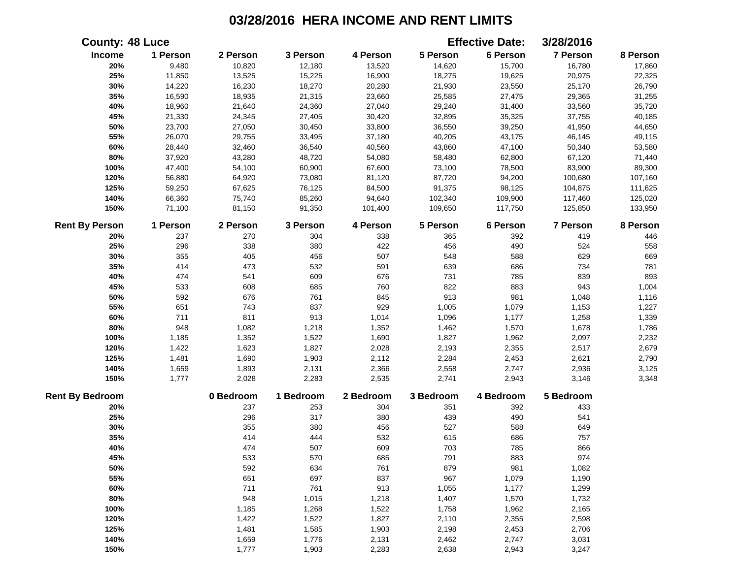# 03/28/2016 HERA INCOME AND RENT LIMITS

**County: 48 Luce** **Effective Date: 3/28/2016**

| Income | 1 Person | 2 Person | 3 Person | 4 Person | 5 Person | 6 Person | 7 Person | 8 Person |
|---|---|---|---|---|---|---|---|---|
| 20% | 9,480 | 10,820 | 12,180 | 13,520 | 14,620 | 15,700 | 16,780 | 17,860 |
| 25% | 11,850 | 13,525 | 15,225 | 16,900 | 18,275 | 19,625 | 20,975 | 22,325 |
| 30% | 14,220 | 16,230 | 18,270 | 20,280 | 21,930 | 23,550 | 25,170 | 26,790 |
| 35% | 16,590 | 18,935 | 21,315 | 23,660 | 25,585 | 27,475 | 29,365 | 31,255 |
| 40% | 18,960 | 21,640 | 24,360 | 27,040 | 29,240 | 31,400 | 33,560 | 35,720 |
| 45% | 21,330 | 24,345 | 27,405 | 30,420 | 32,895 | 35,325 | 37,755 | 40,185 |
| 50% | 23,700 | 27,050 | 30,450 | 33,800 | 36,550 | 39,250 | 41,950 | 44,650 |
| 55% | 26,070 | 29,755 | 33,495 | 37,180 | 40,205 | 43,175 | 46,145 | 49,115 |
| 60% | 28,440 | 32,460 | 36,540 | 40,560 | 43,860 | 47,100 | 50,340 | 53,580 |
| 80% | 37,920 | 43,280 | 48,720 | 54,080 | 58,480 | 62,800 | 67,120 | 71,440 |
| 100% | 47,400 | 54,100 | 60,900 | 67,600 | 73,100 | 78,500 | 83,900 | 89,300 |
| 120% | 56,880 | 64,920 | 73,080 | 81,120 | 87,720 | 94,200 | 100,680 | 107,160 |
| 125% | 59,250 | 67,625 | 76,125 | 84,500 | 91,375 | 98,125 | 104,875 | 111,625 |
| 140% | 66,360 | 75,740 | 85,260 | 94,640 | 102,340 | 109,900 | 117,460 | 125,020 |
| 150% | 71,100 | 81,150 | 91,350 | 101,400 | 109,650 | 117,750 | 125,850 | 133,950 |

| Rent By Person | 1 Person | 2 Person | 3 Person | 4 Person | 5 Person | 6 Person | 7 Person | 8 Person |
|---|---|---|---|---|---|---|---|---|
| 20% | 237 | 270 | 304 | 338 | 365 | 392 | 419 | 446 |
| 25% | 296 | 338 | 380 | 422 | 456 | 490 | 524 | 558 |
| 30% | 355 | 405 | 456 | 507 | 548 | 588 | 629 | 669 |
| 35% | 414 | 473 | 532 | 591 | 639 | 686 | 734 | 781 |
| 40% | 474 | 541 | 609 | 676 | 731 | 785 | 839 | 893 |
| 45% | 533 | 608 | 685 | 760 | 822 | 883 | 943 | 1,004 |
| 50% | 592 | 676 | 761 | 845 | 913 | 981 | 1,048 | 1,116 |
| 55% | 651 | 743 | 837 | 929 | 1,005 | 1,079 | 1,153 | 1,227 |
| 60% | 711 | 811 | 913 | 1,014 | 1,096 | 1,177 | 1,258 | 1,339 |
| 80% | 948 | 1,082 | 1,218 | 1,352 | 1,462 | 1,570 | 1,678 | 1,786 |
| 100% | 1,185 | 1,352 | 1,522 | 1,690 | 1,827 | 1,962 | 2,097 | 2,232 |
| 120% | 1,422 | 1,623 | 1,827 | 2,028 | 2,193 | 2,355 | 2,517 | 2,679 |
| 125% | 1,481 | 1,690 | 1,903 | 2,112 | 2,284 | 2,453 | 2,621 | 2,790 |
| 140% | 1,659 | 1,893 | 2,131 | 2,366 | 2,558 | 2,747 | 2,936 | 3,125 |
| 150% | 1,777 | 2,028 | 2,283 | 2,535 | 2,741 | 2,943 | 3,146 | 3,348 |

| Rent By Bedroom | 0 Bedroom | 1 Bedroom | 2 Bedroom | 3 Bedroom | 4 Bedroom | 5 Bedroom |
|---|---|---|---|---|---|---|
| 20% | 237 | 253 | 304 | 351 | 392 | 433 |
| 25% | 296 | 317 | 380 | 439 | 490 | 541 |
| 30% | 355 | 380 | 456 | 527 | 588 | 649 |
| 35% | 414 | 444 | 532 | 615 | 686 | 757 |
| 40% | 474 | 507 | 609 | 703 | 785 | 866 |
| 45% | 533 | 570 | 685 | 791 | 883 | 974 |
| 50% | 592 | 634 | 761 | 879 | 981 | 1,082 |
| 55% | 651 | 697 | 837 | 967 | 1,079 | 1,190 |
| 60% | 711 | 761 | 913 | 1,055 | 1,177 | 1,299 |
| 80% | 948 | 1,015 | 1,218 | 1,407 | 1,570 | 1,732 |
| 100% | 1,185 | 1,268 | 1,522 | 1,758 | 1,962 | 2,165 |
| 120% | 1,422 | 1,522 | 1,827 | 2,110 | 2,355 | 2,598 |
| 125% | 1,481 | 1,585 | 1,903 | 2,198 | 2,453 | 2,706 |
| 140% | 1,659 | 1,776 | 2,131 | 2,462 | 2,747 | 3,031 |
| 150% | 1,777 | 1,903 | 2,283 | 2,638 | 2,943 | 3,247 |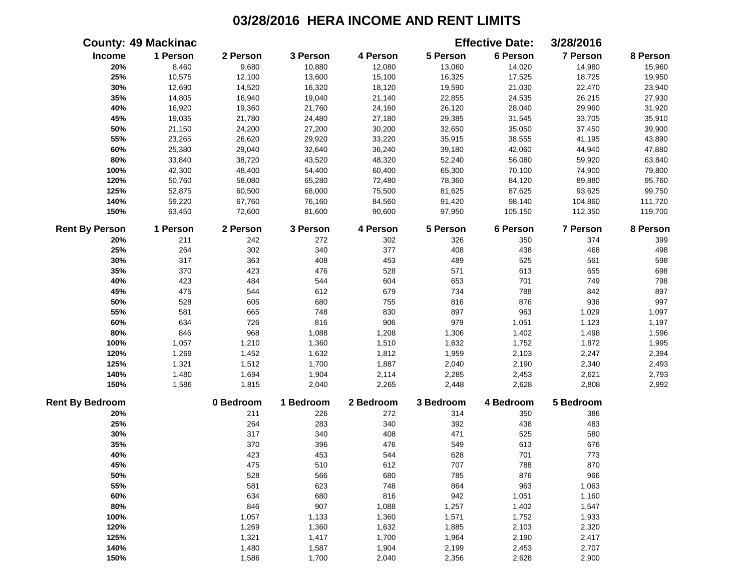# 03/28/2016 HERA INCOME AND RENT LIMITS

**County: 49 Mackinac** **Effective Date: 3/28/2016**

| Income | 1 Person | 2 Person | 3 Person | 4 Person | 5 Person | 6 Person | 7 Person | 8 Person |
|---|---|---|---|---|---|---|---|---|
| 20% | 8,460 | 9,680 | 10,880 | 12,080 | 13,060 | 14,020 | 14,980 | 15,960 |
| 25% | 10,575 | 12,100 | 13,600 | 15,100 | 16,325 | 17,525 | 18,725 | 19,950 |
| 30% | 12,690 | 14,520 | 16,320 | 18,120 | 19,590 | 21,030 | 22,470 | 23,940 |
| 35% | 14,805 | 16,940 | 19,040 | 21,140 | 22,855 | 24,535 | 26,215 | 27,930 |
| 40% | 16,920 | 19,360 | 21,760 | 24,160 | 26,120 | 28,040 | 29,960 | 31,920 |
| 45% | 19,035 | 21,780 | 24,480 | 27,180 | 29,385 | 31,545 | 33,705 | 35,910 |
| 50% | 21,150 | 24,200 | 27,200 | 30,200 | 32,650 | 35,050 | 37,450 | 39,900 |
| 55% | 23,265 | 26,620 | 29,920 | 33,220 | 35,915 | 38,555 | 41,195 | 43,890 |
| 60% | 25,380 | 29,040 | 32,640 | 36,240 | 39,180 | 42,060 | 44,940 | 47,880 |
| 80% | 33,840 | 38,720 | 43,520 | 48,320 | 52,240 | 56,080 | 59,920 | 63,840 |
| 100% | 42,300 | 48,400 | 54,400 | 60,400 | 65,300 | 70,100 | 74,900 | 79,800 |
| 120% | 50,760 | 58,080 | 65,280 | 72,480 | 78,360 | 84,120 | 89,880 | 95,760 |
| 125% | 52,875 | 60,500 | 68,000 | 75,500 | 81,625 | 87,625 | 93,625 | 99,750 |
| 140% | 59,220 | 67,760 | 76,160 | 84,560 | 91,420 | 98,140 | 104,860 | 111,720 |
| 150% | 63,450 | 72,600 | 81,600 | 90,600 | 97,950 | 105,150 | 112,350 | 119,700 |

| Rent By Person | 1 Person | 2 Person | 3 Person | 4 Person | 5 Person | 6 Person | 7 Person | 8 Person |
|---|---|---|---|---|---|---|---|---|
| 20% | 211 | 242 | 272 | 302 | 326 | 350 | 374 | 399 |
| 25% | 264 | 302 | 340 | 377 | 408 | 438 | 468 | 498 |
| 30% | 317 | 363 | 408 | 453 | 489 | 525 | 561 | 598 |
| 35% | 370 | 423 | 476 | 528 | 571 | 613 | 655 | 698 |
| 40% | 423 | 484 | 544 | 604 | 653 | 701 | 749 | 798 |
| 45% | 475 | 544 | 612 | 679 | 734 | 788 | 842 | 897 |
| 50% | 528 | 605 | 680 | 755 | 816 | 876 | 936 | 997 |
| 55% | 581 | 665 | 748 | 830 | 897 | 963 | 1,029 | 1,097 |
| 60% | 634 | 726 | 816 | 906 | 979 | 1,051 | 1,123 | 1,197 |
| 80% | 846 | 968 | 1,088 | 1,208 | 1,306 | 1,402 | 1,498 | 1,596 |
| 100% | 1,057 | 1,210 | 1,360 | 1,510 | 1,632 | 1,752 | 1,872 | 1,995 |
| 120% | 1,269 | 1,452 | 1,632 | 1,812 | 1,959 | 2,103 | 2,247 | 2,394 |
| 125% | 1,321 | 1,512 | 1,700 | 1,887 | 2,040 | 2,190 | 2,340 | 2,493 |
| 140% | 1,480 | 1,694 | 1,904 | 2,114 | 2,285 | 2,453 | 2,621 | 2,793 |
| 150% | 1,586 | 1,815 | 2,040 | 2,265 | 2,448 | 2,628 | 2,808 | 2,992 |

| Rent By Bedroom | 0 Bedroom | 1 Bedroom | 2 Bedroom | 3 Bedroom | 4 Bedroom | 5 Bedroom |
|---|---|---|---|---|---|---|
| 20% | 211 | 226 | 272 | 314 | 350 | 386 |
| 25% | 264 | 283 | 340 | 392 | 438 | 483 |
| 30% | 317 | 340 | 408 | 471 | 525 | 580 |
| 35% | 370 | 396 | 476 | 549 | 613 | 676 |
| 40% | 423 | 453 | 544 | 628 | 701 | 773 |
| 45% | 475 | 510 | 612 | 707 | 788 | 870 |
| 50% | 528 | 566 | 680 | 785 | 876 | 966 |
| 55% | 581 | 623 | 748 | 864 | 963 | 1,063 |
| 60% | 634 | 680 | 816 | 942 | 1,051 | 1,160 |
| 80% | 846 | 907 | 1,088 | 1,257 | 1,402 | 1,547 |
| 100% | 1,057 | 1,133 | 1,360 | 1,571 | 1,752 | 1,933 |
| 120% | 1,269 | 1,360 | 1,632 | 1,885 | 2,103 | 2,320 |
| 125% | 1,321 | 1,417 | 1,700 | 1,964 | 2,190 | 2,417 |
| 140% | 1,480 | 1,587 | 1,904 | 2,199 | 2,453 | 2,707 |
| 150% | 1,586 | 1,700 | 2,040 | 2,356 | 2,628 | 2,900 |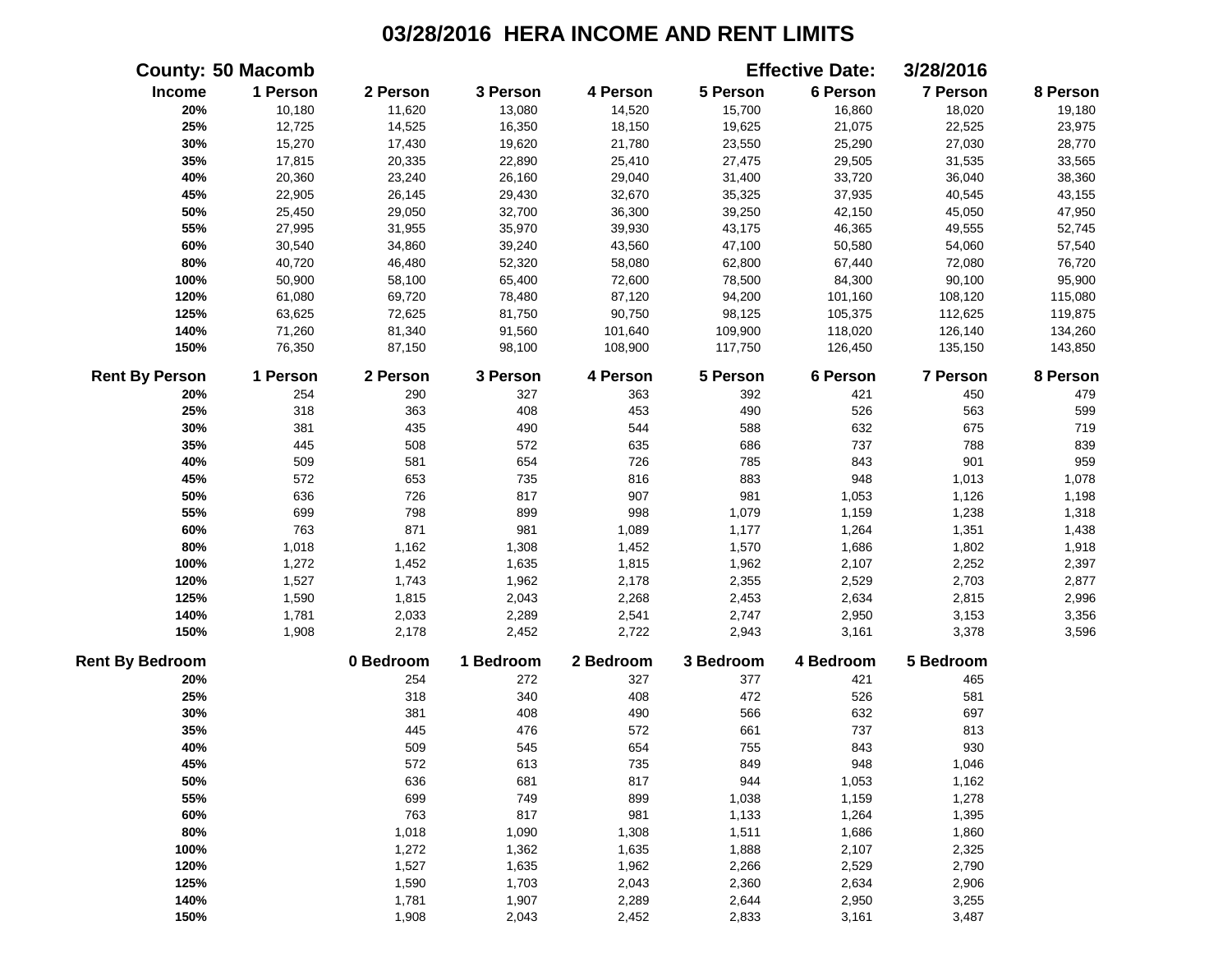# 03/28/2016 HERA INCOME AND RENT LIMITS

**County:** 50 Macomb **Effective Date:** 3/28/2016

| Income | 1 Person | 2 Person | 3 Person | 4 Person | 5 Person | 6 Person | 7 Person | 8 Person |
|---|---|---|---|---|---|---|---|---|
| 20% | 10,180 | 11,620 | 13,080 | 14,520 | 15,700 | 16,860 | 18,020 | 19,180 |
| 25% | 12,725 | 14,525 | 16,350 | 18,150 | 19,625 | 21,075 | 22,525 | 23,975 |
| 30% | 15,270 | 17,430 | 19,620 | 21,780 | 23,550 | 25,290 | 27,030 | 28,770 |
| 35% | 17,815 | 20,335 | 22,890 | 25,410 | 27,475 | 29,505 | 31,535 | 33,565 |
| 40% | 20,360 | 23,240 | 26,160 | 29,040 | 31,400 | 33,720 | 36,040 | 38,360 |
| 45% | 22,905 | 26,145 | 29,430 | 32,670 | 35,325 | 37,935 | 40,545 | 43,155 |
| 50% | 25,450 | 29,050 | 32,700 | 36,300 | 39,250 | 42,150 | 45,050 | 47,950 |
| 55% | 27,995 | 31,955 | 35,970 | 39,930 | 43,175 | 46,365 | 49,555 | 52,745 |
| 60% | 30,540 | 34,860 | 39,240 | 43,560 | 47,100 | 50,580 | 54,060 | 57,540 |
| 80% | 40,720 | 46,480 | 52,320 | 58,080 | 62,800 | 67,440 | 72,080 | 76,720 |
| 100% | 50,900 | 58,100 | 65,400 | 72,600 | 78,500 | 84,300 | 90,100 | 95,900 |
| 120% | 61,080 | 69,720 | 78,480 | 87,120 | 94,200 | 101,160 | 108,120 | 115,080 |
| 125% | 63,625 | 72,625 | 81,750 | 90,750 | 98,125 | 105,375 | 112,625 | 119,875 |
| 140% | 71,260 | 81,340 | 91,560 | 101,640 | 109,900 | 118,020 | 126,140 | 134,260 |
| 150% | 76,350 | 87,150 | 98,100 | 108,900 | 117,750 | 126,450 | 135,150 | 143,850 |

| Rent By Person | 1 Person | 2 Person | 3 Person | 4 Person | 5 Person | 6 Person | 7 Person | 8 Person |
|---|---|---|---|---|---|---|---|---|
| 20% | 254 | 290 | 327 | 363 | 392 | 421 | 450 | 479 |
| 25% | 318 | 363 | 408 | 453 | 490 | 526 | 563 | 599 |
| 30% | 381 | 435 | 490 | 544 | 588 | 632 | 675 | 719 |
| 35% | 445 | 508 | 572 | 635 | 686 | 737 | 788 | 839 |
| 40% | 509 | 581 | 654 | 726 | 785 | 843 | 901 | 959 |
| 45% | 572 | 653 | 735 | 816 | 883 | 948 | 1,013 | 1,078 |
| 50% | 636 | 726 | 817 | 907 | 981 | 1,053 | 1,126 | 1,198 |
| 55% | 699 | 798 | 899 | 998 | 1,079 | 1,159 | 1,238 | 1,318 |
| 60% | 763 | 871 | 981 | 1,089 | 1,177 | 1,264 | 1,351 | 1,438 |
| 80% | 1,018 | 1,162 | 1,308 | 1,452 | 1,570 | 1,686 | 1,802 | 1,918 |
| 100% | 1,272 | 1,452 | 1,635 | 1,815 | 1,962 | 2,107 | 2,252 | 2,397 |
| 120% | 1,527 | 1,743 | 1,962 | 2,178 | 2,355 | 2,529 | 2,703 | 2,877 |
| 125% | 1,590 | 1,815 | 2,043 | 2,268 | 2,453 | 2,634 | 2,815 | 2,996 |
| 140% | 1,781 | 2,033 | 2,289 | 2,541 | 2,747 | 2,950 | 3,153 | 3,356 |
| 150% | 1,908 | 2,178 | 2,452 | 2,722 | 2,943 | 3,161 | 3,378 | 3,596 |

| Rent By Bedroom | 0 Bedroom | 1 Bedroom | 2 Bedroom | 3 Bedroom | 4 Bedroom | 5 Bedroom |
|---|---|---|---|---|---|---|
| 20% | 254 | 272 | 327 | 377 | 421 | 465 |
| 25% | 318 | 340 | 408 | 472 | 526 | 581 |
| 30% | 381 | 408 | 490 | 566 | 632 | 697 |
| 35% | 445 | 476 | 572 | 661 | 737 | 813 |
| 40% | 509 | 545 | 654 | 755 | 843 | 930 |
| 45% | 572 | 613 | 735 | 849 | 948 | 1,046 |
| 50% | 636 | 681 | 817 | 944 | 1,053 | 1,162 |
| 55% | 699 | 749 | 899 | 1,038 | 1,159 | 1,278 |
| 60% | 763 | 817 | 981 | 1,133 | 1,264 | 1,395 |
| 80% | 1,018 | 1,090 | 1,308 | 1,511 | 1,686 | 1,860 |
| 100% | 1,272 | 1,362 | 1,635 | 1,888 | 2,107 | 2,325 |
| 120% | 1,527 | 1,635 | 1,962 | 2,266 | 2,529 | 2,790 |
| 125% | 1,590 | 1,703 | 2,043 | 2,360 | 2,634 | 2,906 |
| 140% | 1,781 | 1,907 | 2,289 | 2,644 | 2,950 | 3,255 |
| 150% | 1,908 | 2,043 | 2,452 | 2,833 | 3,161 | 3,487 |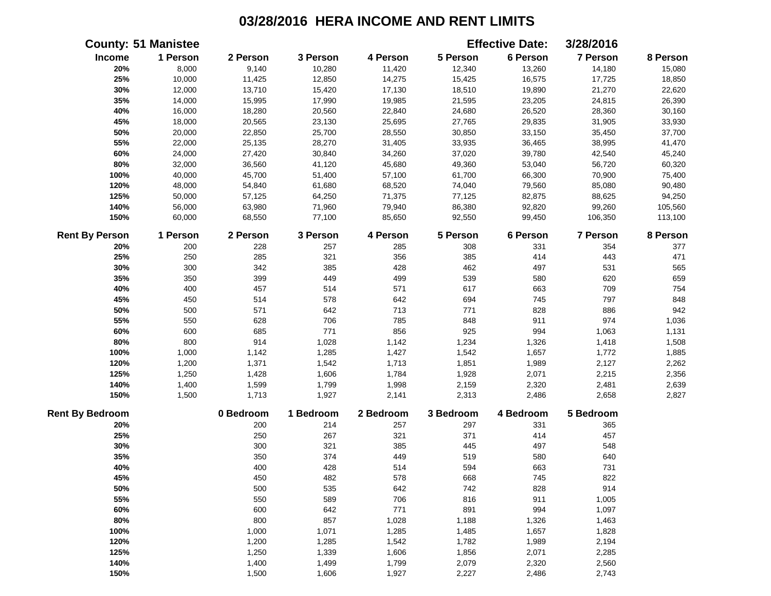# 03/28/2016 HERA INCOME AND RENT LIMITS

**County: 51 Manistee** **Effective Date: 3/28/2016**

| Income | 1 Person | 2 Person | 3 Person | 4 Person | 5 Person | 6 Person | 7 Person | 8 Person |
|---|---|---|---|---|---|---|---|---|
| 20% | 8,000 | 9,140 | 10,280 | 11,420 | 12,340 | 13,260 | 14,180 | 15,080 |
| 25% | 10,000 | 11,425 | 12,850 | 14,275 | 15,425 | 16,575 | 17,725 | 18,850 |
| 30% | 12,000 | 13,710 | 15,420 | 17,130 | 18,510 | 19,890 | 21,270 | 22,620 |
| 35% | 14,000 | 15,995 | 17,990 | 19,985 | 21,595 | 23,205 | 24,815 | 26,390 |
| 40% | 16,000 | 18,280 | 20,560 | 22,840 | 24,680 | 26,520 | 28,360 | 30,160 |
| 45% | 18,000 | 20,565 | 23,130 | 25,695 | 27,765 | 29,835 | 31,905 | 33,930 |
| 50% | 20,000 | 22,850 | 25,700 | 28,550 | 30,850 | 33,150 | 35,450 | 37,700 |
| 55% | 22,000 | 25,135 | 28,270 | 31,405 | 33,935 | 36,465 | 38,995 | 41,470 |
| 60% | 24,000 | 27,420 | 30,840 | 34,260 | 37,020 | 39,780 | 42,540 | 45,240 |
| 80% | 32,000 | 36,560 | 41,120 | 45,680 | 49,360 | 53,040 | 56,720 | 60,320 |
| 100% | 40,000 | 45,700 | 51,400 | 57,100 | 61,700 | 66,300 | 70,900 | 75,400 |
| 120% | 48,000 | 54,840 | 61,680 | 68,520 | 74,040 | 79,560 | 85,080 | 90,480 |
| 125% | 50,000 | 57,125 | 64,250 | 71,375 | 77,125 | 82,875 | 88,625 | 94,250 |
| 140% | 56,000 | 63,980 | 71,960 | 79,940 | 86,380 | 92,820 | 99,260 | 105,560 |
| 150% | 60,000 | 68,550 | 77,100 | 85,650 | 92,550 | 99,450 | 106,350 | 113,100 |

| Rent By Person | 1 Person | 2 Person | 3 Person | 4 Person | 5 Person | 6 Person | 7 Person | 8 Person |
|---|---|---|---|---|---|---|---|---|
| 20% | 200 | 228 | 257 | 285 | 308 | 331 | 354 | 377 |
| 25% | 250 | 285 | 321 | 356 | 385 | 414 | 443 | 471 |
| 30% | 300 | 342 | 385 | 428 | 462 | 497 | 531 | 565 |
| 35% | 350 | 399 | 449 | 499 | 539 | 580 | 620 | 659 |
| 40% | 400 | 457 | 514 | 571 | 617 | 663 | 709 | 754 |
| 45% | 450 | 514 | 578 | 642 | 694 | 745 | 797 | 848 |
| 50% | 500 | 571 | 642 | 713 | 771 | 828 | 886 | 942 |
| 55% | 550 | 628 | 706 | 785 | 848 | 911 | 974 | 1,036 |
| 60% | 600 | 685 | 771 | 856 | 925 | 994 | 1,063 | 1,131 |
| 80% | 800 | 914 | 1,028 | 1,142 | 1,234 | 1,326 | 1,418 | 1,508 |
| 100% | 1,000 | 1,142 | 1,285 | 1,427 | 1,542 | 1,657 | 1,772 | 1,885 |
| 120% | 1,200 | 1,371 | 1,542 | 1,713 | 1,851 | 1,989 | 2,127 | 2,262 |
| 125% | 1,250 | 1,428 | 1,606 | 1,784 | 1,928 | 2,071 | 2,215 | 2,356 |
| 140% | 1,400 | 1,599 | 1,799 | 1,998 | 2,159 | 2,320 | 2,481 | 2,639 |
| 150% | 1,500 | 1,713 | 1,927 | 2,141 | 2,313 | 2,486 | 2,658 | 2,827 |

| Rent By Bedroom | 0 Bedroom | 1 Bedroom | 2 Bedroom | 3 Bedroom | 4 Bedroom | 5 Bedroom |
|---|---|---|---|---|---|---|
| 20% | 200 | 214 | 257 | 297 | 331 | 365 |
| 25% | 250 | 267 | 321 | 371 | 414 | 457 |
| 30% | 300 | 321 | 385 | 445 | 497 | 548 |
| 35% | 350 | 374 | 449 | 519 | 580 | 640 |
| 40% | 400 | 428 | 514 | 594 | 663 | 731 |
| 45% | 450 | 482 | 578 | 668 | 745 | 822 |
| 50% | 500 | 535 | 642 | 742 | 828 | 914 |
| 55% | 550 | 589 | 706 | 816 | 911 | 1,005 |
| 60% | 600 | 642 | 771 | 891 | 994 | 1,097 |
| 80% | 800 | 857 | 1,028 | 1,188 | 1,326 | 1,463 |
| 100% | 1,000 | 1,071 | 1,285 | 1,485 | 1,657 | 1,828 |
| 120% | 1,200 | 1,285 | 1,542 | 1,782 | 1,989 | 2,194 |
| 125% | 1,250 | 1,339 | 1,606 | 1,856 | 2,071 | 2,285 |
| 140% | 1,400 | 1,499 | 1,799 | 2,079 | 2,320 | 2,560 |
| 150% | 1,500 | 1,606 | 1,927 | 2,227 | 2,486 | 2,743 |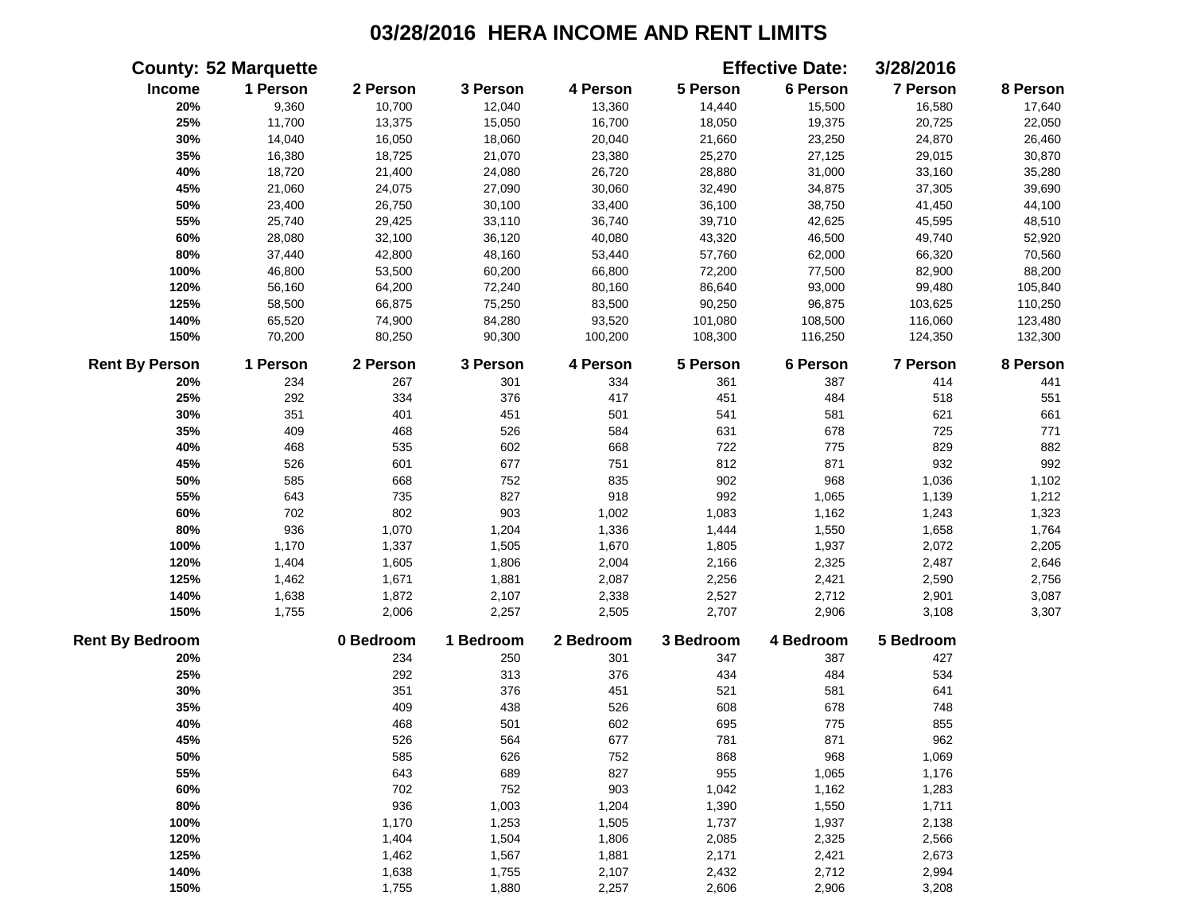# 03/28/2016 HERA INCOME AND RENT LIMITS

**County: 52 Marquette** **Effective Date: 3/28/2016**

| Income | 1 Person | 2 Person | 3 Person | 4 Person | 5 Person | 6 Person | 7 Person | 8 Person |
|---|---|---|---|---|---|---|---|---|
| 20% | 9,360 | 10,700 | 12,040 | 13,360 | 14,440 | 15,500 | 16,580 | 17,640 |
| 25% | 11,700 | 13,375 | 15,050 | 16,700 | 18,050 | 19,375 | 20,725 | 22,050 |
| 30% | 14,040 | 16,050 | 18,060 | 20,040 | 21,660 | 23,250 | 24,870 | 26,460 |
| 35% | 16,380 | 18,725 | 21,070 | 23,380 | 25,270 | 27,125 | 29,015 | 30,870 |
| 40% | 18,720 | 21,400 | 24,080 | 26,720 | 28,880 | 31,000 | 33,160 | 35,280 |
| 45% | 21,060 | 24,075 | 27,090 | 30,060 | 32,490 | 34,875 | 37,305 | 39,690 |
| 50% | 23,400 | 26,750 | 30,100 | 33,400 | 36,100 | 38,750 | 41,450 | 44,100 |
| 55% | 25,740 | 29,425 | 33,110 | 36,740 | 39,710 | 42,625 | 45,595 | 48,510 |
| 60% | 28,080 | 32,100 | 36,120 | 40,080 | 43,320 | 46,500 | 49,740 | 52,920 |
| 80% | 37,440 | 42,800 | 48,160 | 53,440 | 57,760 | 62,000 | 66,320 | 70,560 |
| 100% | 46,800 | 53,500 | 60,200 | 66,800 | 72,200 | 77,500 | 82,900 | 88,200 |
| 120% | 56,160 | 64,200 | 72,240 | 80,160 | 86,640 | 93,000 | 99,480 | 105,840 |
| 125% | 58,500 | 66,875 | 75,250 | 83,500 | 90,250 | 96,875 | 103,625 | 110,250 |
| 140% | 65,520 | 74,900 | 84,280 | 93,520 | 101,080 | 108,500 | 116,060 | 123,480 |
| 150% | 70,200 | 80,250 | 90,300 | 100,200 | 108,300 | 116,250 | 124,350 | 132,300 |

| Rent By Person | 1 Person | 2 Person | 3 Person | 4 Person | 5 Person | 6 Person | 7 Person | 8 Person |
|---|---|---|---|---|---|---|---|---|
| 20% | 234 | 267 | 301 | 334 | 361 | 387 | 414 | 441 |
| 25% | 292 | 334 | 376 | 417 | 451 | 484 | 518 | 551 |
| 30% | 351 | 401 | 451 | 501 | 541 | 581 | 621 | 661 |
| 35% | 409 | 468 | 526 | 584 | 631 | 678 | 725 | 771 |
| 40% | 468 | 535 | 602 | 668 | 722 | 775 | 829 | 882 |
| 45% | 526 | 601 | 677 | 751 | 812 | 871 | 932 | 992 |
| 50% | 585 | 668 | 752 | 835 | 902 | 968 | 1,036 | 1,102 |
| 55% | 643 | 735 | 827 | 918 | 992 | 1,065 | 1,139 | 1,212 |
| 60% | 702 | 802 | 903 | 1,002 | 1,083 | 1,162 | 1,243 | 1,323 |
| 80% | 936 | 1,070 | 1,204 | 1,336 | 1,444 | 1,550 | 1,658 | 1,764 |
| 100% | 1,170 | 1,337 | 1,505 | 1,670 | 1,805 | 1,937 | 2,072 | 2,205 |
| 120% | 1,404 | 1,605 | 1,806 | 2,004 | 2,166 | 2,325 | 2,487 | 2,646 |
| 125% | 1,462 | 1,671 | 1,881 | 2,087 | 2,256 | 2,421 | 2,590 | 2,756 |
| 140% | 1,638 | 1,872 | 2,107 | 2,338 | 2,527 | 2,712 | 2,901 | 3,087 |
| 150% | 1,755 | 2,006 | 2,257 | 2,505 | 2,707 | 2,906 | 3,108 | 3,307 |

| Rent By Bedroom | 0 Bedroom | 1 Bedroom | 2 Bedroom | 3 Bedroom | 4 Bedroom | 5 Bedroom |
|---|---|---|---|---|---|---|
| 20% | 234 | 250 | 301 | 347 | 387 | 427 |
| 25% | 292 | 313 | 376 | 434 | 484 | 534 |
| 30% | 351 | 376 | 451 | 521 | 581 | 641 |
| 35% | 409 | 438 | 526 | 608 | 678 | 748 |
| 40% | 468 | 501 | 602 | 695 | 775 | 855 |
| 45% | 526 | 564 | 677 | 781 | 871 | 962 |
| 50% | 585 | 626 | 752 | 868 | 968 | 1,069 |
| 55% | 643 | 689 | 827 | 955 | 1,065 | 1,176 |
| 60% | 702 | 752 | 903 | 1,042 | 1,162 | 1,283 |
| 80% | 936 | 1,003 | 1,204 | 1,390 | 1,550 | 1,711 |
| 100% | 1,170 | 1,253 | 1,505 | 1,737 | 1,937 | 2,138 |
| 120% | 1,404 | 1,504 | 1,806 | 2,085 | 2,325 | 2,566 |
| 125% | 1,462 | 1,567 | 1,881 | 2,171 | 2,421 | 2,673 |
| 140% | 1,638 | 1,755 | 2,107 | 2,432 | 2,712 | 2,994 |
| 150% | 1,755 | 1,880 | 2,257 | 2,606 | 2,906 | 3,208 |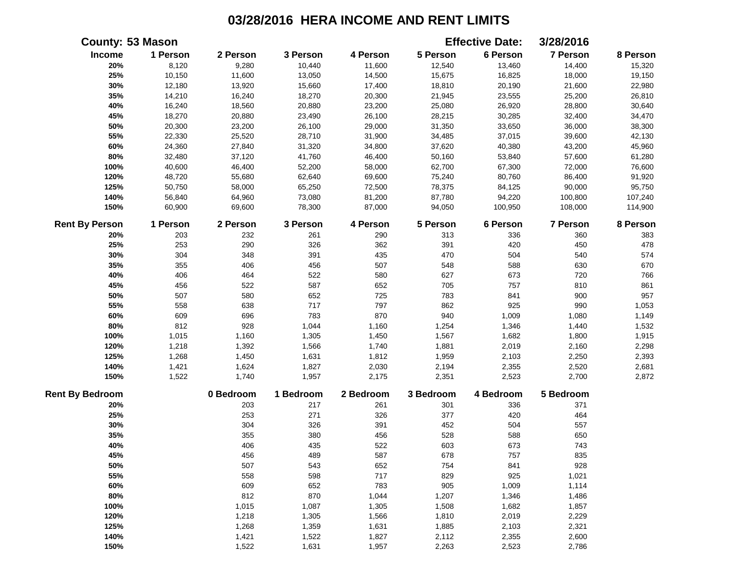# 03/28/2016 HERA INCOME AND RENT LIMITS

**County:** 53 Mason **Effective Date:** 3/28/2016

| Income | 1 Person | 2 Person | 3 Person | 4 Person | 5 Person | 6 Person | 7 Person | 8 Person |
|---|---|---|---|---|---|---|---|---|
| 20% | 8,120 | 9,280 | 10,440 | 11,600 | 12,540 | 13,460 | 14,400 | 15,320 |
| 25% | 10,150 | 11,600 | 13,050 | 14,500 | 15,675 | 16,825 | 18,000 | 19,150 |
| 30% | 12,180 | 13,920 | 15,660 | 17,400 | 18,810 | 20,190 | 21,600 | 22,980 |
| 35% | 14,210 | 16,240 | 18,270 | 20,300 | 21,945 | 23,555 | 25,200 | 26,810 |
| 40% | 16,240 | 18,560 | 20,880 | 23,200 | 25,080 | 26,920 | 28,800 | 30,640 |
| 45% | 18,270 | 20,880 | 23,490 | 26,100 | 28,215 | 30,285 | 32,400 | 34,470 |
| 50% | 20,300 | 23,200 | 26,100 | 29,000 | 31,350 | 33,650 | 36,000 | 38,300 |
| 55% | 22,330 | 25,520 | 28,710 | 31,900 | 34,485 | 37,015 | 39,600 | 42,130 |
| 60% | 24,360 | 27,840 | 31,320 | 34,800 | 37,620 | 40,380 | 43,200 | 45,960 |
| 80% | 32,480 | 37,120 | 41,760 | 46,400 | 50,160 | 53,840 | 57,600 | 61,280 |
| 100% | 40,600 | 46,400 | 52,200 | 58,000 | 62,700 | 67,300 | 72,000 | 76,600 |
| 120% | 48,720 | 55,680 | 62,640 | 69,600 | 75,240 | 80,760 | 86,400 | 91,920 |
| 125% | 50,750 | 58,000 | 65,250 | 72,500 | 78,375 | 84,125 | 90,000 | 95,750 |
| 140% | 56,840 | 64,960 | 73,080 | 81,200 | 87,780 | 94,220 | 100,800 | 107,240 |
| 150% | 60,900 | 69,600 | 78,300 | 87,000 | 94,050 | 100,950 | 108,000 | 114,900 |

| Rent By Person | 1 Person | 2 Person | 3 Person | 4 Person | 5 Person | 6 Person | 7 Person | 8 Person |
|---|---|---|---|---|---|---|---|---|
| 20% | 203 | 232 | 261 | 290 | 313 | 336 | 360 | 383 |
| 25% | 253 | 290 | 326 | 362 | 391 | 420 | 450 | 478 |
| 30% | 304 | 348 | 391 | 435 | 470 | 504 | 540 | 574 |
| 35% | 355 | 406 | 456 | 507 | 548 | 588 | 630 | 670 |
| 40% | 406 | 464 | 522 | 580 | 627 | 673 | 720 | 766 |
| 45% | 456 | 522 | 587 | 652 | 705 | 757 | 810 | 861 |
| 50% | 507 | 580 | 652 | 725 | 783 | 841 | 900 | 957 |
| 55% | 558 | 638 | 717 | 797 | 862 | 925 | 990 | 1,053 |
| 60% | 609 | 696 | 783 | 870 | 940 | 1,009 | 1,080 | 1,149 |
| 80% | 812 | 928 | 1,044 | 1,160 | 1,254 | 1,346 | 1,440 | 1,532 |
| 100% | 1,015 | 1,160 | 1,305 | 1,450 | 1,567 | 1,682 | 1,800 | 1,915 |
| 120% | 1,218 | 1,392 | 1,566 | 1,740 | 1,881 | 2,019 | 2,160 | 2,298 |
| 125% | 1,268 | 1,450 | 1,631 | 1,812 | 1,959 | 2,103 | 2,250 | 2,393 |
| 140% | 1,421 | 1,624 | 1,827 | 2,030 | 2,194 | 2,355 | 2,520 | 2,681 |
| 150% | 1,522 | 1,740 | 1,957 | 2,175 | 2,351 | 2,523 | 2,700 | 2,872 |

| Rent By Bedroom | 0 Bedroom | 1 Bedroom | 2 Bedroom | 3 Bedroom | 4 Bedroom | 5 Bedroom |
|---|---|---|---|---|---|---|
| 20% | 203 | 217 | 261 | 301 | 336 | 371 |
| 25% | 253 | 271 | 326 | 377 | 420 | 464 |
| 30% | 304 | 326 | 391 | 452 | 504 | 557 |
| 35% | 355 | 380 | 456 | 528 | 588 | 650 |
| 40% | 406 | 435 | 522 | 603 | 673 | 743 |
| 45% | 456 | 489 | 587 | 678 | 757 | 835 |
| 50% | 507 | 543 | 652 | 754 | 841 | 928 |
| 55% | 558 | 598 | 717 | 829 | 925 | 1,021 |
| 60% | 609 | 652 | 783 | 905 | 1,009 | 1,114 |
| 80% | 812 | 870 | 1,044 | 1,207 | 1,346 | 1,486 |
| 100% | 1,015 | 1,087 | 1,305 | 1,508 | 1,682 | 1,857 |
| 120% | 1,218 | 1,305 | 1,566 | 1,810 | 2,019 | 2,229 |
| 125% | 1,268 | 1,359 | 1,631 | 1,885 | 2,103 | 2,321 |
| 140% | 1,421 | 1,522 | 1,827 | 2,112 | 2,355 | 2,600 |
| 150% | 1,522 | 1,631 | 1,957 | 2,263 | 2,523 | 2,786 |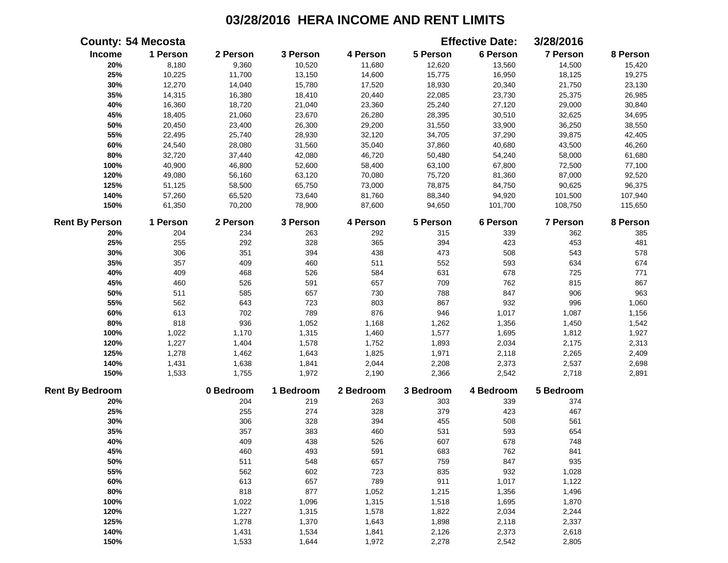# 03/28/2016 HERA INCOME AND RENT LIMITS

**County: 54 Mecosta** **Effective Date: 3/28/2016**

| Income | 1 Person | 2 Person | 3 Person | 4 Person | 5 Person | 6 Person | 7 Person | 8 Person |
|---|---|---|---|---|---|---|---|---|
| 20% | 8,180 | 9,360 | 10,520 | 11,680 | 12,620 | 13,560 | 14,500 | 15,420 |
| 25% | 10,225 | 11,700 | 13,150 | 14,600 | 15,775 | 16,950 | 18,125 | 19,275 |
| 30% | 12,270 | 14,040 | 15,780 | 17,520 | 18,930 | 20,340 | 21,750 | 23,130 |
| 35% | 14,315 | 16,380 | 18,410 | 20,440 | 22,085 | 23,730 | 25,375 | 26,985 |
| 40% | 16,360 | 18,720 | 21,040 | 23,360 | 25,240 | 27,120 | 29,000 | 30,840 |
| 45% | 18,405 | 21,060 | 23,670 | 26,280 | 28,395 | 30,510 | 32,625 | 34,695 |
| 50% | 20,450 | 23,400 | 26,300 | 29,200 | 31,550 | 33,900 | 36,250 | 38,550 |
| 55% | 22,495 | 25,740 | 28,930 | 32,120 | 34,705 | 37,290 | 39,875 | 42,405 |
| 60% | 24,540 | 28,080 | 31,560 | 35,040 | 37,860 | 40,680 | 43,500 | 46,260 |
| 80% | 32,720 | 37,440 | 42,080 | 46,720 | 50,480 | 54,240 | 58,000 | 61,680 |
| 100% | 40,900 | 46,800 | 52,600 | 58,400 | 63,100 | 67,800 | 72,500 | 77,100 |
| 120% | 49,080 | 56,160 | 63,120 | 70,080 | 75,720 | 81,360 | 87,000 | 92,520 |
| 125% | 51,125 | 58,500 | 65,750 | 73,000 | 78,875 | 84,750 | 90,625 | 96,375 |
| 140% | 57,260 | 65,520 | 73,640 | 81,760 | 88,340 | 94,920 | 101,500 | 107,940 |
| 150% | 61,350 | 70,200 | 78,900 | 87,600 | 94,650 | 101,700 | 108,750 | 115,650 |

| Rent By Person | 1 Person | 2 Person | 3 Person | 4 Person | 5 Person | 6 Person | 7 Person | 8 Person |
|---|---|---|---|---|---|---|---|---|
| 20% | 204 | 234 | 263 | 292 | 315 | 339 | 362 | 385 |
| 25% | 255 | 292 | 328 | 365 | 394 | 423 | 453 | 481 |
| 30% | 306 | 351 | 394 | 438 | 473 | 508 | 543 | 578 |
| 35% | 357 | 409 | 460 | 511 | 552 | 593 | 634 | 674 |
| 40% | 409 | 468 | 526 | 584 | 631 | 678 | 725 | 771 |
| 45% | 460 | 526 | 591 | 657 | 709 | 762 | 815 | 867 |
| 50% | 511 | 585 | 657 | 730 | 788 | 847 | 906 | 963 |
| 55% | 562 | 643 | 723 | 803 | 867 | 932 | 996 | 1,060 |
| 60% | 613 | 702 | 789 | 876 | 946 | 1,017 | 1,087 | 1,156 |
| 80% | 818 | 936 | 1,052 | 1,168 | 1,262 | 1,356 | 1,450 | 1,542 |
| 100% | 1,022 | 1,170 | 1,315 | 1,460 | 1,577 | 1,695 | 1,812 | 1,927 |
| 120% | 1,227 | 1,404 | 1,578 | 1,752 | 1,893 | 2,034 | 2,175 | 2,313 |
| 125% | 1,278 | 1,462 | 1,643 | 1,825 | 1,971 | 2,118 | 2,265 | 2,409 |
| 140% | 1,431 | 1,638 | 1,841 | 2,044 | 2,208 | 2,373 | 2,537 | 2,698 |
| 150% | 1,533 | 1,755 | 1,972 | 2,190 | 2,366 | 2,542 | 2,718 | 2,891 |

| Rent By Bedroom | 0 Bedroom | 1 Bedroom | 2 Bedroom | 3 Bedroom | 4 Bedroom | 5 Bedroom |
|---|---|---|---|---|---|---|
| 20% | 204 | 219 | 263 | 303 | 339 | 374 |
| 25% | 255 | 274 | 328 | 379 | 423 | 467 |
| 30% | 306 | 328 | 394 | 455 | 508 | 561 |
| 35% | 357 | 383 | 460 | 531 | 593 | 654 |
| 40% | 409 | 438 | 526 | 607 | 678 | 748 |
| 45% | 460 | 493 | 591 | 683 | 762 | 841 |
| 50% | 511 | 548 | 657 | 759 | 847 | 935 |
| 55% | 562 | 602 | 723 | 835 | 932 | 1,028 |
| 60% | 613 | 657 | 789 | 911 | 1,017 | 1,122 |
| 80% | 818 | 877 | 1,052 | 1,215 | 1,356 | 1,496 |
| 100% | 1,022 | 1,096 | 1,315 | 1,518 | 1,695 | 1,870 |
| 120% | 1,227 | 1,315 | 1,578 | 1,822 | 2,034 | 2,244 |
| 125% | 1,278 | 1,370 | 1,643 | 1,898 | 2,118 | 2,337 |
| 140% | 1,431 | 1,534 | 1,841 | 2,126 | 2,373 | 2,618 |
| 150% | 1,533 | 1,644 | 1,972 | 2,278 | 2,542 | 2,805 |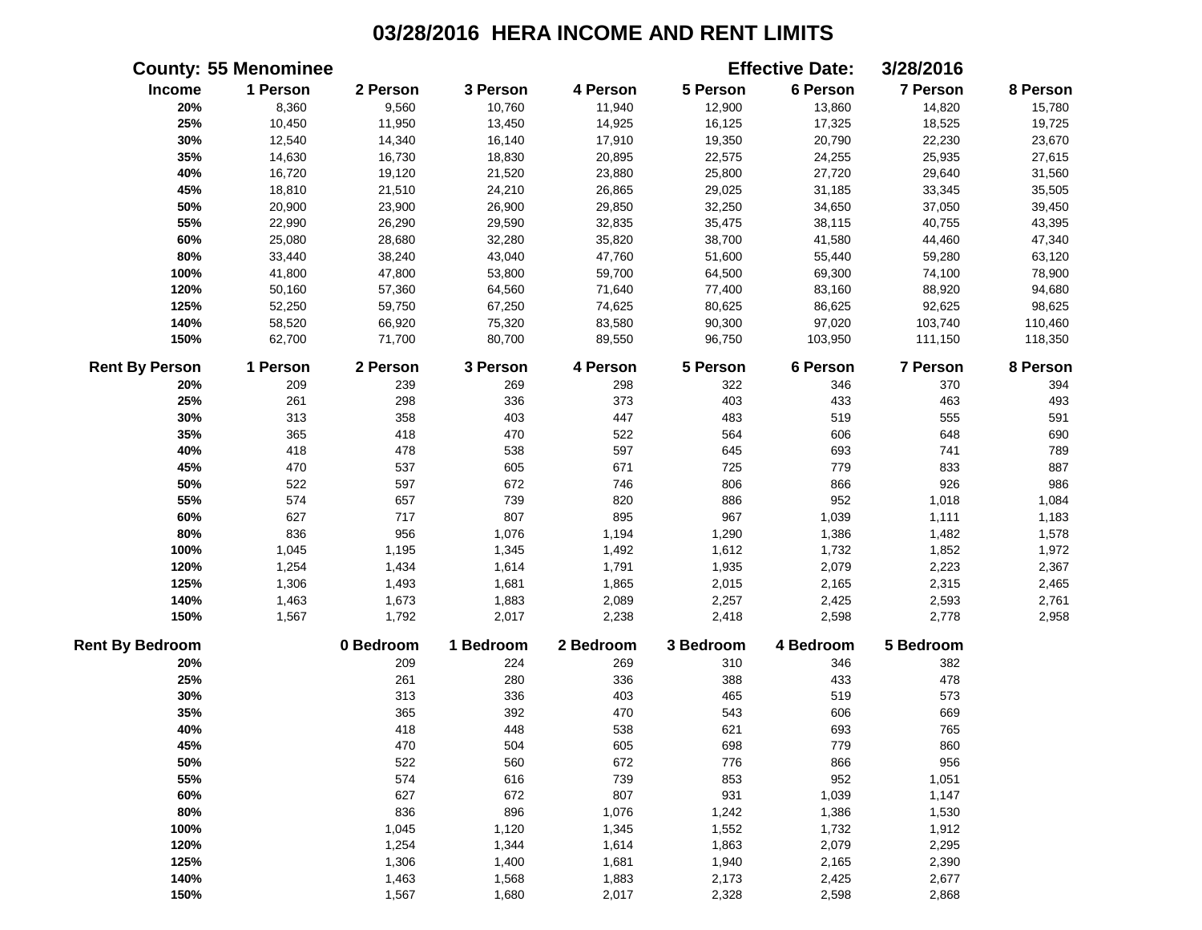# 03/28/2016 HERA INCOME AND RENT LIMITS

**County:** 55 Menominee **Effective Date:** 3/28/2016

| Income | 1 Person | 2 Person | 3 Person | 4 Person | 5 Person | 6 Person | 7 Person | 8 Person |
|---|---|---|---|---|---|---|---|---|
| 20% | 8,360 | 9,560 | 10,760 | 11,940 | 12,900 | 13,860 | 14,820 | 15,780 |
| 25% | 10,450 | 11,950 | 13,450 | 14,925 | 16,125 | 17,325 | 18,525 | 19,725 |
| 30% | 12,540 | 14,340 | 16,140 | 17,910 | 19,350 | 20,790 | 22,230 | 23,670 |
| 35% | 14,630 | 16,730 | 18,830 | 20,895 | 22,575 | 24,255 | 25,935 | 27,615 |
| 40% | 16,720 | 19,120 | 21,520 | 23,880 | 25,800 | 27,720 | 29,640 | 31,560 |
| 45% | 18,810 | 21,510 | 24,210 | 26,865 | 29,025 | 31,185 | 33,345 | 35,505 |
| 50% | 20,900 | 23,900 | 26,900 | 29,850 | 32,250 | 34,650 | 37,050 | 39,450 |
| 55% | 22,990 | 26,290 | 29,590 | 32,835 | 35,475 | 38,115 | 40,755 | 43,395 |
| 60% | 25,080 | 28,680 | 32,280 | 35,820 | 38,700 | 41,580 | 44,460 | 47,340 |
| 80% | 33,440 | 38,240 | 43,040 | 47,760 | 51,600 | 55,440 | 59,280 | 63,120 |
| 100% | 41,800 | 47,800 | 53,800 | 59,700 | 64,500 | 69,300 | 74,100 | 78,900 |
| 120% | 50,160 | 57,360 | 64,560 | 71,640 | 77,400 | 83,160 | 88,920 | 94,680 |
| 125% | 52,250 | 59,750 | 67,250 | 74,625 | 80,625 | 86,625 | 92,625 | 98,625 |
| 140% | 58,520 | 66,920 | 75,320 | 83,580 | 90,300 | 97,020 | 103,740 | 110,460 |
| 150% | 62,700 | 71,700 | 80,700 | 89,550 | 96,750 | 103,950 | 111,150 | 118,350 |

| Rent By Person | 1 Person | 2 Person | 3 Person | 4 Person | 5 Person | 6 Person | 7 Person | 8 Person |
|---|---|---|---|---|---|---|---|---|
| 20% | 209 | 239 | 269 | 298 | 322 | 346 | 370 | 394 |
| 25% | 261 | 298 | 336 | 373 | 403 | 433 | 463 | 493 |
| 30% | 313 | 358 | 403 | 447 | 483 | 519 | 555 | 591 |
| 35% | 365 | 418 | 470 | 522 | 564 | 606 | 648 | 690 |
| 40% | 418 | 478 | 538 | 597 | 645 | 693 | 741 | 789 |
| 45% | 470 | 537 | 605 | 671 | 725 | 779 | 833 | 887 |
| 50% | 522 | 597 | 672 | 746 | 806 | 866 | 926 | 986 |
| 55% | 574 | 657 | 739 | 820 | 886 | 952 | 1,018 | 1,084 |
| 60% | 627 | 717 | 807 | 895 | 967 | 1,039 | 1,111 | 1,183 |
| 80% | 836 | 956 | 1,076 | 1,194 | 1,290 | 1,386 | 1,482 | 1,578 |
| 100% | 1,045 | 1,195 | 1,345 | 1,492 | 1,612 | 1,732 | 1,852 | 1,972 |
| 120% | 1,254 | 1,434 | 1,614 | 1,791 | 1,935 | 2,079 | 2,223 | 2,367 |
| 125% | 1,306 | 1,493 | 1,681 | 1,865 | 2,015 | 2,165 | 2,315 | 2,465 |
| 140% | 1,463 | 1,673 | 1,883 | 2,089 | 2,257 | 2,425 | 2,593 | 2,761 |
| 150% | 1,567 | 1,792 | 2,017 | 2,238 | 2,418 | 2,598 | 2,778 | 2,958 |

| Rent By Bedroom | 0 Bedroom | 1 Bedroom | 2 Bedroom | 3 Bedroom | 4 Bedroom | 5 Bedroom |
|---|---|---|---|---|---|---|
| 20% | 209 | 224 | 269 | 310 | 346 | 382 |
| 25% | 261 | 280 | 336 | 388 | 433 | 478 |
| 30% | 313 | 336 | 403 | 465 | 519 | 573 |
| 35% | 365 | 392 | 470 | 543 | 606 | 669 |
| 40% | 418 | 448 | 538 | 621 | 693 | 765 |
| 45% | 470 | 504 | 605 | 698 | 779 | 860 |
| 50% | 522 | 560 | 672 | 776 | 866 | 956 |
| 55% | 574 | 616 | 739 | 853 | 952 | 1,051 |
| 60% | 627 | 672 | 807 | 931 | 1,039 | 1,147 |
| 80% | 836 | 896 | 1,076 | 1,242 | 1,386 | 1,530 |
| 100% | 1,045 | 1,120 | 1,345 | 1,552 | 1,732 | 1,912 |
| 120% | 1,254 | 1,344 | 1,614 | 1,863 | 2,079 | 2,295 |
| 125% | 1,306 | 1,400 | 1,681 | 1,940 | 2,165 | 2,390 |
| 140% | 1,463 | 1,568 | 1,883 | 2,173 | 2,425 | 2,677 |
| 150% | 1,567 | 1,680 | 2,017 | 2,328 | 2,598 | 2,868 |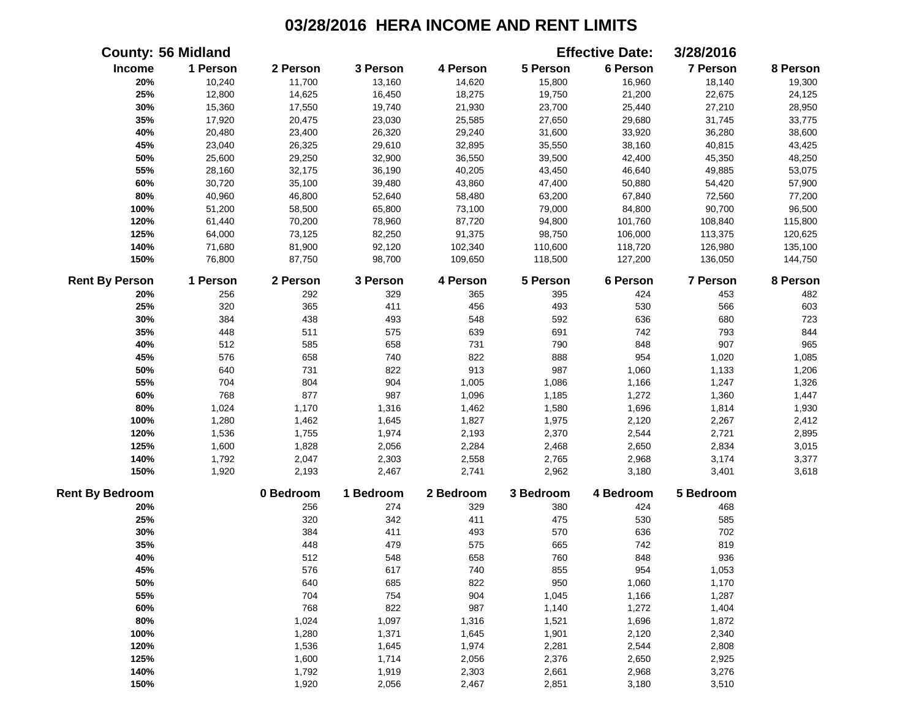# 03/28/2016 HERA INCOME AND RENT LIMITS

**County: 56 Midland** | **Effective Date: 3/28/2016**

| Income | 1 Person | 2 Person | 3 Person | 4 Person | 5 Person | 6 Person | 7 Person | 8 Person |
|---|---|---|---|---|---|---|---|---|
| 20% | 10,240 | 11,700 | 13,160 | 14,620 | 15,800 | 16,960 | 18,140 | 19,300 |
| 25% | 12,800 | 14,625 | 16,450 | 18,275 | 19,750 | 21,200 | 22,675 | 24,125 |
| 30% | 15,360 | 17,550 | 19,740 | 21,930 | 23,700 | 25,440 | 27,210 | 28,950 |
| 35% | 17,920 | 20,475 | 23,030 | 25,585 | 27,650 | 29,680 | 31,745 | 33,775 |
| 40% | 20,480 | 23,400 | 26,320 | 29,240 | 31,600 | 33,920 | 36,280 | 38,600 |
| 45% | 23,040 | 26,325 | 29,610 | 32,895 | 35,550 | 38,160 | 40,815 | 43,425 |
| 50% | 25,600 | 29,250 | 32,900 | 36,550 | 39,500 | 42,400 | 45,350 | 48,250 |
| 55% | 28,160 | 32,175 | 36,190 | 40,205 | 43,450 | 46,640 | 49,885 | 53,075 |
| 60% | 30,720 | 35,100 | 39,480 | 43,860 | 47,400 | 50,880 | 54,420 | 57,900 |
| 80% | 40,960 | 46,800 | 52,640 | 58,480 | 63,200 | 67,840 | 72,560 | 77,200 |
| 100% | 51,200 | 58,500 | 65,800 | 73,100 | 79,000 | 84,800 | 90,700 | 96,500 |
| 120% | 61,440 | 70,200 | 78,960 | 87,720 | 94,800 | 101,760 | 108,840 | 115,800 |
| 125% | 64,000 | 73,125 | 82,250 | 91,375 | 98,750 | 106,000 | 113,375 | 120,625 |
| 140% | 71,680 | 81,900 | 92,120 | 102,340 | 110,600 | 118,720 | 126,980 | 135,100 |
| 150% | 76,800 | 87,750 | 98,700 | 109,650 | 118,500 | 127,200 | 136,050 | 144,750 |

| Rent By Person | 1 Person | 2 Person | 3 Person | 4 Person | 5 Person | 6 Person | 7 Person | 8 Person |
|---|---|---|---|---|---|---|---|---|
| 20% | 256 | 292 | 329 | 365 | 395 | 424 | 453 | 482 |
| 25% | 320 | 365 | 411 | 456 | 493 | 530 | 566 | 603 |
| 30% | 384 | 438 | 493 | 548 | 592 | 636 | 680 | 723 |
| 35% | 448 | 511 | 575 | 639 | 691 | 742 | 793 | 844 |
| 40% | 512 | 585 | 658 | 731 | 790 | 848 | 907 | 965 |
| 45% | 576 | 658 | 740 | 822 | 888 | 954 | 1,020 | 1,085 |
| 50% | 640 | 731 | 822 | 913 | 987 | 1,060 | 1,133 | 1,206 |
| 55% | 704 | 804 | 904 | 1,005 | 1,086 | 1,166 | 1,247 | 1,326 |
| 60% | 768 | 877 | 987 | 1,096 | 1,185 | 1,272 | 1,360 | 1,447 |
| 80% | 1,024 | 1,170 | 1,316 | 1,462 | 1,580 | 1,696 | 1,814 | 1,930 |
| 100% | 1,280 | 1,462 | 1,645 | 1,827 | 1,975 | 2,120 | 2,267 | 2,412 |
| 120% | 1,536 | 1,755 | 1,974 | 2,193 | 2,370 | 2,544 | 2,721 | 2,895 |
| 125% | 1,600 | 1,828 | 2,056 | 2,284 | 2,468 | 2,650 | 2,834 | 3,015 |
| 140% | 1,792 | 2,047 | 2,303 | 2,558 | 2,765 | 2,968 | 3,174 | 3,377 |
| 150% | 1,920 | 2,193 | 2,467 | 2,741 | 2,962 | 3,180 | 3,401 | 3,618 |

| Rent By Bedroom | 0 Bedroom | 1 Bedroom | 2 Bedroom | 3 Bedroom | 4 Bedroom | 5 Bedroom |
|---|---|---|---|---|---|---|
| 20% | 256 | 274 | 329 | 380 | 424 | 468 |
| 25% | 320 | 342 | 411 | 475 | 530 | 585 |
| 30% | 384 | 411 | 493 | 570 | 636 | 702 |
| 35% | 448 | 479 | 575 | 665 | 742 | 819 |
| 40% | 512 | 548 | 658 | 760 | 848 | 936 |
| 45% | 576 | 617 | 740 | 855 | 954 | 1,053 |
| 50% | 640 | 685 | 822 | 950 | 1,060 | 1,170 |
| 55% | 704 | 754 | 904 | 1,045 | 1,166 | 1,287 |
| 60% | 768 | 822 | 987 | 1,140 | 1,272 | 1,404 |
| 80% | 1,024 | 1,097 | 1,316 | 1,521 | 1,696 | 1,872 |
| 100% | 1,280 | 1,371 | 1,645 | 1,901 | 2,120 | 2,340 |
| 120% | 1,536 | 1,645 | 1,974 | 2,281 | 2,544 | 2,808 |
| 125% | 1,600 | 1,714 | 2,056 | 2,376 | 2,650 | 2,925 |
| 140% | 1,792 | 1,919 | 2,303 | 2,661 | 2,968 | 3,276 |
| 150% | 1,920 | 2,056 | 2,467 | 2,851 | 3,180 | 3,510 |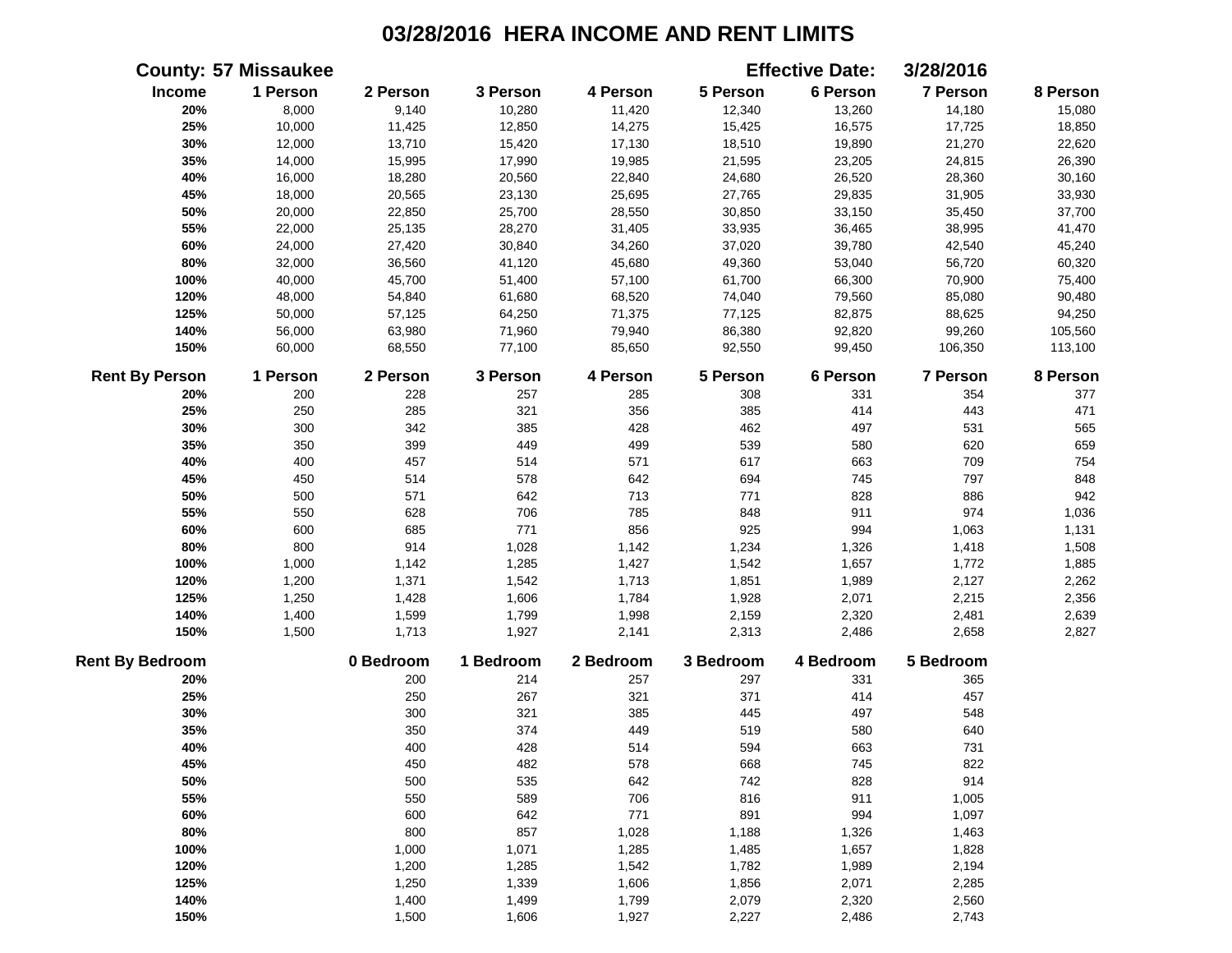# 03/28/2016 HERA INCOME AND RENT LIMITS

**County: 57 Missaukee** **Effective Date: 3/28/2016**

| Income | 1 Person | 2 Person | 3 Person | 4 Person | 5 Person | 6 Person | 7 Person | 8 Person |
|---|---|---|---|---|---|---|---|---|
| 20% | 8,000 | 9,140 | 10,280 | 11,420 | 12,340 | 13,260 | 14,180 | 15,080 |
| 25% | 10,000 | 11,425 | 12,850 | 14,275 | 15,425 | 16,575 | 17,725 | 18,850 |
| 30% | 12,000 | 13,710 | 15,420 | 17,130 | 18,510 | 19,890 | 21,270 | 22,620 |
| 35% | 14,000 | 15,995 | 17,990 | 19,985 | 21,595 | 23,205 | 24,815 | 26,390 |
| 40% | 16,000 | 18,280 | 20,560 | 22,840 | 24,680 | 26,520 | 28,360 | 30,160 |
| 45% | 18,000 | 20,565 | 23,130 | 25,695 | 27,765 | 29,835 | 31,905 | 33,930 |
| 50% | 20,000 | 22,850 | 25,700 | 28,550 | 30,850 | 33,150 | 35,450 | 37,700 |
| 55% | 22,000 | 25,135 | 28,270 | 31,405 | 33,935 | 36,465 | 38,995 | 41,470 |
| 60% | 24,000 | 27,420 | 30,840 | 34,260 | 37,020 | 39,780 | 42,540 | 45,240 |
| 80% | 32,000 | 36,560 | 41,120 | 45,680 | 49,360 | 53,040 | 56,720 | 60,320 |
| 100% | 40,000 | 45,700 | 51,400 | 57,100 | 61,700 | 66,300 | 70,900 | 75,400 |
| 120% | 48,000 | 54,840 | 61,680 | 68,520 | 74,040 | 79,560 | 85,080 | 90,480 |
| 125% | 50,000 | 57,125 | 64,250 | 71,375 | 77,125 | 82,875 | 88,625 | 94,250 |
| 140% | 56,000 | 63,980 | 71,960 | 79,940 | 86,380 | 92,820 | 99,260 | 105,560 |
| 150% | 60,000 | 68,550 | 77,100 | 85,650 | 92,550 | 99,450 | 106,350 | 113,100 |

| Rent By Person | 1 Person | 2 Person | 3 Person | 4 Person | 5 Person | 6 Person | 7 Person | 8 Person |
|---|---|---|---|---|---|---|---|---|
| 20% | 200 | 228 | 257 | 285 | 308 | 331 | 354 | 377 |
| 25% | 250 | 285 | 321 | 356 | 385 | 414 | 443 | 471 |
| 30% | 300 | 342 | 385 | 428 | 462 | 497 | 531 | 565 |
| 35% | 350 | 399 | 449 | 499 | 539 | 580 | 620 | 659 |
| 40% | 400 | 457 | 514 | 571 | 617 | 663 | 709 | 754 |
| 45% | 450 | 514 | 578 | 642 | 694 | 745 | 797 | 848 |
| 50% | 500 | 571 | 642 | 713 | 771 | 828 | 886 | 942 |
| 55% | 550 | 628 | 706 | 785 | 848 | 911 | 974 | 1,036 |
| 60% | 600 | 685 | 771 | 856 | 925 | 994 | 1,063 | 1,131 |
| 80% | 800 | 914 | 1,028 | 1,142 | 1,234 | 1,326 | 1,418 | 1,508 |
| 100% | 1,000 | 1,142 | 1,285 | 1,427 | 1,542 | 1,657 | 1,772 | 1,885 |
| 120% | 1,200 | 1,371 | 1,542 | 1,713 | 1,851 | 1,989 | 2,127 | 2,262 |
| 125% | 1,250 | 1,428 | 1,606 | 1,784 | 1,928 | 2,071 | 2,215 | 2,356 |
| 140% | 1,400 | 1,599 | 1,799 | 1,998 | 2,159 | 2,320 | 2,481 | 2,639 |
| 150% | 1,500 | 1,713 | 1,927 | 2,141 | 2,313 | 2,486 | 2,658 | 2,827 |

| Rent By Bedroom | 0 Bedroom | 1 Bedroom | 2 Bedroom | 3 Bedroom | 4 Bedroom | 5 Bedroom |
|---|---|---|---|---|---|---|
| 20% | 200 | 214 | 257 | 297 | 331 | 365 |
| 25% | 250 | 267 | 321 | 371 | 414 | 457 |
| 30% | 300 | 321 | 385 | 445 | 497 | 548 |
| 35% | 350 | 374 | 449 | 519 | 580 | 640 |
| 40% | 400 | 428 | 514 | 594 | 663 | 731 |
| 45% | 450 | 482 | 578 | 668 | 745 | 822 |
| 50% | 500 | 535 | 642 | 742 | 828 | 914 |
| 55% | 550 | 589 | 706 | 816 | 911 | 1,005 |
| 60% | 600 | 642 | 771 | 891 | 994 | 1,097 |
| 80% | 800 | 857 | 1,028 | 1,188 | 1,326 | 1,463 |
| 100% | 1,000 | 1,071 | 1,285 | 1,485 | 1,657 | 1,828 |
| 120% | 1,200 | 1,285 | 1,542 | 1,782 | 1,989 | 2,194 |
| 125% | 1,250 | 1,339 | 1,606 | 1,856 | 2,071 | 2,285 |
| 140% | 1,400 | 1,499 | 1,799 | 2,079 | 2,320 | 2,560 |
| 150% | 1,500 | 1,606 | 1,927 | 2,227 | 2,486 | 2,743 |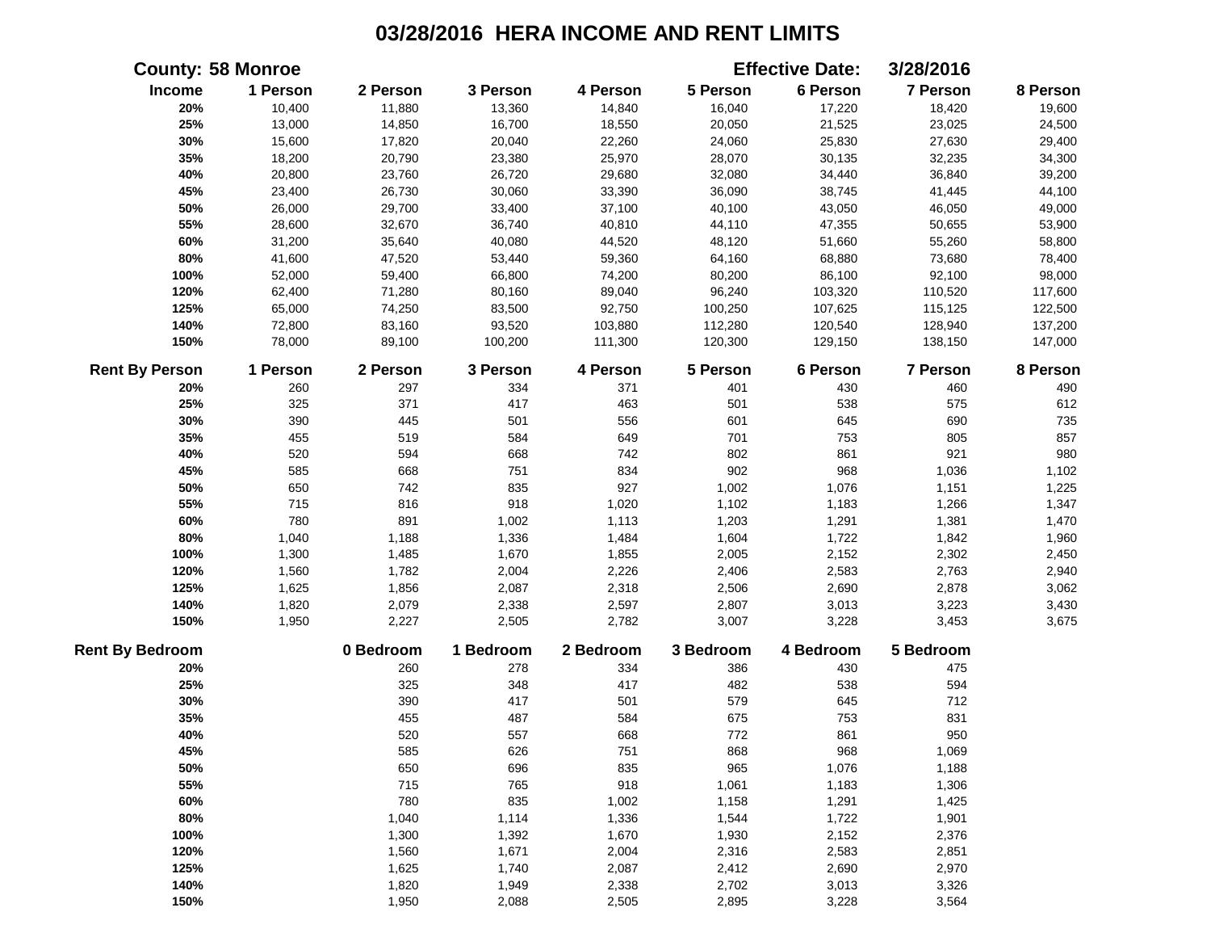# 03/28/2016 HERA INCOME AND RENT LIMITS

**County:** 58 Monroe **Effective Date:** 3/28/2016

| Income | 1 Person | 2 Person | 3 Person | 4 Person | 5 Person | 6 Person | 7 Person | 8 Person |
|---|---|---|---|---|---|---|---|---|
| 20% | 10,400 | 11,880 | 13,360 | 14,840 | 16,040 | 17,220 | 18,420 | 19,600 |
| 25% | 13,000 | 14,850 | 16,700 | 18,550 | 20,050 | 21,525 | 23,025 | 24,500 |
| 30% | 15,600 | 17,820 | 20,040 | 22,260 | 24,060 | 25,830 | 27,630 | 29,400 |
| 35% | 18,200 | 20,790 | 23,380 | 25,970 | 28,070 | 30,135 | 32,235 | 34,300 |
| 40% | 20,800 | 23,760 | 26,720 | 29,680 | 32,080 | 34,440 | 36,840 | 39,200 |
| 45% | 23,400 | 26,730 | 30,060 | 33,390 | 36,090 | 38,745 | 41,445 | 44,100 |
| 50% | 26,000 | 29,700 | 33,400 | 37,100 | 40,100 | 43,050 | 46,050 | 49,000 |
| 55% | 28,600 | 32,670 | 36,740 | 40,810 | 44,110 | 47,355 | 50,655 | 53,900 |
| 60% | 31,200 | 35,640 | 40,080 | 44,520 | 48,120 | 51,660 | 55,260 | 58,800 |
| 80% | 41,600 | 47,520 | 53,440 | 59,360 | 64,160 | 68,880 | 73,680 | 78,400 |
| 100% | 52,000 | 59,400 | 66,800 | 74,200 | 80,200 | 86,100 | 92,100 | 98,000 |
| 120% | 62,400 | 71,280 | 80,160 | 89,040 | 96,240 | 103,320 | 110,520 | 117,600 |
| 125% | 65,000 | 74,250 | 83,500 | 92,750 | 100,250 | 107,625 | 115,125 | 122,500 |
| 140% | 72,800 | 83,160 | 93,520 | 103,880 | 112,280 | 120,540 | 128,940 | 137,200 |
| 150% | 78,000 | 89,100 | 100,200 | 111,300 | 120,300 | 129,150 | 138,150 | 147,000 |

| Rent By Person | 1 Person | 2 Person | 3 Person | 4 Person | 5 Person | 6 Person | 7 Person | 8 Person |
|---|---|---|---|---|---|---|---|---|
| 20% | 260 | 297 | 334 | 371 | 401 | 430 | 460 | 490 |
| 25% | 325 | 371 | 417 | 463 | 501 | 538 | 575 | 612 |
| 30% | 390 | 445 | 501 | 556 | 601 | 645 | 690 | 735 |
| 35% | 455 | 519 | 584 | 649 | 701 | 753 | 805 | 857 |
| 40% | 520 | 594 | 668 | 742 | 802 | 861 | 921 | 980 |
| 45% | 585 | 668 | 751 | 834 | 902 | 968 | 1,036 | 1,102 |
| 50% | 650 | 742 | 835 | 927 | 1,002 | 1,076 | 1,151 | 1,225 |
| 55% | 715 | 816 | 918 | 1,020 | 1,102 | 1,183 | 1,266 | 1,347 |
| 60% | 780 | 891 | 1,002 | 1,113 | 1,203 | 1,291 | 1,381 | 1,470 |
| 80% | 1,040 | 1,188 | 1,336 | 1,484 | 1,604 | 1,722 | 1,842 | 1,960 |
| 100% | 1,300 | 1,485 | 1,670 | 1,855 | 2,005 | 2,152 | 2,302 | 2,450 |
| 120% | 1,560 | 1,782 | 2,004 | 2,226 | 2,406 | 2,583 | 2,763 | 2,940 |
| 125% | 1,625 | 1,856 | 2,087 | 2,318 | 2,506 | 2,690 | 2,878 | 3,062 |
| 140% | 1,820 | 2,079 | 2,338 | 2,597 | 2,807 | 3,013 | 3,223 | 3,430 |
| 150% | 1,950 | 2,227 | 2,505 | 2,782 | 3,007 | 3,228 | 3,453 | 3,675 |

| Rent By Bedroom | 0 Bedroom | 1 Bedroom | 2 Bedroom | 3 Bedroom | 4 Bedroom | 5 Bedroom |
|---|---|---|---|---|---|---|
| 20% | 260 | 278 | 334 | 386 | 430 | 475 |
| 25% | 325 | 348 | 417 | 482 | 538 | 594 |
| 30% | 390 | 417 | 501 | 579 | 645 | 712 |
| 35% | 455 | 487 | 584 | 675 | 753 | 831 |
| 40% | 520 | 557 | 668 | 772 | 861 | 950 |
| 45% | 585 | 626 | 751 | 868 | 968 | 1,069 |
| 50% | 650 | 696 | 835 | 965 | 1,076 | 1,188 |
| 55% | 715 | 765 | 918 | 1,061 | 1,183 | 1,306 |
| 60% | 780 | 835 | 1,002 | 1,158 | 1,291 | 1,425 |
| 80% | 1,040 | 1,114 | 1,336 | 1,544 | 1,722 | 1,901 |
| 100% | 1,300 | 1,392 | 1,670 | 1,930 | 2,152 | 2,376 |
| 120% | 1,560 | 1,671 | 2,004 | 2,316 | 2,583 | 2,851 |
| 125% | 1,625 | 1,740 | 2,087 | 2,412 | 2,690 | 2,970 |
| 140% | 1,820 | 1,949 | 2,338 | 2,702 | 3,013 | 3,326 |
| 150% | 1,950 | 2,088 | 2,505 | 2,895 | 3,228 | 3,564 |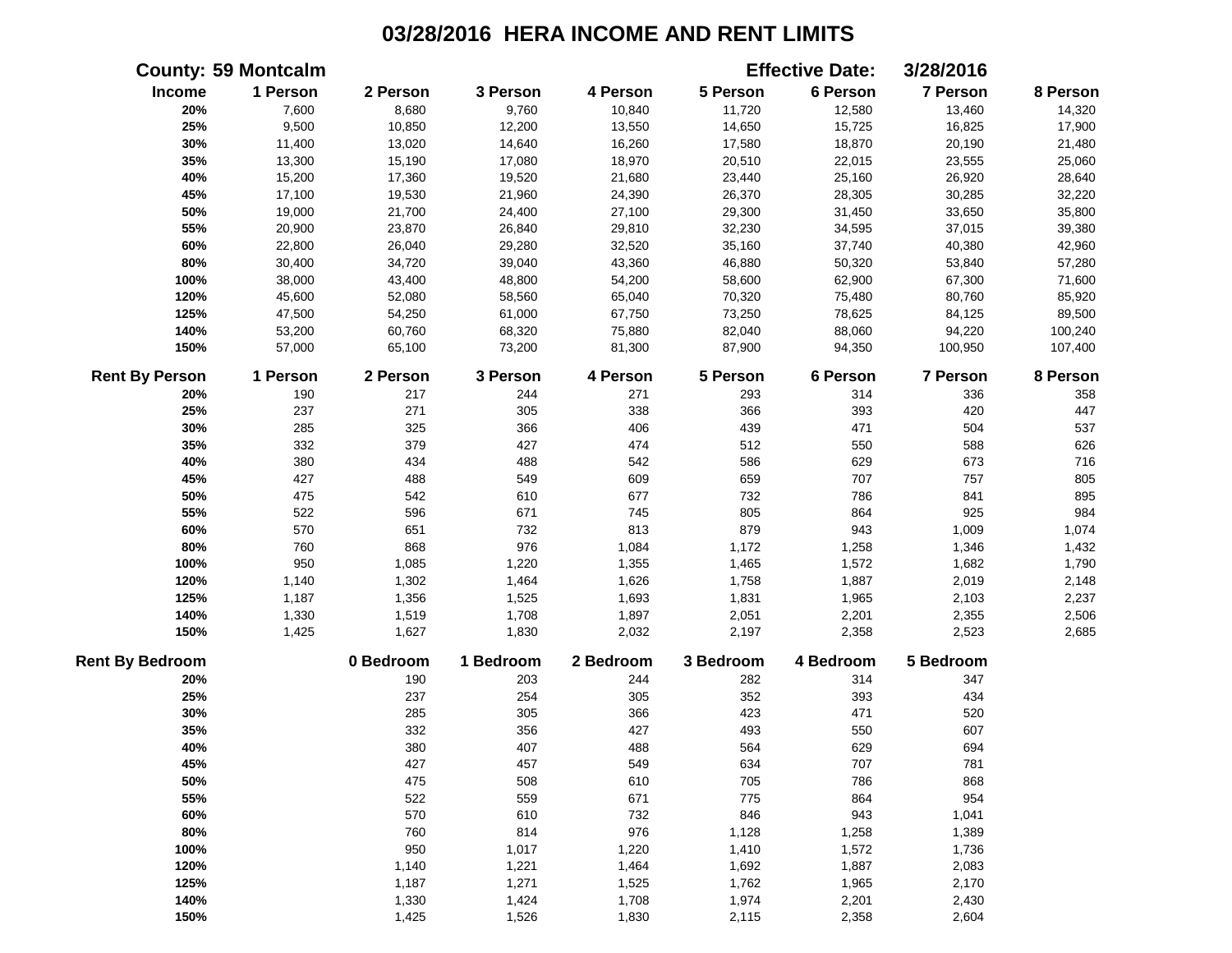# 03/28/2016 HERA INCOME AND RENT LIMITS

**County: 59 Montcalm** **Effective Date: 3/28/2016**

| Income | 1 Person | 2 Person | 3 Person | 4 Person | 5 Person | 6 Person | 7 Person | 8 Person |
|---|---|---|---|---|---|---|---|---|
| 20% | 7,600 | 8,680 | 9,760 | 10,840 | 11,720 | 12,580 | 13,460 | 14,320 |
| 25% | 9,500 | 10,850 | 12,200 | 13,550 | 14,650 | 15,725 | 16,825 | 17,900 |
| 30% | 11,400 | 13,020 | 14,640 | 16,260 | 17,580 | 18,870 | 20,190 | 21,480 |
| 35% | 13,300 | 15,190 | 17,080 | 18,970 | 20,510 | 22,015 | 23,555 | 25,060 |
| 40% | 15,200 | 17,360 | 19,520 | 21,680 | 23,440 | 25,160 | 26,920 | 28,640 |
| 45% | 17,100 | 19,530 | 21,960 | 24,390 | 26,370 | 28,305 | 30,285 | 32,220 |
| 50% | 19,000 | 21,700 | 24,400 | 27,100 | 29,300 | 31,450 | 33,650 | 35,800 |
| 55% | 20,900 | 23,870 | 26,840 | 29,810 | 32,230 | 34,595 | 37,015 | 39,380 |
| 60% | 22,800 | 26,040 | 29,280 | 32,520 | 35,160 | 37,740 | 40,380 | 42,960 |
| 80% | 30,400 | 34,720 | 39,040 | 43,360 | 46,880 | 50,320 | 53,840 | 57,280 |
| 100% | 38,000 | 43,400 | 48,800 | 54,200 | 58,600 | 62,900 | 67,300 | 71,600 |
| 120% | 45,600 | 52,080 | 58,560 | 65,040 | 70,320 | 75,480 | 80,760 | 85,920 |
| 125% | 47,500 | 54,250 | 61,000 | 67,750 | 73,250 | 78,625 | 84,125 | 89,500 |
| 140% | 53,200 | 60,760 | 68,320 | 75,880 | 82,040 | 88,060 | 94,220 | 100,240 |
| 150% | 57,000 | 65,100 | 73,200 | 81,300 | 87,900 | 94,350 | 100,950 | 107,400 |

| Rent By Person | 1 Person | 2 Person | 3 Person | 4 Person | 5 Person | 6 Person | 7 Person | 8 Person |
|---|---|---|---|---|---|---|---|---|
| 20% | 190 | 217 | 244 | 271 | 293 | 314 | 336 | 358 |
| 25% | 237 | 271 | 305 | 338 | 366 | 393 | 420 | 447 |
| 30% | 285 | 325 | 366 | 406 | 439 | 471 | 504 | 537 |
| 35% | 332 | 379 | 427 | 474 | 512 | 550 | 588 | 626 |
| 40% | 380 | 434 | 488 | 542 | 586 | 629 | 673 | 716 |
| 45% | 427 | 488 | 549 | 609 | 659 | 707 | 757 | 805 |
| 50% | 475 | 542 | 610 | 677 | 732 | 786 | 841 | 895 |
| 55% | 522 | 596 | 671 | 745 | 805 | 864 | 925 | 984 |
| 60% | 570 | 651 | 732 | 813 | 879 | 943 | 1,009 | 1,074 |
| 80% | 760 | 868 | 976 | 1,084 | 1,172 | 1,258 | 1,346 | 1,432 |
| 100% | 950 | 1,085 | 1,220 | 1,355 | 1,465 | 1,572 | 1,682 | 1,790 |
| 120% | 1,140 | 1,302 | 1,464 | 1,626 | 1,758 | 1,887 | 2,019 | 2,148 |
| 125% | 1,187 | 1,356 | 1,525 | 1,693 | 1,831 | 1,965 | 2,103 | 2,237 |
| 140% | 1,330 | 1,519 | 1,708 | 1,897 | 2,051 | 2,201 | 2,355 | 2,506 |
| 150% | 1,425 | 1,627 | 1,830 | 2,032 | 2,197 | 2,358 | 2,523 | 2,685 |

| Rent By Bedroom | 0 Bedroom | 1 Bedroom | 2 Bedroom | 3 Bedroom | 4 Bedroom | 5 Bedroom |
|---|---|---|---|---|---|---|
| 20% | 190 | 203 | 244 | 282 | 314 | 347 |
| 25% | 237 | 254 | 305 | 352 | 393 | 434 |
| 30% | 285 | 305 | 366 | 423 | 471 | 520 |
| 35% | 332 | 356 | 427 | 493 | 550 | 607 |
| 40% | 380 | 407 | 488 | 564 | 629 | 694 |
| 45% | 427 | 457 | 549 | 634 | 707 | 781 |
| 50% | 475 | 508 | 610 | 705 | 786 | 868 |
| 55% | 522 | 559 | 671 | 775 | 864 | 954 |
| 60% | 570 | 610 | 732 | 846 | 943 | 1,041 |
| 80% | 760 | 814 | 976 | 1,128 | 1,258 | 1,389 |
| 100% | 950 | 1,017 | 1,220 | 1,410 | 1,572 | 1,736 |
| 120% | 1,140 | 1,221 | 1,464 | 1,692 | 1,887 | 2,083 |
| 125% | 1,187 | 1,271 | 1,525 | 1,762 | 1,965 | 2,170 |
| 140% | 1,330 | 1,424 | 1,708 | 1,974 | 2,201 | 2,430 |
| 150% | 1,425 | 1,526 | 1,830 | 2,115 | 2,358 | 2,604 |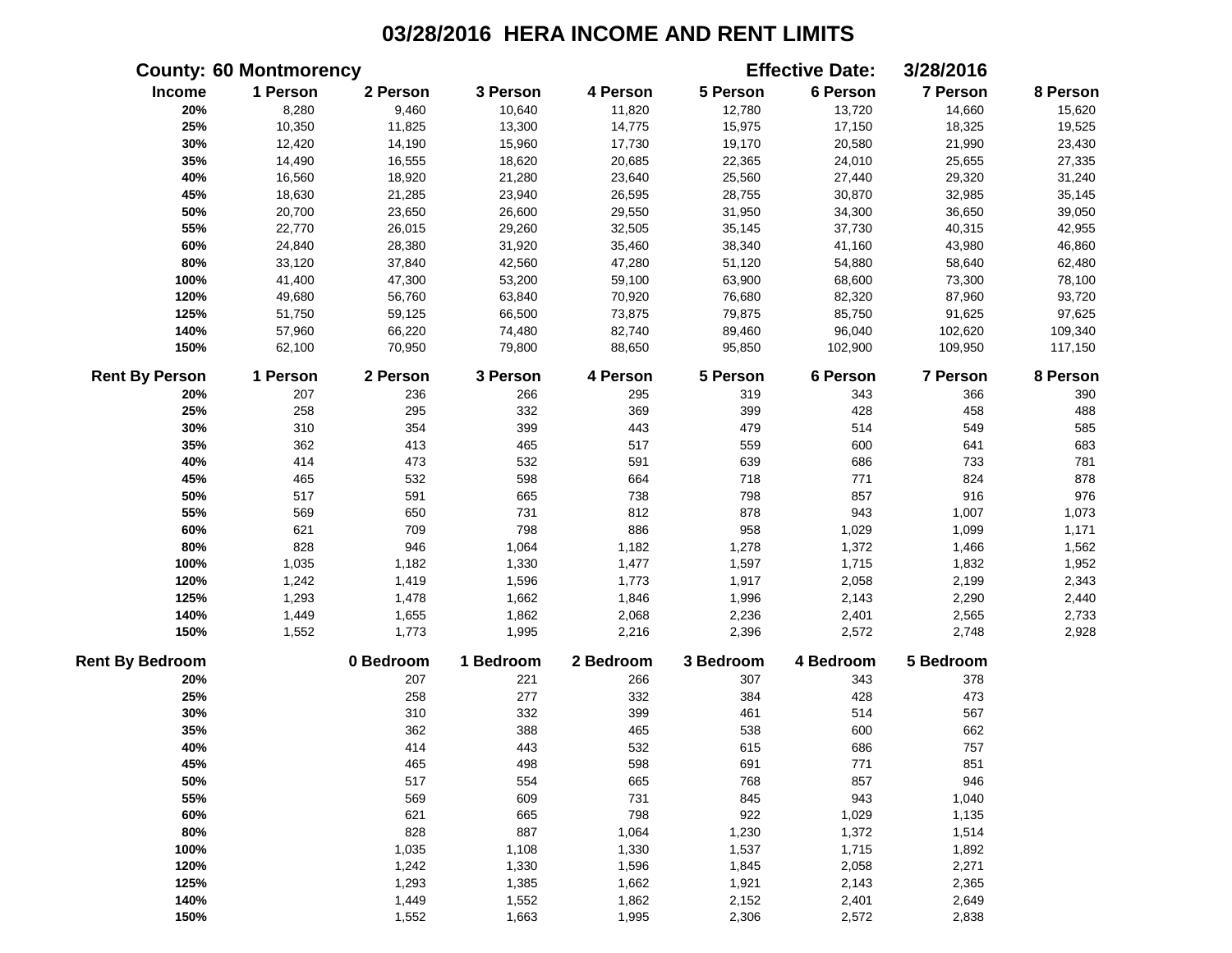# 03/28/2016 HERA INCOME AND RENT LIMITS

**County: 60 Montmorency** **Effective Date: 3/28/2016**

| Income | 1 Person | 2 Person | 3 Person | 4 Person | 5 Person | 6 Person | 7 Person | 8 Person |
|---|---|---|---|---|---|---|---|---|
| 20% | 8,280 | 9,460 | 10,640 | 11,820 | 12,780 | 13,720 | 14,660 | 15,620 |
| 25% | 10,350 | 11,825 | 13,300 | 14,775 | 15,975 | 17,150 | 18,325 | 19,525 |
| 30% | 12,420 | 14,190 | 15,960 | 17,730 | 19,170 | 20,580 | 21,990 | 23,430 |
| 35% | 14,490 | 16,555 | 18,620 | 20,685 | 22,365 | 24,010 | 25,655 | 27,335 |
| 40% | 16,560 | 18,920 | 21,280 | 23,640 | 25,560 | 27,440 | 29,320 | 31,240 |
| 45% | 18,630 | 21,285 | 23,940 | 26,595 | 28,755 | 30,870 | 32,985 | 35,145 |
| 50% | 20,700 | 23,650 | 26,600 | 29,550 | 31,950 | 34,300 | 36,650 | 39,050 |
| 55% | 22,770 | 26,015 | 29,260 | 32,505 | 35,145 | 37,730 | 40,315 | 42,955 |
| 60% | 24,840 | 28,380 | 31,920 | 35,460 | 38,340 | 41,160 | 43,980 | 46,860 |
| 80% | 33,120 | 37,840 | 42,560 | 47,280 | 51,120 | 54,880 | 58,640 | 62,480 |
| 100% | 41,400 | 47,300 | 53,200 | 59,100 | 63,900 | 68,600 | 73,300 | 78,100 |
| 120% | 49,680 | 56,760 | 63,840 | 70,920 | 76,680 | 82,320 | 87,960 | 93,720 |
| 125% | 51,750 | 59,125 | 66,500 | 73,875 | 79,875 | 85,750 | 91,625 | 97,625 |
| 140% | 57,960 | 66,220 | 74,480 | 82,740 | 89,460 | 96,040 | 102,620 | 109,340 |
| 150% | 62,100 | 70,950 | 79,800 | 88,650 | 95,850 | 102,900 | 109,950 | 117,150 |

| Rent By Person | 1 Person | 2 Person | 3 Person | 4 Person | 5 Person | 6 Person | 7 Person | 8 Person |
|---|---|---|---|---|---|---|---|---|
| 20% | 207 | 236 | 266 | 295 | 319 | 343 | 366 | 390 |
| 25% | 258 | 295 | 332 | 369 | 399 | 428 | 458 | 488 |
| 30% | 310 | 354 | 399 | 443 | 479 | 514 | 549 | 585 |
| 35% | 362 | 413 | 465 | 517 | 559 | 600 | 641 | 683 |
| 40% | 414 | 473 | 532 | 591 | 639 | 686 | 733 | 781 |
| 45% | 465 | 532 | 598 | 664 | 718 | 771 | 824 | 878 |
| 50% | 517 | 591 | 665 | 738 | 798 | 857 | 916 | 976 |
| 55% | 569 | 650 | 731 | 812 | 878 | 943 | 1,007 | 1,073 |
| 60% | 621 | 709 | 798 | 886 | 958 | 1,029 | 1,099 | 1,171 |
| 80% | 828 | 946 | 1,064 | 1,182 | 1,278 | 1,372 | 1,466 | 1,562 |
| 100% | 1,035 | 1,182 | 1,330 | 1,477 | 1,597 | 1,715 | 1,832 | 1,952 |
| 120% | 1,242 | 1,419 | 1,596 | 1,773 | 1,917 | 2,058 | 2,199 | 2,343 |
| 125% | 1,293 | 1,478 | 1,662 | 1,846 | 1,996 | 2,143 | 2,290 | 2,440 |
| 140% | 1,449 | 1,655 | 1,862 | 2,068 | 2,236 | 2,401 | 2,565 | 2,733 |
| 150% | 1,552 | 1,773 | 1,995 | 2,216 | 2,396 | 2,572 | 2,748 | 2,928 |

| Rent By Bedroom | 0 Bedroom | 1 Bedroom | 2 Bedroom | 3 Bedroom | 4 Bedroom | 5 Bedroom |
|---|---|---|---|---|---|---|
| 20% | 207 | 221 | 266 | 307 | 343 | 378 |
| 25% | 258 | 277 | 332 | 384 | 428 | 473 |
| 30% | 310 | 332 | 399 | 461 | 514 | 567 |
| 35% | 362 | 388 | 465 | 538 | 600 | 662 |
| 40% | 414 | 443 | 532 | 615 | 686 | 757 |
| 45% | 465 | 498 | 598 | 691 | 771 | 851 |
| 50% | 517 | 554 | 665 | 768 | 857 | 946 |
| 55% | 569 | 609 | 731 | 845 | 943 | 1,040 |
| 60% | 621 | 665 | 798 | 922 | 1,029 | 1,135 |
| 80% | 828 | 887 | 1,064 | 1,230 | 1,372 | 1,514 |
| 100% | 1,035 | 1,108 | 1,330 | 1,537 | 1,715 | 1,892 |
| 120% | 1,242 | 1,330 | 1,596 | 1,845 | 2,058 | 2,271 |
| 125% | 1,293 | 1,385 | 1,662 | 1,921 | 2,143 | 2,365 |
| 140% | 1,449 | 1,552 | 1,862 | 2,152 | 2,401 | 2,649 |
| 150% | 1,552 | 1,663 | 1,995 | 2,306 | 2,572 | 2,838 |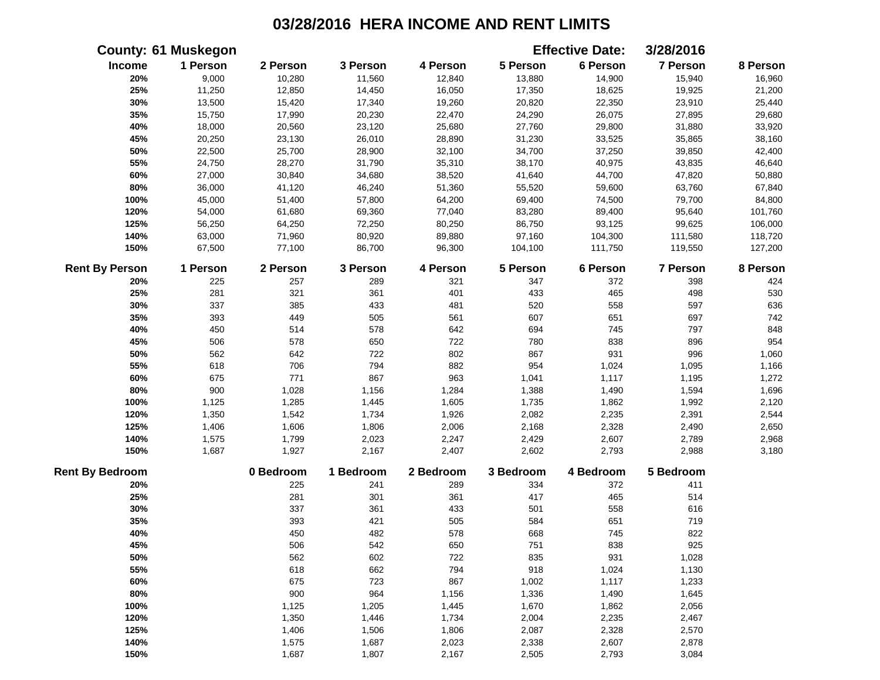# 03/28/2016 HERA INCOME AND RENT LIMITS

**County: 61 Muskegon** **Effective Date: 3/28/2016**

| Income | 1 Person | 2 Person | 3 Person | 4 Person | 5 Person | 6 Person | 7 Person | 8 Person |
|---|---|---|---|---|---|---|---|---|
| 20% | 9,000 | 10,280 | 11,560 | 12,840 | 13,880 | 14,900 | 15,940 | 16,960 |
| 25% | 11,250 | 12,850 | 14,450 | 16,050 | 17,350 | 18,625 | 19,925 | 21,200 |
| 30% | 13,500 | 15,420 | 17,340 | 19,260 | 20,820 | 22,350 | 23,910 | 25,440 |
| 35% | 15,750 | 17,990 | 20,230 | 22,470 | 24,290 | 26,075 | 27,895 | 29,680 |
| 40% | 18,000 | 20,560 | 23,120 | 25,680 | 27,760 | 29,800 | 31,880 | 33,920 |
| 45% | 20,250 | 23,130 | 26,010 | 28,890 | 31,230 | 33,525 | 35,865 | 38,160 |
| 50% | 22,500 | 25,700 | 28,900 | 32,100 | 34,700 | 37,250 | 39,850 | 42,400 |
| 55% | 24,750 | 28,270 | 31,790 | 35,310 | 38,170 | 40,975 | 43,835 | 46,640 |
| 60% | 27,000 | 30,840 | 34,680 | 38,520 | 41,640 | 44,700 | 47,820 | 50,880 |
| 80% | 36,000 | 41,120 | 46,240 | 51,360 | 55,520 | 59,600 | 63,760 | 67,840 |
| 100% | 45,000 | 51,400 | 57,800 | 64,200 | 69,400 | 74,500 | 79,700 | 84,800 |
| 120% | 54,000 | 61,680 | 69,360 | 77,040 | 83,280 | 89,400 | 95,640 | 101,760 |
| 125% | 56,250 | 64,250 | 72,250 | 80,250 | 86,750 | 93,125 | 99,625 | 106,000 |
| 140% | 63,000 | 71,960 | 80,920 | 89,880 | 97,160 | 104,300 | 111,580 | 118,720 |
| 150% | 67,500 | 77,100 | 86,700 | 96,300 | 104,100 | 111,750 | 119,550 | 127,200 |

| Rent By Person | 1 Person | 2 Person | 3 Person | 4 Person | 5 Person | 6 Person | 7 Person | 8 Person |
|---|---|---|---|---|---|---|---|---|
| 20% | 225 | 257 | 289 | 321 | 347 | 372 | 398 | 424 |
| 25% | 281 | 321 | 361 | 401 | 433 | 465 | 498 | 530 |
| 30% | 337 | 385 | 433 | 481 | 520 | 558 | 597 | 636 |
| 35% | 393 | 449 | 505 | 561 | 607 | 651 | 697 | 742 |
| 40% | 450 | 514 | 578 | 642 | 694 | 745 | 797 | 848 |
| 45% | 506 | 578 | 650 | 722 | 780 | 838 | 896 | 954 |
| 50% | 562 | 642 | 722 | 802 | 867 | 931 | 996 | 1,060 |
| 55% | 618 | 706 | 794 | 882 | 954 | 1,024 | 1,095 | 1,166 |
| 60% | 675 | 771 | 867 | 963 | 1,041 | 1,117 | 1,195 | 1,272 |
| 80% | 900 | 1,028 | 1,156 | 1,284 | 1,388 | 1,490 | 1,594 | 1,696 |
| 100% | 1,125 | 1,285 | 1,445 | 1,605 | 1,735 | 1,862 | 1,992 | 2,120 |
| 120% | 1,350 | 1,542 | 1,734 | 1,926 | 2,082 | 2,235 | 2,391 | 2,544 |
| 125% | 1,406 | 1,606 | 1,806 | 2,006 | 2,168 | 2,328 | 2,490 | 2,650 |
| 140% | 1,575 | 1,799 | 2,023 | 2,247 | 2,429 | 2,607 | 2,789 | 2,968 |
| 150% | 1,687 | 1,927 | 2,167 | 2,407 | 2,602 | 2,793 | 2,988 | 3,180 |

| Rent By Bedroom | 0 Bedroom | 1 Bedroom | 2 Bedroom | 3 Bedroom | 4 Bedroom | 5 Bedroom |
|---|---|---|---|---|---|---|
| 20% | 225 | 241 | 289 | 334 | 372 | 411 |
| 25% | 281 | 301 | 361 | 417 | 465 | 514 |
| 30% | 337 | 361 | 433 | 501 | 558 | 616 |
| 35% | 393 | 421 | 505 | 584 | 651 | 719 |
| 40% | 450 | 482 | 578 | 668 | 745 | 822 |
| 45% | 506 | 542 | 650 | 751 | 838 | 925 |
| 50% | 562 | 602 | 722 | 835 | 931 | 1,028 |
| 55% | 618 | 662 | 794 | 918 | 1,024 | 1,130 |
| 60% | 675 | 723 | 867 | 1,002 | 1,117 | 1,233 |
| 80% | 900 | 964 | 1,156 | 1,336 | 1,490 | 1,645 |
| 100% | 1,125 | 1,205 | 1,445 | 1,670 | 1,862 | 2,056 |
| 120% | 1,350 | 1,446 | 1,734 | 2,004 | 2,235 | 2,467 |
| 125% | 1,406 | 1,506 | 1,806 | 2,087 | 2,328 | 2,570 |
| 140% | 1,575 | 1,687 | 2,023 | 2,338 | 2,607 | 2,878 |
| 150% | 1,687 | 1,807 | 2,167 | 2,505 | 2,793 | 3,084 |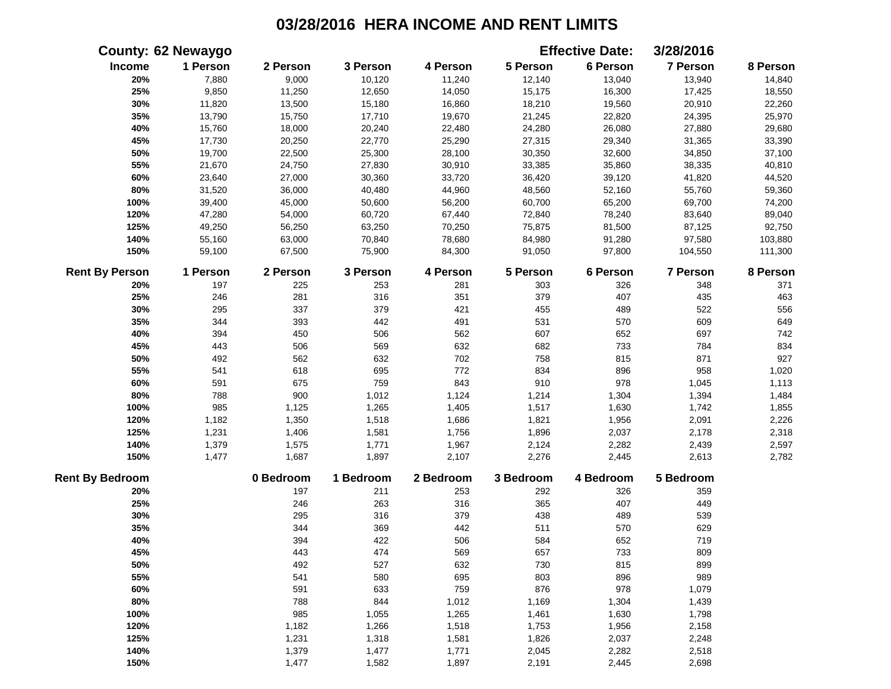# 03/28/2016 HERA INCOME AND RENT LIMITS

**County:** 62 Newaygo **Effective Date:** 3/28/2016

| Income | 1 Person | 2 Person | 3 Person | 4 Person | 5 Person | 6 Person | 7 Person | 8 Person |
|---|---|---|---|---|---|---|---|---|
| 20% | 7,880 | 9,000 | 10,120 | 11,240 | 12,140 | 13,040 | 13,940 | 14,840 |
| 25% | 9,850 | 11,250 | 12,650 | 14,050 | 15,175 | 16,300 | 17,425 | 18,550 |
| 30% | 11,820 | 13,500 | 15,180 | 16,860 | 18,210 | 19,560 | 20,910 | 22,260 |
| 35% | 13,790 | 15,750 | 17,710 | 19,670 | 21,245 | 22,820 | 24,395 | 25,970 |
| 40% | 15,760 | 18,000 | 20,240 | 22,480 | 24,280 | 26,080 | 27,880 | 29,680 |
| 45% | 17,730 | 20,250 | 22,770 | 25,290 | 27,315 | 29,340 | 31,365 | 33,390 |
| 50% | 19,700 | 22,500 | 25,300 | 28,100 | 30,350 | 32,600 | 34,850 | 37,100 |
| 55% | 21,670 | 24,750 | 27,830 | 30,910 | 33,385 | 35,860 | 38,335 | 40,810 |
| 60% | 23,640 | 27,000 | 30,360 | 33,720 | 36,420 | 39,120 | 41,820 | 44,520 |
| 80% | 31,520 | 36,000 | 40,480 | 44,960 | 48,560 | 52,160 | 55,760 | 59,360 |
| 100% | 39,400 | 45,000 | 50,600 | 56,200 | 60,700 | 65,200 | 69,700 | 74,200 |
| 120% | 47,280 | 54,000 | 60,720 | 67,440 | 72,840 | 78,240 | 83,640 | 89,040 |
| 125% | 49,250 | 56,250 | 63,250 | 70,250 | 75,875 | 81,500 | 87,125 | 92,750 |
| 140% | 55,160 | 63,000 | 70,840 | 78,680 | 84,980 | 91,280 | 97,580 | 103,880 |
| 150% | 59,100 | 67,500 | 75,900 | 84,300 | 91,050 | 97,800 | 104,550 | 111,300 |

| Rent By Person | 1 Person | 2 Person | 3 Person | 4 Person | 5 Person | 6 Person | 7 Person | 8 Person |
|---|---|---|---|---|---|---|---|---|
| 20% | 197 | 225 | 253 | 281 | 303 | 326 | 348 | 371 |
| 25% | 246 | 281 | 316 | 351 | 379 | 407 | 435 | 463 |
| 30% | 295 | 337 | 379 | 421 | 455 | 489 | 522 | 556 |
| 35% | 344 | 393 | 442 | 491 | 531 | 570 | 609 | 649 |
| 40% | 394 | 450 | 506 | 562 | 607 | 652 | 697 | 742 |
| 45% | 443 | 506 | 569 | 632 | 682 | 733 | 784 | 834 |
| 50% | 492 | 562 | 632 | 702 | 758 | 815 | 871 | 927 |
| 55% | 541 | 618 | 695 | 772 | 834 | 896 | 958 | 1,020 |
| 60% | 591 | 675 | 759 | 843 | 910 | 978 | 1,045 | 1,113 |
| 80% | 788 | 900 | 1,012 | 1,124 | 1,214 | 1,304 | 1,394 | 1,484 |
| 100% | 985 | 1,125 | 1,265 | 1,405 | 1,517 | 1,630 | 1,742 | 1,855 |
| 120% | 1,182 | 1,350 | 1,518 | 1,686 | 1,821 | 1,956 | 2,091 | 2,226 |
| 125% | 1,231 | 1,406 | 1,581 | 1,756 | 1,896 | 2,037 | 2,178 | 2,318 |
| 140% | 1,379 | 1,575 | 1,771 | 1,967 | 2,124 | 2,282 | 2,439 | 2,597 |
| 150% | 1,477 | 1,687 | 1,897 | 2,107 | 2,276 | 2,445 | 2,613 | 2,782 |

| Rent By Bedroom | 0 Bedroom | 1 Bedroom | 2 Bedroom | 3 Bedroom | 4 Bedroom | 5 Bedroom |
|---|---|---|---|---|---|---|
| 20% | 197 | 211 | 253 | 292 | 326 | 359 |
| 25% | 246 | 263 | 316 | 365 | 407 | 449 |
| 30% | 295 | 316 | 379 | 438 | 489 | 539 |
| 35% | 344 | 369 | 442 | 511 | 570 | 629 |
| 40% | 394 | 422 | 506 | 584 | 652 | 719 |
| 45% | 443 | 474 | 569 | 657 | 733 | 809 |
| 50% | 492 | 527 | 632 | 730 | 815 | 899 |
| 55% | 541 | 580 | 695 | 803 | 896 | 989 |
| 60% | 591 | 633 | 759 | 876 | 978 | 1,079 |
| 80% | 788 | 844 | 1,012 | 1,169 | 1,304 | 1,439 |
| 100% | 985 | 1,055 | 1,265 | 1,461 | 1,630 | 1,798 |
| 120% | 1,182 | 1,266 | 1,518 | 1,753 | 1,956 | 2,158 |
| 125% | 1,231 | 1,318 | 1,581 | 1,826 | 2,037 | 2,248 |
| 140% | 1,379 | 1,477 | 1,771 | 2,045 | 2,282 | 2,518 |
| 150% | 1,477 | 1,582 | 1,897 | 2,191 | 2,445 | 2,698 |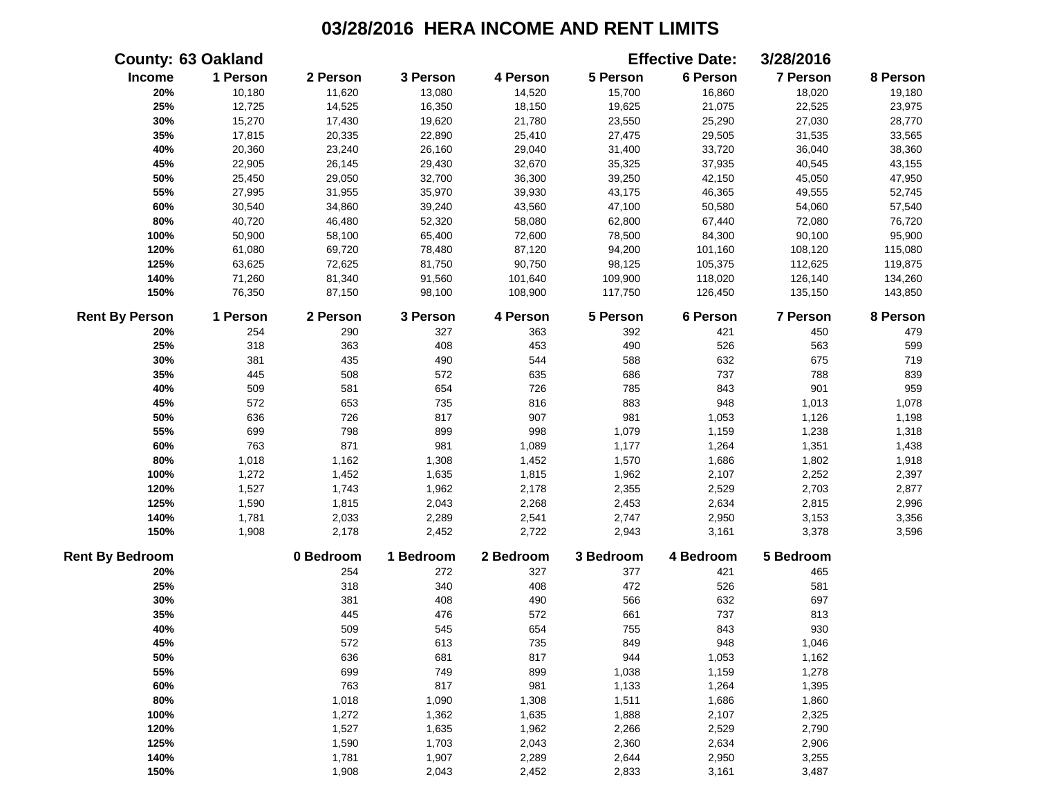# 03/28/2016 HERA INCOME AND RENT LIMITS

**County: 63 Oakland** **Effective Date: 3/28/2016**

| Income | 1 Person | 2 Person | 3 Person | 4 Person | 5 Person | 6 Person | 7 Person | 8 Person |
|---|---|---|---|---|---|---|---|---|
| 20% | 10,180 | 11,620 | 13,080 | 14,520 | 15,700 | 16,860 | 18,020 | 19,180 |
| 25% | 12,725 | 14,525 | 16,350 | 18,150 | 19,625 | 21,075 | 22,525 | 23,975 |
| 30% | 15,270 | 17,430 | 19,620 | 21,780 | 23,550 | 25,290 | 27,030 | 28,770 |
| 35% | 17,815 | 20,335 | 22,890 | 25,410 | 27,475 | 29,505 | 31,535 | 33,565 |
| 40% | 20,360 | 23,240 | 26,160 | 29,040 | 31,400 | 33,720 | 36,040 | 38,360 |
| 45% | 22,905 | 26,145 | 29,430 | 32,670 | 35,325 | 37,935 | 40,545 | 43,155 |
| 50% | 25,450 | 29,050 | 32,700 | 36,300 | 39,250 | 42,150 | 45,050 | 47,950 |
| 55% | 27,995 | 31,955 | 35,970 | 39,930 | 43,175 | 46,365 | 49,555 | 52,745 |
| 60% | 30,540 | 34,860 | 39,240 | 43,560 | 47,100 | 50,580 | 54,060 | 57,540 |
| 80% | 40,720 | 46,480 | 52,320 | 58,080 | 62,800 | 67,440 | 72,080 | 76,720 |
| 100% | 50,900 | 58,100 | 65,400 | 72,600 | 78,500 | 84,300 | 90,100 | 95,900 |
| 120% | 61,080 | 69,720 | 78,480 | 87,120 | 94,200 | 101,160 | 108,120 | 115,080 |
| 125% | 63,625 | 72,625 | 81,750 | 90,750 | 98,125 | 105,375 | 112,625 | 119,875 |
| 140% | 71,260 | 81,340 | 91,560 | 101,640 | 109,900 | 118,020 | 126,140 | 134,260 |
| 150% | 76,350 | 87,150 | 98,100 | 108,900 | 117,750 | 126,450 | 135,150 | 143,850 |

| Rent By Person | 1 Person | 2 Person | 3 Person | 4 Person | 5 Person | 6 Person | 7 Person | 8 Person |
|---|---|---|---|---|---|---|---|---|
| 20% | 254 | 290 | 327 | 363 | 392 | 421 | 450 | 479 |
| 25% | 318 | 363 | 408 | 453 | 490 | 526 | 563 | 599 |
| 30% | 381 | 435 | 490 | 544 | 588 | 632 | 675 | 719 |
| 35% | 445 | 508 | 572 | 635 | 686 | 737 | 788 | 839 |
| 40% | 509 | 581 | 654 | 726 | 785 | 843 | 901 | 959 |
| 45% | 572 | 653 | 735 | 816 | 883 | 948 | 1,013 | 1,078 |
| 50% | 636 | 726 | 817 | 907 | 981 | 1,053 | 1,126 | 1,198 |
| 55% | 699 | 798 | 899 | 998 | 1,079 | 1,159 | 1,238 | 1,318 |
| 60% | 763 | 871 | 981 | 1,089 | 1,177 | 1,264 | 1,351 | 1,438 |
| 80% | 1,018 | 1,162 | 1,308 | 1,452 | 1,570 | 1,686 | 1,802 | 1,918 |
| 100% | 1,272 | 1,452 | 1,635 | 1,815 | 1,962 | 2,107 | 2,252 | 2,397 |
| 120% | 1,527 | 1,743 | 1,962 | 2,178 | 2,355 | 2,529 | 2,703 | 2,877 |
| 125% | 1,590 | 1,815 | 2,043 | 2,268 | 2,453 | 2,634 | 2,815 | 2,996 |
| 140% | 1,781 | 2,033 | 2,289 | 2,541 | 2,747 | 2,950 | 3,153 | 3,356 |
| 150% | 1,908 | 2,178 | 2,452 | 2,722 | 2,943 | 3,161 | 3,378 | 3,596 |

| Rent By Bedroom | 0 Bedroom | 1 Bedroom | 2 Bedroom | 3 Bedroom | 4 Bedroom | 5 Bedroom |
|---|---|---|---|---|---|---|
| 20% | 254 | 272 | 327 | 377 | 421 | 465 |
| 25% | 318 | 340 | 408 | 472 | 526 | 581 |
| 30% | 381 | 408 | 490 | 566 | 632 | 697 |
| 35% | 445 | 476 | 572 | 661 | 737 | 813 |
| 40% | 509 | 545 | 654 | 755 | 843 | 930 |
| 45% | 572 | 613 | 735 | 849 | 948 | 1,046 |
| 50% | 636 | 681 | 817 | 944 | 1,053 | 1,162 |
| 55% | 699 | 749 | 899 | 1,038 | 1,159 | 1,278 |
| 60% | 763 | 817 | 981 | 1,133 | 1,264 | 1,395 |
| 80% | 1,018 | 1,090 | 1,308 | 1,511 | 1,686 | 1,860 |
| 100% | 1,272 | 1,362 | 1,635 | 1,888 | 2,107 | 2,325 |
| 120% | 1,527 | 1,635 | 1,962 | 2,266 | 2,529 | 2,790 |
| 125% | 1,590 | 1,703 | 2,043 | 2,360 | 2,634 | 2,906 |
| 140% | 1,781 | 1,907 | 2,289 | 2,644 | 2,950 | 3,255 |
| 150% | 1,908 | 2,043 | 2,452 | 2,833 | 3,161 | 3,487 |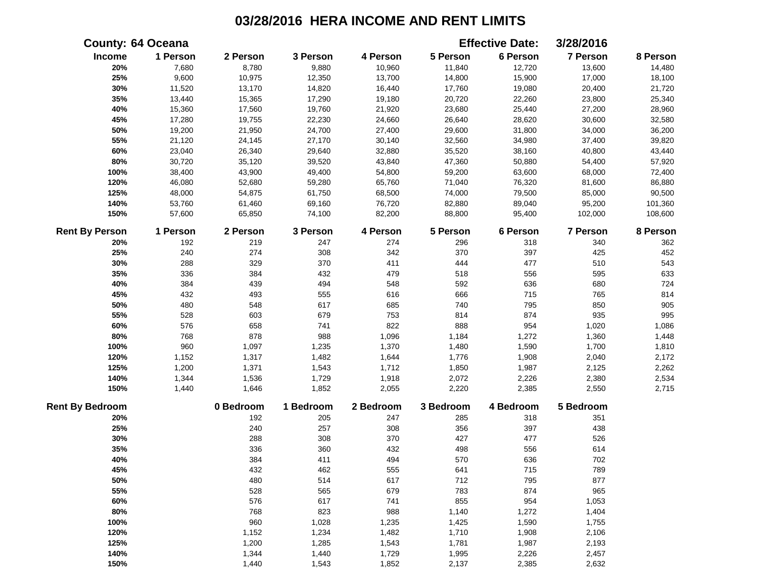# 03/28/2016 HERA INCOME AND RENT LIMITS

**County:** 64 Oceana **Effective Date:** 3/28/2016

| Income | 1 Person | 2 Person | 3 Person | 4 Person | 5 Person | 6 Person | 7 Person | 8 Person |
|---|---|---|---|---|---|---|---|---|
| 20% | 7,680 | 8,780 | 9,880 | 10,960 | 11,840 | 12,720 | 13,600 | 14,480 |
| 25% | 9,600 | 10,975 | 12,350 | 13,700 | 14,800 | 15,900 | 17,000 | 18,100 |
| 30% | 11,520 | 13,170 | 14,820 | 16,440 | 17,760 | 19,080 | 20,400 | 21,720 |
| 35% | 13,440 | 15,365 | 17,290 | 19,180 | 20,720 | 22,260 | 23,800 | 25,340 |
| 40% | 15,360 | 17,560 | 19,760 | 21,920 | 23,680 | 25,440 | 27,200 | 28,960 |
| 45% | 17,280 | 19,755 | 22,230 | 24,660 | 26,640 | 28,620 | 30,600 | 32,580 |
| 50% | 19,200 | 21,950 | 24,700 | 27,400 | 29,600 | 31,800 | 34,000 | 36,200 |
| 55% | 21,120 | 24,145 | 27,170 | 30,140 | 32,560 | 34,980 | 37,400 | 39,820 |
| 60% | 23,040 | 26,340 | 29,640 | 32,880 | 35,520 | 38,160 | 40,800 | 43,440 |
| 80% | 30,720 | 35,120 | 39,520 | 43,840 | 47,360 | 50,880 | 54,400 | 57,920 |
| 100% | 38,400 | 43,900 | 49,400 | 54,800 | 59,200 | 63,600 | 68,000 | 72,400 |
| 120% | 46,080 | 52,680 | 59,280 | 65,760 | 71,040 | 76,320 | 81,600 | 86,880 |
| 125% | 48,000 | 54,875 | 61,750 | 68,500 | 74,000 | 79,500 | 85,000 | 90,500 |
| 140% | 53,760 | 61,460 | 69,160 | 76,720 | 82,880 | 89,040 | 95,200 | 101,360 |
| 150% | 57,600 | 65,850 | 74,100 | 82,200 | 88,800 | 95,400 | 102,000 | 108,600 |

| Rent By Person | 1 Person | 2 Person | 3 Person | 4 Person | 5 Person | 6 Person | 7 Person | 8 Person |
|---|---|---|---|---|---|---|---|---|
| 20% | 192 | 219 | 247 | 274 | 296 | 318 | 340 | 362 |
| 25% | 240 | 274 | 308 | 342 | 370 | 397 | 425 | 452 |
| 30% | 288 | 329 | 370 | 411 | 444 | 477 | 510 | 543 |
| 35% | 336 | 384 | 432 | 479 | 518 | 556 | 595 | 633 |
| 40% | 384 | 439 | 494 | 548 | 592 | 636 | 680 | 724 |
| 45% | 432 | 493 | 555 | 616 | 666 | 715 | 765 | 814 |
| 50% | 480 | 548 | 617 | 685 | 740 | 795 | 850 | 905 |
| 55% | 528 | 603 | 679 | 753 | 814 | 874 | 935 | 995 |
| 60% | 576 | 658 | 741 | 822 | 888 | 954 | 1,020 | 1,086 |
| 80% | 768 | 878 | 988 | 1,096 | 1,184 | 1,272 | 1,360 | 1,448 |
| 100% | 960 | 1,097 | 1,235 | 1,370 | 1,480 | 1,590 | 1,700 | 1,810 |
| 120% | 1,152 | 1,317 | 1,482 | 1,644 | 1,776 | 1,908 | 2,040 | 2,172 |
| 125% | 1,200 | 1,371 | 1,543 | 1,712 | 1,850 | 1,987 | 2,125 | 2,262 |
| 140% | 1,344 | 1,536 | 1,729 | 1,918 | 2,072 | 2,226 | 2,380 | 2,534 |
| 150% | 1,440 | 1,646 | 1,852 | 2,055 | 2,220 | 2,385 | 2,550 | 2,715 |

| Rent By Bedroom | 0 Bedroom | 1 Bedroom | 2 Bedroom | 3 Bedroom | 4 Bedroom | 5 Bedroom |
|---|---|---|---|---|---|---|
| 20% | 192 | 205 | 247 | 285 | 318 | 351 |
| 25% | 240 | 257 | 308 | 356 | 397 | 438 |
| 30% | 288 | 308 | 370 | 427 | 477 | 526 |
| 35% | 336 | 360 | 432 | 498 | 556 | 614 |
| 40% | 384 | 411 | 494 | 570 | 636 | 702 |
| 45% | 432 | 462 | 555 | 641 | 715 | 789 |
| 50% | 480 | 514 | 617 | 712 | 795 | 877 |
| 55% | 528 | 565 | 679 | 783 | 874 | 965 |
| 60% | 576 | 617 | 741 | 855 | 954 | 1,053 |
| 80% | 768 | 823 | 988 | 1,140 | 1,272 | 1,404 |
| 100% | 960 | 1,028 | 1,235 | 1,425 | 1,590 | 1,755 |
| 120% | 1,152 | 1,234 | 1,482 | 1,710 | 1,908 | 2,106 |
| 125% | 1,200 | 1,285 | 1,543 | 1,781 | 1,987 | 2,193 |
| 140% | 1,344 | 1,440 | 1,729 | 1,995 | 2,226 | 2,457 |
| 150% | 1,440 | 1,543 | 1,852 | 2,137 | 2,385 | 2,632 |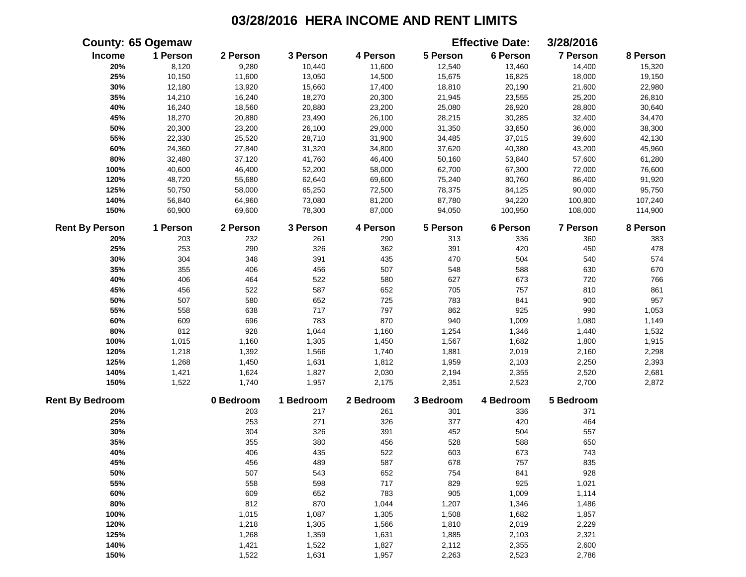# 03/28/2016 HERA INCOME AND RENT LIMITS

**County: 65 Ogemaw** **Effective Date: 3/28/2016**

| Income | 1 Person | 2 Person | 3 Person | 4 Person | 5 Person | 6 Person | 7 Person | 8 Person |
|---|---|---|---|---|---|---|---|---|
| 20% | 8,120 | 9,280 | 10,440 | 11,600 | 12,540 | 13,460 | 14,400 | 15,320 |
| 25% | 10,150 | 11,600 | 13,050 | 14,500 | 15,675 | 16,825 | 18,000 | 19,150 |
| 30% | 12,180 | 13,920 | 15,660 | 17,400 | 18,810 | 20,190 | 21,600 | 22,980 |
| 35% | 14,210 | 16,240 | 18,270 | 20,300 | 21,945 | 23,555 | 25,200 | 26,810 |
| 40% | 16,240 | 18,560 | 20,880 | 23,200 | 25,080 | 26,920 | 28,800 | 30,640 |
| 45% | 18,270 | 20,880 | 23,490 | 26,100 | 28,215 | 30,285 | 32,400 | 34,470 |
| 50% | 20,300 | 23,200 | 26,100 | 29,000 | 31,350 | 33,650 | 36,000 | 38,300 |
| 55% | 22,330 | 25,520 | 28,710 | 31,900 | 34,485 | 37,015 | 39,600 | 42,130 |
| 60% | 24,360 | 27,840 | 31,320 | 34,800 | 37,620 | 40,380 | 43,200 | 45,960 |
| 80% | 32,480 | 37,120 | 41,760 | 46,400 | 50,160 | 53,840 | 57,600 | 61,280 |
| 100% | 40,600 | 46,400 | 52,200 | 58,000 | 62,700 | 67,300 | 72,000 | 76,600 |
| 120% | 48,720 | 55,680 | 62,640 | 69,600 | 75,240 | 80,760 | 86,400 | 91,920 |
| 125% | 50,750 | 58,000 | 65,250 | 72,500 | 78,375 | 84,125 | 90,000 | 95,750 |
| 140% | 56,840 | 64,960 | 73,080 | 81,200 | 87,780 | 94,220 | 100,800 | 107,240 |
| 150% | 60,900 | 69,600 | 78,300 | 87,000 | 94,050 | 100,950 | 108,000 | 114,900 |

| Rent By Person | 1 Person | 2 Person | 3 Person | 4 Person | 5 Person | 6 Person | 7 Person | 8 Person |
|---|---|---|---|---|---|---|---|---|
| 20% | 203 | 232 | 261 | 290 | 313 | 336 | 360 | 383 |
| 25% | 253 | 290 | 326 | 362 | 391 | 420 | 450 | 478 |
| 30% | 304 | 348 | 391 | 435 | 470 | 504 | 540 | 574 |
| 35% | 355 | 406 | 456 | 507 | 548 | 588 | 630 | 670 |
| 40% | 406 | 464 | 522 | 580 | 627 | 673 | 720 | 766 |
| 45% | 456 | 522 | 587 | 652 | 705 | 757 | 810 | 861 |
| 50% | 507 | 580 | 652 | 725 | 783 | 841 | 900 | 957 |
| 55% | 558 | 638 | 717 | 797 | 862 | 925 | 990 | 1,053 |
| 60% | 609 | 696 | 783 | 870 | 940 | 1,009 | 1,080 | 1,149 |
| 80% | 812 | 928 | 1,044 | 1,160 | 1,254 | 1,346 | 1,440 | 1,532 |
| 100% | 1,015 | 1,160 | 1,305 | 1,450 | 1,567 | 1,682 | 1,800 | 1,915 |
| 120% | 1,218 | 1,392 | 1,566 | 1,740 | 1,881 | 2,019 | 2,160 | 2,298 |
| 125% | 1,268 | 1,450 | 1,631 | 1,812 | 1,959 | 2,103 | 2,250 | 2,393 |
| 140% | 1,421 | 1,624 | 1,827 | 2,030 | 2,194 | 2,355 | 2,520 | 2,681 |
| 150% | 1,522 | 1,740 | 1,957 | 2,175 | 2,351 | 2,523 | 2,700 | 2,872 |

| Rent By Bedroom | 0 Bedroom | 1 Bedroom | 2 Bedroom | 3 Bedroom | 4 Bedroom | 5 Bedroom |
|---|---|---|---|---|---|---|
| 20% | 203 | 217 | 261 | 301 | 336 | 371 |
| 25% | 253 | 271 | 326 | 377 | 420 | 464 |
| 30% | 304 | 326 | 391 | 452 | 504 | 557 |
| 35% | 355 | 380 | 456 | 528 | 588 | 650 |
| 40% | 406 | 435 | 522 | 603 | 673 | 743 |
| 45% | 456 | 489 | 587 | 678 | 757 | 835 |
| 50% | 507 | 543 | 652 | 754 | 841 | 928 |
| 55% | 558 | 598 | 717 | 829 | 925 | 1,021 |
| 60% | 609 | 652 | 783 | 905 | 1,009 | 1,114 |
| 80% | 812 | 870 | 1,044 | 1,207 | 1,346 | 1,486 |
| 100% | 1,015 | 1,087 | 1,305 | 1,508 | 1,682 | 1,857 |
| 120% | 1,218 | 1,305 | 1,566 | 1,810 | 2,019 | 2,229 |
| 125% | 1,268 | 1,359 | 1,631 | 1,885 | 2,103 | 2,321 |
| 140% | 1,421 | 1,522 | 1,827 | 2,112 | 2,355 | 2,600 |
| 150% | 1,522 | 1,631 | 1,957 | 2,263 | 2,523 | 2,786 |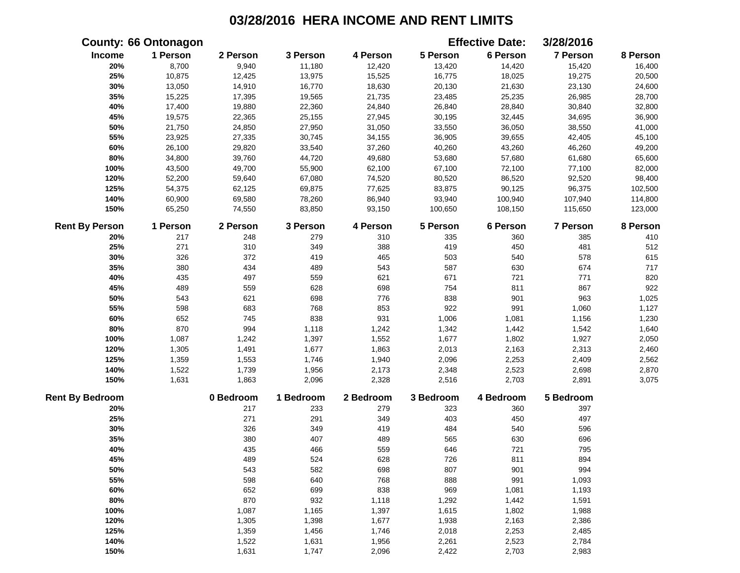# 03/28/2016 HERA INCOME AND RENT LIMITS

**County: 66 Ontonagon** **Effective Date: 3/28/2016**

| Income | 1 Person | 2 Person | 3 Person | 4 Person | 5 Person | 6 Person | 7 Person | 8 Person |
|---|---|---|---|---|---|---|---|---|
| 20% | 8,700 | 9,940 | 11,180 | 12,420 | 13,420 | 14,420 | 15,420 | 16,400 |
| 25% | 10,875 | 12,425 | 13,975 | 15,525 | 16,775 | 18,025 | 19,275 | 20,500 |
| 30% | 13,050 | 14,910 | 16,770 | 18,630 | 20,130 | 21,630 | 23,130 | 24,600 |
| 35% | 15,225 | 17,395 | 19,565 | 21,735 | 23,485 | 25,235 | 26,985 | 28,700 |
| 40% | 17,400 | 19,880 | 22,360 | 24,840 | 26,840 | 28,840 | 30,840 | 32,800 |
| 45% | 19,575 | 22,365 | 25,155 | 27,945 | 30,195 | 32,445 | 34,695 | 36,900 |
| 50% | 21,750 | 24,850 | 27,950 | 31,050 | 33,550 | 36,050 | 38,550 | 41,000 |
| 55% | 23,925 | 27,335 | 30,745 | 34,155 | 36,905 | 39,655 | 42,405 | 45,100 |
| 60% | 26,100 | 29,820 | 33,540 | 37,260 | 40,260 | 43,260 | 46,260 | 49,200 |
| 80% | 34,800 | 39,760 | 44,720 | 49,680 | 53,680 | 57,680 | 61,680 | 65,600 |
| 100% | 43,500 | 49,700 | 55,900 | 62,100 | 67,100 | 72,100 | 77,100 | 82,000 |
| 120% | 52,200 | 59,640 | 67,080 | 74,520 | 80,520 | 86,520 | 92,520 | 98,400 |
| 125% | 54,375 | 62,125 | 69,875 | 77,625 | 83,875 | 90,125 | 96,375 | 102,500 |
| 140% | 60,900 | 69,580 | 78,260 | 86,940 | 93,940 | 100,940 | 107,940 | 114,800 |
| 150% | 65,250 | 74,550 | 83,850 | 93,150 | 100,650 | 108,150 | 115,650 | 123,000 |

| Rent By Person | 1 Person | 2 Person | 3 Person | 4 Person | 5 Person | 6 Person | 7 Person | 8 Person |
|---|---|---|---|---|---|---|---|---|
| 20% | 217 | 248 | 279 | 310 | 335 | 360 | 385 | 410 |
| 25% | 271 | 310 | 349 | 388 | 419 | 450 | 481 | 512 |
| 30% | 326 | 372 | 419 | 465 | 503 | 540 | 578 | 615 |
| 35% | 380 | 434 | 489 | 543 | 587 | 630 | 674 | 717 |
| 40% | 435 | 497 | 559 | 621 | 671 | 721 | 771 | 820 |
| 45% | 489 | 559 | 628 | 698 | 754 | 811 | 867 | 922 |
| 50% | 543 | 621 | 698 | 776 | 838 | 901 | 963 | 1,025 |
| 55% | 598 | 683 | 768 | 853 | 922 | 991 | 1,060 | 1,127 |
| 60% | 652 | 745 | 838 | 931 | 1,006 | 1,081 | 1,156 | 1,230 |
| 80% | 870 | 994 | 1,118 | 1,242 | 1,342 | 1,442 | 1,542 | 1,640 |
| 100% | 1,087 | 1,242 | 1,397 | 1,552 | 1,677 | 1,802 | 1,927 | 2,050 |
| 120% | 1,305 | 1,491 | 1,677 | 1,863 | 2,013 | 2,163 | 2,313 | 2,460 |
| 125% | 1,359 | 1,553 | 1,746 | 1,940 | 2,096 | 2,253 | 2,409 | 2,562 |
| 140% | 1,522 | 1,739 | 1,956 | 2,173 | 2,348 | 2,523 | 2,698 | 2,870 |
| 150% | 1,631 | 1,863 | 2,096 | 2,328 | 2,516 | 2,703 | 2,891 | 3,075 |

| Rent By Bedroom | 0 Bedroom | 1 Bedroom | 2 Bedroom | 3 Bedroom | 4 Bedroom | 5 Bedroom |
|---|---|---|---|---|---|---|
| 20% | 217 | 233 | 279 | 323 | 360 | 397 |
| 25% | 271 | 291 | 349 | 403 | 450 | 497 |
| 30% | 326 | 349 | 419 | 484 | 540 | 596 |
| 35% | 380 | 407 | 489 | 565 | 630 | 696 |
| 40% | 435 | 466 | 559 | 646 | 721 | 795 |
| 45% | 489 | 524 | 628 | 726 | 811 | 894 |
| 50% | 543 | 582 | 698 | 807 | 901 | 994 |
| 55% | 598 | 640 | 768 | 888 | 991 | 1,093 |
| 60% | 652 | 699 | 838 | 969 | 1,081 | 1,193 |
| 80% | 870 | 932 | 1,118 | 1,292 | 1,442 | 1,591 |
| 100% | 1,087 | 1,165 | 1,397 | 1,615 | 1,802 | 1,988 |
| 120% | 1,305 | 1,398 | 1,677 | 1,938 | 2,163 | 2,386 |
| 125% | 1,359 | 1,456 | 1,746 | 2,018 | 2,253 | 2,485 |
| 140% | 1,522 | 1,631 | 1,956 | 2,261 | 2,523 | 2,784 |
| 150% | 1,631 | 1,747 | 2,096 | 2,422 | 2,703 | 2,983 |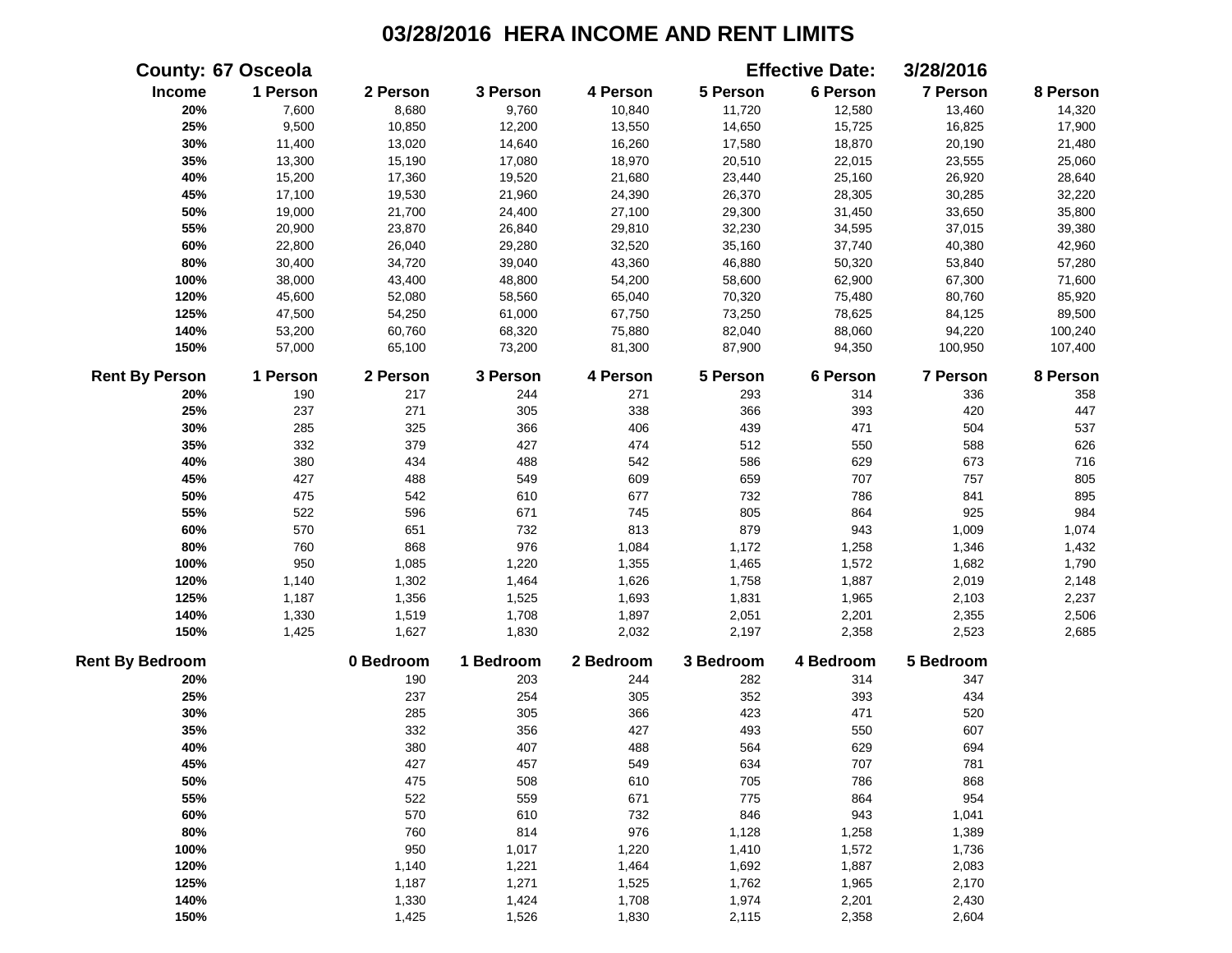# 03/28/2016 HERA INCOME AND RENT LIMITS

**County: 67 Osceola** **Effective Date: 3/28/2016**

| Income | 1 Person | 2 Person | 3 Person | 4 Person | 5 Person | 6 Person | 7 Person | 8 Person |
|---|---|---|---|---|---|---|---|---|
| 20% | 7,600 | 8,680 | 9,760 | 10,840 | 11,720 | 12,580 | 13,460 | 14,320 |
| 25% | 9,500 | 10,850 | 12,200 | 13,550 | 14,650 | 15,725 | 16,825 | 17,900 |
| 30% | 11,400 | 13,020 | 14,640 | 16,260 | 17,580 | 18,870 | 20,190 | 21,480 |
| 35% | 13,300 | 15,190 | 17,080 | 18,970 | 20,510 | 22,015 | 23,555 | 25,060 |
| 40% | 15,200 | 17,360 | 19,520 | 21,680 | 23,440 | 25,160 | 26,920 | 28,640 |
| 45% | 17,100 | 19,530 | 21,960 | 24,390 | 26,370 | 28,305 | 30,285 | 32,220 |
| 50% | 19,000 | 21,700 | 24,400 | 27,100 | 29,300 | 31,450 | 33,650 | 35,800 |
| 55% | 20,900 | 23,870 | 26,840 | 29,810 | 32,230 | 34,595 | 37,015 | 39,380 |
| 60% | 22,800 | 26,040 | 29,280 | 32,520 | 35,160 | 37,740 | 40,380 | 42,960 |
| 80% | 30,400 | 34,720 | 39,040 | 43,360 | 46,880 | 50,320 | 53,840 | 57,280 |
| 100% | 38,000 | 43,400 | 48,800 | 54,200 | 58,600 | 62,900 | 67,300 | 71,600 |
| 120% | 45,600 | 52,080 | 58,560 | 65,040 | 70,320 | 75,480 | 80,760 | 85,920 |
| 125% | 47,500 | 54,250 | 61,000 | 67,750 | 73,250 | 78,625 | 84,125 | 89,500 |
| 140% | 53,200 | 60,760 | 68,320 | 75,880 | 82,040 | 88,060 | 94,220 | 100,240 |
| 150% | 57,000 | 65,100 | 73,200 | 81,300 | 87,900 | 94,350 | 100,950 | 107,400 |

| Rent By Person | 1 Person | 2 Person | 3 Person | 4 Person | 5 Person | 6 Person | 7 Person | 8 Person |
|---|---|---|---|---|---|---|---|---|
| 20% | 190 | 217 | 244 | 271 | 293 | 314 | 336 | 358 |
| 25% | 237 | 271 | 305 | 338 | 366 | 393 | 420 | 447 |
| 30% | 285 | 325 | 366 | 406 | 439 | 471 | 504 | 537 |
| 35% | 332 | 379 | 427 | 474 | 512 | 550 | 588 | 626 |
| 40% | 380 | 434 | 488 | 542 | 586 | 629 | 673 | 716 |
| 45% | 427 | 488 | 549 | 609 | 659 | 707 | 757 | 805 |
| 50% | 475 | 542 | 610 | 677 | 732 | 786 | 841 | 895 |
| 55% | 522 | 596 | 671 | 745 | 805 | 864 | 925 | 984 |
| 60% | 570 | 651 | 732 | 813 | 879 | 943 | 1,009 | 1,074 |
| 80% | 760 | 868 | 976 | 1,084 | 1,172 | 1,258 | 1,346 | 1,432 |
| 100% | 950 | 1,085 | 1,220 | 1,355 | 1,465 | 1,572 | 1,682 | 1,790 |
| 120% | 1,140 | 1,302 | 1,464 | 1,626 | 1,758 | 1,887 | 2,019 | 2,148 |
| 125% | 1,187 | 1,356 | 1,525 | 1,693 | 1,831 | 1,965 | 2,103 | 2,237 |
| 140% | 1,330 | 1,519 | 1,708 | 1,897 | 2,051 | 2,201 | 2,355 | 2,506 |
| 150% | 1,425 | 1,627 | 1,830 | 2,032 | 2,197 | 2,358 | 2,523 | 2,685 |

| Rent By Bedroom | 0 Bedroom | 1 Bedroom | 2 Bedroom | 3 Bedroom | 4 Bedroom | 5 Bedroom |
|---|---|---|---|---|---|---|
| 20% | 190 | 203 | 244 | 282 | 314 | 347 |
| 25% | 237 | 254 | 305 | 352 | 393 | 434 |
| 30% | 285 | 305 | 366 | 423 | 471 | 520 |
| 35% | 332 | 356 | 427 | 493 | 550 | 607 |
| 40% | 380 | 407 | 488 | 564 | 629 | 694 |
| 45% | 427 | 457 | 549 | 634 | 707 | 781 |
| 50% | 475 | 508 | 610 | 705 | 786 | 868 |
| 55% | 522 | 559 | 671 | 775 | 864 | 954 |
| 60% | 570 | 610 | 732 | 846 | 943 | 1,041 |
| 80% | 760 | 814 | 976 | 1,128 | 1,258 | 1,389 |
| 100% | 950 | 1,017 | 1,220 | 1,410 | 1,572 | 1,736 |
| 120% | 1,140 | 1,221 | 1,464 | 1,692 | 1,887 | 2,083 |
| 125% | 1,187 | 1,271 | 1,525 | 1,762 | 1,965 | 2,170 |
| 140% | 1,330 | 1,424 | 1,708 | 1,974 | 2,201 | 2,430 |
| 150% | 1,425 | 1,526 | 1,830 | 2,115 | 2,358 | 2,604 |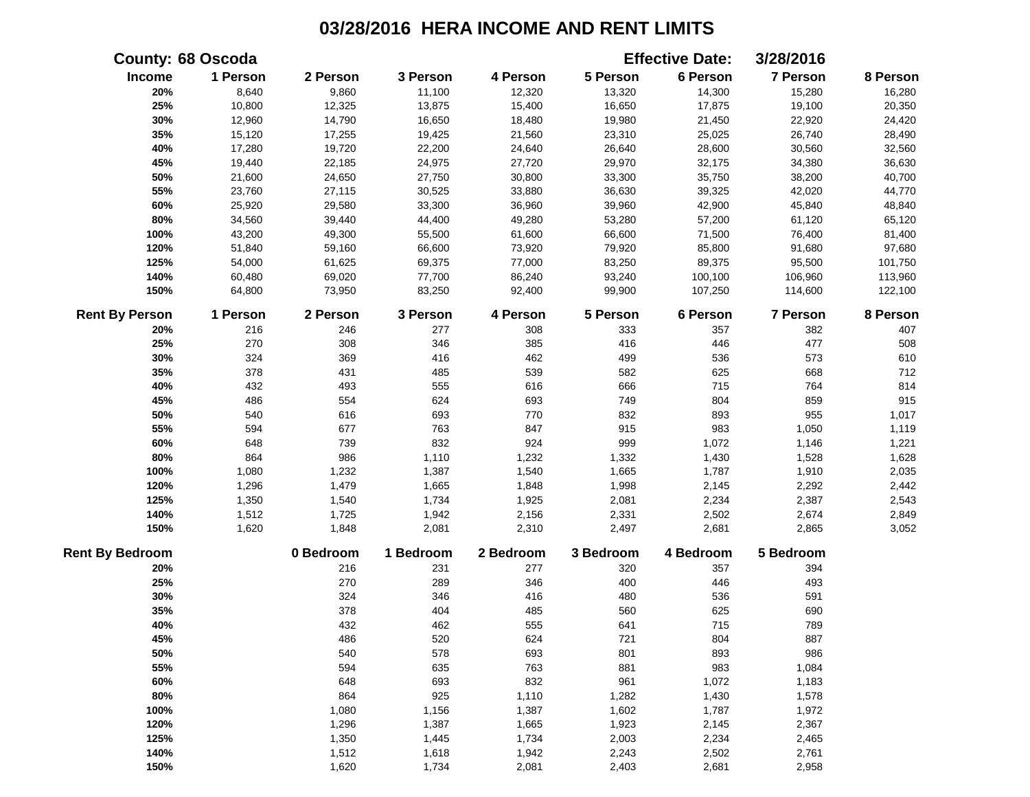# 03/28/2016 HERA INCOME AND RENT LIMITS

**County: 68 Oscoda** **Effective Date: 3/28/2016**

| Income | 1 Person | 2 Person | 3 Person | 4 Person | 5 Person | 6 Person | 7 Person | 8 Person |
|---|---|---|---|---|---|---|---|---|
| 20% | 8,640 | 9,860 | 11,100 | 12,320 | 13,320 | 14,300 | 15,280 | 16,280 |
| 25% | 10,800 | 12,325 | 13,875 | 15,400 | 16,650 | 17,875 | 19,100 | 20,350 |
| 30% | 12,960 | 14,790 | 16,650 | 18,480 | 19,980 | 21,450 | 22,920 | 24,420 |
| 35% | 15,120 | 17,255 | 19,425 | 21,560 | 23,310 | 25,025 | 26,740 | 28,490 |
| 40% | 17,280 | 19,720 | 22,200 | 24,640 | 26,640 | 28,600 | 30,560 | 32,560 |
| 45% | 19,440 | 22,185 | 24,975 | 27,720 | 29,970 | 32,175 | 34,380 | 36,630 |
| 50% | 21,600 | 24,650 | 27,750 | 30,800 | 33,300 | 35,750 | 38,200 | 40,700 |
| 55% | 23,760 | 27,115 | 30,525 | 33,880 | 36,630 | 39,325 | 42,020 | 44,770 |
| 60% | 25,920 | 29,580 | 33,300 | 36,960 | 39,960 | 42,900 | 45,840 | 48,840 |
| 80% | 34,560 | 39,440 | 44,400 | 49,280 | 53,280 | 57,200 | 61,120 | 65,120 |
| 100% | 43,200 | 49,300 | 55,500 | 61,600 | 66,600 | 71,500 | 76,400 | 81,400 |
| 120% | 51,840 | 59,160 | 66,600 | 73,920 | 79,920 | 85,800 | 91,680 | 97,680 |
| 125% | 54,000 | 61,625 | 69,375 | 77,000 | 83,250 | 89,375 | 95,500 | 101,750 |
| 140% | 60,480 | 69,020 | 77,700 | 86,240 | 93,240 | 100,100 | 106,960 | 113,960 |
| 150% | 64,800 | 73,950 | 83,250 | 92,400 | 99,900 | 107,250 | 114,600 | 122,100 |

| Rent By Person | 1 Person | 2 Person | 3 Person | 4 Person | 5 Person | 6 Person | 7 Person | 8 Person |
|---|---|---|---|---|---|---|---|---|
| 20% | 216 | 246 | 277 | 308 | 333 | 357 | 382 | 407 |
| 25% | 270 | 308 | 346 | 385 | 416 | 446 | 477 | 508 |
| 30% | 324 | 369 | 416 | 462 | 499 | 536 | 573 | 610 |
| 35% | 378 | 431 | 485 | 539 | 582 | 625 | 668 | 712 |
| 40% | 432 | 493 | 555 | 616 | 666 | 715 | 764 | 814 |
| 45% | 486 | 554 | 624 | 693 | 749 | 804 | 859 | 915 |
| 50% | 540 | 616 | 693 | 770 | 832 | 893 | 955 | 1,017 |
| 55% | 594 | 677 | 763 | 847 | 915 | 983 | 1,050 | 1,119 |
| 60% | 648 | 739 | 832 | 924 | 999 | 1,072 | 1,146 | 1,221 |
| 80% | 864 | 986 | 1,110 | 1,232 | 1,332 | 1,430 | 1,528 | 1,628 |
| 100% | 1,080 | 1,232 | 1,387 | 1,540 | 1,665 | 1,787 | 1,910 | 2,035 |
| 120% | 1,296 | 1,479 | 1,665 | 1,848 | 1,998 | 2,145 | 2,292 | 2,442 |
| 125% | 1,350 | 1,540 | 1,734 | 1,925 | 2,081 | 2,234 | 2,387 | 2,543 |
| 140% | 1,512 | 1,725 | 1,942 | 2,156 | 2,331 | 2,502 | 2,674 | 2,849 |
| 150% | 1,620 | 1,848 | 2,081 | 2,310 | 2,497 | 2,681 | 2,865 | 3,052 |

| Rent By Bedroom | 0 Bedroom | 1 Bedroom | 2 Bedroom | 3 Bedroom | 4 Bedroom | 5 Bedroom |
|---|---|---|---|---|---|---|
| 20% | 216 | 231 | 277 | 320 | 357 | 394 |
| 25% | 270 | 289 | 346 | 400 | 446 | 493 |
| 30% | 324 | 346 | 416 | 480 | 536 | 591 |
| 35% | 378 | 404 | 485 | 560 | 625 | 690 |
| 40% | 432 | 462 | 555 | 641 | 715 | 789 |
| 45% | 486 | 520 | 624 | 721 | 804 | 887 |
| 50% | 540 | 578 | 693 | 801 | 893 | 986 |
| 55% | 594 | 635 | 763 | 881 | 983 | 1,084 |
| 60% | 648 | 693 | 832 | 961 | 1,072 | 1,183 |
| 80% | 864 | 925 | 1,110 | 1,282 | 1,430 | 1,578 |
| 100% | 1,080 | 1,156 | 1,387 | 1,602 | 1,787 | 1,972 |
| 120% | 1,296 | 1,387 | 1,665 | 1,923 | 2,145 | 2,367 |
| 125% | 1,350 | 1,445 | 1,734 | 2,003 | 2,234 | 2,465 |
| 140% | 1,512 | 1,618 | 1,942 | 2,243 | 2,502 | 2,761 |
| 150% | 1,620 | 1,734 | 2,081 | 2,403 | 2,681 | 2,958 |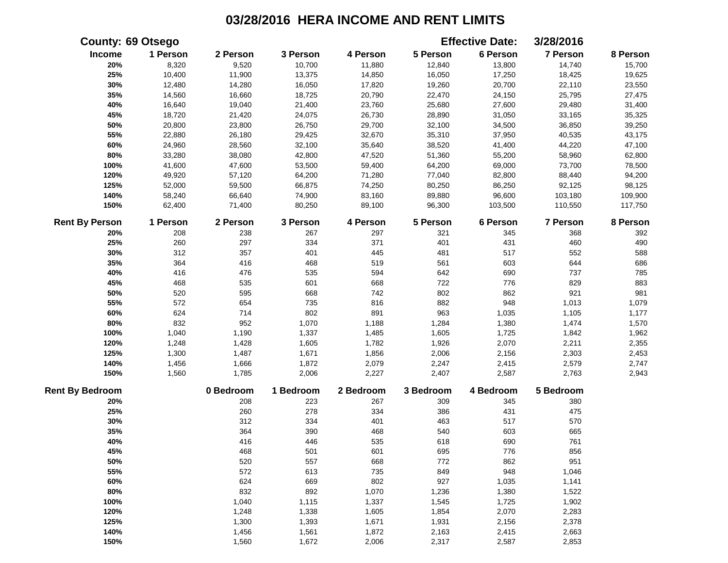# 03/28/2016 HERA INCOME AND RENT LIMITS

**County: 69 Otsego** **Effective Date: 3/28/2016**

| Income | 1 Person | 2 Person | 3 Person | 4 Person | 5 Person | 6 Person | 7 Person | 8 Person |
|---|---|---|---|---|---|---|---|---|
| 20% | 8,320 | 9,520 | 10,700 | 11,880 | 12,840 | 13,800 | 14,740 | 15,700 |
| 25% | 10,400 | 11,900 | 13,375 | 14,850 | 16,050 | 17,250 | 18,425 | 19,625 |
| 30% | 12,480 | 14,280 | 16,050 | 17,820 | 19,260 | 20,700 | 22,110 | 23,550 |
| 35% | 14,560 | 16,660 | 18,725 | 20,790 | 22,470 | 24,150 | 25,795 | 27,475 |
| 40% | 16,640 | 19,040 | 21,400 | 23,760 | 25,680 | 27,600 | 29,480 | 31,400 |
| 45% | 18,720 | 21,420 | 24,075 | 26,730 | 28,890 | 31,050 | 33,165 | 35,325 |
| 50% | 20,800 | 23,800 | 26,750 | 29,700 | 32,100 | 34,500 | 36,850 | 39,250 |
| 55% | 22,880 | 26,180 | 29,425 | 32,670 | 35,310 | 37,950 | 40,535 | 43,175 |
| 60% | 24,960 | 28,560 | 32,100 | 35,640 | 38,520 | 41,400 | 44,220 | 47,100 |
| 80% | 33,280 | 38,080 | 42,800 | 47,520 | 51,360 | 55,200 | 58,960 | 62,800 |
| 100% | 41,600 | 47,600 | 53,500 | 59,400 | 64,200 | 69,000 | 73,700 | 78,500 |
| 120% | 49,920 | 57,120 | 64,200 | 71,280 | 77,040 | 82,800 | 88,440 | 94,200 |
| 125% | 52,000 | 59,500 | 66,875 | 74,250 | 80,250 | 86,250 | 92,125 | 98,125 |
| 140% | 58,240 | 66,640 | 74,900 | 83,160 | 89,880 | 96,600 | 103,180 | 109,900 |
| 150% | 62,400 | 71,400 | 80,250 | 89,100 | 96,300 | 103,500 | 110,550 | 117,750 |

| Rent By Person | 1 Person | 2 Person | 3 Person | 4 Person | 5 Person | 6 Person | 7 Person | 8 Person |
|---|---|---|---|---|---|---|---|---|
| 20% | 208 | 238 | 267 | 297 | 321 | 345 | 368 | 392 |
| 25% | 260 | 297 | 334 | 371 | 401 | 431 | 460 | 490 |
| 30% | 312 | 357 | 401 | 445 | 481 | 517 | 552 | 588 |
| 35% | 364 | 416 | 468 | 519 | 561 | 603 | 644 | 686 |
| 40% | 416 | 476 | 535 | 594 | 642 | 690 | 737 | 785 |
| 45% | 468 | 535 | 601 | 668 | 722 | 776 | 829 | 883 |
| 50% | 520 | 595 | 668 | 742 | 802 | 862 | 921 | 981 |
| 55% | 572 | 654 | 735 | 816 | 882 | 948 | 1,013 | 1,079 |
| 60% | 624 | 714 | 802 | 891 | 963 | 1,035 | 1,105 | 1,177 |
| 80% | 832 | 952 | 1,070 | 1,188 | 1,284 | 1,380 | 1,474 | 1,570 |
| 100% | 1,040 | 1,190 | 1,337 | 1,485 | 1,605 | 1,725 | 1,842 | 1,962 |
| 120% | 1,248 | 1,428 | 1,605 | 1,782 | 1,926 | 2,070 | 2,211 | 2,355 |
| 125% | 1,300 | 1,487 | 1,671 | 1,856 | 2,006 | 2,156 | 2,303 | 2,453 |
| 140% | 1,456 | 1,666 | 1,872 | 2,079 | 2,247 | 2,415 | 2,579 | 2,747 |
| 150% | 1,560 | 1,785 | 2,006 | 2,227 | 2,407 | 2,587 | 2,763 | 2,943 |

| Rent By Bedroom | 0 Bedroom | 1 Bedroom | 2 Bedroom | 3 Bedroom | 4 Bedroom | 5 Bedroom |
|---|---|---|---|---|---|---|
| 20% | 208 | 223 | 267 | 309 | 345 | 380 |
| 25% | 260 | 278 | 334 | 386 | 431 | 475 |
| 30% | 312 | 334 | 401 | 463 | 517 | 570 |
| 35% | 364 | 390 | 468 | 540 | 603 | 665 |
| 40% | 416 | 446 | 535 | 618 | 690 | 761 |
| 45% | 468 | 501 | 601 | 695 | 776 | 856 |
| 50% | 520 | 557 | 668 | 772 | 862 | 951 |
| 55% | 572 | 613 | 735 | 849 | 948 | 1,046 |
| 60% | 624 | 669 | 802 | 927 | 1,035 | 1,141 |
| 80% | 832 | 892 | 1,070 | 1,236 | 1,380 | 1,522 |
| 100% | 1,040 | 1,115 | 1,337 | 1,545 | 1,725 | 1,902 |
| 120% | 1,248 | 1,338 | 1,605 | 1,854 | 2,070 | 2,283 |
| 125% | 1,300 | 1,393 | 1,671 | 1,931 | 2,156 | 2,378 |
| 140% | 1,456 | 1,561 | 1,872 | 2,163 | 2,415 | 2,663 |
| 150% | 1,560 | 1,672 | 2,006 | 2,317 | 2,587 | 2,853 |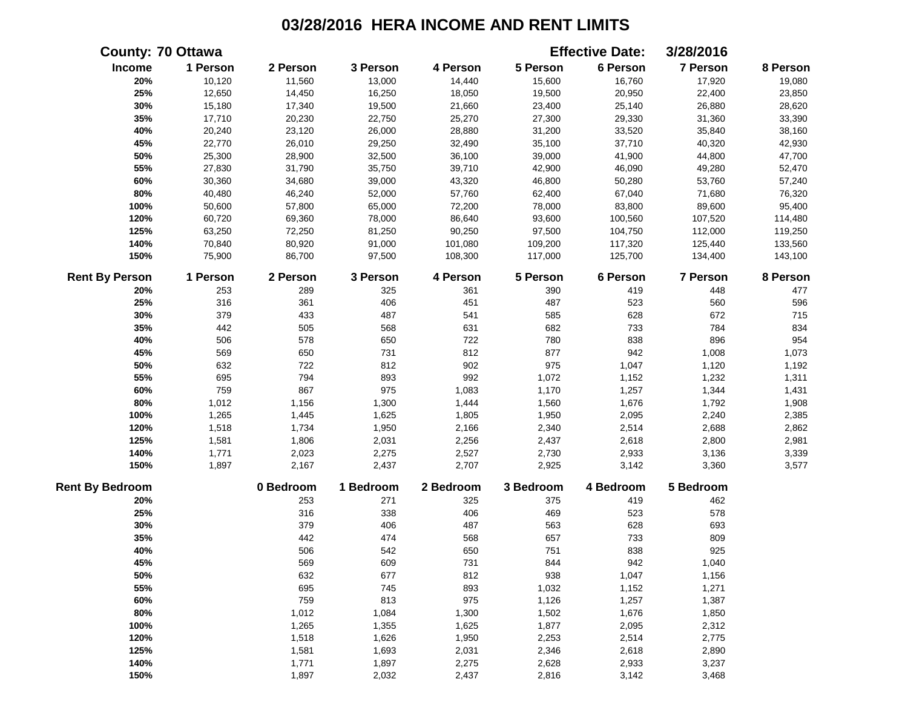# 03/28/2016 HERA INCOME AND RENT LIMITS

**County:** 70 Ottawa **Effective Date:** 3/28/2016

| Income | 1 Person | 2 Person | 3 Person | 4 Person | 5 Person | 6 Person | 7 Person | 8 Person |
|---|---|---|---|---|---|---|---|---|
| 20% | 10,120 | 11,560 | 13,000 | 14,440 | 15,600 | 16,760 | 17,920 | 19,080 |
| 25% | 12,650 | 14,450 | 16,250 | 18,050 | 19,500 | 20,950 | 22,400 | 23,850 |
| 30% | 15,180 | 17,340 | 19,500 | 21,660 | 23,400 | 25,140 | 26,880 | 28,620 |
| 35% | 17,710 | 20,230 | 22,750 | 25,270 | 27,300 | 29,330 | 31,360 | 33,390 |
| 40% | 20,240 | 23,120 | 26,000 | 28,880 | 31,200 | 33,520 | 35,840 | 38,160 |
| 45% | 22,770 | 26,010 | 29,250 | 32,490 | 35,100 | 37,710 | 40,320 | 42,930 |
| 50% | 25,300 | 28,900 | 32,500 | 36,100 | 39,000 | 41,900 | 44,800 | 47,700 |
| 55% | 27,830 | 31,790 | 35,750 | 39,710 | 42,900 | 46,090 | 49,280 | 52,470 |
| 60% | 30,360 | 34,680 | 39,000 | 43,320 | 46,800 | 50,280 | 53,760 | 57,240 |
| 80% | 40,480 | 46,240 | 52,000 | 57,760 | 62,400 | 67,040 | 71,680 | 76,320 |
| 100% | 50,600 | 57,800 | 65,000 | 72,200 | 78,000 | 83,800 | 89,600 | 95,400 |
| 120% | 60,720 | 69,360 | 78,000 | 86,640 | 93,600 | 100,560 | 107,520 | 114,480 |
| 125% | 63,250 | 72,250 | 81,250 | 90,250 | 97,500 | 104,750 | 112,000 | 119,250 |
| 140% | 70,840 | 80,920 | 91,000 | 101,080 | 109,200 | 117,320 | 125,440 | 133,560 |
| 150% | 75,900 | 86,700 | 97,500 | 108,300 | 117,000 | 125,700 | 134,400 | 143,100 |

| Rent By Person | 1 Person | 2 Person | 3 Person | 4 Person | 5 Person | 6 Person | 7 Person | 8 Person |
|---|---|---|---|---|---|---|---|---|
| 20% | 253 | 289 | 325 | 361 | 390 | 419 | 448 | 477 |
| 25% | 316 | 361 | 406 | 451 | 487 | 523 | 560 | 596 |
| 30% | 379 | 433 | 487 | 541 | 585 | 628 | 672 | 715 |
| 35% | 442 | 505 | 568 | 631 | 682 | 733 | 784 | 834 |
| 40% | 506 | 578 | 650 | 722 | 780 | 838 | 896 | 954 |
| 45% | 569 | 650 | 731 | 812 | 877 | 942 | 1,008 | 1,073 |
| 50% | 632 | 722 | 812 | 902 | 975 | 1,047 | 1,120 | 1,192 |
| 55% | 695 | 794 | 893 | 992 | 1,072 | 1,152 | 1,232 | 1,311 |
| 60% | 759 | 867 | 975 | 1,083 | 1,170 | 1,257 | 1,344 | 1,431 |
| 80% | 1,012 | 1,156 | 1,300 | 1,444 | 1,560 | 1,676 | 1,792 | 1,908 |
| 100% | 1,265 | 1,445 | 1,625 | 1,805 | 1,950 | 2,095 | 2,240 | 2,385 |
| 120% | 1,518 | 1,734 | 1,950 | 2,166 | 2,340 | 2,514 | 2,688 | 2,862 |
| 125% | 1,581 | 1,806 | 2,031 | 2,256 | 2,437 | 2,618 | 2,800 | 2,981 |
| 140% | 1,771 | 2,023 | 2,275 | 2,527 | 2,730 | 2,933 | 3,136 | 3,339 |
| 150% | 1,897 | 2,167 | 2,437 | 2,707 | 2,925 | 3,142 | 3,360 | 3,577 |

| Rent By Bedroom | 0 Bedroom | 1 Bedroom | 2 Bedroom | 3 Bedroom | 4 Bedroom | 5 Bedroom |
|---|---|---|---|---|---|---|
| 20% | 253 | 271 | 325 | 375 | 419 | 462 |
| 25% | 316 | 338 | 406 | 469 | 523 | 578 |
| 30% | 379 | 406 | 487 | 563 | 628 | 693 |
| 35% | 442 | 474 | 568 | 657 | 733 | 809 |
| 40% | 506 | 542 | 650 | 751 | 838 | 925 |
| 45% | 569 | 609 | 731 | 844 | 942 | 1,040 |
| 50% | 632 | 677 | 812 | 938 | 1,047 | 1,156 |
| 55% | 695 | 745 | 893 | 1,032 | 1,152 | 1,271 |
| 60% | 759 | 813 | 975 | 1,126 | 1,257 | 1,387 |
| 80% | 1,012 | 1,084 | 1,300 | 1,502 | 1,676 | 1,850 |
| 100% | 1,265 | 1,355 | 1,625 | 1,877 | 2,095 | 2,312 |
| 120% | 1,518 | 1,626 | 1,950 | 2,253 | 2,514 | 2,775 |
| 125% | 1,581 | 1,693 | 2,031 | 2,346 | 2,618 | 2,890 |
| 140% | 1,771 | 1,897 | 2,275 | 2,628 | 2,933 | 3,237 |
| 150% | 1,897 | 2,032 | 2,437 | 2,816 | 3,142 | 3,468 |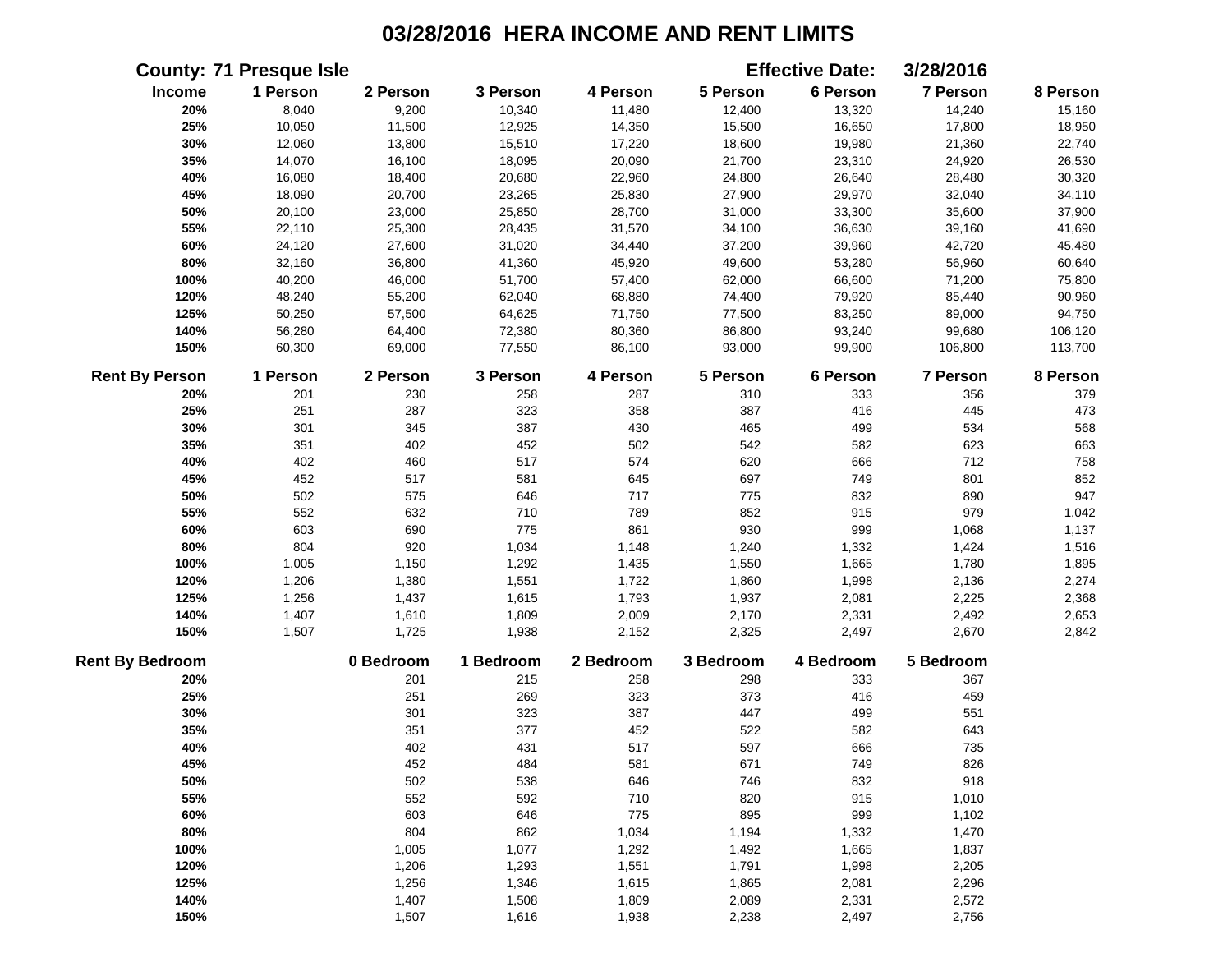# 03/28/2016 HERA INCOME AND RENT LIMITS

**County:** 71 Presque Isle **Effective Date:** 3/28/2016

| Income | 1 Person | 2 Person | 3 Person | 4 Person | 5 Person | 6 Person | 7 Person | 8 Person |
|---|---|---|---|---|---|---|---|---|
| 20% | 8,040 | 9,200 | 10,340 | 11,480 | 12,400 | 13,320 | 14,240 | 15,160 |
| 25% | 10,050 | 11,500 | 12,925 | 14,350 | 15,500 | 16,650 | 17,800 | 18,950 |
| 30% | 12,060 | 13,800 | 15,510 | 17,220 | 18,600 | 19,980 | 21,360 | 22,740 |
| 35% | 14,070 | 16,100 | 18,095 | 20,090 | 21,700 | 23,310 | 24,920 | 26,530 |
| 40% | 16,080 | 18,400 | 20,680 | 22,960 | 24,800 | 26,640 | 28,480 | 30,320 |
| 45% | 18,090 | 20,700 | 23,265 | 25,830 | 27,900 | 29,970 | 32,040 | 34,110 |
| 50% | 20,100 | 23,000 | 25,850 | 28,700 | 31,000 | 33,300 | 35,600 | 37,900 |
| 55% | 22,110 | 25,300 | 28,435 | 31,570 | 34,100 | 36,630 | 39,160 | 41,690 |
| 60% | 24,120 | 27,600 | 31,020 | 34,440 | 37,200 | 39,960 | 42,720 | 45,480 |
| 80% | 32,160 | 36,800 | 41,360 | 45,920 | 49,600 | 53,280 | 56,960 | 60,640 |
| 100% | 40,200 | 46,000 | 51,700 | 57,400 | 62,000 | 66,600 | 71,200 | 75,800 |
| 120% | 48,240 | 55,200 | 62,040 | 68,880 | 74,400 | 79,920 | 85,440 | 90,960 |
| 125% | 50,250 | 57,500 | 64,625 | 71,750 | 77,500 | 83,250 | 89,000 | 94,750 |
| 140% | 56,280 | 64,400 | 72,380 | 80,360 | 86,800 | 93,240 | 99,680 | 106,120 |
| 150% | 60,300 | 69,000 | 77,550 | 86,100 | 93,000 | 99,900 | 106,800 | 113,700 |

| Rent By Person | 1 Person | 2 Person | 3 Person | 4 Person | 5 Person | 6 Person | 7 Person | 8 Person |
|---|---|---|---|---|---|---|---|---|
| 20% | 201 | 230 | 258 | 287 | 310 | 333 | 356 | 379 |
| 25% | 251 | 287 | 323 | 358 | 387 | 416 | 445 | 473 |
| 30% | 301 | 345 | 387 | 430 | 465 | 499 | 534 | 568 |
| 35% | 351 | 402 | 452 | 502 | 542 | 582 | 623 | 663 |
| 40% | 402 | 460 | 517 | 574 | 620 | 666 | 712 | 758 |
| 45% | 452 | 517 | 581 | 645 | 697 | 749 | 801 | 852 |
| 50% | 502 | 575 | 646 | 717 | 775 | 832 | 890 | 947 |
| 55% | 552 | 632 | 710 | 789 | 852 | 915 | 979 | 1,042 |
| 60% | 603 | 690 | 775 | 861 | 930 | 999 | 1,068 | 1,137 |
| 80% | 804 | 920 | 1,034 | 1,148 | 1,240 | 1,332 | 1,424 | 1,516 |
| 100% | 1,005 | 1,150 | 1,292 | 1,435 | 1,550 | 1,665 | 1,780 | 1,895 |
| 120% | 1,206 | 1,380 | 1,551 | 1,722 | 1,860 | 1,998 | 2,136 | 2,274 |
| 125% | 1,256 | 1,437 | 1,615 | 1,793 | 1,937 | 2,081 | 2,225 | 2,368 |
| 140% | 1,407 | 1,610 | 1,809 | 2,009 | 2,170 | 2,331 | 2,492 | 2,653 |
| 150% | 1,507 | 1,725 | 1,938 | 2,152 | 2,325 | 2,497 | 2,670 | 2,842 |

| Rent By Bedroom | 0 Bedroom | 1 Bedroom | 2 Bedroom | 3 Bedroom | 4 Bedroom | 5 Bedroom |
|---|---|---|---|---|---|---|
| 20% | 201 | 215 | 258 | 298 | 333 | 367 |
| 25% | 251 | 269 | 323 | 373 | 416 | 459 |
| 30% | 301 | 323 | 387 | 447 | 499 | 551 |
| 35% | 351 | 377 | 452 | 522 | 582 | 643 |
| 40% | 402 | 431 | 517 | 597 | 666 | 735 |
| 45% | 452 | 484 | 581 | 671 | 749 | 826 |
| 50% | 502 | 538 | 646 | 746 | 832 | 918 |
| 55% | 552 | 592 | 710 | 820 | 915 | 1,010 |
| 60% | 603 | 646 | 775 | 895 | 999 | 1,102 |
| 80% | 804 | 862 | 1,034 | 1,194 | 1,332 | 1,470 |
| 100% | 1,005 | 1,077 | 1,292 | 1,492 | 1,665 | 1,837 |
| 120% | 1,206 | 1,293 | 1,551 | 1,791 | 1,998 | 2,205 |
| 125% | 1,256 | 1,346 | 1,615 | 1,865 | 2,081 | 2,296 |
| 140% | 1,407 | 1,508 | 1,809 | 2,089 | 2,331 | 2,572 |
| 150% | 1,507 | 1,616 | 1,938 | 2,238 | 2,497 | 2,756 |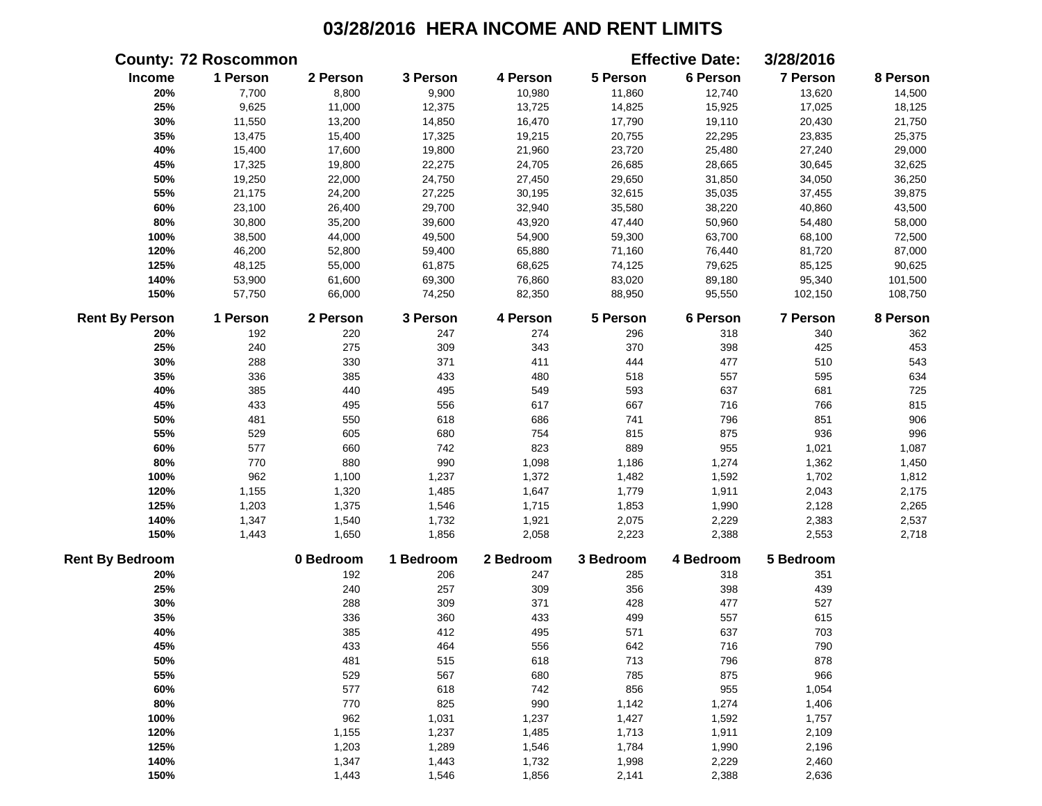# 03/28/2016 HERA INCOME AND RENT LIMITS

**County: 72 Roscommon** **Effective Date: 3/28/2016**

| Income | 1 Person | 2 Person | 3 Person | 4 Person | 5 Person | 6 Person | 7 Person | 8 Person |
|---|---|---|---|---|---|---|---|---|
| 20% | 7,700 | 8,800 | 9,900 | 10,980 | 11,860 | 12,740 | 13,620 | 14,500 |
| 25% | 9,625 | 11,000 | 12,375 | 13,725 | 14,825 | 15,925 | 17,025 | 18,125 |
| 30% | 11,550 | 13,200 | 14,850 | 16,470 | 17,790 | 19,110 | 20,430 | 21,750 |
| 35% | 13,475 | 15,400 | 17,325 | 19,215 | 20,755 | 22,295 | 23,835 | 25,375 |
| 40% | 15,400 | 17,600 | 19,800 | 21,960 | 23,720 | 25,480 | 27,240 | 29,000 |
| 45% | 17,325 | 19,800 | 22,275 | 24,705 | 26,685 | 28,665 | 30,645 | 32,625 |
| 50% | 19,250 | 22,000 | 24,750 | 27,450 | 29,650 | 31,850 | 34,050 | 36,250 |
| 55% | 21,175 | 24,200 | 27,225 | 30,195 | 32,615 | 35,035 | 37,455 | 39,875 |
| 60% | 23,100 | 26,400 | 29,700 | 32,940 | 35,580 | 38,220 | 40,860 | 43,500 |
| 80% | 30,800 | 35,200 | 39,600 | 43,920 | 47,440 | 50,960 | 54,480 | 58,000 |
| 100% | 38,500 | 44,000 | 49,500 | 54,900 | 59,300 | 63,700 | 68,100 | 72,500 |
| 120% | 46,200 | 52,800 | 59,400 | 65,880 | 71,160 | 76,440 | 81,720 | 87,000 |
| 125% | 48,125 | 55,000 | 61,875 | 68,625 | 74,125 | 79,625 | 85,125 | 90,625 |
| 140% | 53,900 | 61,600 | 69,300 | 76,860 | 83,020 | 89,180 | 95,340 | 101,500 |
| 150% | 57,750 | 66,000 | 74,250 | 82,350 | 88,950 | 95,550 | 102,150 | 108,750 |

| Rent By Person | 1 Person | 2 Person | 3 Person | 4 Person | 5 Person | 6 Person | 7 Person | 8 Person |
|---|---|---|---|---|---|---|---|---|
| 20% | 192 | 220 | 247 | 274 | 296 | 318 | 340 | 362 |
| 25% | 240 | 275 | 309 | 343 | 370 | 398 | 425 | 453 |
| 30% | 288 | 330 | 371 | 411 | 444 | 477 | 510 | 543 |
| 35% | 336 | 385 | 433 | 480 | 518 | 557 | 595 | 634 |
| 40% | 385 | 440 | 495 | 549 | 593 | 637 | 681 | 725 |
| 45% | 433 | 495 | 556 | 617 | 667 | 716 | 766 | 815 |
| 50% | 481 | 550 | 618 | 686 | 741 | 796 | 851 | 906 |
| 55% | 529 | 605 | 680 | 754 | 815 | 875 | 936 | 996 |
| 60% | 577 | 660 | 742 | 823 | 889 | 955 | 1,021 | 1,087 |
| 80% | 770 | 880 | 990 | 1,098 | 1,186 | 1,274 | 1,362 | 1,450 |
| 100% | 962 | 1,100 | 1,237 | 1,372 | 1,482 | 1,592 | 1,702 | 1,812 |
| 120% | 1,155 | 1,320 | 1,485 | 1,647 | 1,779 | 1,911 | 2,043 | 2,175 |
| 125% | 1,203 | 1,375 | 1,546 | 1,715 | 1,853 | 1,990 | 2,128 | 2,265 |
| 140% | 1,347 | 1,540 | 1,732 | 1,921 | 2,075 | 2,229 | 2,383 | 2,537 |
| 150% | 1,443 | 1,650 | 1,856 | 2,058 | 2,223 | 2,388 | 2,553 | 2,718 |

| Rent By Bedroom | 0 Bedroom | 1 Bedroom | 2 Bedroom | 3 Bedroom | 4 Bedroom | 5 Bedroom |
|---|---|---|---|---|---|---|
| 20% | 192 | 206 | 247 | 285 | 318 | 351 |
| 25% | 240 | 257 | 309 | 356 | 398 | 439 |
| 30% | 288 | 309 | 371 | 428 | 477 | 527 |
| 35% | 336 | 360 | 433 | 499 | 557 | 615 |
| 40% | 385 | 412 | 495 | 571 | 637 | 703 |
| 45% | 433 | 464 | 556 | 642 | 716 | 790 |
| 50% | 481 | 515 | 618 | 713 | 796 | 878 |
| 55% | 529 | 567 | 680 | 785 | 875 | 966 |
| 60% | 577 | 618 | 742 | 856 | 955 | 1,054 |
| 80% | 770 | 825 | 990 | 1,142 | 1,274 | 1,406 |
| 100% | 962 | 1,031 | 1,237 | 1,427 | 1,592 | 1,757 |
| 120% | 1,155 | 1,237 | 1,485 | 1,713 | 1,911 | 2,109 |
| 125% | 1,203 | 1,289 | 1,546 | 1,784 | 1,990 | 2,196 |
| 140% | 1,347 | 1,443 | 1,732 | 1,998 | 2,229 | 2,460 |
| 150% | 1,443 | 1,546 | 1,856 | 2,141 | 2,388 | 2,636 |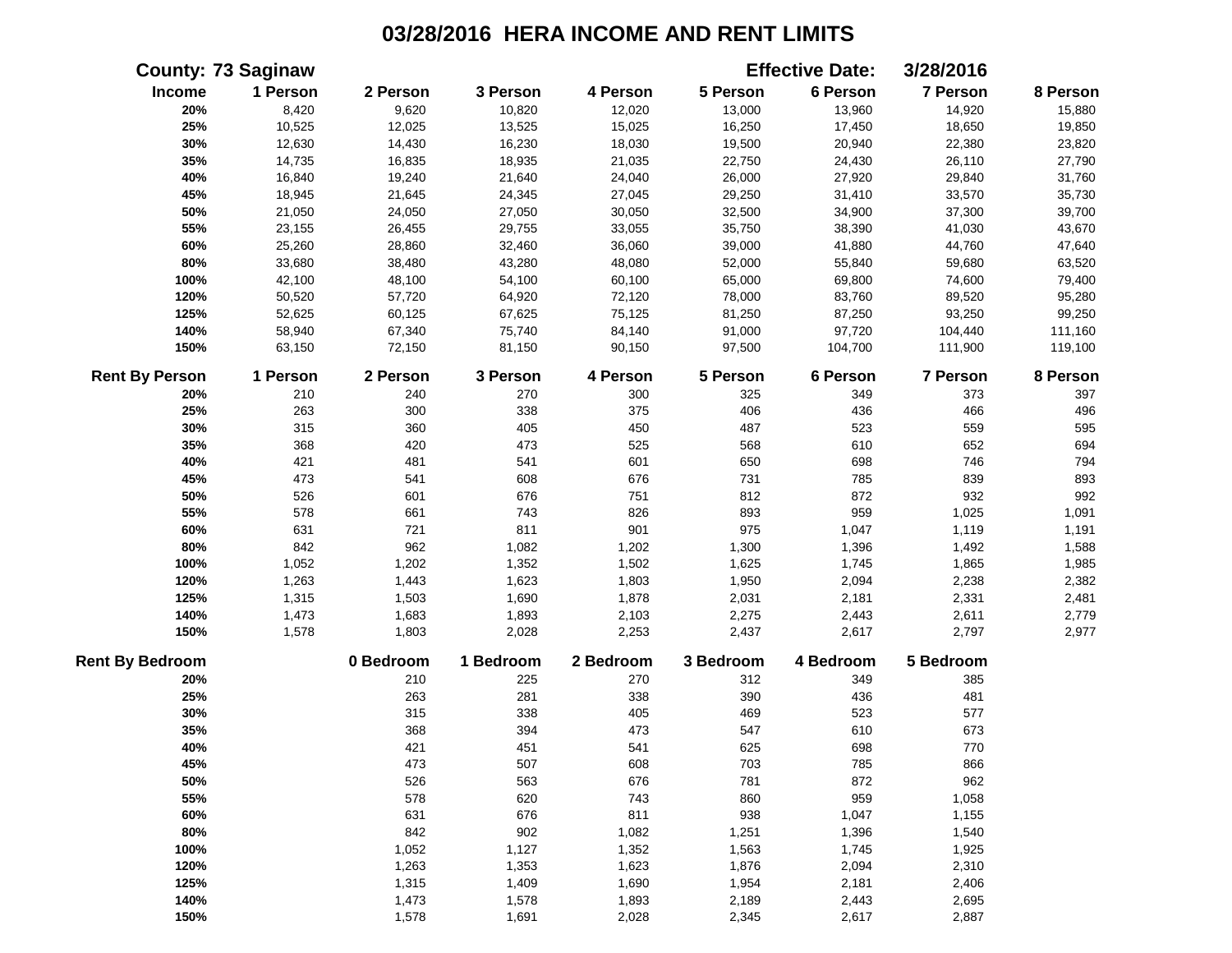# 03/28/2016 HERA INCOME AND RENT LIMITS

**County:** 73 Saginaw **Effective Date:** 3/28/2016

| Income | 1 Person | 2 Person | 3 Person | 4 Person | 5 Person | 6 Person | 7 Person | 8 Person |
|---|---|---|---|---|---|---|---|---|
| 20% | 8,420 | 9,620 | 10,820 | 12,020 | 13,000 | 13,960 | 14,920 | 15,880 |
| 25% | 10,525 | 12,025 | 13,525 | 15,025 | 16,250 | 17,450 | 18,650 | 19,850 |
| 30% | 12,630 | 14,430 | 16,230 | 18,030 | 19,500 | 20,940 | 22,380 | 23,820 |
| 35% | 14,735 | 16,835 | 18,935 | 21,035 | 22,750 | 24,430 | 26,110 | 27,790 |
| 40% | 16,840 | 19,240 | 21,640 | 24,040 | 26,000 | 27,920 | 29,840 | 31,760 |
| 45% | 18,945 | 21,645 | 24,345 | 27,045 | 29,250 | 31,410 | 33,570 | 35,730 |
| 50% | 21,050 | 24,050 | 27,050 | 30,050 | 32,500 | 34,900 | 37,300 | 39,700 |
| 55% | 23,155 | 26,455 | 29,755 | 33,055 | 35,750 | 38,390 | 41,030 | 43,670 |
| 60% | 25,260 | 28,860 | 32,460 | 36,060 | 39,000 | 41,880 | 44,760 | 47,640 |
| 80% | 33,680 | 38,480 | 43,280 | 48,080 | 52,000 | 55,840 | 59,680 | 63,520 |
| 100% | 42,100 | 48,100 | 54,100 | 60,100 | 65,000 | 69,800 | 74,600 | 79,400 |
| 120% | 50,520 | 57,720 | 64,920 | 72,120 | 78,000 | 83,760 | 89,520 | 95,280 |
| 125% | 52,625 | 60,125 | 67,625 | 75,125 | 81,250 | 87,250 | 93,250 | 99,250 |
| 140% | 58,940 | 67,340 | 75,740 | 84,140 | 91,000 | 97,720 | 104,440 | 111,160 |
| 150% | 63,150 | 72,150 | 81,150 | 90,150 | 97,500 | 104,700 | 111,900 | 119,100 |

| Rent By Person | 1 Person | 2 Person | 3 Person | 4 Person | 5 Person | 6 Person | 7 Person | 8 Person |
|---|---|---|---|---|---|---|---|---|
| 20% | 210 | 240 | 270 | 300 | 325 | 349 | 373 | 397 |
| 25% | 263 | 300 | 338 | 375 | 406 | 436 | 466 | 496 |
| 30% | 315 | 360 | 405 | 450 | 487 | 523 | 559 | 595 |
| 35% | 368 | 420 | 473 | 525 | 568 | 610 | 652 | 694 |
| 40% | 421 | 481 | 541 | 601 | 650 | 698 | 746 | 794 |
| 45% | 473 | 541 | 608 | 676 | 731 | 785 | 839 | 893 |
| 50% | 526 | 601 | 676 | 751 | 812 | 872 | 932 | 992 |
| 55% | 578 | 661 | 743 | 826 | 893 | 959 | 1,025 | 1,091 |
| 60% | 631 | 721 | 811 | 901 | 975 | 1,047 | 1,119 | 1,191 |
| 80% | 842 | 962 | 1,082 | 1,202 | 1,300 | 1,396 | 1,492 | 1,588 |
| 100% | 1,052 | 1,202 | 1,352 | 1,502 | 1,625 | 1,745 | 1,865 | 1,985 |
| 120% | 1,263 | 1,443 | 1,623 | 1,803 | 1,950 | 2,094 | 2,238 | 2,382 |
| 125% | 1,315 | 1,503 | 1,690 | 1,878 | 2,031 | 2,181 | 2,331 | 2,481 |
| 140% | 1,473 | 1,683 | 1,893 | 2,103 | 2,275 | 2,443 | 2,611 | 2,779 |
| 150% | 1,578 | 1,803 | 2,028 | 2,253 | 2,437 | 2,617 | 2,797 | 2,977 |

| Rent By Bedroom | 0 Bedroom | 1 Bedroom | 2 Bedroom | 3 Bedroom | 4 Bedroom | 5 Bedroom |
|---|---|---|---|---|---|---|
| 20% | 210 | 225 | 270 | 312 | 349 | 385 |
| 25% | 263 | 281 | 338 | 390 | 436 | 481 |
| 30% | 315 | 338 | 405 | 469 | 523 | 577 |
| 35% | 368 | 394 | 473 | 547 | 610 | 673 |
| 40% | 421 | 451 | 541 | 625 | 698 | 770 |
| 45% | 473 | 507 | 608 | 703 | 785 | 866 |
| 50% | 526 | 563 | 676 | 781 | 872 | 962 |
| 55% | 578 | 620 | 743 | 860 | 959 | 1,058 |
| 60% | 631 | 676 | 811 | 938 | 1,047 | 1,155 |
| 80% | 842 | 902 | 1,082 | 1,251 | 1,396 | 1,540 |
| 100% | 1,052 | 1,127 | 1,352 | 1,563 | 1,745 | 1,925 |
| 120% | 1,263 | 1,353 | 1,623 | 1,876 | 2,094 | 2,310 |
| 125% | 1,315 | 1,409 | 1,690 | 1,954 | 2,181 | 2,406 |
| 140% | 1,473 | 1,578 | 1,893 | 2,189 | 2,443 | 2,695 |
| 150% | 1,578 | 1,691 | 2,028 | 2,345 | 2,617 | 2,887 |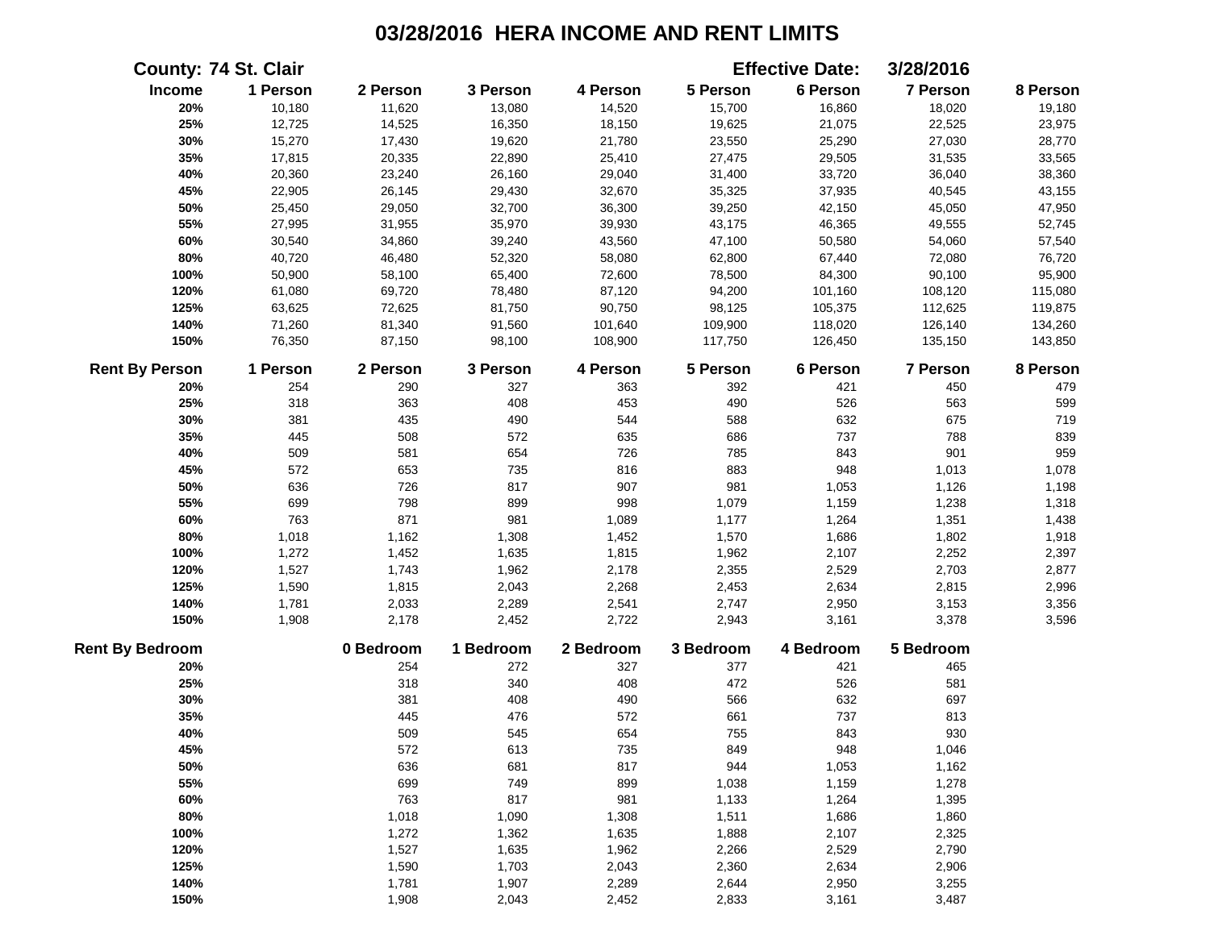# 03/28/2016 HERA INCOME AND RENT LIMITS

**County:** 74 St. Clair **Effective Date:** 3/28/2016

| Income | 1 Person | 2 Person | 3 Person | 4 Person | 5 Person | 6 Person | 7 Person | 8 Person |
|---|---|---|---|---|---|---|---|---|
| 20% | 10,180 | 11,620 | 13,080 | 14,520 | 15,700 | 16,860 | 18,020 | 19,180 |
| 25% | 12,725 | 14,525 | 16,350 | 18,150 | 19,625 | 21,075 | 22,525 | 23,975 |
| 30% | 15,270 | 17,430 | 19,620 | 21,780 | 23,550 | 25,290 | 27,030 | 28,770 |
| 35% | 17,815 | 20,335 | 22,890 | 25,410 | 27,475 | 29,505 | 31,535 | 33,565 |
| 40% | 20,360 | 23,240 | 26,160 | 29,040 | 31,400 | 33,720 | 36,040 | 38,360 |
| 45% | 22,905 | 26,145 | 29,430 | 32,670 | 35,325 | 37,935 | 40,545 | 43,155 |
| 50% | 25,450 | 29,050 | 32,700 | 36,300 | 39,250 | 42,150 | 45,050 | 47,950 |
| 55% | 27,995 | 31,955 | 35,970 | 39,930 | 43,175 | 46,365 | 49,555 | 52,745 |
| 60% | 30,540 | 34,860 | 39,240 | 43,560 | 47,100 | 50,580 | 54,060 | 57,540 |
| 80% | 40,720 | 46,480 | 52,320 | 58,080 | 62,800 | 67,440 | 72,080 | 76,720 |
| 100% | 50,900 | 58,100 | 65,400 | 72,600 | 78,500 | 84,300 | 90,100 | 95,900 |
| 120% | 61,080 | 69,720 | 78,480 | 87,120 | 94,200 | 101,160 | 108,120 | 115,080 |
| 125% | 63,625 | 72,625 | 81,750 | 90,750 | 98,125 | 105,375 | 112,625 | 119,875 |
| 140% | 71,260 | 81,340 | 91,560 | 101,640 | 109,900 | 118,020 | 126,140 | 134,260 |
| 150% | 76,350 | 87,150 | 98,100 | 108,900 | 117,750 | 126,450 | 135,150 | 143,850 |

| Rent By Person | 1 Person | 2 Person | 3 Person | 4 Person | 5 Person | 6 Person | 7 Person | 8 Person |
|---|---|---|---|---|---|---|---|---|
| 20% | 254 | 290 | 327 | 363 | 392 | 421 | 450 | 479 |
| 25% | 318 | 363 | 408 | 453 | 490 | 526 | 563 | 599 |
| 30% | 381 | 435 | 490 | 544 | 588 | 632 | 675 | 719 |
| 35% | 445 | 508 | 572 | 635 | 686 | 737 | 788 | 839 |
| 40% | 509 | 581 | 654 | 726 | 785 | 843 | 901 | 959 |
| 45% | 572 | 653 | 735 | 816 | 883 | 948 | 1,013 | 1,078 |
| 50% | 636 | 726 | 817 | 907 | 981 | 1,053 | 1,126 | 1,198 |
| 55% | 699 | 798 | 899 | 998 | 1,079 | 1,159 | 1,238 | 1,318 |
| 60% | 763 | 871 | 981 | 1,089 | 1,177 | 1,264 | 1,351 | 1,438 |
| 80% | 1,018 | 1,162 | 1,308 | 1,452 | 1,570 | 1,686 | 1,802 | 1,918 |
| 100% | 1,272 | 1,452 | 1,635 | 1,815 | 1,962 | 2,107 | 2,252 | 2,397 |
| 120% | 1,527 | 1,743 | 1,962 | 2,178 | 2,355 | 2,529 | 2,703 | 2,877 |
| 125% | 1,590 | 1,815 | 2,043 | 2,268 | 2,453 | 2,634 | 2,815 | 2,996 |
| 140% | 1,781 | 2,033 | 2,289 | 2,541 | 2,747 | 2,950 | 3,153 | 3,356 |
| 150% | 1,908 | 2,178 | 2,452 | 2,722 | 2,943 | 3,161 | 3,378 | 3,596 |

| Rent By Bedroom | 0 Bedroom | 1 Bedroom | 2 Bedroom | 3 Bedroom | 4 Bedroom | 5 Bedroom |
|---|---|---|---|---|---|---|
| 20% | 254 | 272 | 327 | 377 | 421 | 465 |
| 25% | 318 | 340 | 408 | 472 | 526 | 581 |
| 30% | 381 | 408 | 490 | 566 | 632 | 697 |
| 35% | 445 | 476 | 572 | 661 | 737 | 813 |
| 40% | 509 | 545 | 654 | 755 | 843 | 930 |
| 45% | 572 | 613 | 735 | 849 | 948 | 1,046 |
| 50% | 636 | 681 | 817 | 944 | 1,053 | 1,162 |
| 55% | 699 | 749 | 899 | 1,038 | 1,159 | 1,278 |
| 60% | 763 | 817 | 981 | 1,133 | 1,264 | 1,395 |
| 80% | 1,018 | 1,090 | 1,308 | 1,511 | 1,686 | 1,860 |
| 100% | 1,272 | 1,362 | 1,635 | 1,888 | 2,107 | 2,325 |
| 120% | 1,527 | 1,635 | 1,962 | 2,266 | 2,529 | 2,790 |
| 125% | 1,590 | 1,703 | 2,043 | 2,360 | 2,634 | 2,906 |
| 140% | 1,781 | 1,907 | 2,289 | 2,644 | 2,950 | 3,255 |
| 150% | 1,908 | 2,043 | 2,452 | 2,833 | 3,161 | 3,487 |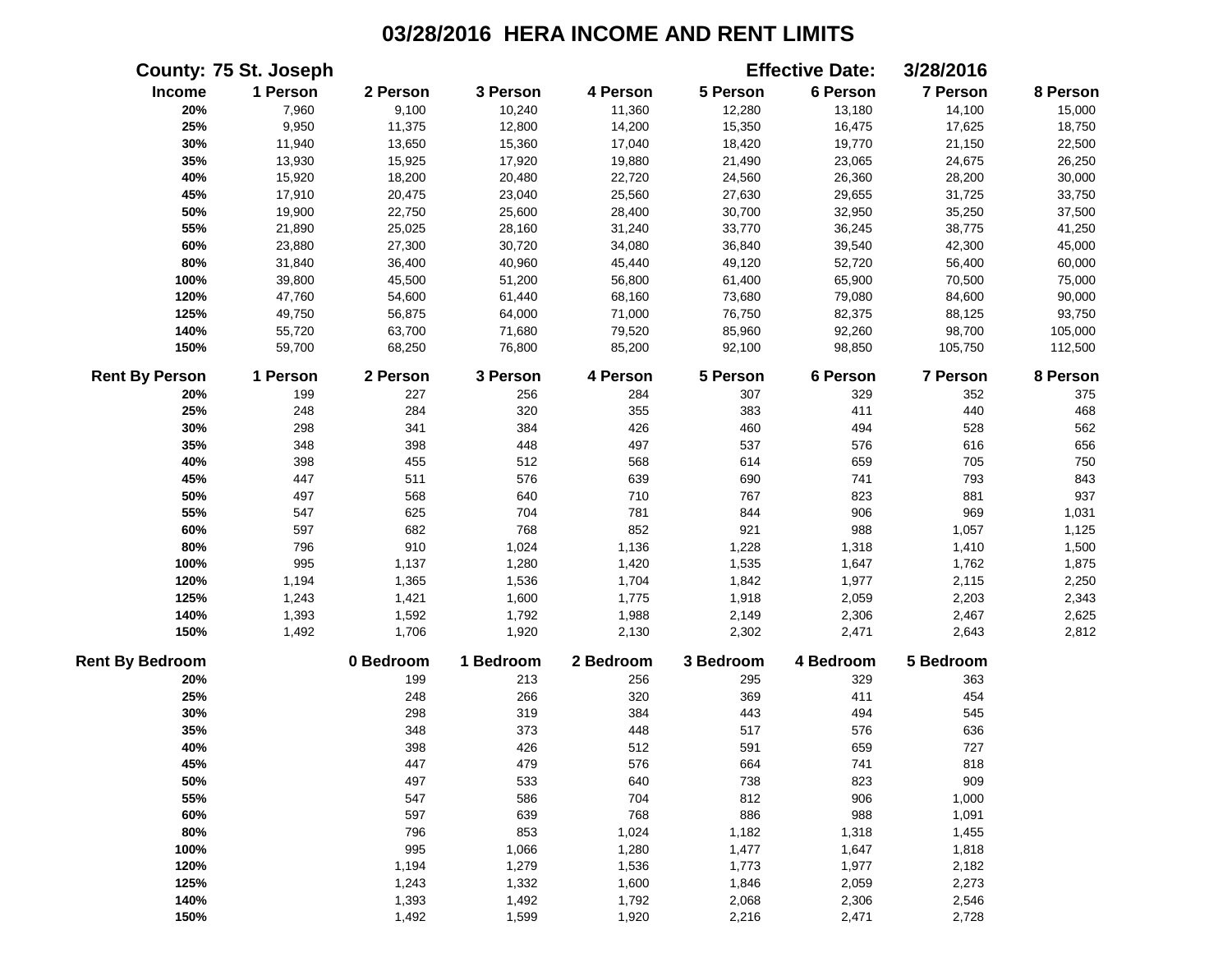# 03/28/2016 HERA INCOME AND RENT LIMITS

**County:** 75 St. Joseph **Effective Date:** 3/28/2016

| Income | 1 Person | 2 Person | 3 Person | 4 Person | 5 Person | 6 Person | 7 Person | 8 Person |
|---|---|---|---|---|---|---|---|---|
| 20% | 7,960 | 9,100 | 10,240 | 11,360 | 12,280 | 13,180 | 14,100 | 15,000 |
| 25% | 9,950 | 11,375 | 12,800 | 14,200 | 15,350 | 16,475 | 17,625 | 18,750 |
| 30% | 11,940 | 13,650 | 15,360 | 17,040 | 18,420 | 19,770 | 21,150 | 22,500 |
| 35% | 13,930 | 15,925 | 17,920 | 19,880 | 21,490 | 23,065 | 24,675 | 26,250 |
| 40% | 15,920 | 18,200 | 20,480 | 22,720 | 24,560 | 26,360 | 28,200 | 30,000 |
| 45% | 17,910 | 20,475 | 23,040 | 25,560 | 27,630 | 29,655 | 31,725 | 33,750 |
| 50% | 19,900 | 22,750 | 25,600 | 28,400 | 30,700 | 32,950 | 35,250 | 37,500 |
| 55% | 21,890 | 25,025 | 28,160 | 31,240 | 33,770 | 36,245 | 38,775 | 41,250 |
| 60% | 23,880 | 27,300 | 30,720 | 34,080 | 36,840 | 39,540 | 42,300 | 45,000 |
| 80% | 31,840 | 36,400 | 40,960 | 45,440 | 49,120 | 52,720 | 56,400 | 60,000 |
| 100% | 39,800 | 45,500 | 51,200 | 56,800 | 61,400 | 65,900 | 70,500 | 75,000 |
| 120% | 47,760 | 54,600 | 61,440 | 68,160 | 73,680 | 79,080 | 84,600 | 90,000 |
| 125% | 49,750 | 56,875 | 64,000 | 71,000 | 76,750 | 82,375 | 88,125 | 93,750 |
| 140% | 55,720 | 63,700 | 71,680 | 79,520 | 85,960 | 92,260 | 98,700 | 105,000 |
| 150% | 59,700 | 68,250 | 76,800 | 85,200 | 92,100 | 98,850 | 105,750 | 112,500 |

| Rent By Person | 1 Person | 2 Person | 3 Person | 4 Person | 5 Person | 6 Person | 7 Person | 8 Person |
|---|---|---|---|---|---|---|---|---|
| 20% | 199 | 227 | 256 | 284 | 307 | 329 | 352 | 375 |
| 25% | 248 | 284 | 320 | 355 | 383 | 411 | 440 | 468 |
| 30% | 298 | 341 | 384 | 426 | 460 | 494 | 528 | 562 |
| 35% | 348 | 398 | 448 | 497 | 537 | 576 | 616 | 656 |
| 40% | 398 | 455 | 512 | 568 | 614 | 659 | 705 | 750 |
| 45% | 447 | 511 | 576 | 639 | 690 | 741 | 793 | 843 |
| 50% | 497 | 568 | 640 | 710 | 767 | 823 | 881 | 937 |
| 55% | 547 | 625 | 704 | 781 | 844 | 906 | 969 | 1,031 |
| 60% | 597 | 682 | 768 | 852 | 921 | 988 | 1,057 | 1,125 |
| 80% | 796 | 910 | 1,024 | 1,136 | 1,228 | 1,318 | 1,410 | 1,500 |
| 100% | 995 | 1,137 | 1,280 | 1,420 | 1,535 | 1,647 | 1,762 | 1,875 |
| 120% | 1,194 | 1,365 | 1,536 | 1,704 | 1,842 | 1,977 | 2,115 | 2,250 |
| 125% | 1,243 | 1,421 | 1,600 | 1,775 | 1,918 | 2,059 | 2,203 | 2,343 |
| 140% | 1,393 | 1,592 | 1,792 | 1,988 | 2,149 | 2,306 | 2,467 | 2,625 |
| 150% | 1,492 | 1,706 | 1,920 | 2,130 | 2,302 | 2,471 | 2,643 | 2,812 |

| Rent By Bedroom | 0 Bedroom | 1 Bedroom | 2 Bedroom | 3 Bedroom | 4 Bedroom | 5 Bedroom |
|---|---|---|---|---|---|---|
| 20% | 199 | 213 | 256 | 295 | 329 | 363 |
| 25% | 248 | 266 | 320 | 369 | 411 | 454 |
| 30% | 298 | 319 | 384 | 443 | 494 | 545 |
| 35% | 348 | 373 | 448 | 517 | 576 | 636 |
| 40% | 398 | 426 | 512 | 591 | 659 | 727 |
| 45% | 447 | 479 | 576 | 664 | 741 | 818 |
| 50% | 497 | 533 | 640 | 738 | 823 | 909 |
| 55% | 547 | 586 | 704 | 812 | 906 | 1,000 |
| 60% | 597 | 639 | 768 | 886 | 988 | 1,091 |
| 80% | 796 | 853 | 1,024 | 1,182 | 1,318 | 1,455 |
| 100% | 995 | 1,066 | 1,280 | 1,477 | 1,647 | 1,818 |
| 120% | 1,194 | 1,279 | 1,536 | 1,773 | 1,977 | 2,182 |
| 125% | 1,243 | 1,332 | 1,600 | 1,846 | 2,059 | 2,273 |
| 140% | 1,393 | 1,492 | 1,792 | 2,068 | 2,306 | 2,546 |
| 150% | 1,492 | 1,599 | 1,920 | 2,216 | 2,471 | 2,728 |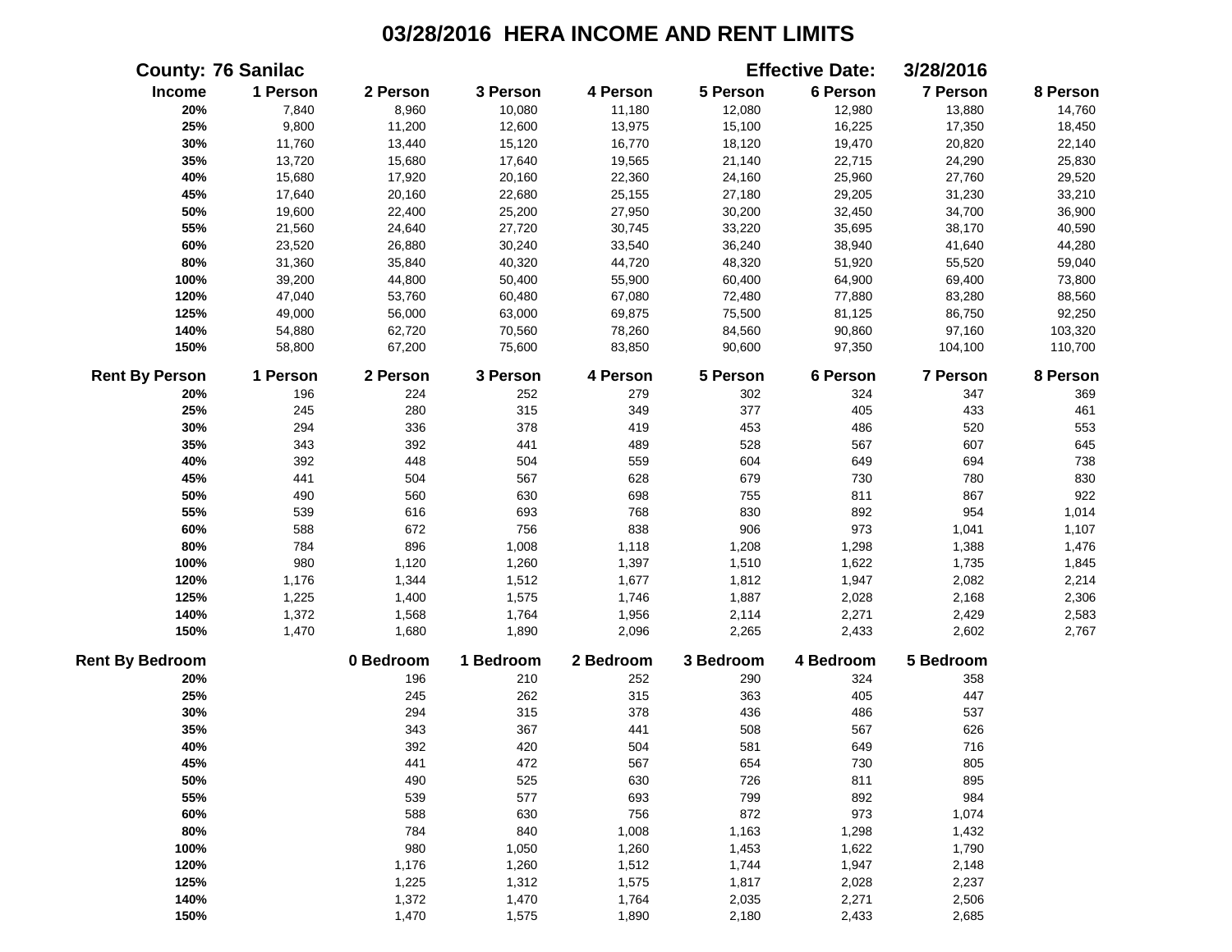# 03/28/2016 HERA INCOME AND RENT LIMITS

**County: 76 Sanilac** **Effective Date: 3/28/2016**

| Income | 1 Person | 2 Person | 3 Person | 4 Person | 5 Person | 6 Person | 7 Person | 8 Person |
|---|---|---|---|---|---|---|---|---|
| 20% | 7,840 | 8,960 | 10,080 | 11,180 | 12,080 | 12,980 | 13,880 | 14,760 |
| 25% | 9,800 | 11,200 | 12,600 | 13,975 | 15,100 | 16,225 | 17,350 | 18,450 |
| 30% | 11,760 | 13,440 | 15,120 | 16,770 | 18,120 | 19,470 | 20,820 | 22,140 |
| 35% | 13,720 | 15,680 | 17,640 | 19,565 | 21,140 | 22,715 | 24,290 | 25,830 |
| 40% | 15,680 | 17,920 | 20,160 | 22,360 | 24,160 | 25,960 | 27,760 | 29,520 |
| 45% | 17,640 | 20,160 | 22,680 | 25,155 | 27,180 | 29,205 | 31,230 | 33,210 |
| 50% | 19,600 | 22,400 | 25,200 | 27,950 | 30,200 | 32,450 | 34,700 | 36,900 |
| 55% | 21,560 | 24,640 | 27,720 | 30,745 | 33,220 | 35,695 | 38,170 | 40,590 |
| 60% | 23,520 | 26,880 | 30,240 | 33,540 | 36,240 | 38,940 | 41,640 | 44,280 |
| 80% | 31,360 | 35,840 | 40,320 | 44,720 | 48,320 | 51,920 | 55,520 | 59,040 |
| 100% | 39,200 | 44,800 | 50,400 | 55,900 | 60,400 | 64,900 | 69,400 | 73,800 |
| 120% | 47,040 | 53,760 | 60,480 | 67,080 | 72,480 | 77,880 | 83,280 | 88,560 |
| 125% | 49,000 | 56,000 | 63,000 | 69,875 | 75,500 | 81,125 | 86,750 | 92,250 |
| 140% | 54,880 | 62,720 | 70,560 | 78,260 | 84,560 | 90,860 | 97,160 | 103,320 |
| 150% | 58,800 | 67,200 | 75,600 | 83,850 | 90,600 | 97,350 | 104,100 | 110,700 |

| Rent By Person | 1 Person | 2 Person | 3 Person | 4 Person | 5 Person | 6 Person | 7 Person | 8 Person |
|---|---|---|---|---|---|---|---|---|
| 20% | 196 | 224 | 252 | 279 | 302 | 324 | 347 | 369 |
| 25% | 245 | 280 | 315 | 349 | 377 | 405 | 433 | 461 |
| 30% | 294 | 336 | 378 | 419 | 453 | 486 | 520 | 553 |
| 35% | 343 | 392 | 441 | 489 | 528 | 567 | 607 | 645 |
| 40% | 392 | 448 | 504 | 559 | 604 | 649 | 694 | 738 |
| 45% | 441 | 504 | 567 | 628 | 679 | 730 | 780 | 830 |
| 50% | 490 | 560 | 630 | 698 | 755 | 811 | 867 | 922 |
| 55% | 539 | 616 | 693 | 768 | 830 | 892 | 954 | 1,014 |
| 60% | 588 | 672 | 756 | 838 | 906 | 973 | 1,041 | 1,107 |
| 80% | 784 | 896 | 1,008 | 1,118 | 1,208 | 1,298 | 1,388 | 1,476 |
| 100% | 980 | 1,120 | 1,260 | 1,397 | 1,510 | 1,622 | 1,735 | 1,845 |
| 120% | 1,176 | 1,344 | 1,512 | 1,677 | 1,812 | 1,947 | 2,082 | 2,214 |
| 125% | 1,225 | 1,400 | 1,575 | 1,746 | 1,887 | 2,028 | 2,168 | 2,306 |
| 140% | 1,372 | 1,568 | 1,764 | 1,956 | 2,114 | 2,271 | 2,429 | 2,583 |
| 150% | 1,470 | 1,680 | 1,890 | 2,096 | 2,265 | 2,433 | 2,602 | 2,767 |

| Rent By Bedroom | 0 Bedroom | 1 Bedroom | 2 Bedroom | 3 Bedroom | 4 Bedroom | 5 Bedroom |
|---|---|---|---|---|---|---|
| 20% | 196 | 210 | 252 | 290 | 324 | 358 |
| 25% | 245 | 262 | 315 | 363 | 405 | 447 |
| 30% | 294 | 315 | 378 | 436 | 486 | 537 |
| 35% | 343 | 367 | 441 | 508 | 567 | 626 |
| 40% | 392 | 420 | 504 | 581 | 649 | 716 |
| 45% | 441 | 472 | 567 | 654 | 730 | 805 |
| 50% | 490 | 525 | 630 | 726 | 811 | 895 |
| 55% | 539 | 577 | 693 | 799 | 892 | 984 |
| 60% | 588 | 630 | 756 | 872 | 973 | 1,074 |
| 80% | 784 | 840 | 1,008 | 1,163 | 1,298 | 1,432 |
| 100% | 980 | 1,050 | 1,260 | 1,453 | 1,622 | 1,790 |
| 120% | 1,176 | 1,260 | 1,512 | 1,744 | 1,947 | 2,148 |
| 125% | 1,225 | 1,312 | 1,575 | 1,817 | 2,028 | 2,237 |
| 140% | 1,372 | 1,470 | 1,764 | 2,035 | 2,271 | 2,506 |
| 150% | 1,470 | 1,575 | 1,890 | 2,180 | 2,433 | 2,685 |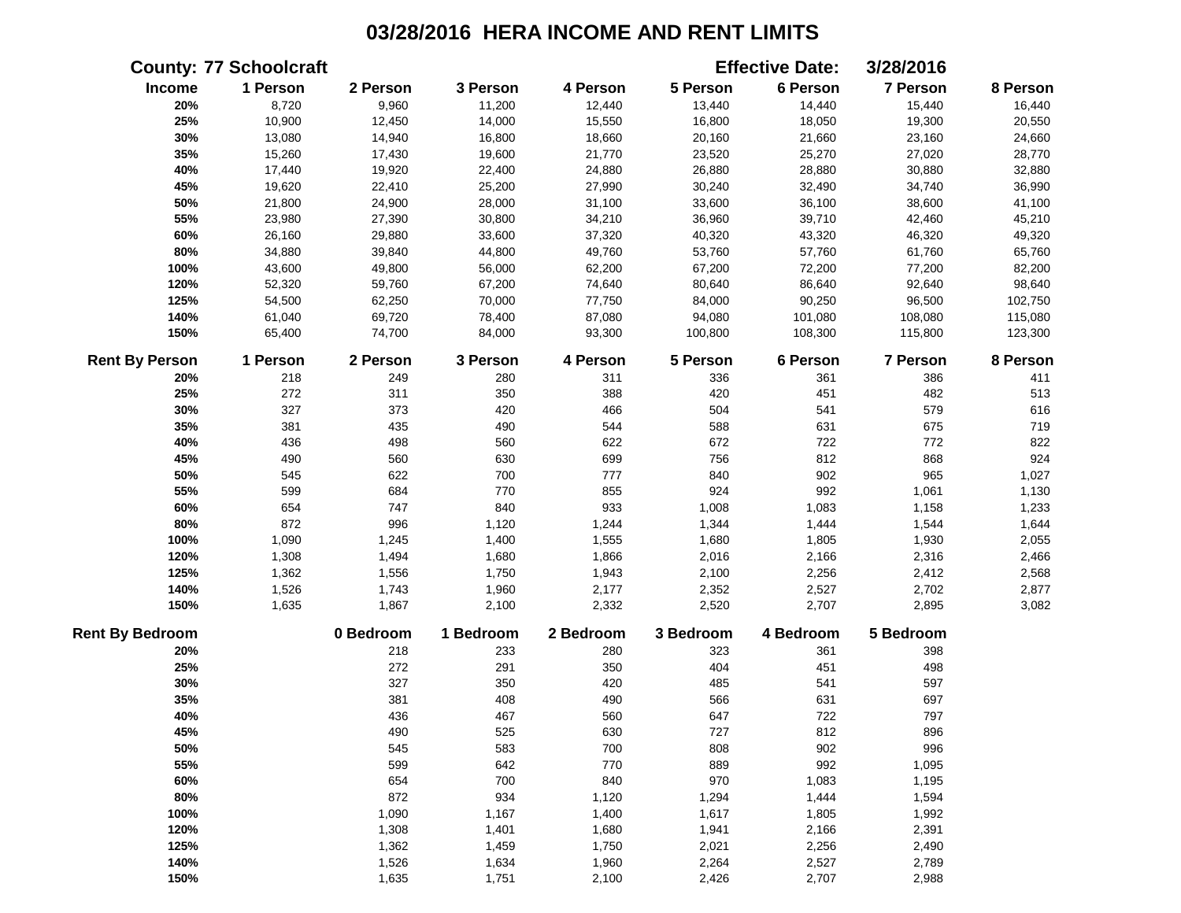# 03/28/2016 HERA INCOME AND RENT LIMITS

**County:** 77 Schoolcraft **Effective Date:** 3/28/2016

| Income | 1 Person | 2 Person | 3 Person | 4 Person | 5 Person | 6 Person | 7 Person | 8 Person |
|---|---|---|---|---|---|---|---|---|
| 20% | 8,720 | 9,960 | 11,200 | 12,440 | 13,440 | 14,440 | 15,440 | 16,440 |
| 25% | 10,900 | 12,450 | 14,000 | 15,550 | 16,800 | 18,050 | 19,300 | 20,550 |
| 30% | 13,080 | 14,940 | 16,800 | 18,660 | 20,160 | 21,660 | 23,160 | 24,660 |
| 35% | 15,260 | 17,430 | 19,600 | 21,770 | 23,520 | 25,270 | 27,020 | 28,770 |
| 40% | 17,440 | 19,920 | 22,400 | 24,880 | 26,880 | 28,880 | 30,880 | 32,880 |
| 45% | 19,620 | 22,410 | 25,200 | 27,990 | 30,240 | 32,490 | 34,740 | 36,990 |
| 50% | 21,800 | 24,900 | 28,000 | 31,100 | 33,600 | 36,100 | 38,600 | 41,100 |
| 55% | 23,980 | 27,390 | 30,800 | 34,210 | 36,960 | 39,710 | 42,460 | 45,210 |
| 60% | 26,160 | 29,880 | 33,600 | 37,320 | 40,320 | 43,320 | 46,320 | 49,320 |
| 80% | 34,880 | 39,840 | 44,800 | 49,760 | 53,760 | 57,760 | 61,760 | 65,760 |
| 100% | 43,600 | 49,800 | 56,000 | 62,200 | 67,200 | 72,200 | 77,200 | 82,200 |
| 120% | 52,320 | 59,760 | 67,200 | 74,640 | 80,640 | 86,640 | 92,640 | 98,640 |
| 125% | 54,500 | 62,250 | 70,000 | 77,750 | 84,000 | 90,250 | 96,500 | 102,750 |
| 140% | 61,040 | 69,720 | 78,400 | 87,080 | 94,080 | 101,080 | 108,080 | 115,080 |
| 150% | 65,400 | 74,700 | 84,000 | 93,300 | 100,800 | 108,300 | 115,800 | 123,300 |

| Rent By Person | 1 Person | 2 Person | 3 Person | 4 Person | 5 Person | 6 Person | 7 Person | 8 Person |
|---|---|---|---|---|---|---|---|---|
| 20% | 218 | 249 | 280 | 311 | 336 | 361 | 386 | 411 |
| 25% | 272 | 311 | 350 | 388 | 420 | 451 | 482 | 513 |
| 30% | 327 | 373 | 420 | 466 | 504 | 541 | 579 | 616 |
| 35% | 381 | 435 | 490 | 544 | 588 | 631 | 675 | 719 |
| 40% | 436 | 498 | 560 | 622 | 672 | 722 | 772 | 822 |
| 45% | 490 | 560 | 630 | 699 | 756 | 812 | 868 | 924 |
| 50% | 545 | 622 | 700 | 777 | 840 | 902 | 965 | 1,027 |
| 55% | 599 | 684 | 770 | 855 | 924 | 992 | 1,061 | 1,130 |
| 60% | 654 | 747 | 840 | 933 | 1,008 | 1,083 | 1,158 | 1,233 |
| 80% | 872 | 996 | 1,120 | 1,244 | 1,344 | 1,444 | 1,544 | 1,644 |
| 100% | 1,090 | 1,245 | 1,400 | 1,555 | 1,680 | 1,805 | 1,930 | 2,055 |
| 120% | 1,308 | 1,494 | 1,680 | 1,866 | 2,016 | 2,166 | 2,316 | 2,466 |
| 125% | 1,362 | 1,556 | 1,750 | 1,943 | 2,100 | 2,256 | 2,412 | 2,568 |
| 140% | 1,526 | 1,743 | 1,960 | 2,177 | 2,352 | 2,527 | 2,702 | 2,877 |
| 150% | 1,635 | 1,867 | 2,100 | 2,332 | 2,520 | 2,707 | 2,895 | 3,082 |

| Rent By Bedroom | 0 Bedroom | 1 Bedroom | 2 Bedroom | 3 Bedroom | 4 Bedroom | 5 Bedroom |
|---|---|---|---|---|---|---|
| 20% | 218 | 233 | 280 | 323 | 361 | 398 |
| 25% | 272 | 291 | 350 | 404 | 451 | 498 |
| 30% | 327 | 350 | 420 | 485 | 541 | 597 |
| 35% | 381 | 408 | 490 | 566 | 631 | 697 |
| 40% | 436 | 467 | 560 | 647 | 722 | 797 |
| 45% | 490 | 525 | 630 | 727 | 812 | 896 |
| 50% | 545 | 583 | 700 | 808 | 902 | 996 |
| 55% | 599 | 642 | 770 | 889 | 992 | 1,095 |
| 60% | 654 | 700 | 840 | 970 | 1,083 | 1,195 |
| 80% | 872 | 934 | 1,120 | 1,294 | 1,444 | 1,594 |
| 100% | 1,090 | 1,167 | 1,400 | 1,617 | 1,805 | 1,992 |
| 120% | 1,308 | 1,401 | 1,680 | 1,941 | 2,166 | 2,391 |
| 125% | 1,362 | 1,459 | 1,750 | 2,021 | 2,256 | 2,490 |
| 140% | 1,526 | 1,634 | 1,960 | 2,264 | 2,527 | 2,789 |
| 150% | 1,635 | 1,751 | 2,100 | 2,426 | 2,707 | 2,988 |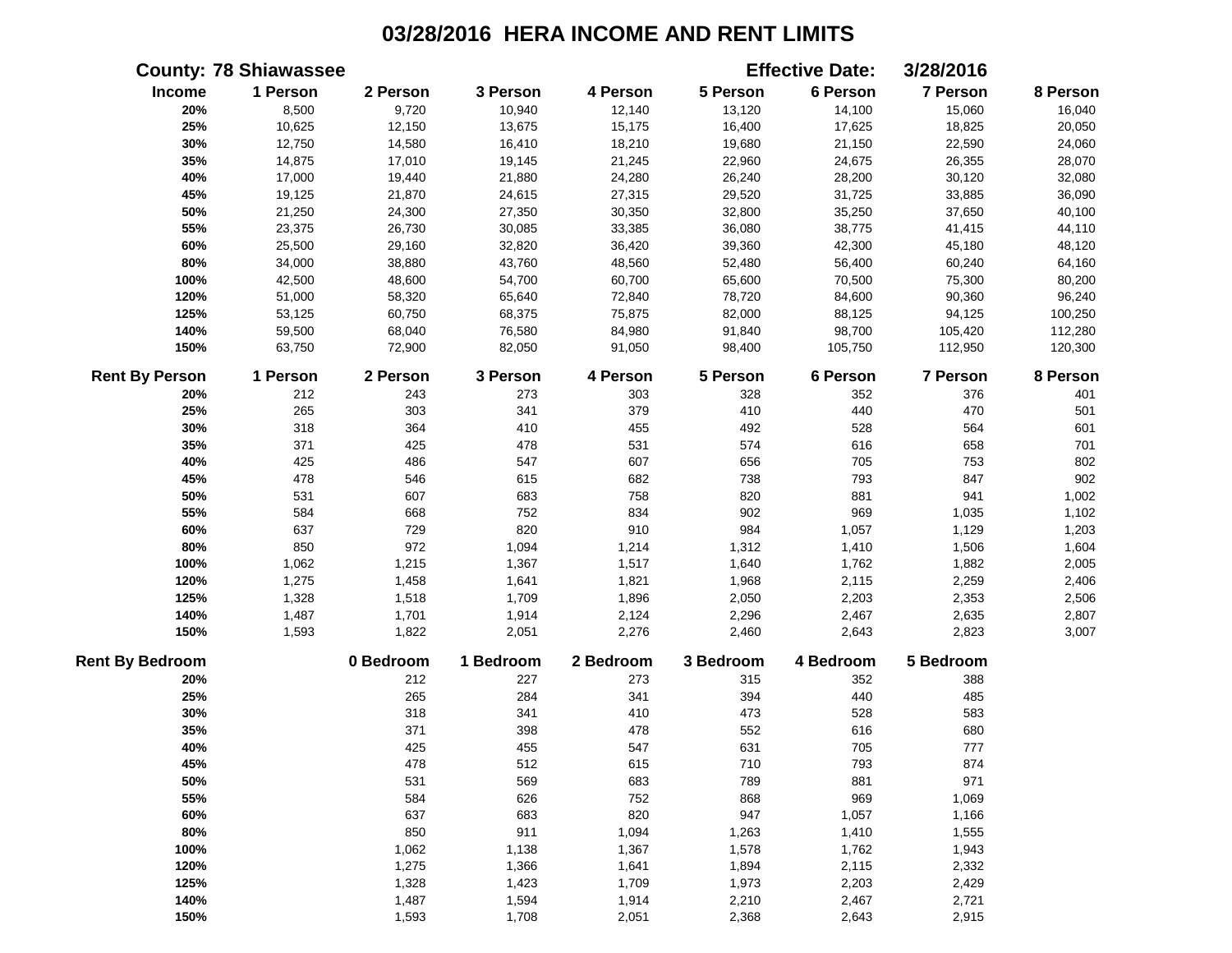# 03/28/2016 HERA INCOME AND RENT LIMITS

**County: 78 Shiawassee** **Effective Date: 3/28/2016**

| Income | 1 Person | 2 Person | 3 Person | 4 Person | 5 Person | 6 Person | 7 Person | 8 Person |
|---|---|---|---|---|---|---|---|---|
| 20% | 8,500 | 9,720 | 10,940 | 12,140 | 13,120 | 14,100 | 15,060 | 16,040 |
| 25% | 10,625 | 12,150 | 13,675 | 15,175 | 16,400 | 17,625 | 18,825 | 20,050 |
| 30% | 12,750 | 14,580 | 16,410 | 18,210 | 19,680 | 21,150 | 22,590 | 24,060 |
| 35% | 14,875 | 17,010 | 19,145 | 21,245 | 22,960 | 24,675 | 26,355 | 28,070 |
| 40% | 17,000 | 19,440 | 21,880 | 24,280 | 26,240 | 28,200 | 30,120 | 32,080 |
| 45% | 19,125 | 21,870 | 24,615 | 27,315 | 29,520 | 31,725 | 33,885 | 36,090 |
| 50% | 21,250 | 24,300 | 27,350 | 30,350 | 32,800 | 35,250 | 37,650 | 40,100 |
| 55% | 23,375 | 26,730 | 30,085 | 33,385 | 36,080 | 38,775 | 41,415 | 44,110 |
| 60% | 25,500 | 29,160 | 32,820 | 36,420 | 39,360 | 42,300 | 45,180 | 48,120 |
| 80% | 34,000 | 38,880 | 43,760 | 48,560 | 52,480 | 56,400 | 60,240 | 64,160 |
| 100% | 42,500 | 48,600 | 54,700 | 60,700 | 65,600 | 70,500 | 75,300 | 80,200 |
| 120% | 51,000 | 58,320 | 65,640 | 72,840 | 78,720 | 84,600 | 90,360 | 96,240 |
| 125% | 53,125 | 60,750 | 68,375 | 75,875 | 82,000 | 88,125 | 94,125 | 100,250 |
| 140% | 59,500 | 68,040 | 76,580 | 84,980 | 91,840 | 98,700 | 105,420 | 112,280 |
| 150% | 63,750 | 72,900 | 82,050 | 91,050 | 98,400 | 105,750 | 112,950 | 120,300 |

| Rent By Person | 1 Person | 2 Person | 3 Person | 4 Person | 5 Person | 6 Person | 7 Person | 8 Person |
|---|---|---|---|---|---|---|---|---|
| 20% | 212 | 243 | 273 | 303 | 328 | 352 | 376 | 401 |
| 25% | 265 | 303 | 341 | 379 | 410 | 440 | 470 | 501 |
| 30% | 318 | 364 | 410 | 455 | 492 | 528 | 564 | 601 |
| 35% | 371 | 425 | 478 | 531 | 574 | 616 | 658 | 701 |
| 40% | 425 | 486 | 547 | 607 | 656 | 705 | 753 | 802 |
| 45% | 478 | 546 | 615 | 682 | 738 | 793 | 847 | 902 |
| 50% | 531 | 607 | 683 | 758 | 820 | 881 | 941 | 1,002 |
| 55% | 584 | 668 | 752 | 834 | 902 | 969 | 1,035 | 1,102 |
| 60% | 637 | 729 | 820 | 910 | 984 | 1,057 | 1,129 | 1,203 |
| 80% | 850 | 972 | 1,094 | 1,214 | 1,312 | 1,410 | 1,506 | 1,604 |
| 100% | 1,062 | 1,215 | 1,367 | 1,517 | 1,640 | 1,762 | 1,882 | 2,005 |
| 120% | 1,275 | 1,458 | 1,641 | 1,821 | 1,968 | 2,115 | 2,259 | 2,406 |
| 125% | 1,328 | 1,518 | 1,709 | 1,896 | 2,050 | 2,203 | 2,353 | 2,506 |
| 140% | 1,487 | 1,701 | 1,914 | 2,124 | 2,296 | 2,467 | 2,635 | 2,807 |
| 150% | 1,593 | 1,822 | 2,051 | 2,276 | 2,460 | 2,643 | 2,823 | 3,007 |

| Rent By Bedroom | 0 Bedroom | 1 Bedroom | 2 Bedroom | 3 Bedroom | 4 Bedroom | 5 Bedroom |
|---|---|---|---|---|---|---|
| 20% | 212 | 227 | 273 | 315 | 352 | 388 |
| 25% | 265 | 284 | 341 | 394 | 440 | 485 |
| 30% | 318 | 341 | 410 | 473 | 528 | 583 |
| 35% | 371 | 398 | 478 | 552 | 616 | 680 |
| 40% | 425 | 455 | 547 | 631 | 705 | 777 |
| 45% | 478 | 512 | 615 | 710 | 793 | 874 |
| 50% | 531 | 569 | 683 | 789 | 881 | 971 |
| 55% | 584 | 626 | 752 | 868 | 969 | 1,069 |
| 60% | 637 | 683 | 820 | 947 | 1,057 | 1,166 |
| 80% | 850 | 911 | 1,094 | 1,263 | 1,410 | 1,555 |
| 100% | 1,062 | 1,138 | 1,367 | 1,578 | 1,762 | 1,943 |
| 120% | 1,275 | 1,366 | 1,641 | 1,894 | 2,115 | 2,332 |
| 125% | 1,328 | 1,423 | 1,709 | 1,973 | 2,203 | 2,429 |
| 140% | 1,487 | 1,594 | 1,914 | 2,210 | 2,467 | 2,721 |
| 150% | 1,593 | 1,708 | 2,051 | 2,368 | 2,643 | 2,915 |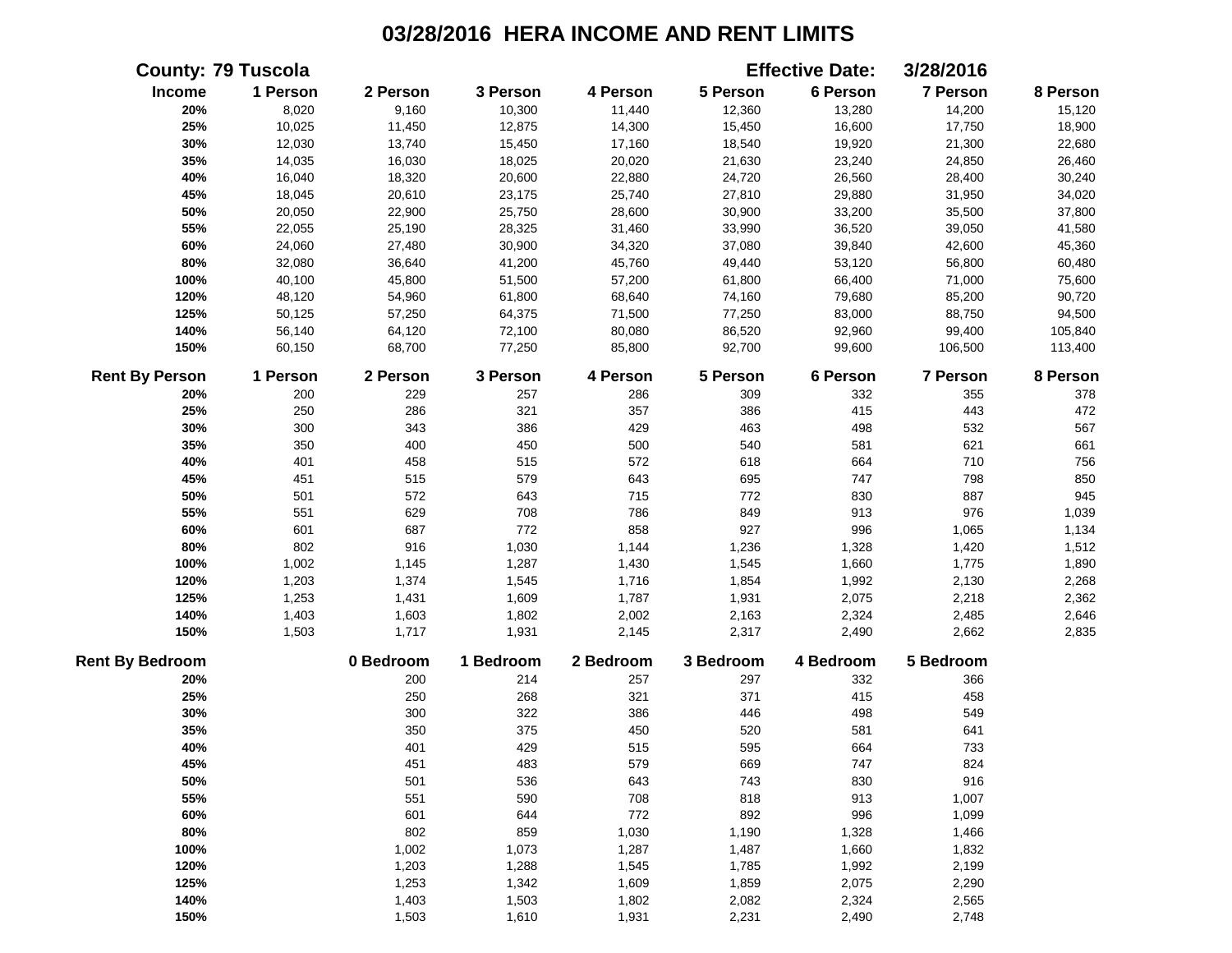# 03/28/2016 HERA INCOME AND RENT LIMITS

**County: 79 Tuscola** **Effective Date: 3/28/2016**

| Income | 1 Person | 2 Person | 3 Person | 4 Person | 5 Person | 6 Person | 7 Person | 8 Person |
|---|---|---|---|---|---|---|---|---|
| 20% | 8,020 | 9,160 | 10,300 | 11,440 | 12,360 | 13,280 | 14,200 | 15,120 |
| 25% | 10,025 | 11,450 | 12,875 | 14,300 | 15,450 | 16,600 | 17,750 | 18,900 |
| 30% | 12,030 | 13,740 | 15,450 | 17,160 | 18,540 | 19,920 | 21,300 | 22,680 |
| 35% | 14,035 | 16,030 | 18,025 | 20,020 | 21,630 | 23,240 | 24,850 | 26,460 |
| 40% | 16,040 | 18,320 | 20,600 | 22,880 | 24,720 | 26,560 | 28,400 | 30,240 |
| 45% | 18,045 | 20,610 | 23,175 | 25,740 | 27,810 | 29,880 | 31,950 | 34,020 |
| 50% | 20,050 | 22,900 | 25,750 | 28,600 | 30,900 | 33,200 | 35,500 | 37,800 |
| 55% | 22,055 | 25,190 | 28,325 | 31,460 | 33,990 | 36,520 | 39,050 | 41,580 |
| 60% | 24,060 | 27,480 | 30,900 | 34,320 | 37,080 | 39,840 | 42,600 | 45,360 |
| 80% | 32,080 | 36,640 | 41,200 | 45,760 | 49,440 | 53,120 | 56,800 | 60,480 |
| 100% | 40,100 | 45,800 | 51,500 | 57,200 | 61,800 | 66,400 | 71,000 | 75,600 |
| 120% | 48,120 | 54,960 | 61,800 | 68,640 | 74,160 | 79,680 | 85,200 | 90,720 |
| 125% | 50,125 | 57,250 | 64,375 | 71,500 | 77,250 | 83,000 | 88,750 | 94,500 |
| 140% | 56,140 | 64,120 | 72,100 | 80,080 | 86,520 | 92,960 | 99,400 | 105,840 |
| 150% | 60,150 | 68,700 | 77,250 | 85,800 | 92,700 | 99,600 | 106,500 | 113,400 |

| Rent By Person | 1 Person | 2 Person | 3 Person | 4 Person | 5 Person | 6 Person | 7 Person | 8 Person |
|---|---|---|---|---|---|---|---|---|
| 20% | 200 | 229 | 257 | 286 | 309 | 332 | 355 | 378 |
| 25% | 250 | 286 | 321 | 357 | 386 | 415 | 443 | 472 |
| 30% | 300 | 343 | 386 | 429 | 463 | 498 | 532 | 567 |
| 35% | 350 | 400 | 450 | 500 | 540 | 581 | 621 | 661 |
| 40% | 401 | 458 | 515 | 572 | 618 | 664 | 710 | 756 |
| 45% | 451 | 515 | 579 | 643 | 695 | 747 | 798 | 850 |
| 50% | 501 | 572 | 643 | 715 | 772 | 830 | 887 | 945 |
| 55% | 551 | 629 | 708 | 786 | 849 | 913 | 976 | 1,039 |
| 60% | 601 | 687 | 772 | 858 | 927 | 996 | 1,065 | 1,134 |
| 80% | 802 | 916 | 1,030 | 1,144 | 1,236 | 1,328 | 1,420 | 1,512 |
| 100% | 1,002 | 1,145 | 1,287 | 1,430 | 1,545 | 1,660 | 1,775 | 1,890 |
| 120% | 1,203 | 1,374 | 1,545 | 1,716 | 1,854 | 1,992 | 2,130 | 2,268 |
| 125% | 1,253 | 1,431 | 1,609 | 1,787 | 1,931 | 2,075 | 2,218 | 2,362 |
| 140% | 1,403 | 1,603 | 1,802 | 2,002 | 2,163 | 2,324 | 2,485 | 2,646 |
| 150% | 1,503 | 1,717 | 1,931 | 2,145 | 2,317 | 2,490 | 2,662 | 2,835 |

| Rent By Bedroom | 0 Bedroom | 1 Bedroom | 2 Bedroom | 3 Bedroom | 4 Bedroom | 5 Bedroom |
|---|---|---|---|---|---|---|
| 20% | 200 | 214 | 257 | 297 | 332 | 366 |
| 25% | 250 | 268 | 321 | 371 | 415 | 458 |
| 30% | 300 | 322 | 386 | 446 | 498 | 549 |
| 35% | 350 | 375 | 450 | 520 | 581 | 641 |
| 40% | 401 | 429 | 515 | 595 | 664 | 733 |
| 45% | 451 | 483 | 579 | 669 | 747 | 824 |
| 50% | 501 | 536 | 643 | 743 | 830 | 916 |
| 55% | 551 | 590 | 708 | 818 | 913 | 1,007 |
| 60% | 601 | 644 | 772 | 892 | 996 | 1,099 |
| 80% | 802 | 859 | 1,030 | 1,190 | 1,328 | 1,466 |
| 100% | 1,002 | 1,073 | 1,287 | 1,487 | 1,660 | 1,832 |
| 120% | 1,203 | 1,288 | 1,545 | 1,785 | 1,992 | 2,199 |
| 125% | 1,253 | 1,342 | 1,609 | 1,859 | 2,075 | 2,290 |
| 140% | 1,403 | 1,503 | 1,802 | 2,082 | 2,324 | 2,565 |
| 150% | 1,503 | 1,610 | 1,931 | 2,231 | 2,490 | 2,748 |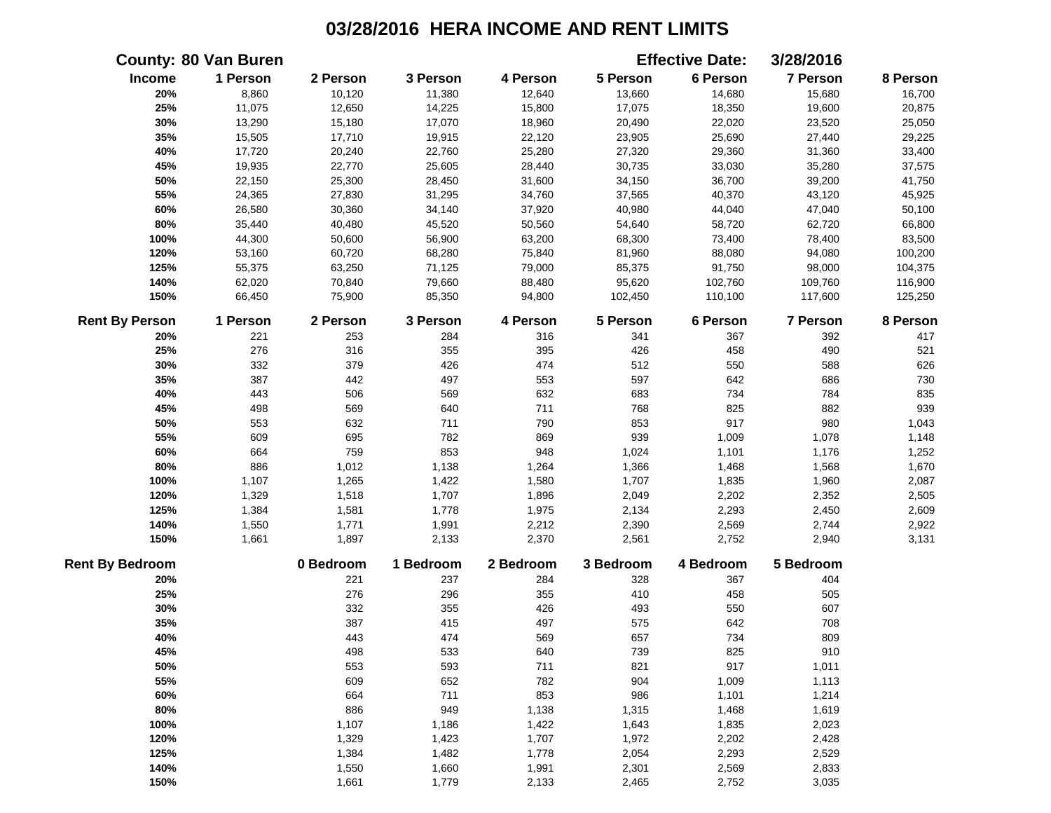# 03/28/2016 HERA INCOME AND RENT LIMITS

**County: 80 Van Buren** **Effective Date: 3/28/2016**

| Income | 1 Person | 2 Person | 3 Person | 4 Person | 5 Person | 6 Person | 7 Person | 8 Person |
|---|---|---|---|---|---|---|---|---|
| 20% | 8,860 | 10,120 | 11,380 | 12,640 | 13,660 | 14,680 | 15,680 | 16,700 |
| 25% | 11,075 | 12,650 | 14,225 | 15,800 | 17,075 | 18,350 | 19,600 | 20,875 |
| 30% | 13,290 | 15,180 | 17,070 | 18,960 | 20,490 | 22,020 | 23,520 | 25,050 |
| 35% | 15,505 | 17,710 | 19,915 | 22,120 | 23,905 | 25,690 | 27,440 | 29,225 |
| 40% | 17,720 | 20,240 | 22,760 | 25,280 | 27,320 | 29,360 | 31,360 | 33,400 |
| 45% | 19,935 | 22,770 | 25,605 | 28,440 | 30,735 | 33,030 | 35,280 | 37,575 |
| 50% | 22,150 | 25,300 | 28,450 | 31,600 | 34,150 | 36,700 | 39,200 | 41,750 |
| 55% | 24,365 | 27,830 | 31,295 | 34,760 | 37,565 | 40,370 | 43,120 | 45,925 |
| 60% | 26,580 | 30,360 | 34,140 | 37,920 | 40,980 | 44,040 | 47,040 | 50,100 |
| 80% | 35,440 | 40,480 | 45,520 | 50,560 | 54,640 | 58,720 | 62,720 | 66,800 |
| 100% | 44,300 | 50,600 | 56,900 | 63,200 | 68,300 | 73,400 | 78,400 | 83,500 |
| 120% | 53,160 | 60,720 | 68,280 | 75,840 | 81,960 | 88,080 | 94,080 | 100,200 |
| 125% | 55,375 | 63,250 | 71,125 | 79,000 | 85,375 | 91,750 | 98,000 | 104,375 |
| 140% | 62,020 | 70,840 | 79,660 | 88,480 | 95,620 | 102,760 | 109,760 | 116,900 |
| 150% | 66,450 | 75,900 | 85,350 | 94,800 | 102,450 | 110,100 | 117,600 | 125,250 |

| Rent By Person | 1 Person | 2 Person | 3 Person | 4 Person | 5 Person | 6 Person | 7 Person | 8 Person |
|---|---|---|---|---|---|---|---|---|
| 20% | 221 | 253 | 284 | 316 | 341 | 367 | 392 | 417 |
| 25% | 276 | 316 | 355 | 395 | 426 | 458 | 490 | 521 |
| 30% | 332 | 379 | 426 | 474 | 512 | 550 | 588 | 626 |
| 35% | 387 | 442 | 497 | 553 | 597 | 642 | 686 | 730 |
| 40% | 443 | 506 | 569 | 632 | 683 | 734 | 784 | 835 |
| 45% | 498 | 569 | 640 | 711 | 768 | 825 | 882 | 939 |
| 50% | 553 | 632 | 711 | 790 | 853 | 917 | 980 | 1,043 |
| 55% | 609 | 695 | 782 | 869 | 939 | 1,009 | 1,078 | 1,148 |
| 60% | 664 | 759 | 853 | 948 | 1,024 | 1,101 | 1,176 | 1,252 |
| 80% | 886 | 1,012 | 1,138 | 1,264 | 1,366 | 1,468 | 1,568 | 1,670 |
| 100% | 1,107 | 1,265 | 1,422 | 1,580 | 1,707 | 1,835 | 1,960 | 2,087 |
| 120% | 1,329 | 1,518 | 1,707 | 1,896 | 2,049 | 2,202 | 2,352 | 2,505 |
| 125% | 1,384 | 1,581 | 1,778 | 1,975 | 2,134 | 2,293 | 2,450 | 2,609 |
| 140% | 1,550 | 1,771 | 1,991 | 2,212 | 2,390 | 2,569 | 2,744 | 2,922 |
| 150% | 1,661 | 1,897 | 2,133 | 2,370 | 2,561 | 2,752 | 2,940 | 3,131 |

| Rent By Bedroom | 0 Bedroom | 1 Bedroom | 2 Bedroom | 3 Bedroom | 4 Bedroom | 5 Bedroom |
|---|---|---|---|---|---|---|
| 20% | 221 | 237 | 284 | 328 | 367 | 404 |
| 25% | 276 | 296 | 355 | 410 | 458 | 505 |
| 30% | 332 | 355 | 426 | 493 | 550 | 607 |
| 35% | 387 | 415 | 497 | 575 | 642 | 708 |
| 40% | 443 | 474 | 569 | 657 | 734 | 809 |
| 45% | 498 | 533 | 640 | 739 | 825 | 910 |
| 50% | 553 | 593 | 711 | 821 | 917 | 1,011 |
| 55% | 609 | 652 | 782 | 904 | 1,009 | 1,113 |
| 60% | 664 | 711 | 853 | 986 | 1,101 | 1,214 |
| 80% | 886 | 949 | 1,138 | 1,315 | 1,468 | 1,619 |
| 100% | 1,107 | 1,186 | 1,422 | 1,643 | 1,835 | 2,023 |
| 120% | 1,329 | 1,423 | 1,707 | 1,972 | 2,202 | 2,428 |
| 125% | 1,384 | 1,482 | 1,778 | 2,054 | 2,293 | 2,529 |
| 140% | 1,550 | 1,660 | 1,991 | 2,301 | 2,569 | 2,833 |
| 150% | 1,661 | 1,779 | 2,133 | 2,465 | 2,752 | 3,035 |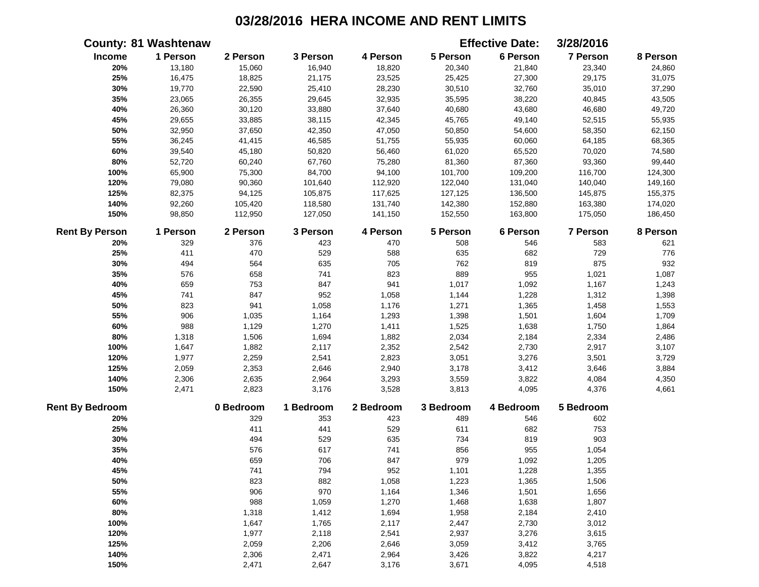# 03/28/2016 HERA INCOME AND RENT LIMITS

**County: 81 Washtenaw** **Effective Date: 3/28/2016**

| Income | 1 Person | 2 Person | 3 Person | 4 Person | 5 Person | 6 Person | 7 Person | 8 Person |
|---|---|---|---|---|---|---|---|---|
| 20% | 13,180 | 15,060 | 16,940 | 18,820 | 20,340 | 21,840 | 23,340 | 24,860 |
| 25% | 16,475 | 18,825 | 21,175 | 23,525 | 25,425 | 27,300 | 29,175 | 31,075 |
| 30% | 19,770 | 22,590 | 25,410 | 28,230 | 30,510 | 32,760 | 35,010 | 37,290 |
| 35% | 23,065 | 26,355 | 29,645 | 32,935 | 35,595 | 38,220 | 40,845 | 43,505 |
| 40% | 26,360 | 30,120 | 33,880 | 37,640 | 40,680 | 43,680 | 46,680 | 49,720 |
| 45% | 29,655 | 33,885 | 38,115 | 42,345 | 45,765 | 49,140 | 52,515 | 55,935 |
| 50% | 32,950 | 37,650 | 42,350 | 47,050 | 50,850 | 54,600 | 58,350 | 62,150 |
| 55% | 36,245 | 41,415 | 46,585 | 51,755 | 55,935 | 60,060 | 64,185 | 68,365 |
| 60% | 39,540 | 45,180 | 50,820 | 56,460 | 61,020 | 65,520 | 70,020 | 74,580 |
| 80% | 52,720 | 60,240 | 67,760 | 75,280 | 81,360 | 87,360 | 93,360 | 99,440 |
| 100% | 65,900 | 75,300 | 84,700 | 94,100 | 101,700 | 109,200 | 116,700 | 124,300 |
| 120% | 79,080 | 90,360 | 101,640 | 112,920 | 122,040 | 131,040 | 140,040 | 149,160 |
| 125% | 82,375 | 94,125 | 105,875 | 117,625 | 127,125 | 136,500 | 145,875 | 155,375 |
| 140% | 92,260 | 105,420 | 118,580 | 131,740 | 142,380 | 152,880 | 163,380 | 174,020 |
| 150% | 98,850 | 112,950 | 127,050 | 141,150 | 152,550 | 163,800 | 175,050 | 186,450 |

| Rent By Person | 1 Person | 2 Person | 3 Person | 4 Person | 5 Person | 6 Person | 7 Person | 8 Person |
|---|---|---|---|---|---|---|---|---|
| 20% | 329 | 376 | 423 | 470 | 508 | 546 | 583 | 621 |
| 25% | 411 | 470 | 529 | 588 | 635 | 682 | 729 | 776 |
| 30% | 494 | 564 | 635 | 705 | 762 | 819 | 875 | 932 |
| 35% | 576 | 658 | 741 | 823 | 889 | 955 | 1,021 | 1,087 |
| 40% | 659 | 753 | 847 | 941 | 1,017 | 1,092 | 1,167 | 1,243 |
| 45% | 741 | 847 | 952 | 1,058 | 1,144 | 1,228 | 1,312 | 1,398 |
| 50% | 823 | 941 | 1,058 | 1,176 | 1,271 | 1,365 | 1,458 | 1,553 |
| 55% | 906 | 1,035 | 1,164 | 1,293 | 1,398 | 1,501 | 1,604 | 1,709 |
| 60% | 988 | 1,129 | 1,270 | 1,411 | 1,525 | 1,638 | 1,750 | 1,864 |
| 80% | 1,318 | 1,506 | 1,694 | 1,882 | 2,034 | 2,184 | 2,334 | 2,486 |
| 100% | 1,647 | 1,882 | 2,117 | 2,352 | 2,542 | 2,730 | 2,917 | 3,107 |
| 120% | 1,977 | 2,259 | 2,541 | 2,823 | 3,051 | 3,276 | 3,501 | 3,729 |
| 125% | 2,059 | 2,353 | 2,646 | 2,940 | 3,178 | 3,412 | 3,646 | 3,884 |
| 140% | 2,306 | 2,635 | 2,964 | 3,293 | 3,559 | 3,822 | 4,084 | 4,350 |
| 150% | 2,471 | 2,823 | 3,176 | 3,528 | 3,813 | 4,095 | 4,376 | 4,661 |

| Rent By Bedroom | 0 Bedroom | 1 Bedroom | 2 Bedroom | 3 Bedroom | 4 Bedroom | 5 Bedroom |
|---|---|---|---|---|---|---|
| 20% | 329 | 353 | 423 | 489 | 546 | 602 |
| 25% | 411 | 441 | 529 | 611 | 682 | 753 |
| 30% | 494 | 529 | 635 | 734 | 819 | 903 |
| 35% | 576 | 617 | 741 | 856 | 955 | 1,054 |
| 40% | 659 | 706 | 847 | 979 | 1,092 | 1,205 |
| 45% | 741 | 794 | 952 | 1,101 | 1,228 | 1,355 |
| 50% | 823 | 882 | 1,058 | 1,223 | 1,365 | 1,506 |
| 55% | 906 | 970 | 1,164 | 1,346 | 1,501 | 1,656 |
| 60% | 988 | 1,059 | 1,270 | 1,468 | 1,638 | 1,807 |
| 80% | 1,318 | 1,412 | 1,694 | 1,958 | 2,184 | 2,410 |
| 100% | 1,647 | 1,765 | 2,117 | 2,447 | 2,730 | 3,012 |
| 120% | 1,977 | 2,118 | 2,541 | 2,937 | 3,276 | 3,615 |
| 125% | 2,059 | 2,206 | 2,646 | 3,059 | 3,412 | 3,765 |
| 140% | 2,306 | 2,471 | 2,964 | 3,426 | 3,822 | 4,217 |
| 150% | 2,471 | 2,647 | 3,176 | 3,671 | 4,095 | 4,518 |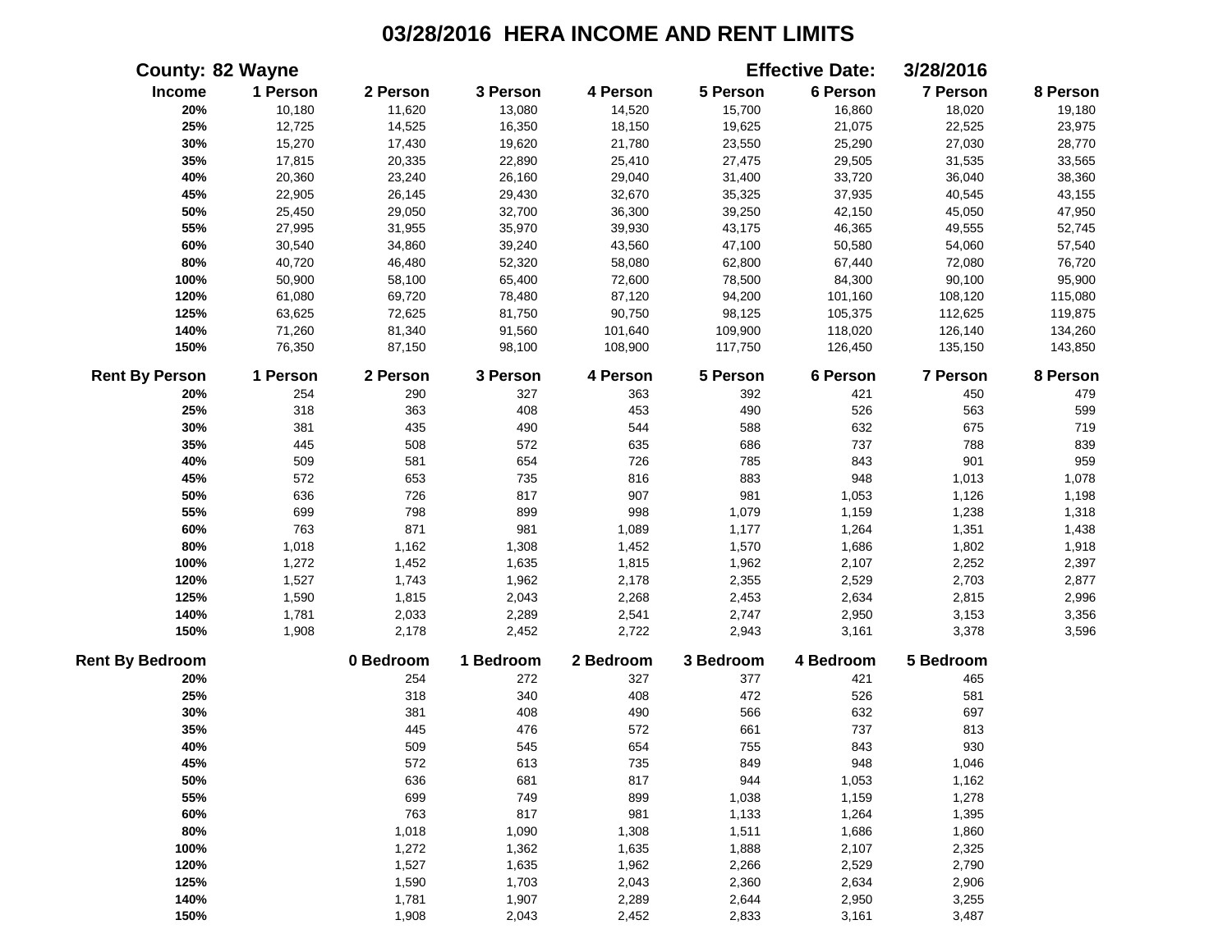# 03/28/2016 HERA INCOME AND RENT LIMITS

**County: 82 Wayne** **Effective Date: 3/28/2016**

| Income | 1 Person | 2 Person | 3 Person | 4 Person | 5 Person | 6 Person | 7 Person | 8 Person |
|---|---|---|---|---|---|---|---|---|
| 20% | 10,180 | 11,620 | 13,080 | 14,520 | 15,700 | 16,860 | 18,020 | 19,180 |
| 25% | 12,725 | 14,525 | 16,350 | 18,150 | 19,625 | 21,075 | 22,525 | 23,975 |
| 30% | 15,270 | 17,430 | 19,620 | 21,780 | 23,550 | 25,290 | 27,030 | 28,770 |
| 35% | 17,815 | 20,335 | 22,890 | 25,410 | 27,475 | 29,505 | 31,535 | 33,565 |
| 40% | 20,360 | 23,240 | 26,160 | 29,040 | 31,400 | 33,720 | 36,040 | 38,360 |
| 45% | 22,905 | 26,145 | 29,430 | 32,670 | 35,325 | 37,935 | 40,545 | 43,155 |
| 50% | 25,450 | 29,050 | 32,700 | 36,300 | 39,250 | 42,150 | 45,050 | 47,950 |
| 55% | 27,995 | 31,955 | 35,970 | 39,930 | 43,175 | 46,365 | 49,555 | 52,745 |
| 60% | 30,540 | 34,860 | 39,240 | 43,560 | 47,100 | 50,580 | 54,060 | 57,540 |
| 80% | 40,720 | 46,480 | 52,320 | 58,080 | 62,800 | 67,440 | 72,080 | 76,720 |
| 100% | 50,900 | 58,100 | 65,400 | 72,600 | 78,500 | 84,300 | 90,100 | 95,900 |
| 120% | 61,080 | 69,720 | 78,480 | 87,120 | 94,200 | 101,160 | 108,120 | 115,080 |
| 125% | 63,625 | 72,625 | 81,750 | 90,750 | 98,125 | 105,375 | 112,625 | 119,875 |
| 140% | 71,260 | 81,340 | 91,560 | 101,640 | 109,900 | 118,020 | 126,140 | 134,260 |
| 150% | 76,350 | 87,150 | 98,100 | 108,900 | 117,750 | 126,450 | 135,150 | 143,850 |

| Rent By Person | 1 Person | 2 Person | 3 Person | 4 Person | 5 Person | 6 Person | 7 Person | 8 Person |
|---|---|---|---|---|---|---|---|---|
| 20% | 254 | 290 | 327 | 363 | 392 | 421 | 450 | 479 |
| 25% | 318 | 363 | 408 | 453 | 490 | 526 | 563 | 599 |
| 30% | 381 | 435 | 490 | 544 | 588 | 632 | 675 | 719 |
| 35% | 445 | 508 | 572 | 635 | 686 | 737 | 788 | 839 |
| 40% | 509 | 581 | 654 | 726 | 785 | 843 | 901 | 959 |
| 45% | 572 | 653 | 735 | 816 | 883 | 948 | 1,013 | 1,078 |
| 50% | 636 | 726 | 817 | 907 | 981 | 1,053 | 1,126 | 1,198 |
| 55% | 699 | 798 | 899 | 998 | 1,079 | 1,159 | 1,238 | 1,318 |
| 60% | 763 | 871 | 981 | 1,089 | 1,177 | 1,264 | 1,351 | 1,438 |
| 80% | 1,018 | 1,162 | 1,308 | 1,452 | 1,570 | 1,686 | 1,802 | 1,918 |
| 100% | 1,272 | 1,452 | 1,635 | 1,815 | 1,962 | 2,107 | 2,252 | 2,397 |
| 120% | 1,527 | 1,743 | 1,962 | 2,178 | 2,355 | 2,529 | 2,703 | 2,877 |
| 125% | 1,590 | 1,815 | 2,043 | 2,268 | 2,453 | 2,634 | 2,815 | 2,996 |
| 140% | 1,781 | 2,033 | 2,289 | 2,541 | 2,747 | 2,950 | 3,153 | 3,356 |
| 150% | 1,908 | 2,178 | 2,452 | 2,722 | 2,943 | 3,161 | 3,378 | 3,596 |

| Rent By Bedroom | 0 Bedroom | 1 Bedroom | 2 Bedroom | 3 Bedroom | 4 Bedroom | 5 Bedroom |
|---|---|---|---|---|---|---|
| 20% | 254 | 272 | 327 | 377 | 421 | 465 |
| 25% | 318 | 340 | 408 | 472 | 526 | 581 |
| 30% | 381 | 408 | 490 | 566 | 632 | 697 |
| 35% | 445 | 476 | 572 | 661 | 737 | 813 |
| 40% | 509 | 545 | 654 | 755 | 843 | 930 |
| 45% | 572 | 613 | 735 | 849 | 948 | 1,046 |
| 50% | 636 | 681 | 817 | 944 | 1,053 | 1,162 |
| 55% | 699 | 749 | 899 | 1,038 | 1,159 | 1,278 |
| 60% | 763 | 817 | 981 | 1,133 | 1,264 | 1,395 |
| 80% | 1,018 | 1,090 | 1,308 | 1,511 | 1,686 | 1,860 |
| 100% | 1,272 | 1,362 | 1,635 | 1,888 | 2,107 | 2,325 |
| 120% | 1,527 | 1,635 | 1,962 | 2,266 | 2,529 | 2,790 |
| 125% | 1,590 | 1,703 | 2,043 | 2,360 | 2,634 | 2,906 |
| 140% | 1,781 | 1,907 | 2,289 | 2,644 | 2,950 | 3,255 |
| 150% | 1,908 | 2,043 | 2,452 | 2,833 | 3,161 | 3,487 |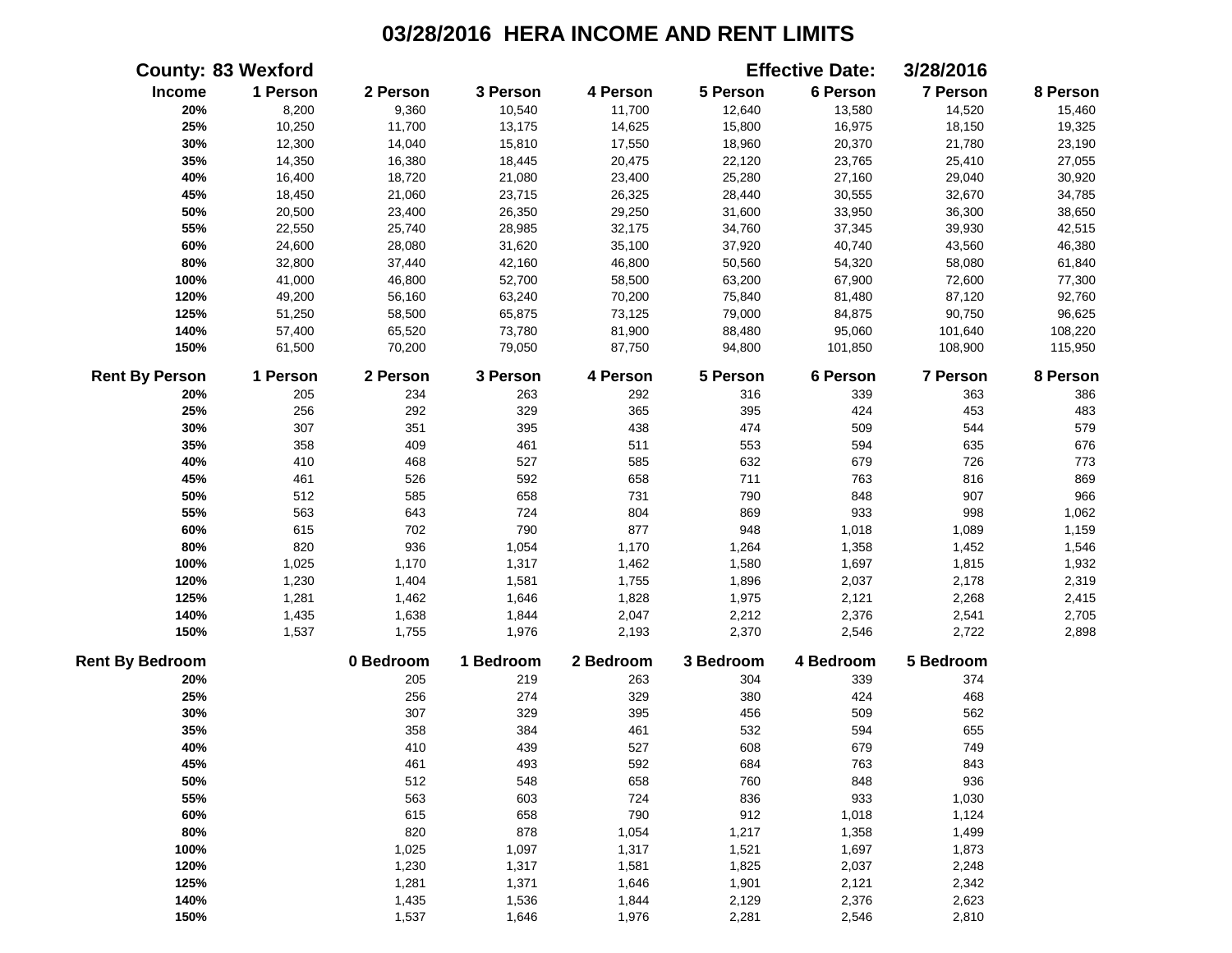# 03/28/2016 HERA INCOME AND RENT LIMITS

**County:** 83 Wexford **Effective Date:** 3/28/2016

| Income | 1 Person | 2 Person | 3 Person | 4 Person | 5 Person | 6 Person | 7 Person | 8 Person |
|---|---|---|---|---|---|---|---|---|
| 20% | 8,200 | 9,360 | 10,540 | 11,700 | 12,640 | 13,580 | 14,520 | 15,460 |
| 25% | 10,250 | 11,700 | 13,175 | 14,625 | 15,800 | 16,975 | 18,150 | 19,325 |
| 30% | 12,300 | 14,040 | 15,810 | 17,550 | 18,960 | 20,370 | 21,780 | 23,190 |
| 35% | 14,350 | 16,380 | 18,445 | 20,475 | 22,120 | 23,765 | 25,410 | 27,055 |
| 40% | 16,400 | 18,720 | 21,080 | 23,400 | 25,280 | 27,160 | 29,040 | 30,920 |
| 45% | 18,450 | 21,060 | 23,715 | 26,325 | 28,440 | 30,555 | 32,670 | 34,785 |
| 50% | 20,500 | 23,400 | 26,350 | 29,250 | 31,600 | 33,950 | 36,300 | 38,650 |
| 55% | 22,550 | 25,740 | 28,985 | 32,175 | 34,760 | 37,345 | 39,930 | 42,515 |
| 60% | 24,600 | 28,080 | 31,620 | 35,100 | 37,920 | 40,740 | 43,560 | 46,380 |
| 80% | 32,800 | 37,440 | 42,160 | 46,800 | 50,560 | 54,320 | 58,080 | 61,840 |
| 100% | 41,000 | 46,800 | 52,700 | 58,500 | 63,200 | 67,900 | 72,600 | 77,300 |
| 120% | 49,200 | 56,160 | 63,240 | 70,200 | 75,840 | 81,480 | 87,120 | 92,760 |
| 125% | 51,250 | 58,500 | 65,875 | 73,125 | 79,000 | 84,875 | 90,750 | 96,625 |
| 140% | 57,400 | 65,520 | 73,780 | 81,900 | 88,480 | 95,060 | 101,640 | 108,220 |
| 150% | 61,500 | 70,200 | 79,050 | 87,750 | 94,800 | 101,850 | 108,900 | 115,950 |

| Rent By Person | 1 Person | 2 Person | 3 Person | 4 Person | 5 Person | 6 Person | 7 Person | 8 Person |
|---|---|---|---|---|---|---|---|---|
| 20% | 205 | 234 | 263 | 292 | 316 | 339 | 363 | 386 |
| 25% | 256 | 292 | 329 | 365 | 395 | 424 | 453 | 483 |
| 30% | 307 | 351 | 395 | 438 | 474 | 509 | 544 | 579 |
| 35% | 358 | 409 | 461 | 511 | 553 | 594 | 635 | 676 |
| 40% | 410 | 468 | 527 | 585 | 632 | 679 | 726 | 773 |
| 45% | 461 | 526 | 592 | 658 | 711 | 763 | 816 | 869 |
| 50% | 512 | 585 | 658 | 731 | 790 | 848 | 907 | 966 |
| 55% | 563 | 643 | 724 | 804 | 869 | 933 | 998 | 1,062 |
| 60% | 615 | 702 | 790 | 877 | 948 | 1,018 | 1,089 | 1,159 |
| 80% | 820 | 936 | 1,054 | 1,170 | 1,264 | 1,358 | 1,452 | 1,546 |
| 100% | 1,025 | 1,170 | 1,317 | 1,462 | 1,580 | 1,697 | 1,815 | 1,932 |
| 120% | 1,230 | 1,404 | 1,581 | 1,755 | 1,896 | 2,037 | 2,178 | 2,319 |
| 125% | 1,281 | 1,462 | 1,646 | 1,828 | 1,975 | 2,121 | 2,268 | 2,415 |
| 140% | 1,435 | 1,638 | 1,844 | 2,047 | 2,212 | 2,376 | 2,541 | 2,705 |
| 150% | 1,537 | 1,755 | 1,976 | 2,193 | 2,370 | 2,546 | 2,722 | 2,898 |

| Rent By Bedroom | 0 Bedroom | 1 Bedroom | 2 Bedroom | 3 Bedroom | 4 Bedroom | 5 Bedroom |
|---|---|---|---|---|---|---|
| 20% | 205 | 219 | 263 | 304 | 339 | 374 |
| 25% | 256 | 274 | 329 | 380 | 424 | 468 |
| 30% | 307 | 329 | 395 | 456 | 509 | 562 |
| 35% | 358 | 384 | 461 | 532 | 594 | 655 |
| 40% | 410 | 439 | 527 | 608 | 679 | 749 |
| 45% | 461 | 493 | 592 | 684 | 763 | 843 |
| 50% | 512 | 548 | 658 | 760 | 848 | 936 |
| 55% | 563 | 603 | 724 | 836 | 933 | 1,030 |
| 60% | 615 | 658 | 790 | 912 | 1,018 | 1,124 |
| 80% | 820 | 878 | 1,054 | 1,217 | 1,358 | 1,499 |
| 100% | 1,025 | 1,097 | 1,317 | 1,521 | 1,697 | 1,873 |
| 120% | 1,230 | 1,317 | 1,581 | 1,825 | 2,037 | 2,248 |
| 125% | 1,281 | 1,371 | 1,646 | 1,901 | 2,121 | 2,342 |
| 140% | 1,435 | 1,536 | 1,844 | 2,129 | 2,376 | 2,623 |
| 150% | 1,537 | 1,646 | 1,976 | 2,281 | 2,546 | 2,810 |